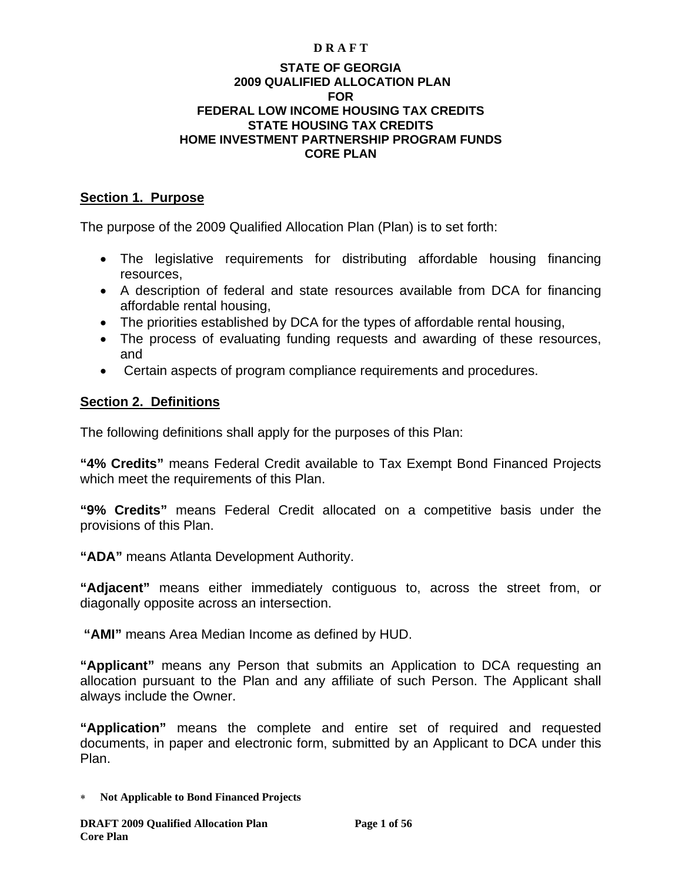**D R A F T**

# STATE OF GEORGIA
# 2009 QUALIFIED ALLOCATION PLAN
# FOR
# FEDERAL LOW INCOME HOUSING TAX CREDITS
# STATE HOUSING TAX CREDITS
# HOME INVESTMENT PARTNERSHIP PROGRAM FUNDS
# CORE PLAN

## Section 1. Purpose

The purpose of the 2009 Qualified Allocation Plan (Plan) is to set forth:

- The legislative requirements for distributing affordable housing financing resources,
- A description of federal and state resources available from DCA for financing affordable rental housing,
- The priorities established by DCA for the types of affordable rental housing,
- The process of evaluating funding requests and awarding of these resources, and
- Certain aspects of program compliance requirements and procedures.

## Section 2. Definitions

The following definitions shall apply for the purposes of this Plan:

**"4% Credits"** means Federal Credit available to Tax Exempt Bond Financed Projects which meet the requirements of this Plan.

**"9% Credits"** means Federal Credit allocated on a competitive basis under the provisions of this Plan.

**"ADA"** means Atlanta Development Authority.

**"Adjacent"** means either immediately contiguous to, across the street from, or diagonally opposite across an intersection.

**"AMI"** means Area Median Income as defined by HUD.

**"Applicant"** means any Person that submits an Application to DCA requesting an allocation pursuant to the Plan and any affiliate of such Person. The Applicant shall always include the Owner.

**"Application"** means the complete and entire set of required and requested documents, in paper and electronic form, submitted by an Applicant to DCA under this Plan.

* **Not Applicable to Bond Financed Projects**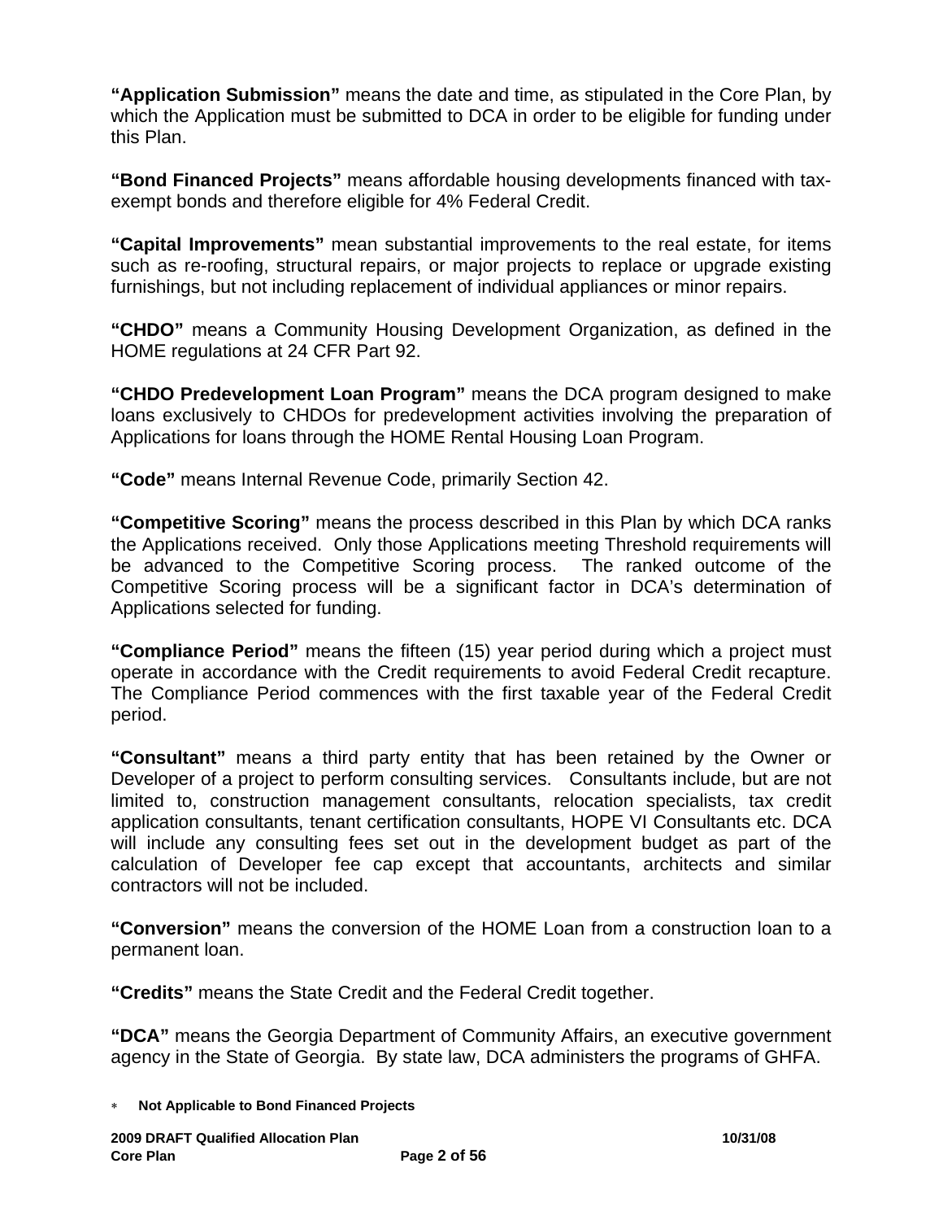**"Application Submission"** means the date and time, as stipulated in the Core Plan, by which the Application must be submitted to DCA in order to be eligible for funding under this Plan.

**"Bond Financed Projects"** means affordable housing developments financed with tax-exempt bonds and therefore eligible for 4% Federal Credit.

**"Capital Improvements"** mean substantial improvements to the real estate, for items such as re-roofing, structural repairs, or major projects to replace or upgrade existing furnishings, but not including replacement of individual appliances or minor repairs.

**"CHDO"** means a Community Housing Development Organization, as defined in the HOME regulations at 24 CFR Part 92.

**"CHDO Predevelopment Loan Program"** means the DCA program designed to make loans exclusively to CHDOs for predevelopment activities involving the preparation of Applications for loans through the HOME Rental Housing Loan Program.

**"Code"** means Internal Revenue Code, primarily Section 42.

**"Competitive Scoring"** means the process described in this Plan by which DCA ranks the Applications received. Only those Applications meeting Threshold requirements will be advanced to the Competitive Scoring process. The ranked outcome of the Competitive Scoring process will be a significant factor in DCA's determination of Applications selected for funding.

**"Compliance Period"** means the fifteen (15) year period during which a project must operate in accordance with the Credit requirements to avoid Federal Credit recapture. The Compliance Period commences with the first taxable year of the Federal Credit period.

**"Consultant"** means a third party entity that has been retained by the Owner or Developer of a project to perform consulting services. Consultants include, but are not limited to, construction management consultants, relocation specialists, tax credit application consultants, tenant certification consultants, HOPE VI Consultants etc. DCA will include any consulting fees set out in the development budget as part of the calculation of Developer fee cap except that accountants, architects and similar contractors will not be included.

**"Conversion"** means the conversion of the HOME Loan from a construction loan to a permanent loan.

**"Credits"** means the State Credit and the Federal Credit together.

**"DCA"** means the Georgia Department of Community Affairs, an executive government agency in the State of Georgia. By state law, DCA administers the programs of GHFA.

* **Not Applicable to Bond Financed Projects**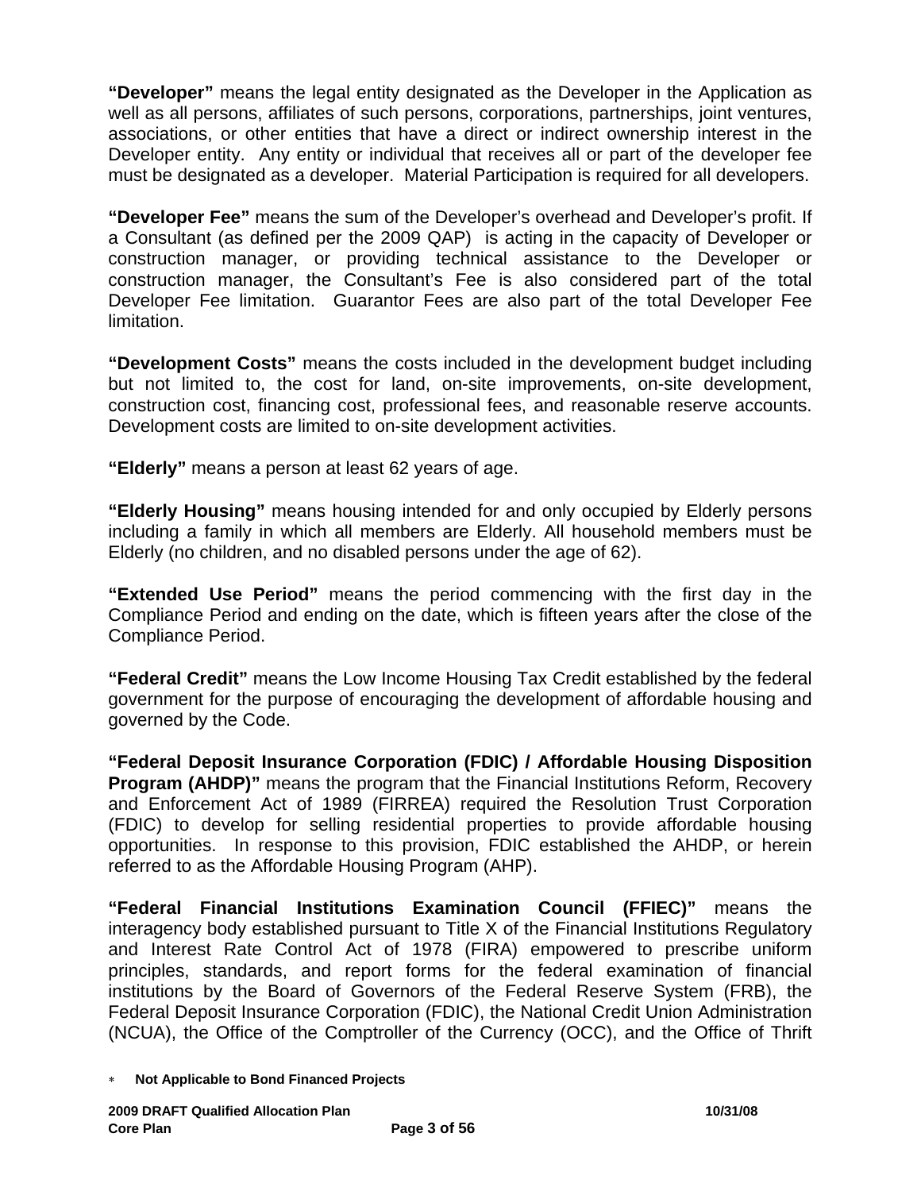**"Developer"** means the legal entity designated as the Developer in the Application as well as all persons, affiliates of such persons, corporations, partnerships, joint ventures, associations, or other entities that have a direct or indirect ownership interest in the Developer entity. Any entity or individual that receives all or part of the developer fee must be designated as a developer. Material Participation is required for all developers.

**"Developer Fee"** means the sum of the Developer's overhead and Developer's profit. If a Consultant (as defined per the 2009 QAP) is acting in the capacity of Developer or construction manager, or providing technical assistance to the Developer or construction manager, the Consultant's Fee is also considered part of the total Developer Fee limitation. Guarantor Fees are also part of the total Developer Fee limitation.

**"Development Costs"** means the costs included in the development budget including but not limited to, the cost for land, on-site improvements, on-site development, construction cost, financing cost, professional fees, and reasonable reserve accounts. Development costs are limited to on-site development activities.

**"Elderly"** means a person at least 62 years of age.

**"Elderly Housing"** means housing intended for and only occupied by Elderly persons including a family in which all members are Elderly. All household members must be Elderly (no children, and no disabled persons under the age of 62).

**"Extended Use Period"** means the period commencing with the first day in the Compliance Period and ending on the date, which is fifteen years after the close of the Compliance Period.

**"Federal Credit"** means the Low Income Housing Tax Credit established by the federal government for the purpose of encouraging the development of affordable housing and governed by the Code.

**"Federal Deposit Insurance Corporation (FDIC) / Affordable Housing Disposition Program (AHDP)"** means the program that the Financial Institutions Reform, Recovery and Enforcement Act of 1989 (FIRREA) required the Resolution Trust Corporation (FDIC) to develop for selling residential properties to provide affordable housing opportunities. In response to this provision, FDIC established the AHDP, or herein referred to as the Affordable Housing Program (AHP).

**"Federal Financial Institutions Examination Council (FFIEC)"** means the interagency body established pursuant to Title X of the Financial Institutions Regulatory and Interest Rate Control Act of 1978 (FIRA) empowered to prescribe uniform principles, standards, and report forms for the federal examination of financial institutions by the Board of Governors of the Federal Reserve System (FRB), the Federal Deposit Insurance Corporation (FDIC), the National Credit Union Administration (NCUA), the Office of the Comptroller of the Currency (OCC), and the Office of Thrift

* **Not Applicable to Bond Financed Projects**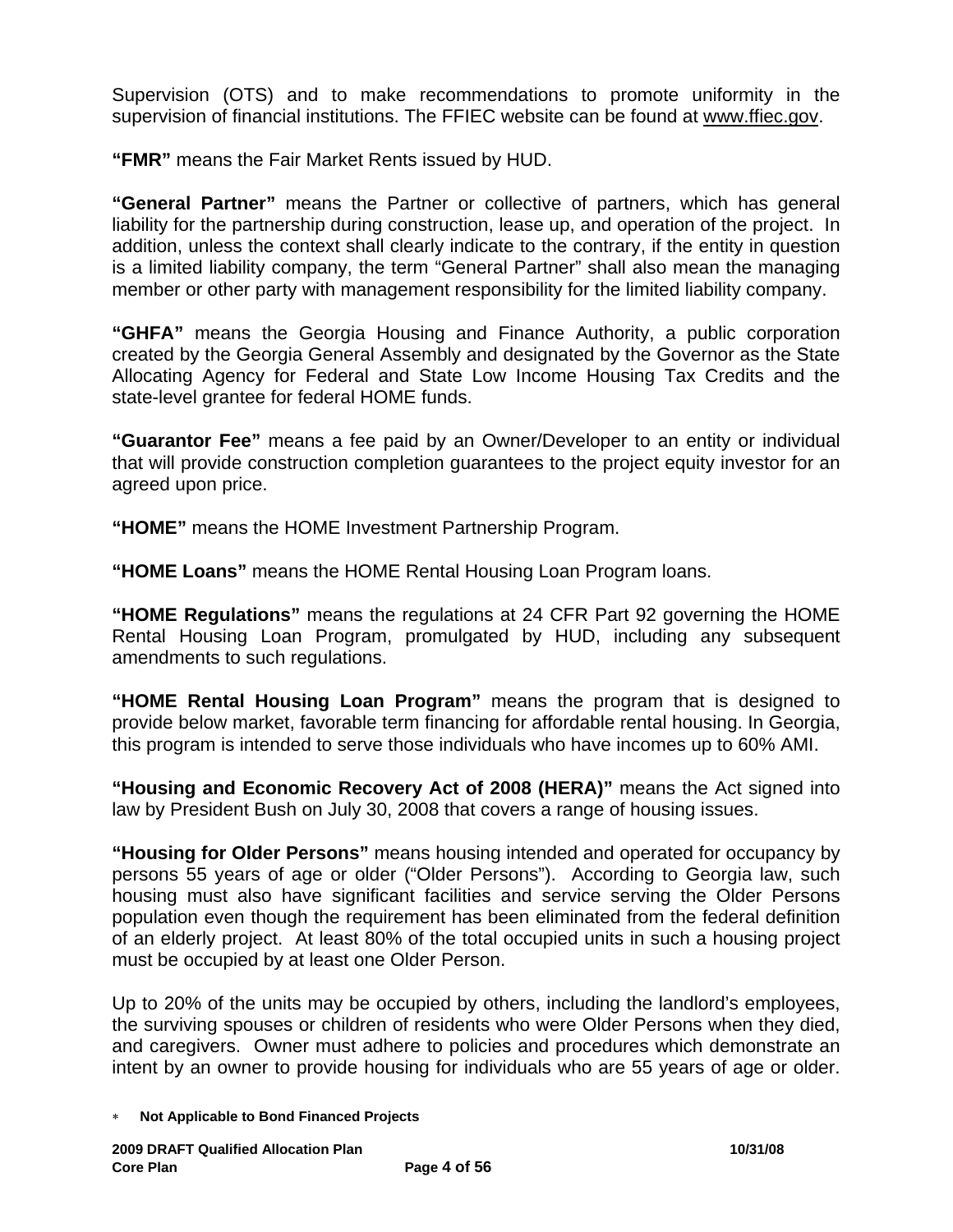Supervision (OTS) and to make recommendations to promote uniformity in the supervision of financial institutions. The FFIEC website can be found at www.ffiec.gov.

**"FMR"** means the Fair Market Rents issued by HUD.

**"General Partner"** means the Partner or collective of partners, which has general liability for the partnership during construction, lease up, and operation of the project. In addition, unless the context shall clearly indicate to the contrary, if the entity in question is a limited liability company, the term "General Partner" shall also mean the managing member or other party with management responsibility for the limited liability company.

**"GHFA"** means the Georgia Housing and Finance Authority, a public corporation created by the Georgia General Assembly and designated by the Governor as the State Allocating Agency for Federal and State Low Income Housing Tax Credits and the state-level grantee for federal HOME funds.

**"Guarantor Fee"** means a fee paid by an Owner/Developer to an entity or individual that will provide construction completion guarantees to the project equity investor for an agreed upon price.

**"HOME"** means the HOME Investment Partnership Program.

**"HOME Loans"** means the HOME Rental Housing Loan Program loans.

**"HOME Regulations"** means the regulations at 24 CFR Part 92 governing the HOME Rental Housing Loan Program, promulgated by HUD, including any subsequent amendments to such regulations.

**"HOME Rental Housing Loan Program"** means the program that is designed to provide below market, favorable term financing for affordable rental housing. In Georgia, this program is intended to serve those individuals who have incomes up to 60% AMI.

**"Housing and Economic Recovery Act of 2008 (HERA)"** means the Act signed into law by President Bush on July 30, 2008 that covers a range of housing issues.

**"Housing for Older Persons"** means housing intended and operated for occupancy by persons 55 years of age or older ("Older Persons"). According to Georgia law, such housing must also have significant facilities and service serving the Older Persons population even though the requirement has been eliminated from the federal definition of an elderly project. At least 80% of the total occupied units in such a housing project must be occupied by at least one Older Person.

Up to 20% of the units may be occupied by others, including the landlord's employees, the surviving spouses or children of residents who were Older Persons when they died, and caregivers. Owner must adhere to policies and procedures which demonstrate an intent by an owner to provide housing for individuals who are 55 years of age or older.

* **Not Applicable to Bond Financed Projects**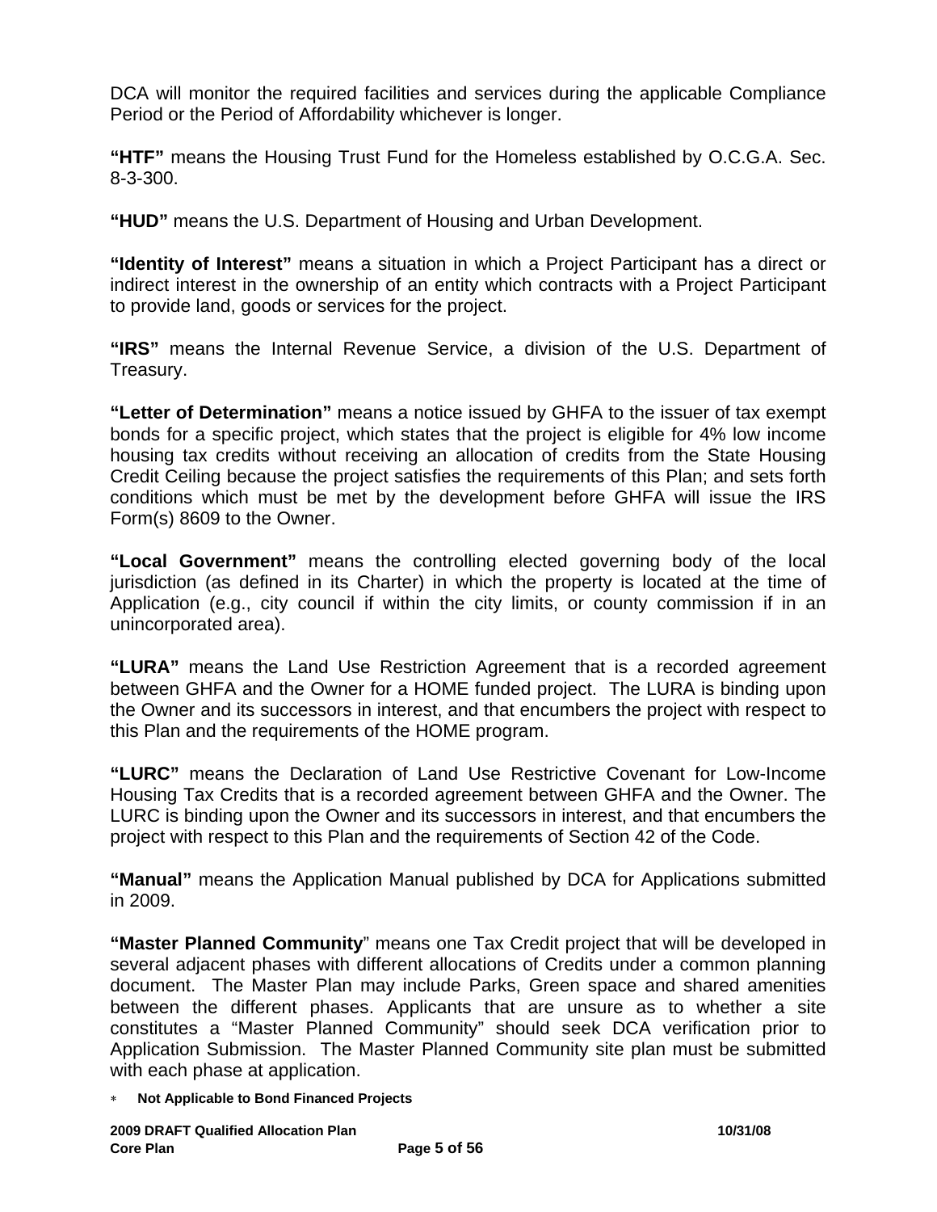DCA will monitor the required facilities and services during the applicable Compliance Period or the Period of Affordability whichever is longer.

**"HTF"** means the Housing Trust Fund for the Homeless established by O.C.G.A. Sec. 8-3-300.

**"HUD"** means the U.S. Department of Housing and Urban Development.

**"Identity of Interest"** means a situation in which a Project Participant has a direct or indirect interest in the ownership of an entity which contracts with a Project Participant to provide land, goods or services for the project.

**"IRS"** means the Internal Revenue Service, a division of the U.S. Department of Treasury.

**"Letter of Determination"** means a notice issued by GHFA to the issuer of tax exempt bonds for a specific project, which states that the project is eligible for 4% low income housing tax credits without receiving an allocation of credits from the State Housing Credit Ceiling because the project satisfies the requirements of this Plan; and sets forth conditions which must be met by the development before GHFA will issue the IRS Form(s) 8609 to the Owner.

**"Local Government"** means the controlling elected governing body of the local jurisdiction (as defined in its Charter) in which the property is located at the time of Application (e.g., city council if within the city limits, or county commission if in an unincorporated area).

**"LURA"** means the Land Use Restriction Agreement that is a recorded agreement between GHFA and the Owner for a HOME funded project. The LURA is binding upon the Owner and its successors in interest, and that encumbers the project with respect to this Plan and the requirements of the HOME program.

**"LURC"** means the Declaration of Land Use Restrictive Covenant for Low-Income Housing Tax Credits that is a recorded agreement between GHFA and the Owner. The LURC is binding upon the Owner and its successors in interest, and that encumbers the project with respect to this Plan and the requirements of Section 42 of the Code.

**"Manual"** means the Application Manual published by DCA for Applications submitted in 2009.

**"Master Planned Community"** means one Tax Credit project that will be developed in several adjacent phases with different allocations of Credits under a common planning document. The Master Plan may include Parks, Green space and shared amenities between the different phases. Applicants that are unsure as to whether a site constitutes a "Master Planned Community" should seek DCA verification prior to Application Submission. The Master Planned Community site plan must be submitted with each phase at application.

* **Not Applicable to Bond Financed Projects**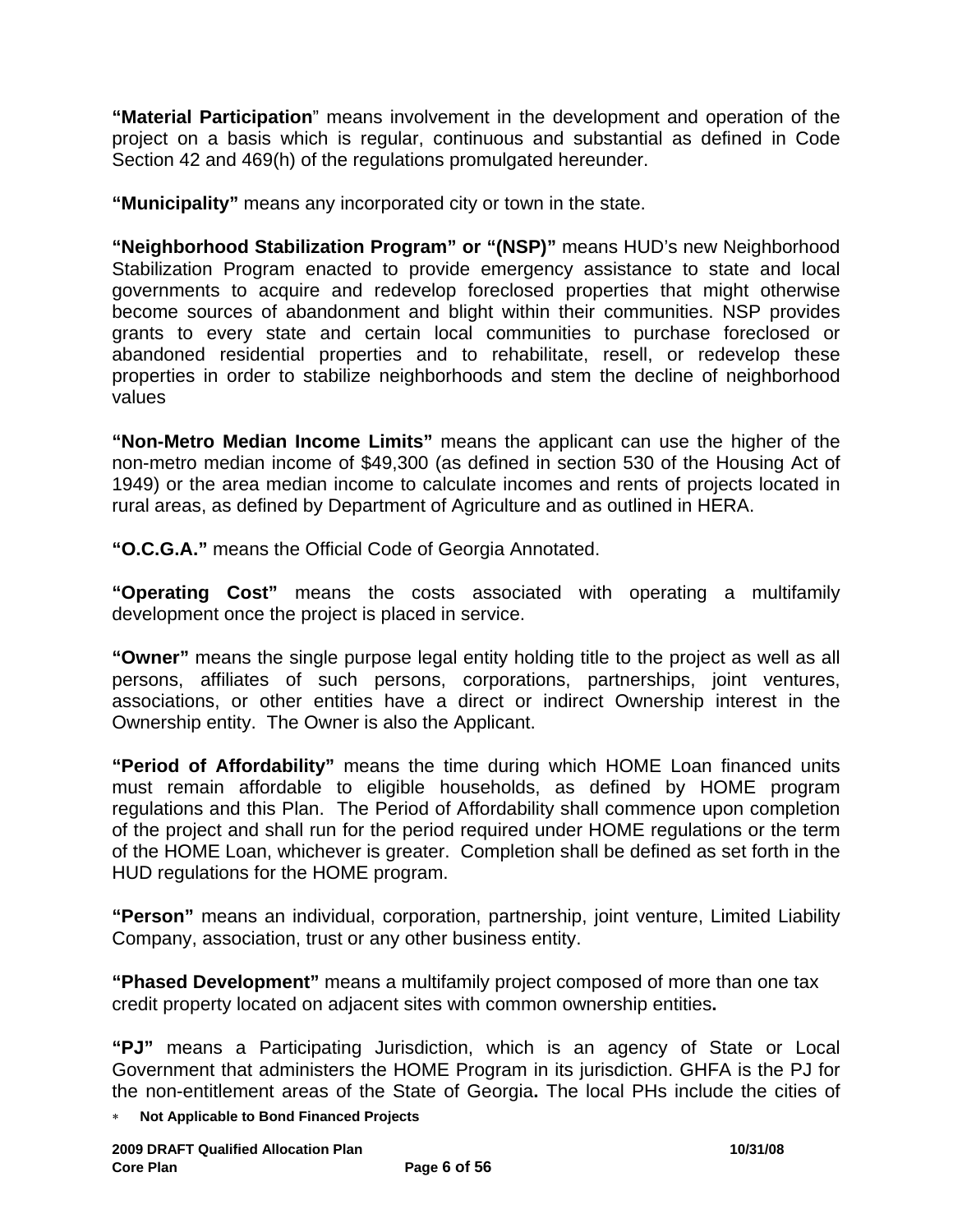**"Material Participation**" means involvement in the development and operation of the project on a basis which is regular, continuous and substantial as defined in Code Section 42 and 469(h) of the regulations promulgated hereunder.

**"Municipality"** means any incorporated city or town in the state.

**"Neighborhood Stabilization Program" or "(NSP)"** means HUD's new Neighborhood Stabilization Program enacted to provide emergency assistance to state and local governments to acquire and redevelop foreclosed properties that might otherwise become sources of abandonment and blight within their communities. NSP provides grants to every state and certain local communities to purchase foreclosed or abandoned residential properties and to rehabilitate, resell, or redevelop these properties in order to stabilize neighborhoods and stem the decline of neighborhood values

**"Non-Metro Median Income Limits"** means the applicant can use the higher of the non-metro median income of $49,300 (as defined in section 530 of the Housing Act of 1949) or the area median income to calculate incomes and rents of projects located in rural areas, as defined by Department of Agriculture and as outlined in HERA.

**"O.C.G.A."** means the Official Code of Georgia Annotated.

**"Operating Cost"** means the costs associated with operating a multifamily development once the project is placed in service.

**"Owner"** means the single purpose legal entity holding title to the project as well as all persons, affiliates of such persons, corporations, partnerships, joint ventures, associations, or other entities have a direct or indirect Ownership interest in the Ownership entity. The Owner is also the Applicant.

**"Period of Affordability"** means the time during which HOME Loan financed units must remain affordable to eligible households, as defined by HOME program regulations and this Plan. The Period of Affordability shall commence upon completion of the project and shall run for the period required under HOME regulations or the term of the HOME Loan, whichever is greater. Completion shall be defined as set forth in the HUD regulations for the HOME program.

**"Person"** means an individual, corporation, partnership, joint venture, Limited Liability Company, association, trust or any other business entity.

**"Phased Development"** means a multifamily project composed of more than one tax credit property located on adjacent sites with common ownership entities**.**

**"PJ"** means a Participating Jurisdiction, which is an agency of State or Local Government that administers the HOME Program in its jurisdiction. GHFA is the PJ for the non-entitlement areas of the State of Georgia**.** The local PHs include the cities of

* **Not Applicable to Bond Financed Projects**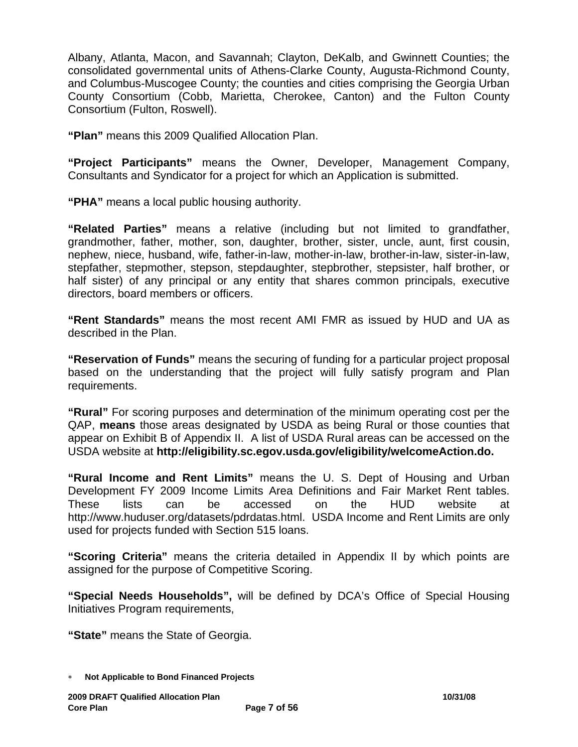Albany, Atlanta, Macon, and Savannah; Clayton, DeKalb, and Gwinnett Counties; the consolidated governmental units of Athens-Clarke County, Augusta-Richmond County, and Columbus-Muscogee County; the counties and cities comprising the Georgia Urban County Consortium (Cobb, Marietta, Cherokee, Canton) and the Fulton County Consortium (Fulton, Roswell).

**"Plan"** means this 2009 Qualified Allocation Plan.

**"Project Participants"** means the Owner, Developer, Management Company, Consultants and Syndicator for a project for which an Application is submitted.

**"PHA"** means a local public housing authority.

**"Related Parties"** means a relative (including but not limited to grandfather, grandmother, father, mother, son, daughter, brother, sister, uncle, aunt, first cousin, nephew, niece, husband, wife, father-in-law, mother-in-law, brother-in-law, sister-in-law, stepfather, stepmother, stepson, stepdaughter, stepbrother, stepsister, half brother, or half sister) of any principal or any entity that shares common principals, executive directors, board members or officers.

**"Rent Standards"** means the most recent AMI FMR as issued by HUD and UA as described in the Plan.

**"Reservation of Funds"** means the securing of funding for a particular project proposal based on the understanding that the project will fully satisfy program and Plan requirements.

**"Rural"** For scoring purposes and determination of the minimum operating cost per the QAP, **means** those areas designated by USDA as being Rural or those counties that appear on Exhibit B of Appendix II. A list of USDA Rural areas can be accessed on the USDA website at **http://eligibility.sc.egov.usda.gov/eligibility/welcomeAction.do.**

**"Rural Income and Rent Limits"** means the U. S. Dept of Housing and Urban Development FY 2009 Income Limits Area Definitions and Fair Market Rent tables. These lists can be accessed on the HUD website at http://www.huduser.org/datasets/pdrdatas.html. USDA Income and Rent Limits are only used for projects funded with Section 515 loans.

**"Scoring Criteria"** means the criteria detailed in Appendix II by which points are assigned for the purpose of Competitive Scoring.

**"Special Needs Households",** will be defined by DCA's Office of Special Housing Initiatives Program requirements,

**"State"** means the State of Georgia.

* **Not Applicable to Bond Financed Projects**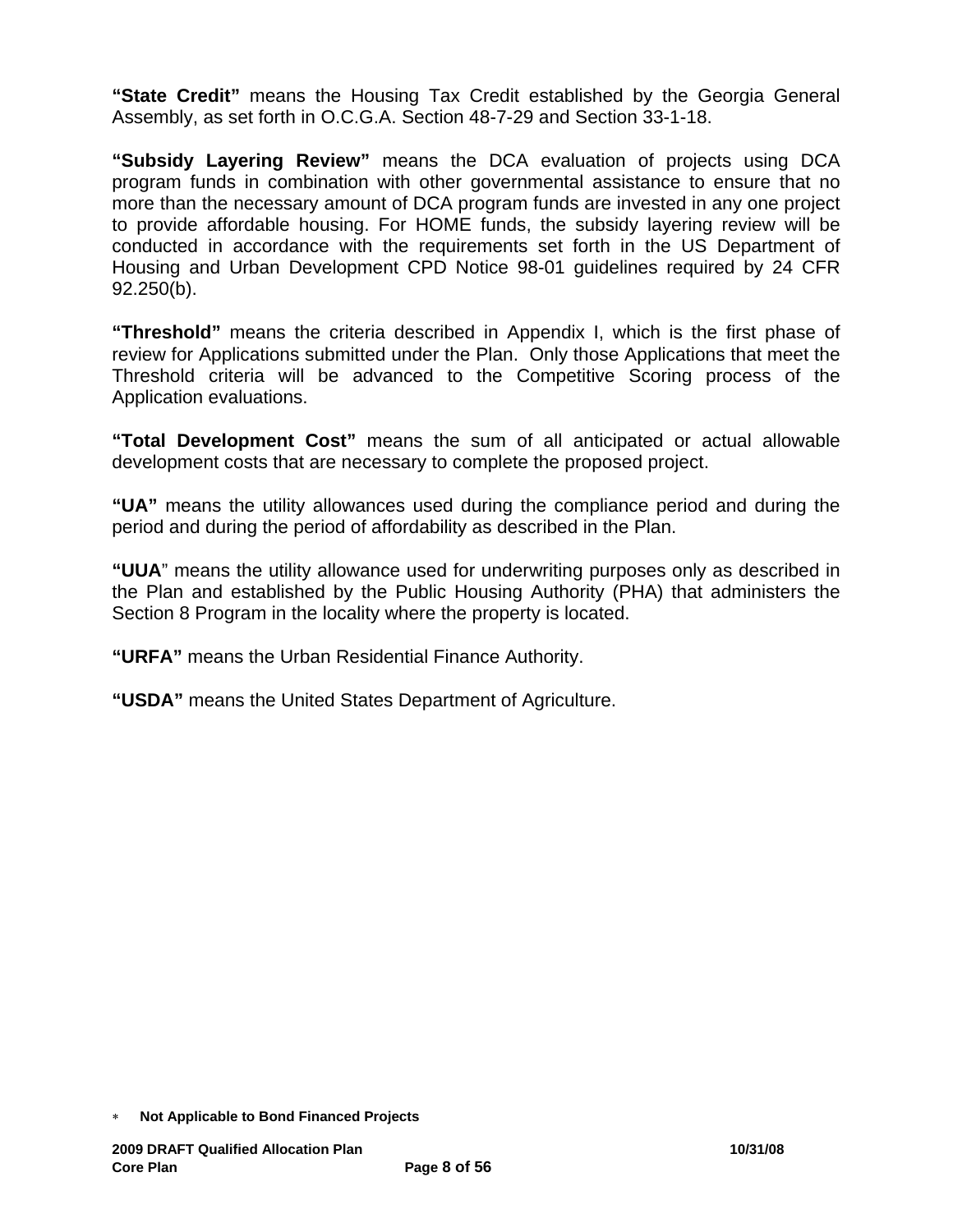**"State Credit"** means the Housing Tax Credit established by the Georgia General Assembly, as set forth in O.C.G.A. Section 48-7-29 and Section 33-1-18.

**"Subsidy Layering Review"** means the DCA evaluation of projects using DCA program funds in combination with other governmental assistance to ensure that no more than the necessary amount of DCA program funds are invested in any one project to provide affordable housing. For HOME funds, the subsidy layering review will be conducted in accordance with the requirements set forth in the US Department of Housing and Urban Development CPD Notice 98-01 guidelines required by 24 CFR 92.250(b).

**"Threshold"** means the criteria described in Appendix I, which is the first phase of review for Applications submitted under the Plan. Only those Applications that meet the Threshold criteria will be advanced to the Competitive Scoring process of the Application evaluations.

**"Total Development Cost"** means the sum of all anticipated or actual allowable development costs that are necessary to complete the proposed project.

**"UA"** means the utility allowances used during the compliance period and during the period and during the period of affordability as described in the Plan.

**"UUA"** means the utility allowance used for underwriting purposes only as described in the Plan and established by the Public Housing Authority (PHA) that administers the Section 8 Program in the locality where the property is located.

**"URFA"** means the Urban Residential Finance Authority.

**"USDA"** means the United States Department of Agriculture.

* **Not Applicable to Bond Financed Projects**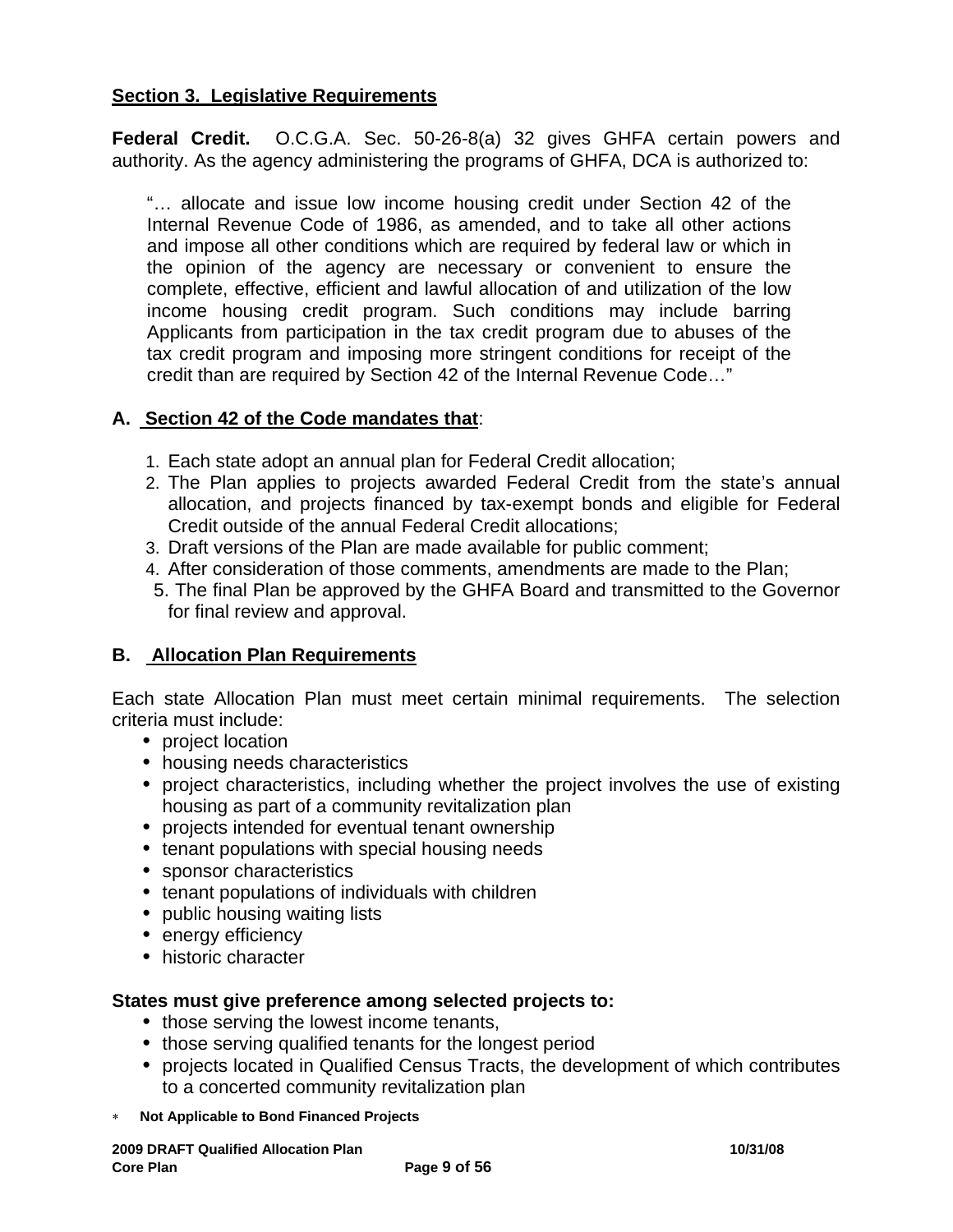## Section 3. Legislative Requirements

**Federal Credit.** O.C.G.A. Sec. 50-26-8(a) 32 gives GHFA certain powers and authority. As the agency administering the programs of GHFA, DCA is authorized to:

> "… allocate and issue low income housing credit under Section 42 of the Internal Revenue Code of 1986, as amended, and to take all other actions and impose all other conditions which are required by federal law or which in the opinion of the agency are necessary or convenient to ensure the complete, effective, efficient and lawful allocation of and utilization of the low income housing credit program. Such conditions may include barring Applicants from participation in the tax credit program due to abuses of the tax credit program and imposing more stringent conditions for receipt of the credit than are required by Section 42 of the Internal Revenue Code…"

### A. Section 42 of the Code mandates that:

1. Each state adopt an annual plan for Federal Credit allocation;
2. The Plan applies to projects awarded Federal Credit from the state's annual allocation, and projects financed by tax-exempt bonds and eligible for Federal Credit outside of the annual Federal Credit allocations;
3. Draft versions of the Plan are made available for public comment;
4. After consideration of those comments, amendments are made to the Plan;
5. The final Plan be approved by the GHFA Board and transmitted to the Governor for final review and approval.

### B. Allocation Plan Requirements

Each state Allocation Plan must meet certain minimal requirements. The selection criteria must include:

- project location
- housing needs characteristics
- project characteristics, including whether the project involves the use of existing housing as part of a community revitalization plan
- projects intended for eventual tenant ownership
- tenant populations with special housing needs
- sponsor characteristics
- tenant populations of individuals with children
- public housing waiting lists
- energy efficiency
- historic character

**States must give preference among selected projects to:**

- those serving the lowest income tenants,
- those serving qualified tenants for the longest period
- projects located in Qualified Census Tracts, the development of which contributes to a concerted community revitalization plan

* **Not Applicable to Bond Financed Projects**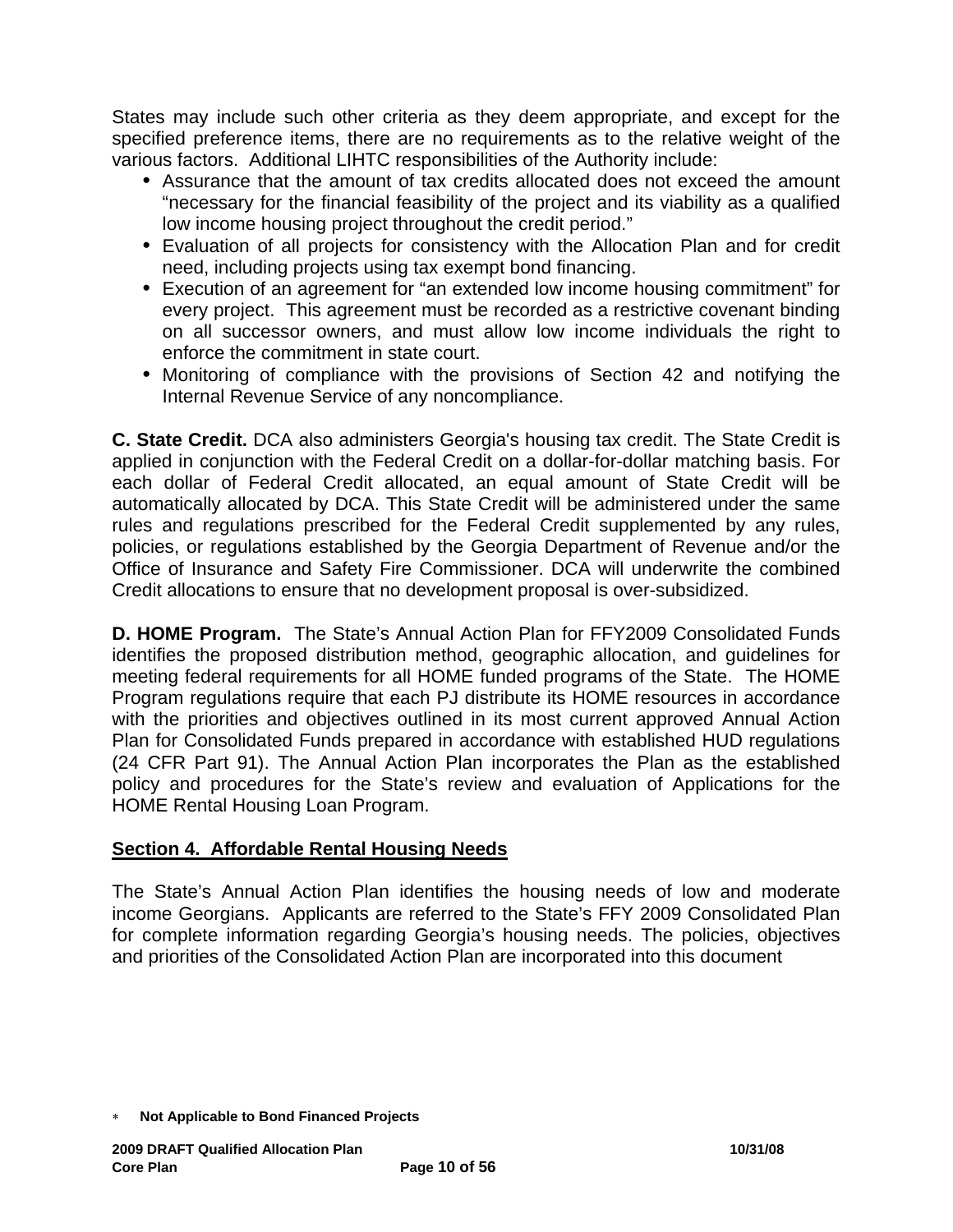States may include such other criteria as they deem appropriate, and except for the specified preference items, there are no requirements as to the relative weight of the various factors. Additional LIHTC responsibilities of the Authority include:

- Assurance that the amount of tax credits allocated does not exceed the amount "necessary for the financial feasibility of the project and its viability as a qualified low income housing project throughout the credit period."
- Evaluation of all projects for consistency with the Allocation Plan and for credit need, including projects using tax exempt bond financing.
- Execution of an agreement for "an extended low income housing commitment" for every project. This agreement must be recorded as a restrictive covenant binding on all successor owners, and must allow low income individuals the right to enforce the commitment in state court.
- Monitoring of compliance with the provisions of Section 42 and notifying the Internal Revenue Service of any noncompliance.

**C. State Credit.** DCA also administers Georgia's housing tax credit. The State Credit is applied in conjunction with the Federal Credit on a dollar-for-dollar matching basis. For each dollar of Federal Credit allocated, an equal amount of State Credit will be automatically allocated by DCA. This State Credit will be administered under the same rules and regulations prescribed for the Federal Credit supplemented by any rules, policies, or regulations established by the Georgia Department of Revenue and/or the Office of Insurance and Safety Fire Commissioner. DCA will underwrite the combined Credit allocations to ensure that no development proposal is over-subsidized.

**D. HOME Program.** The State's Annual Action Plan for FFY2009 Consolidated Funds identifies the proposed distribution method, geographic allocation, and guidelines for meeting federal requirements for all HOME funded programs of the State. The HOME Program regulations require that each PJ distribute its HOME resources in accordance with the priorities and objectives outlined in its most current approved Annual Action Plan for Consolidated Funds prepared in accordance with established HUD regulations (24 CFR Part 91). The Annual Action Plan incorporates the Plan as the established policy and procedures for the State's review and evaluation of Applications for the HOME Rental Housing Loan Program.

## Section 4. Affordable Rental Housing Needs

The State's Annual Action Plan identifies the housing needs of low and moderate income Georgians. Applicants are referred to the State's FFY 2009 Consolidated Plan for complete information regarding Georgia's housing needs. The policies, objectives and priorities of the Consolidated Action Plan are incorporated into this document

* **Not Applicable to Bond Financed Projects**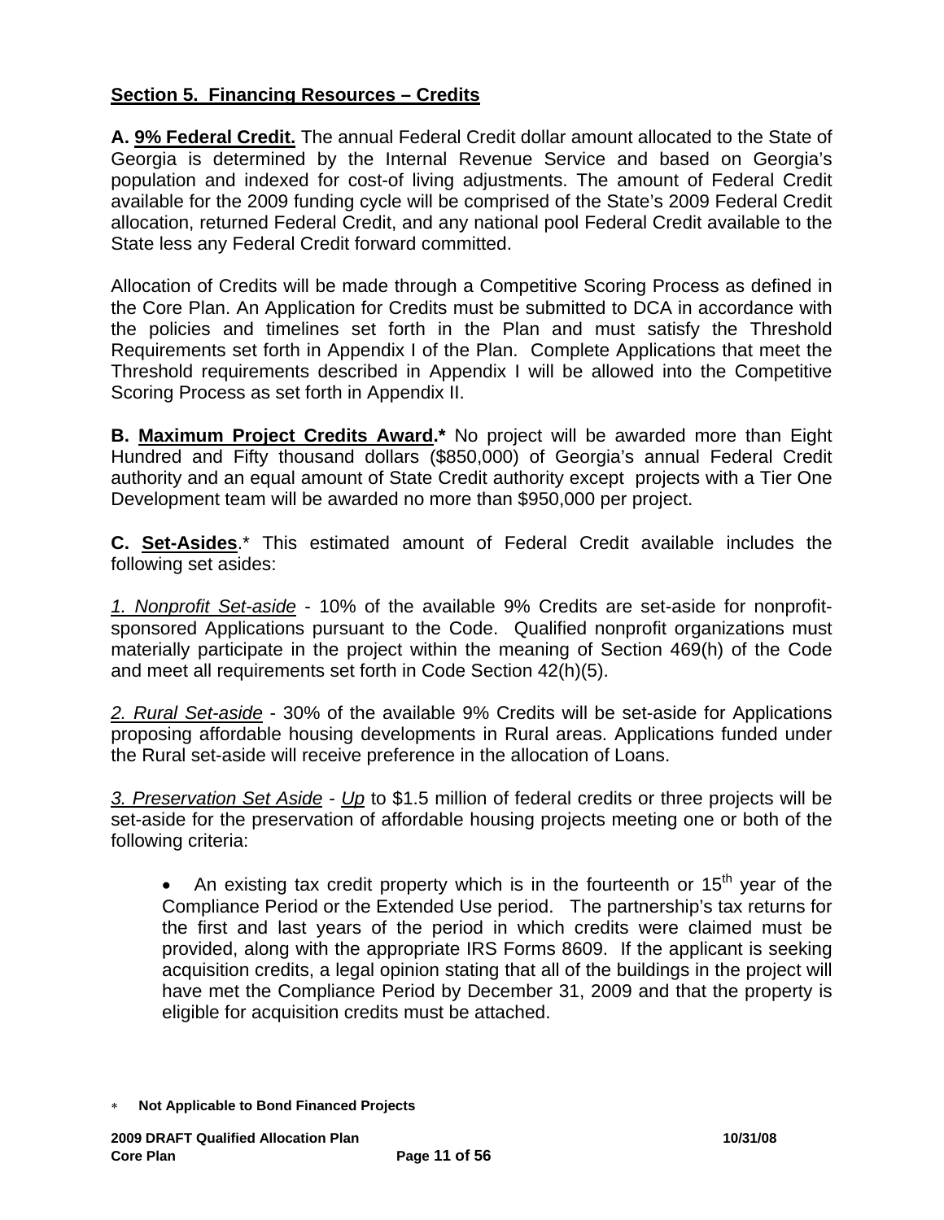## Section 5. Financing Resources – Credits

**A. 9% Federal Credit.** The annual Federal Credit dollar amount allocated to the State of Georgia is determined by the Internal Revenue Service and based on Georgia's population and indexed for cost-of living adjustments. The amount of Federal Credit available for the 2009 funding cycle will be comprised of the State's 2009 Federal Credit allocation, returned Federal Credit, and any national pool Federal Credit available to the State less any Federal Credit forward committed.

Allocation of Credits will be made through a Competitive Scoring Process as defined in the Core Plan. An Application for Credits must be submitted to DCA in accordance with the policies and timelines set forth in the Plan and must satisfy the Threshold Requirements set forth in Appendix I of the Plan. Complete Applications that meet the Threshold requirements described in Appendix I will be allowed into the Competitive Scoring Process as set forth in Appendix II.

**B. Maximum Project Credits Award.*** No project will be awarded more than Eight Hundred and Fifty thousand dollars ($850,000) of Georgia's annual Federal Credit authority and an equal amount of State Credit authority except projects with a Tier One Development team will be awarded no more than $950,000 per project.

**C. Set-Asides**.* This estimated amount of Federal Credit available includes the following set asides:

*1. Nonprofit Set-aside* - 10% of the available 9% Credits are set-aside for nonprofit-sponsored Applications pursuant to the Code. Qualified nonprofit organizations must materially participate in the project within the meaning of Section 469(h) of the Code and meet all requirements set forth in Code Section 42(h)(5).

*2. Rural Set-aside* - 30% of the available 9% Credits will be set-aside for Applications proposing affordable housing developments in Rural areas. Applications funded under the Rural set-aside will receive preference in the allocation of Loans.

*3. Preservation Set Aside* - *Up* to $1.5 million of federal credits or three projects will be set-aside for the preservation of affordable housing projects meeting one or both of the following criteria:

- An existing tax credit property which is in the fourteenth or 15th year of the Compliance Period or the Extended Use period. The partnership's tax returns for the first and last years of the period in which credits were claimed must be provided, along with the appropriate IRS Forms 8609. If the applicant is seeking acquisition credits, a legal opinion stating that all of the buildings in the project will have met the Compliance Period by December 31, 2009 and that the property is eligible for acquisition credits must be attached.

* **Not Applicable to Bond Financed Projects**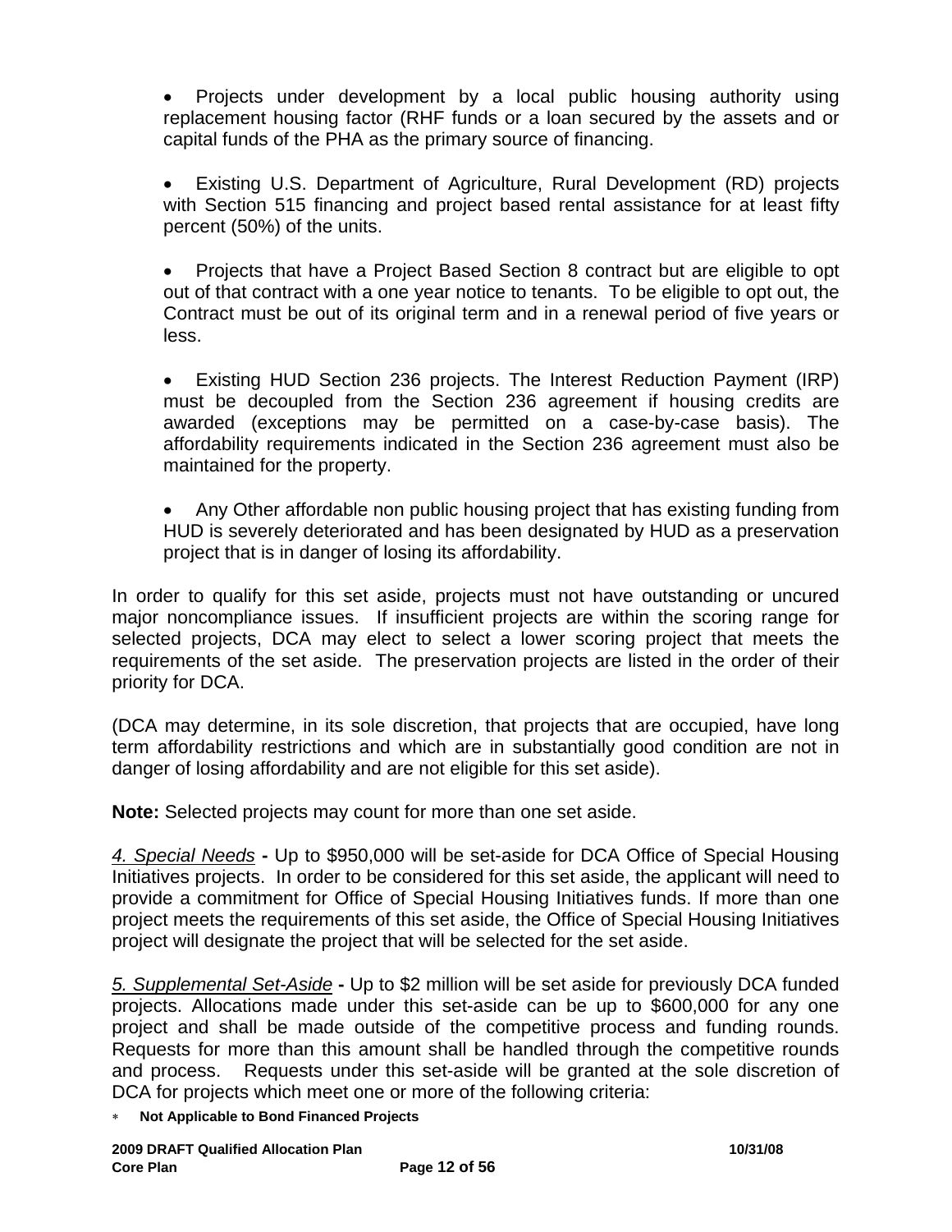- Projects under development by a local public housing authority using replacement housing factor (RHF funds or a loan secured by the assets and or capital funds of the PHA as the primary source of financing.

- Existing U.S. Department of Agriculture, Rural Development (RD) projects with Section 515 financing and project based rental assistance for at least fifty percent (50%) of the units.

- Projects that have a Project Based Section 8 contract but are eligible to opt out of that contract with a one year notice to tenants. To be eligible to opt out, the Contract must be out of its original term and in a renewal period of five years or less.

- Existing HUD Section 236 projects. The Interest Reduction Payment (IRP) must be decoupled from the Section 236 agreement if housing credits are awarded (exceptions may be permitted on a case-by-case basis). The affordability requirements indicated in the Section 236 agreement must also be maintained for the property.

- Any Other affordable non public housing project that has existing funding from HUD is severely deteriorated and has been designated by HUD as a preservation project that is in danger of losing its affordability.

In order to qualify for this set aside, projects must not have outstanding or uncured major noncompliance issues. If insufficient projects are within the scoring range for selected projects, DCA may elect to select a lower scoring project that meets the requirements of the set aside. The preservation projects are listed in the order of their priority for DCA.

(DCA may determine, in its sole discretion, that projects that are occupied, have long term affordability restrictions and which are in substantially good condition are not in danger of losing affordability and are not eligible for this set aside).

**Note:** Selected projects may count for more than one set aside.

*4. Special Needs* **-** Up to $950,000 will be set-aside for DCA Office of Special Housing Initiatives projects. In order to be considered for this set aside, the applicant will need to provide a commitment for Office of Special Housing Initiatives funds. If more than one project meets the requirements of this set aside, the Office of Special Housing Initiatives project will designate the project that will be selected for the set aside.

*5. Supplemental Set-Aside* **-** Up to $2 million will be set aside for previously DCA funded projects. Allocations made under this set-aside can be up to $600,000 for any one project and shall be made outside of the competitive process and funding rounds. Requests for more than this amount shall be handled through the competitive rounds and process. Requests under this set-aside will be granted at the sole discretion of DCA for projects which meet one or more of the following criteria:

∗ **Not Applicable to Bond Financed Projects**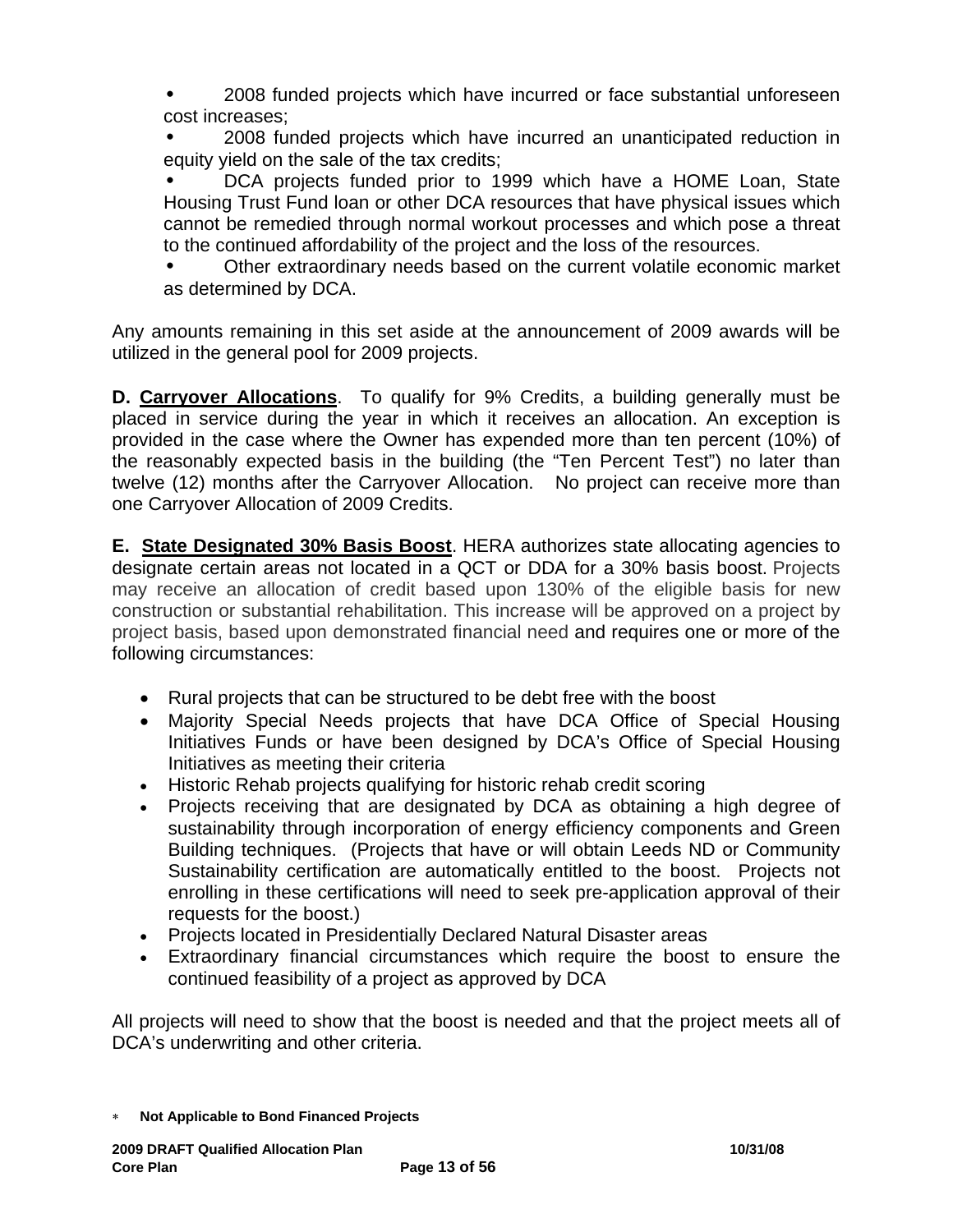- 2008 funded projects which have incurred or face substantial unforeseen cost increases;
- 2008 funded projects which have incurred an unanticipated reduction in equity yield on the sale of the tax credits;
- DCA projects funded prior to 1999 which have a HOME Loan, State Housing Trust Fund loan or other DCA resources that have physical issues which cannot be remedied through normal workout processes and which pose a threat to the continued affordability of the project and the loss of the resources.
- Other extraordinary needs based on the current volatile economic market as determined by DCA.

Any amounts remaining in this set aside at the announcement of 2009 awards will be utilized in the general pool for 2009 projects.

**D. Carryover Allocations**. To qualify for 9% Credits, a building generally must be placed in service during the year in which it receives an allocation. An exception is provided in the case where the Owner has expended more than ten percent (10%) of the reasonably expected basis in the building (the "Ten Percent Test") no later than twelve (12) months after the Carryover Allocation. No project can receive more than one Carryover Allocation of 2009 Credits.

**E. State Designated 30% Basis Boost**. HERA authorizes state allocating agencies to designate certain areas not located in a QCT or DDA for a 30% basis boost. Projects may receive an allocation of credit based upon 130% of the eligible basis for new construction or substantial rehabilitation. This increase will be approved on a project by project basis, based upon demonstrated financial need and requires one or more of the following circumstances:

- Rural projects that can be structured to be debt free with the boost
- Majority Special Needs projects that have DCA Office of Special Housing Initiatives Funds or have been designed by DCA's Office of Special Housing Initiatives as meeting their criteria
- Historic Rehab projects qualifying for historic rehab credit scoring
- Projects receiving that are designated by DCA as obtaining a high degree of sustainability through incorporation of energy efficiency components and Green Building techniques. (Projects that have or will obtain Leeds ND or Community Sustainability certification are automatically entitled to the boost. Projects not enrolling in these certifications will need to seek pre-application approval of their requests for the boost.)
- Projects located in Presidentially Declared Natural Disaster areas
- Extraordinary financial circumstances which require the boost to ensure the continued feasibility of a project as approved by DCA

All projects will need to show that the boost is needed and that the project meets all of DCA's underwriting and other criteria.

* **Not Applicable to Bond Financed Projects**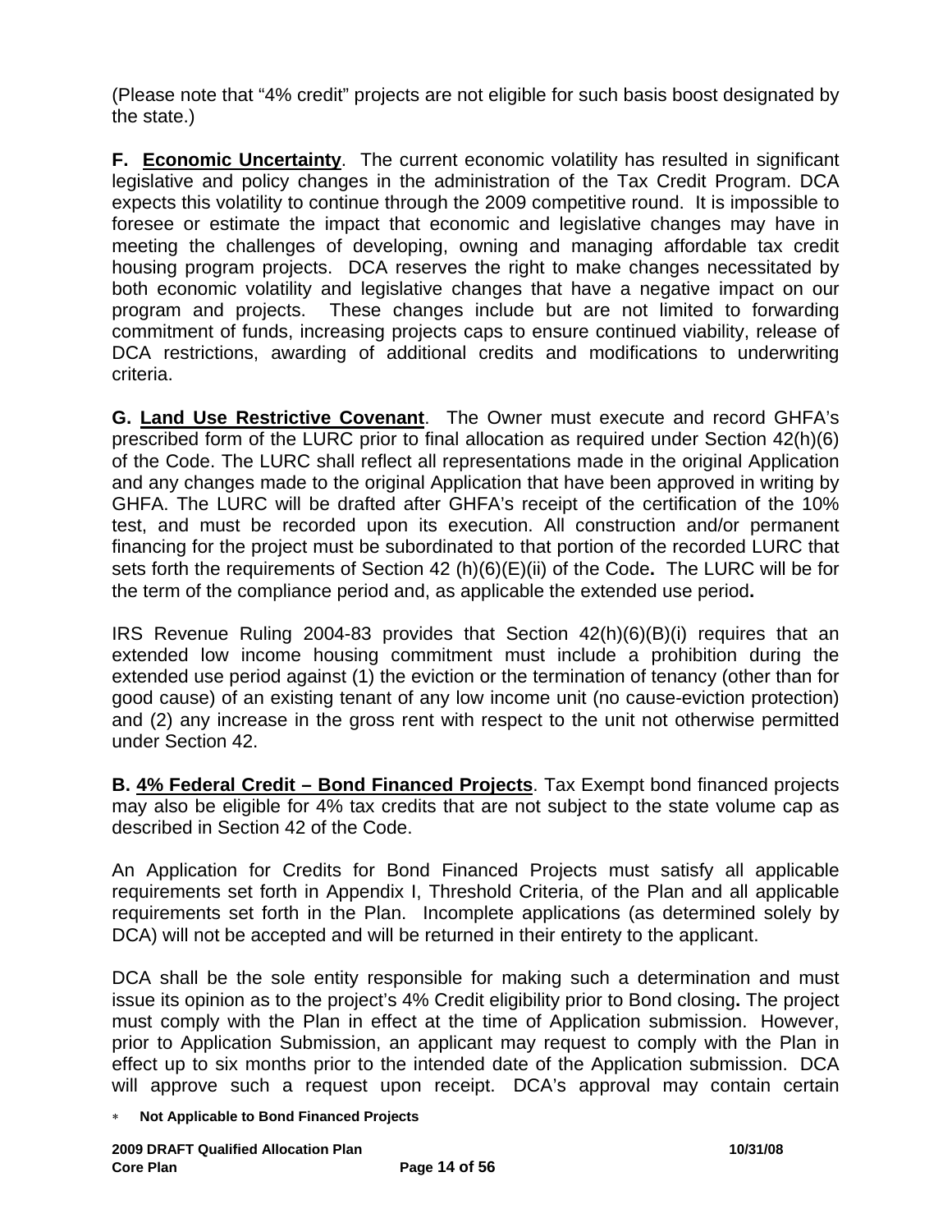(Please note that "4% credit" projects are not eligible for such basis boost designated by the state.)

**F. <u>Economic Uncertainty</u>**. The current economic volatility has resulted in significant legislative and policy changes in the administration of the Tax Credit Program. DCA expects this volatility to continue through the 2009 competitive round. It is impossible to foresee or estimate the impact that economic and legislative changes may have in meeting the challenges of developing, owning and managing affordable tax credit housing program projects. DCA reserves the right to make changes necessitated by both economic volatility and legislative changes that have a negative impact on our program and projects. These changes include but are not limited to forwarding commitment of funds, increasing projects caps to ensure continued viability, release of DCA restrictions, awarding of additional credits and modifications to underwriting criteria.

**G. <u>Land Use Restrictive Covenant</u>**. The Owner must execute and record GHFA's prescribed form of the LURC prior to final allocation as required under Section 42(h)(6) of the Code. The LURC shall reflect all representations made in the original Application and any changes made to the original Application that have been approved in writing by GHFA. The LURC will be drafted after GHFA's receipt of the certification of the 10% test, and must be recorded upon its execution. All construction and/or permanent financing for the project must be subordinated to that portion of the recorded LURC that sets forth the requirements of Section 42 (h)(6)(E)(ii) of the Code**.** The LURC will be for the term of the compliance period and, as applicable the extended use period**.**

IRS Revenue Ruling 2004-83 provides that Section 42(h)(6)(B)(i) requires that an extended low income housing commitment must include a prohibition during the extended use period against (1) the eviction or the termination of tenancy (other than for good cause) of an existing tenant of any low income unit (no cause-eviction protection) and (2) any increase in the gross rent with respect to the unit not otherwise permitted under Section 42.

**B. <u>4% Federal Credit – Bond Financed Projects</u>**. Tax Exempt bond financed projects may also be eligible for 4% tax credits that are not subject to the state volume cap as described in Section 42 of the Code.

An Application for Credits for Bond Financed Projects must satisfy all applicable requirements set forth in Appendix I, Threshold Criteria, of the Plan and all applicable requirements set forth in the Plan. Incomplete applications (as determined solely by DCA) will not be accepted and will be returned in their entirety to the applicant.

DCA shall be the sole entity responsible for making such a determination and must issue its opinion as to the project's 4% Credit eligibility prior to Bond closing**.** The project must comply with the Plan in effect at the time of Application submission. However, prior to Application Submission, an applicant may request to comply with the Plan in effect up to six months prior to the intended date of the Application submission. DCA will approve such a request upon receipt. DCA's approval may contain certain

* **Not Applicable to Bond Financed Projects**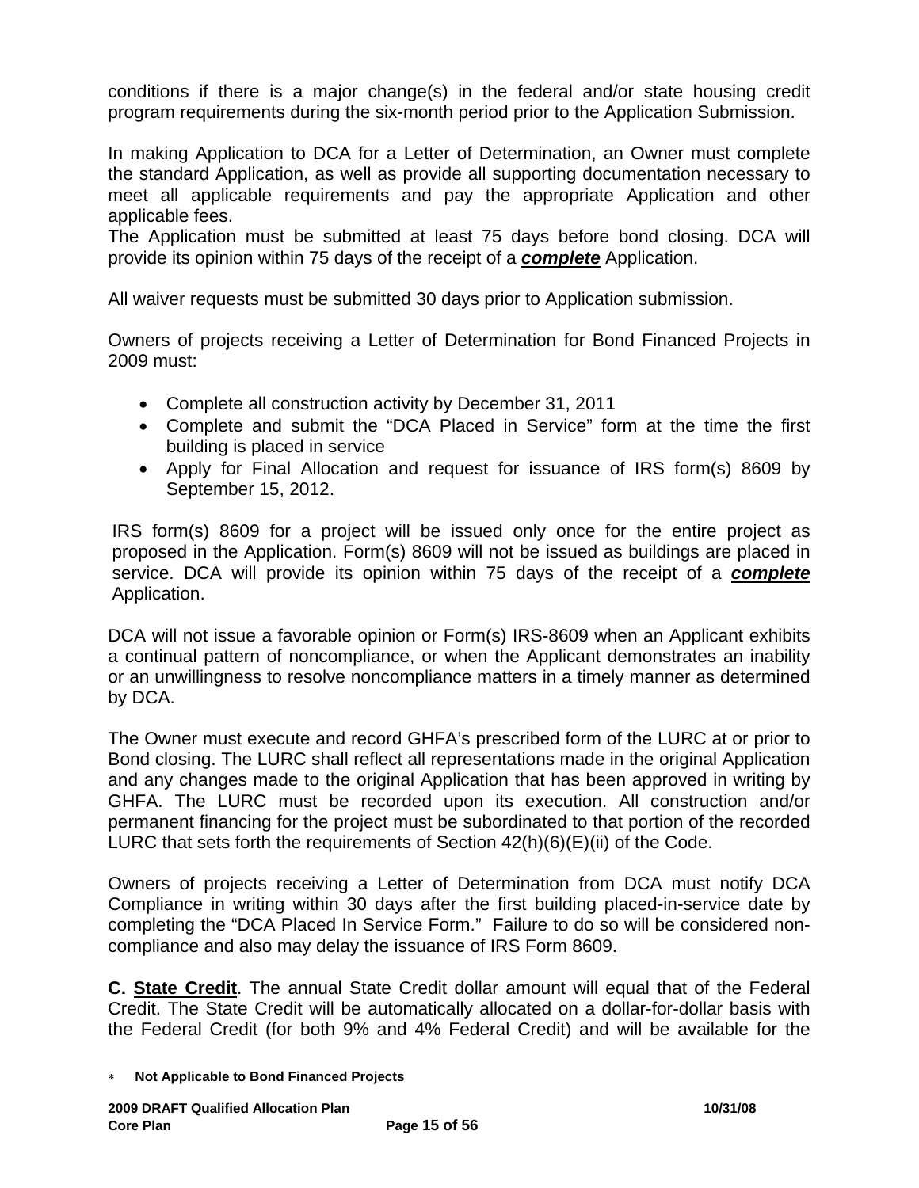conditions if there is a major change(s) in the federal and/or state housing credit program requirements during the six-month period prior to the Application Submission.

In making Application to DCA for a Letter of Determination, an Owner must complete the standard Application, as well as provide all supporting documentation necessary to meet all applicable requirements and pay the appropriate Application and other applicable fees.
The Application must be submitted at least 75 days before bond closing. DCA will provide its opinion within 75 days of the receipt of a ***complete*** Application.

All waiver requests must be submitted 30 days prior to Application submission.

Owners of projects receiving a Letter of Determination for Bond Financed Projects in 2009 must:

- Complete all construction activity by December 31, 2011
- Complete and submit the "DCA Placed in Service" form at the time the first building is placed in service
- Apply for Final Allocation and request for issuance of IRS form(s) 8609 by September 15, 2012.

IRS form(s) 8609 for a project will be issued only once for the entire project as proposed in the Application. Form(s) 8609 will not be issued as buildings are placed in service. DCA will provide its opinion within 75 days of the receipt of a ***complete*** Application.

DCA will not issue a favorable opinion or Form(s) IRS-8609 when an Applicant exhibits a continual pattern of noncompliance, or when the Applicant demonstrates an inability or an unwillingness to resolve noncompliance matters in a timely manner as determined by DCA.

The Owner must execute and record GHFA's prescribed form of the LURC at or prior to Bond closing. The LURC shall reflect all representations made in the original Application and any changes made to the original Application that has been approved in writing by GHFA. The LURC must be recorded upon its execution. All construction and/or permanent financing for the project must be subordinated to that portion of the recorded LURC that sets forth the requirements of Section 42(h)(6)(E)(ii) of the Code.

Owners of projects receiving a Letter of Determination from DCA must notify DCA Compliance in writing within 30 days after the first building placed-in-service date by completing the "DCA Placed In Service Form." Failure to do so will be considered non-compliance and also may delay the issuance of IRS Form 8609.

**C. State Credit**. The annual State Credit dollar amount will equal that of the Federal Credit. The State Credit will be automatically allocated on a dollar-for-dollar basis with the Federal Credit (for both 9% and 4% Federal Credit) and will be available for the

\* **Not Applicable to Bond Financed Projects**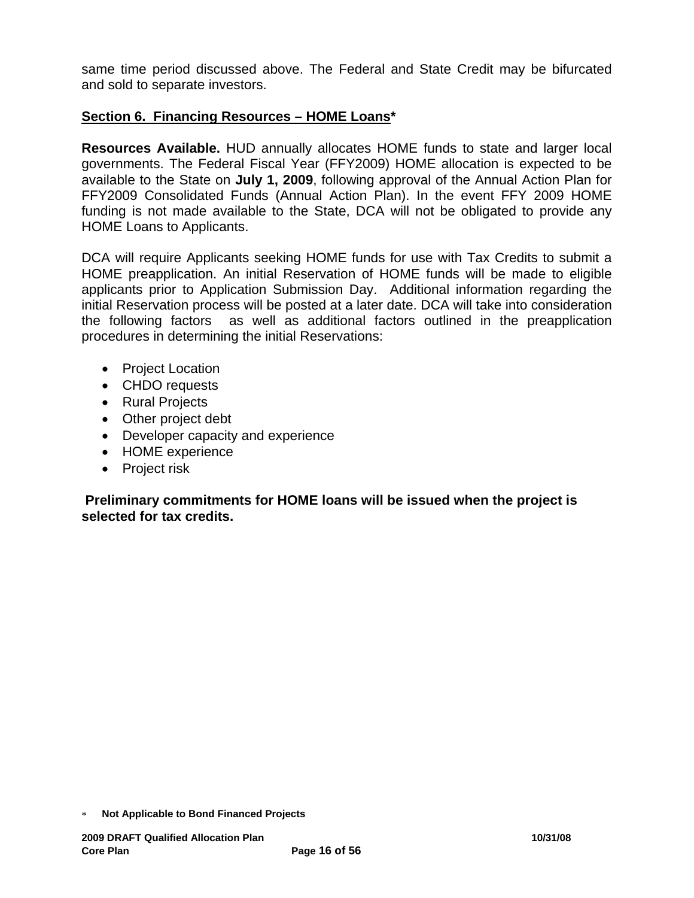same time period discussed above. The Federal and State Credit may be bifurcated and sold to separate investors.

## Section 6. Financing Resources – HOME Loans*

**Resources Available.** HUD annually allocates HOME funds to state and larger local governments. The Federal Fiscal Year (FFY2009) HOME allocation is expected to be available to the State on **July 1, 2009**, following approval of the Annual Action Plan for FFY2009 Consolidated Funds (Annual Action Plan). In the event FFY 2009 HOME funding is not made available to the State, DCA will not be obligated to provide any HOME Loans to Applicants.

DCA will require Applicants seeking HOME funds for use with Tax Credits to submit a HOME preapplication. An initial Reservation of HOME funds will be made to eligible applicants prior to Application Submission Day. Additional information regarding the initial Reservation process will be posted at a later date. DCA will take into consideration the following factors as well as additional factors outlined in the preapplication procedures in determining the initial Reservations:

- Project Location
- CHDO requests
- Rural Projects
- Other project debt
- Developer capacity and experience
- HOME experience
- Project risk

**Preliminary commitments for HOME loans will be issued when the project is selected for tax credits.**

* **Not Applicable to Bond Financed Projects**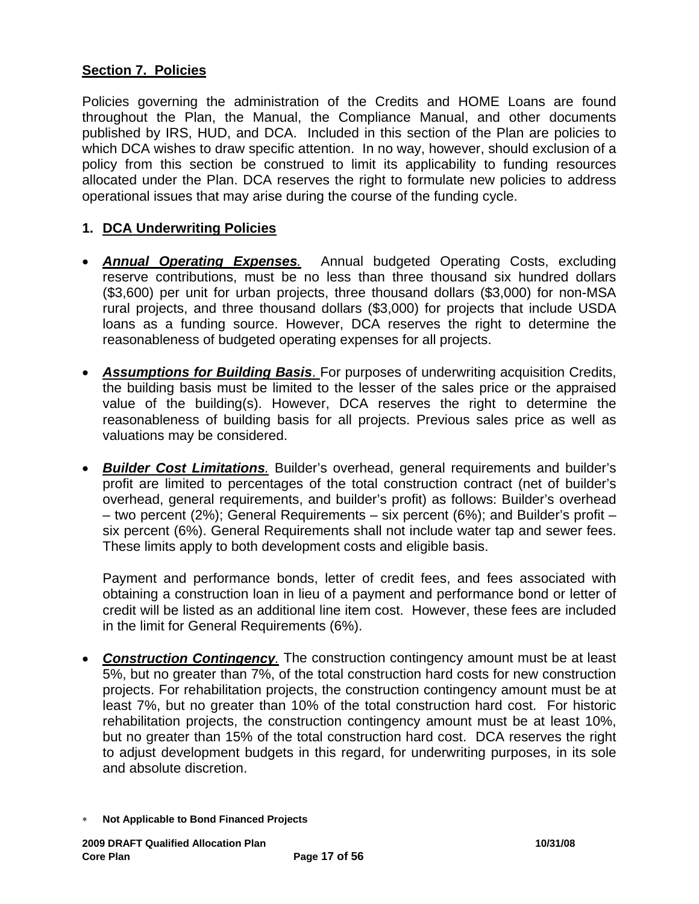## Section 7. Policies

Policies governing the administration of the Credits and HOME Loans are found throughout the Plan, the Manual, the Compliance Manual, and other documents published by IRS, HUD, and DCA. Included in this section of the Plan are policies to which DCA wishes to draw specific attention. In no way, however, should exclusion of a policy from this section be construed to limit its applicability to funding resources allocated under the Plan. DCA reserves the right to formulate new policies to address operational issues that may arise during the course of the funding cycle.

### 1. DCA Underwriting Policies

- ***Annual Operating Expenses.*** Annual budgeted Operating Costs, excluding reserve contributions, must be no less than three thousand six hundred dollars ($3,600) per unit for urban projects, three thousand dollars ($3,000) for non-MSA rural projects, and three thousand dollars ($3,000) for projects that include USDA loans as a funding source. However, DCA reserves the right to determine the reasonableness of budgeted operating expenses for all projects.

- ***Assumptions for Building Basis.*** For purposes of underwriting acquisition Credits, the building basis must be limited to the lesser of the sales price or the appraised value of the building(s). However, DCA reserves the right to determine the reasonableness of building basis for all projects. Previous sales price as well as valuations may be considered.

- ***Builder Cost Limitations.*** Builder's overhead, general requirements and builder's profit are limited to percentages of the total construction contract (net of builder's overhead, general requirements, and builder's profit) as follows: Builder's overhead – two percent (2%); General Requirements – six percent (6%); and Builder's profit – six percent (6%). General Requirements shall not include water tap and sewer fees. These limits apply to both development costs and eligible basis.

  Payment and performance bonds, letter of credit fees, and fees associated with obtaining a construction loan in lieu of a payment and performance bond or letter of credit will be listed as an additional line item cost. However, these fees are included in the limit for General Requirements (6%).

- ***Construction Contingency.*** The construction contingency amount must be at least 5%, but no greater than 7%, of the total construction hard costs for new construction projects. For rehabilitation projects, the construction contingency amount must be at least 7%, but no greater than 10% of the total construction hard cost. For historic rehabilitation projects, the construction contingency amount must be at least 10%, but no greater than 15% of the total construction hard cost. DCA reserves the right to adjust development budgets in this regard, for underwriting purposes, in its sole and absolute discretion.

∗ **Not Applicable to Bond Financed Projects**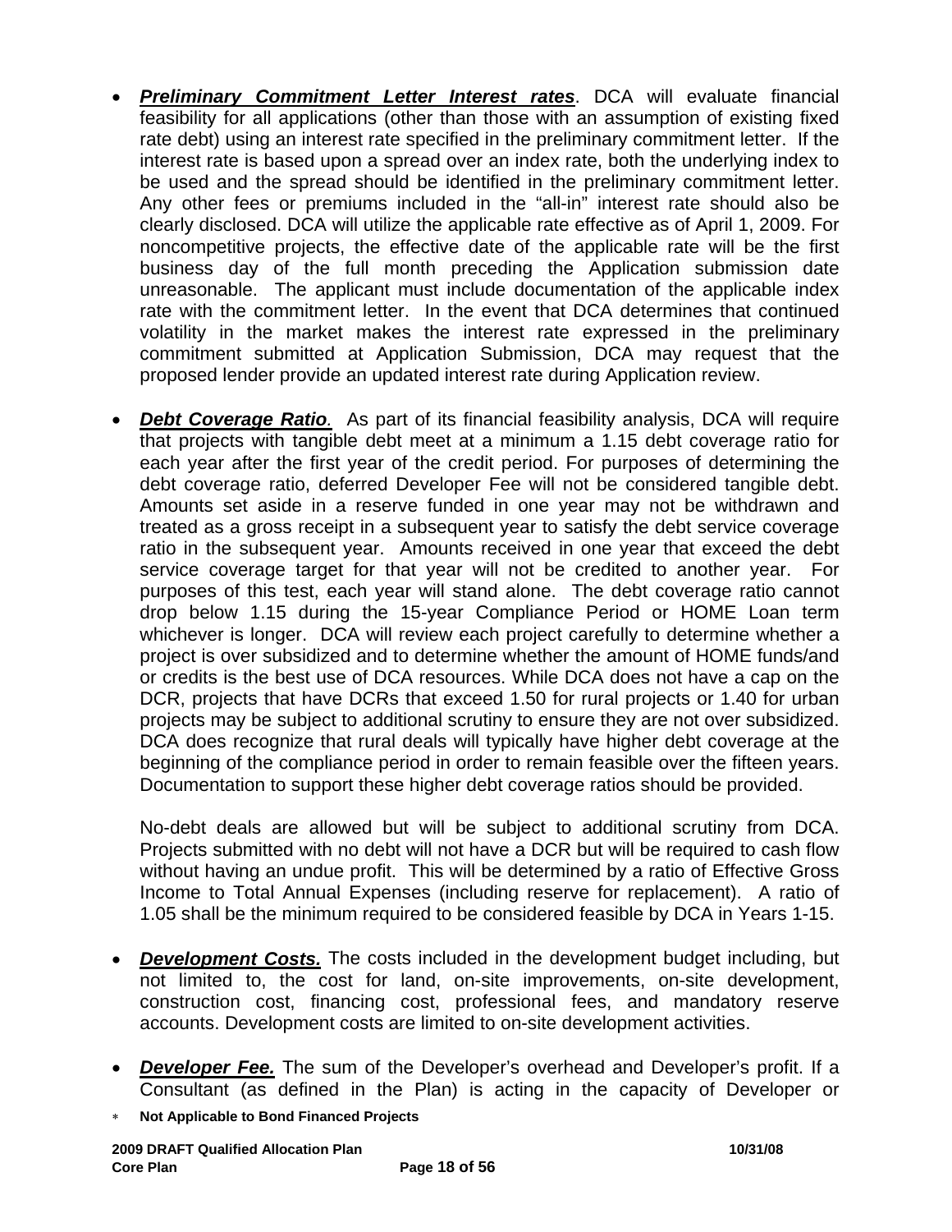- ***Preliminary Commitment Letter Interest rates***. DCA will evaluate financial feasibility for all applications (other than those with an assumption of existing fixed rate debt) using an interest rate specified in the preliminary commitment letter. If the interest rate is based upon a spread over an index rate, both the underlying index to be used and the spread should be identified in the preliminary commitment letter. Any other fees or premiums included in the "all-in" interest rate should also be clearly disclosed. DCA will utilize the applicable rate effective as of April 1, 2009. For noncompetitive projects, the effective date of the applicable rate will be the first business day of the full month preceding the Application submission date unreasonable. The applicant must include documentation of the applicable index rate with the commitment letter. In the event that DCA determines that continued volatility in the market makes the interest rate expressed in the preliminary commitment submitted at Application Submission, DCA may request that the proposed lender provide an updated interest rate during Application review.

- ***Debt Coverage Ratio***. As part of its financial feasibility analysis, DCA will require that projects with tangible debt meet at a minimum a 1.15 debt coverage ratio for each year after the first year of the credit period. For purposes of determining the debt coverage ratio, deferred Developer Fee will not be considered tangible debt. Amounts set aside in a reserve funded in one year may not be withdrawn and treated as a gross receipt in a subsequent year to satisfy the debt service coverage ratio in the subsequent year. Amounts received in one year that exceed the debt service coverage target for that year will not be credited to another year. For purposes of this test, each year will stand alone. The debt coverage ratio cannot drop below 1.15 during the 15-year Compliance Period or HOME Loan term whichever is longer. DCA will review each project carefully to determine whether a project is over subsidized and to determine whether the amount of HOME funds/and or credits is the best use of DCA resources. While DCA does not have a cap on the DCR, projects that have DCRs that exceed 1.50 for rural projects or 1.40 for urban projects may be subject to additional scrutiny to ensure they are not over subsidized. DCA does recognize that rural deals will typically have higher debt coverage at the beginning of the compliance period in order to remain feasible over the fifteen years. Documentation to support these higher debt coverage ratios should be provided.

  No-debt deals are allowed but will be subject to additional scrutiny from DCA. Projects submitted with no debt will not have a DCR but will be required to cash flow without having an undue profit. This will be determined by a ratio of Effective Gross Income to Total Annual Expenses (including reserve for replacement). A ratio of 1.05 shall be the minimum required to be considered feasible by DCA in Years 1-15.

- ***Development Costs.*** The costs included in the development budget including, but not limited to, the cost for land, on-site improvements, on-site development, construction cost, financing cost, professional fees, and mandatory reserve accounts. Development costs are limited to on-site development activities.

- ***Developer Fee.*** The sum of the Developer's overhead and Developer's profit. If a Consultant (as defined in the Plan) is acting in the capacity of Developer or

* **Not Applicable to Bond Financed Projects**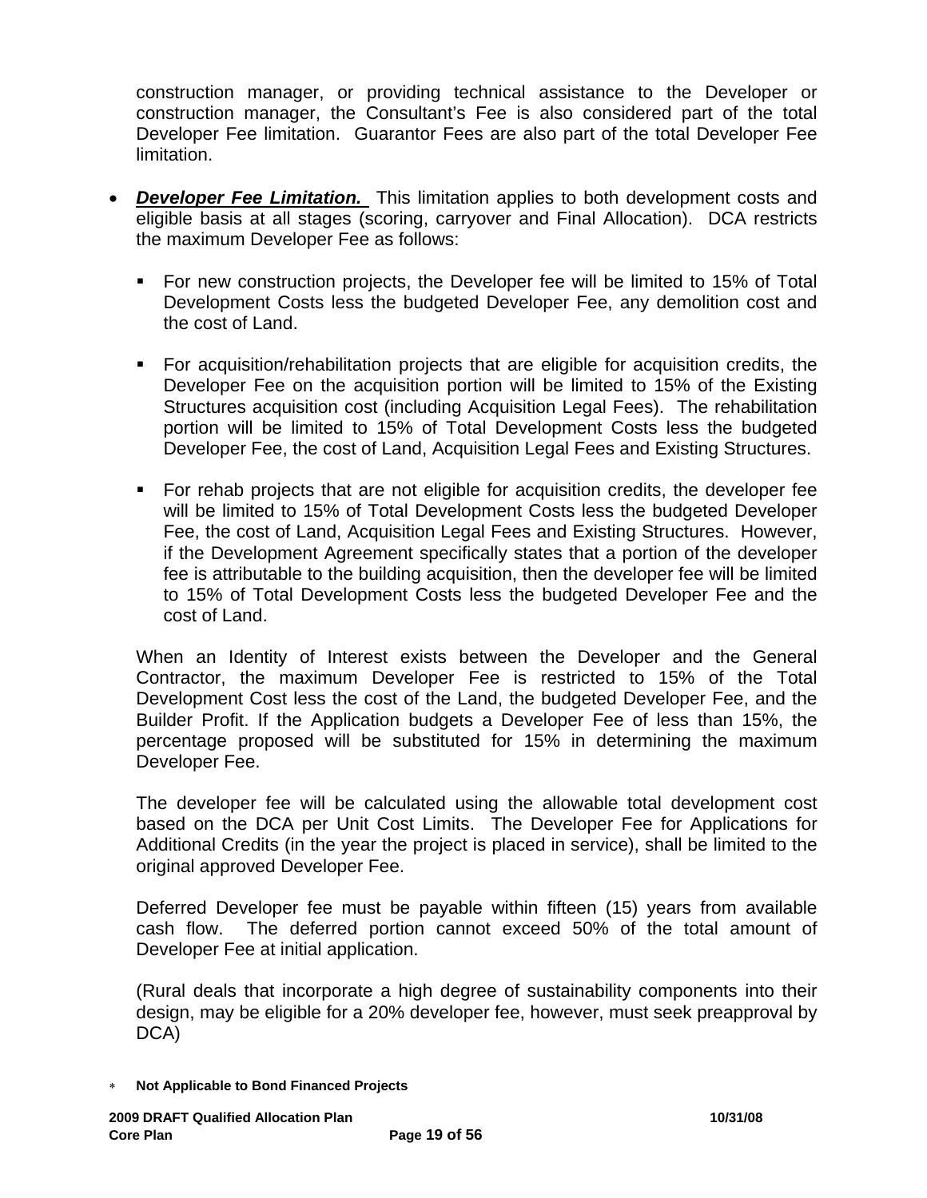construction manager, or providing technical assistance to the Developer or construction manager, the Consultant's Fee is also considered part of the total Developer Fee limitation. Guarantor Fees are also part of the total Developer Fee limitation.

- ***Developer Fee Limitation.*** This limitation applies to both development costs and eligible basis at all stages (scoring, carryover and Final Allocation). DCA restricts the maximum Developer Fee as follows:

  - For new construction projects, the Developer fee will be limited to 15% of Total Development Costs less the budgeted Developer Fee, any demolition cost and the cost of Land.

  - For acquisition/rehabilitation projects that are eligible for acquisition credits, the Developer Fee on the acquisition portion will be limited to 15% of the Existing Structures acquisition cost (including Acquisition Legal Fees). The rehabilitation portion will be limited to 15% of Total Development Costs less the budgeted Developer Fee, the cost of Land, Acquisition Legal Fees and Existing Structures.

  - For rehab projects that are not eligible for acquisition credits, the developer fee will be limited to 15% of Total Development Costs less the budgeted Developer Fee, the cost of Land, Acquisition Legal Fees and Existing Structures. However, if the Development Agreement specifically states that a portion of the developer fee is attributable to the building acquisition, then the developer fee will be limited to 15% of Total Development Costs less the budgeted Developer Fee and the cost of Land.

  When an Identity of Interest exists between the Developer and the General Contractor, the maximum Developer Fee is restricted to 15% of the Total Development Cost less the cost of the Land, the budgeted Developer Fee, and the Builder Profit. If the Application budgets a Developer Fee of less than 15%, the percentage proposed will be substituted for 15% in determining the maximum Developer Fee.

  The developer fee will be calculated using the allowable total development cost based on the DCA per Unit Cost Limits. The Developer Fee for Applications for Additional Credits (in the year the project is placed in service), shall be limited to the original approved Developer Fee.

  Deferred Developer fee must be payable within fifteen (15) years from available cash flow. The deferred portion cannot exceed 50% of the total amount of Developer Fee at initial application.

  (Rural deals that incorporate a high degree of sustainability components into their design, may be eligible for a 20% developer fee, however, must seek preapproval by DCA)

∗ **Not Applicable to Bond Financed Projects**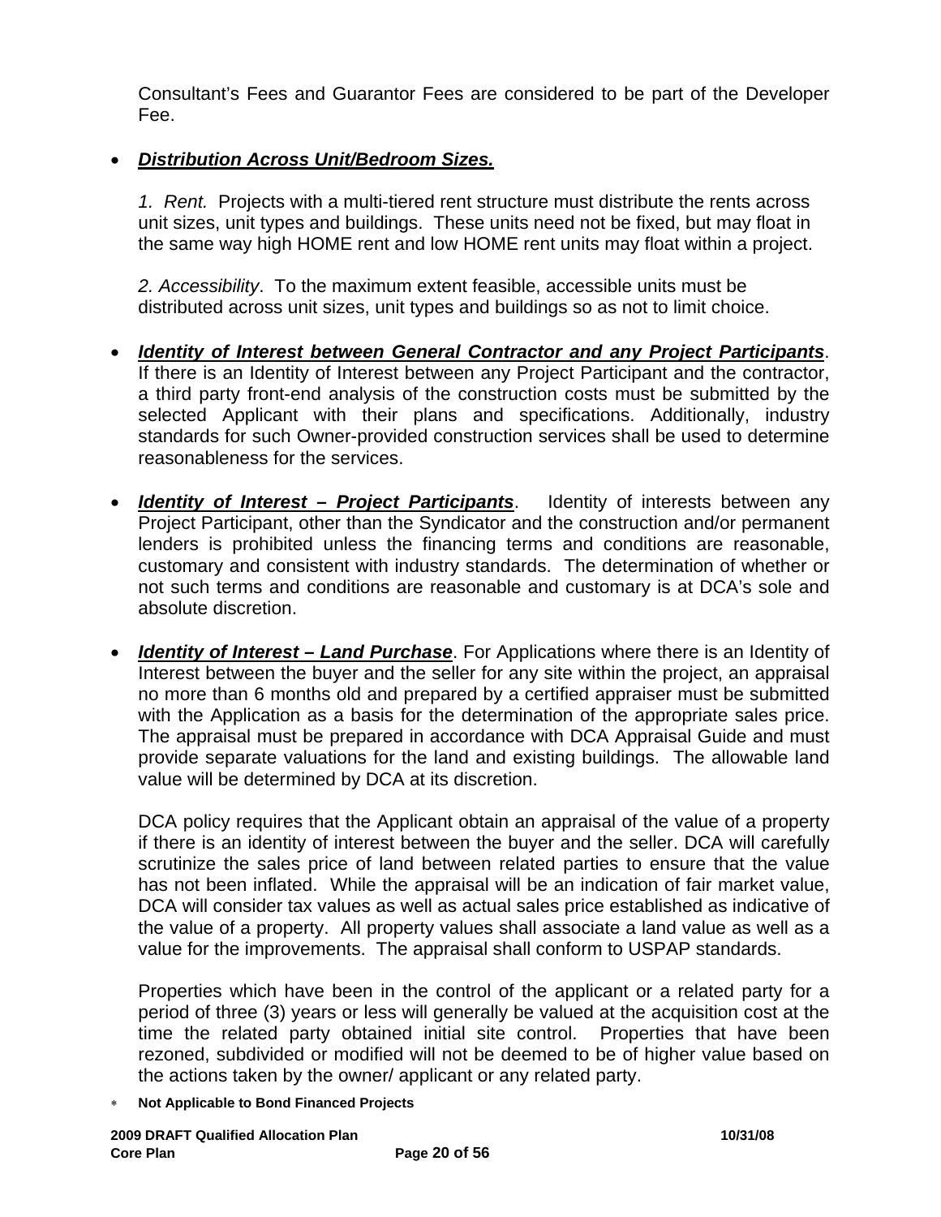Consultant's Fees and Guarantor Fees are considered to be part of the Developer Fee.

- ***Distribution Across Unit/Bedroom Sizes.***

  *1. Rent.* Projects with a multi-tiered rent structure must distribute the rents across unit sizes, unit types and buildings. These units need not be fixed, but may float in the same way high HOME rent and low HOME rent units may float within a project.

  *2. Accessibility*. To the maximum extent feasible, accessible units must be distributed across unit sizes, unit types and buildings so as not to limit choice.

- ***Identity of Interest between General Contractor and any Project Participants***. If there is an Identity of Interest between any Project Participant and the contractor, a third party front-end analysis of the construction costs must be submitted by the selected Applicant with their plans and specifications. Additionally, industry standards for such Owner-provided construction services shall be used to determine reasonableness for the services.

- ***Identity of Interest – Project Participants***. Identity of interests between any Project Participant, other than the Syndicator and the construction and/or permanent lenders is prohibited unless the financing terms and conditions are reasonable, customary and consistent with industry standards. The determination of whether or not such terms and conditions are reasonable and customary is at DCA's sole and absolute discretion.

- ***Identity of Interest – Land Purchase***. For Applications where there is an Identity of Interest between the buyer and the seller for any site within the project, an appraisal no more than 6 months old and prepared by a certified appraiser must be submitted with the Application as a basis for the determination of the appropriate sales price. The appraisal must be prepared in accordance with DCA Appraisal Guide and must provide separate valuations for the land and existing buildings. The allowable land value will be determined by DCA at its discretion.

  DCA policy requires that the Applicant obtain an appraisal of the value of a property if there is an identity of interest between the buyer and the seller. DCA will carefully scrutinize the sales price of land between related parties to ensure that the value has not been inflated. While the appraisal will be an indication of fair market value, DCA will consider tax values as well as actual sales price established as indicative of the value of a property. All property values shall associate a land value as well as a value for the improvements. The appraisal shall conform to USPAP standards.

  Properties which have been in the control of the applicant or a related party for a period of three (3) years or less will generally be valued at the acquisition cost at the time the related party obtained initial site control. Properties that have been rezoned, subdivided or modified will not be deemed to be of higher value based on the actions taken by the owner/ applicant or any related party.

\* **Not Applicable to Bond Financed Projects**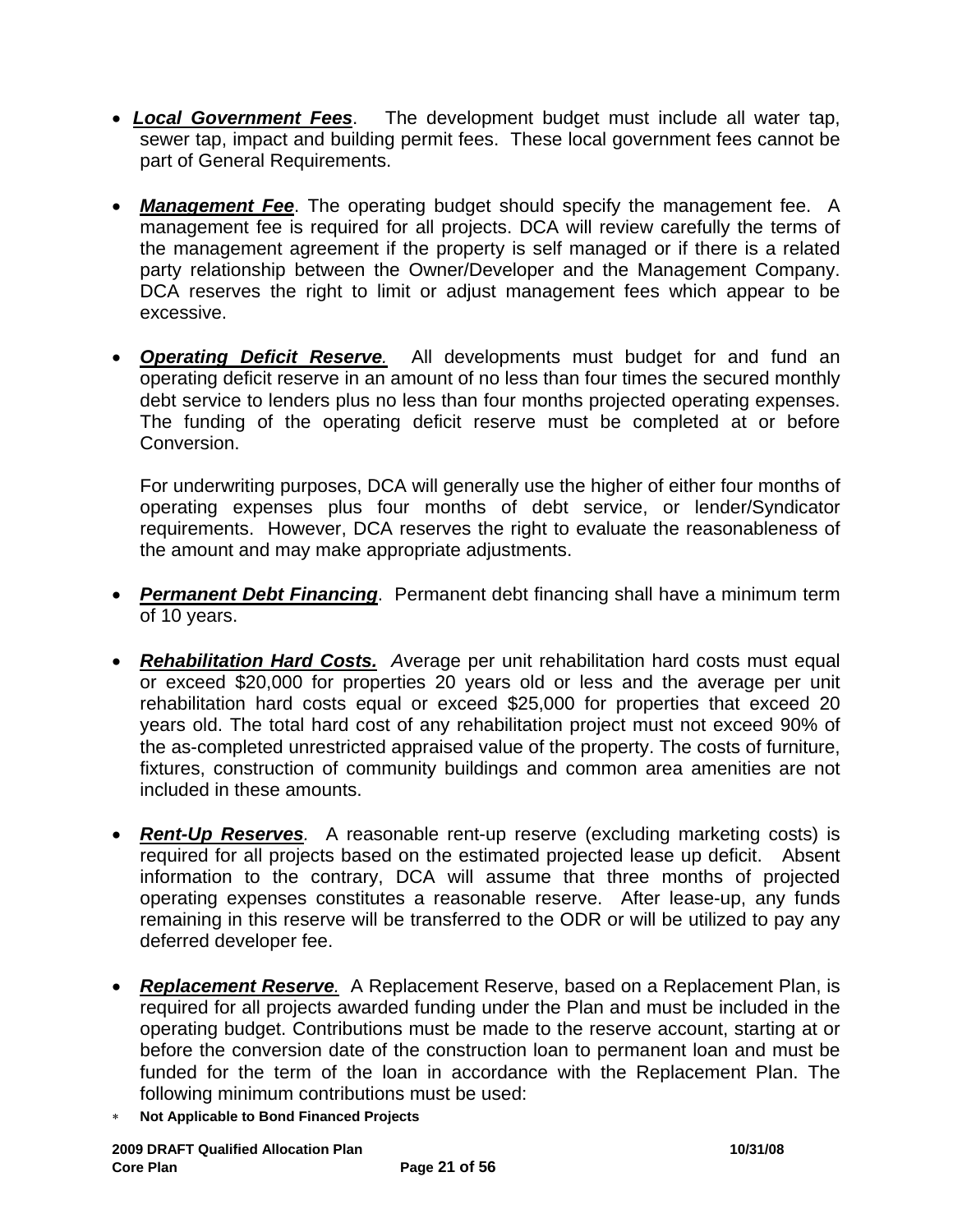- ***Local Government Fees***. The development budget must include all water tap, sewer tap, impact and building permit fees. These local government fees cannot be part of General Requirements.

- ***Management Fee***. The operating budget should specify the management fee. A management fee is required for all projects. DCA will review carefully the terms of the management agreement if the property is self managed or if there is a related party relationship between the Owner/Developer and the Management Company. DCA reserves the right to limit or adjust management fees which appear to be excessive.

- ***Operating Deficit Reserve***. All developments must budget for and fund an operating deficit reserve in an amount of no less than four times the secured monthly debt service to lenders plus no less than four months projected operating expenses. The funding of the operating deficit reserve must be completed at or before Conversion.

  For underwriting purposes, DCA will generally use the higher of either four months of operating expenses plus four months of debt service, or lender/Syndicator requirements. However, DCA reserves the right to evaluate the reasonableness of the amount and may make appropriate adjustments.

- ***Permanent Debt Financing***. Permanent debt financing shall have a minimum term of 10 years.

- ***Rehabilitation Hard Costs.*** *A*verage per unit rehabilitation hard costs must equal or exceed $20,000 for properties 20 years old or less and the average per unit rehabilitation hard costs equal or exceed $25,000 for properties that exceed 20 years old. The total hard cost of any rehabilitation project must not exceed 90% of the as-completed unrestricted appraised value of the property. The costs of furniture, fixtures, construction of community buildings and common area amenities are not included in these amounts.

- ***Rent-Up Reserves***. A reasonable rent-up reserve (excluding marketing costs) is required for all projects based on the estimated projected lease up deficit. Absent information to the contrary, DCA will assume that three months of projected operating expenses constitutes a reasonable reserve. After lease-up, any funds remaining in this reserve will be transferred to the ODR or will be utilized to pay any deferred developer fee.

- ***Replacement Reserve***. A Replacement Reserve, based on a Replacement Plan, is required for all projects awarded funding under the Plan and must be included in the operating budget. Contributions must be made to the reserve account, starting at or before the conversion date of the construction loan to permanent loan and must be funded for the term of the loan in accordance with the Replacement Plan. The following minimum contributions must be used:

* **Not Applicable to Bond Financed Projects**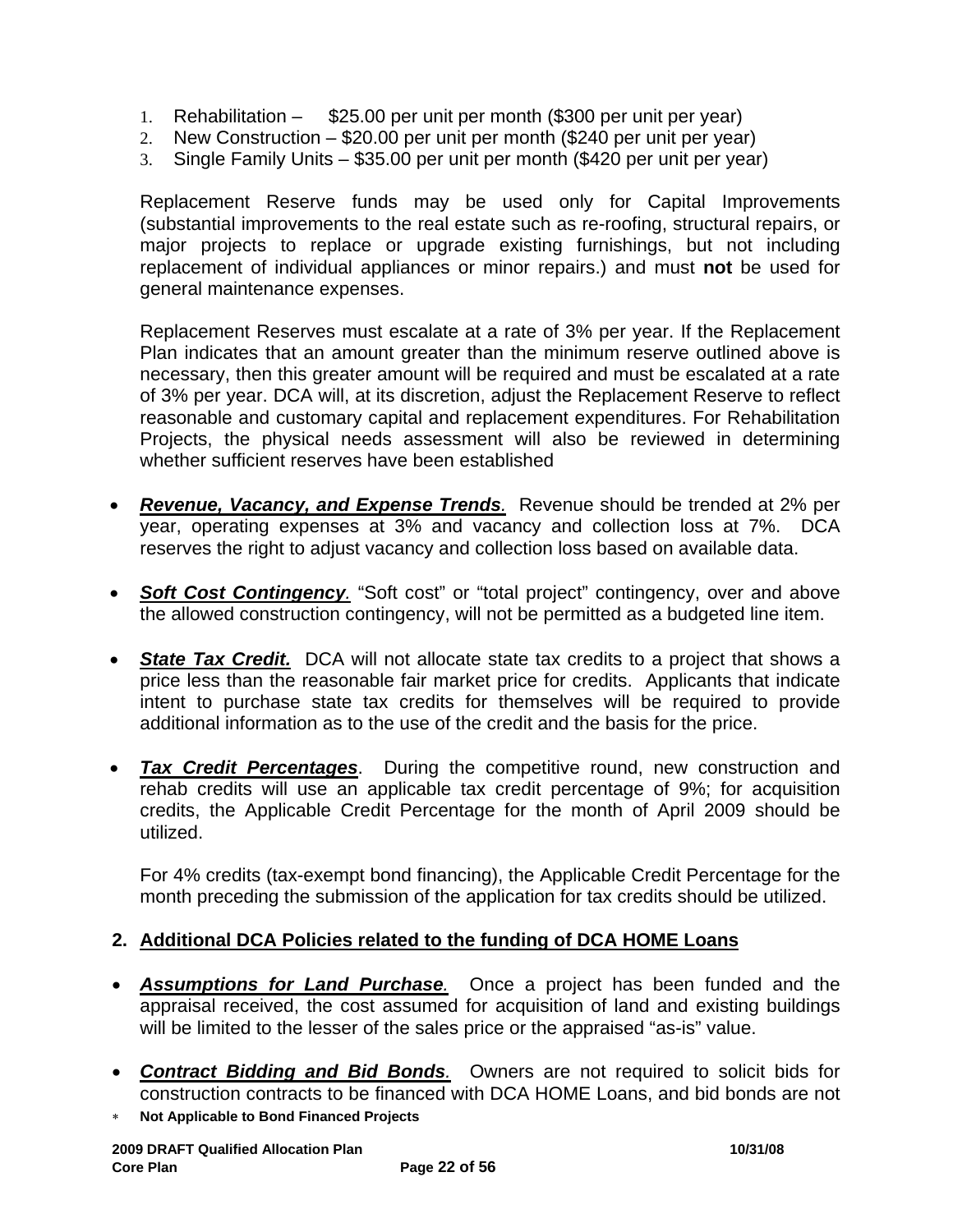1. Rehabilitation – $25.00 per unit per month ($300 per unit per year)
2. New Construction – $20.00 per unit per month ($240 per unit per year)
3. Single Family Units – $35.00 per unit per month ($420 per unit per year)

Replacement Reserve funds may be used only for Capital Improvements (substantial improvements to the real estate such as re-roofing, structural repairs, or major projects to replace or upgrade existing furnishings, but not including replacement of individual appliances or minor repairs.) and must **not** be used for general maintenance expenses.

Replacement Reserves must escalate at a rate of 3% per year. If the Replacement Plan indicates that an amount greater than the minimum reserve outlined above is necessary, then this greater amount will be required and must be escalated at a rate of 3% per year. DCA will, at its discretion, adjust the Replacement Reserve to reflect reasonable and customary capital and replacement expenditures. For Rehabilitation Projects, the physical needs assessment will also be reviewed in determining whether sufficient reserves have been established

- ***Revenue, Vacancy, and Expense Trends.*** Revenue should be trended at 2% per year, operating expenses at 3% and vacancy and collection loss at 7%. DCA reserves the right to adjust vacancy and collection loss based on available data.

- ***Soft Cost Contingency.*** "Soft cost" or "total project" contingency, over and above the allowed construction contingency, will not be permitted as a budgeted line item.

- ***State Tax Credit.*** DCA will not allocate state tax credits to a project that shows a price less than the reasonable fair market price for credits. Applicants that indicate intent to purchase state tax credits for themselves will be required to provide additional information as to the use of the credit and the basis for the price.

- ***Tax Credit Percentages***. During the competitive round, new construction and rehab credits will use an applicable tax credit percentage of 9%; for acquisition credits, the Applicable Credit Percentage for the month of April 2009 should be utilized.

  For 4% credits (tax-exempt bond financing), the Applicable Credit Percentage for the month preceding the submission of the application for tax credits should be utilized.

## 2. Additional DCA Policies related to the funding of DCA HOME Loans

- ***Assumptions for Land Purchase.*** Once a project has been funded and the appraisal received, the cost assumed for acquisition of land and existing buildings will be limited to the lesser of the sales price or the appraised "as-is" value.

- ***Contract Bidding and Bid Bonds.*** Owners are not required to solicit bids for construction contracts to be financed with DCA HOME Loans, and bid bonds are not

\* **Not Applicable to Bond Financed Projects**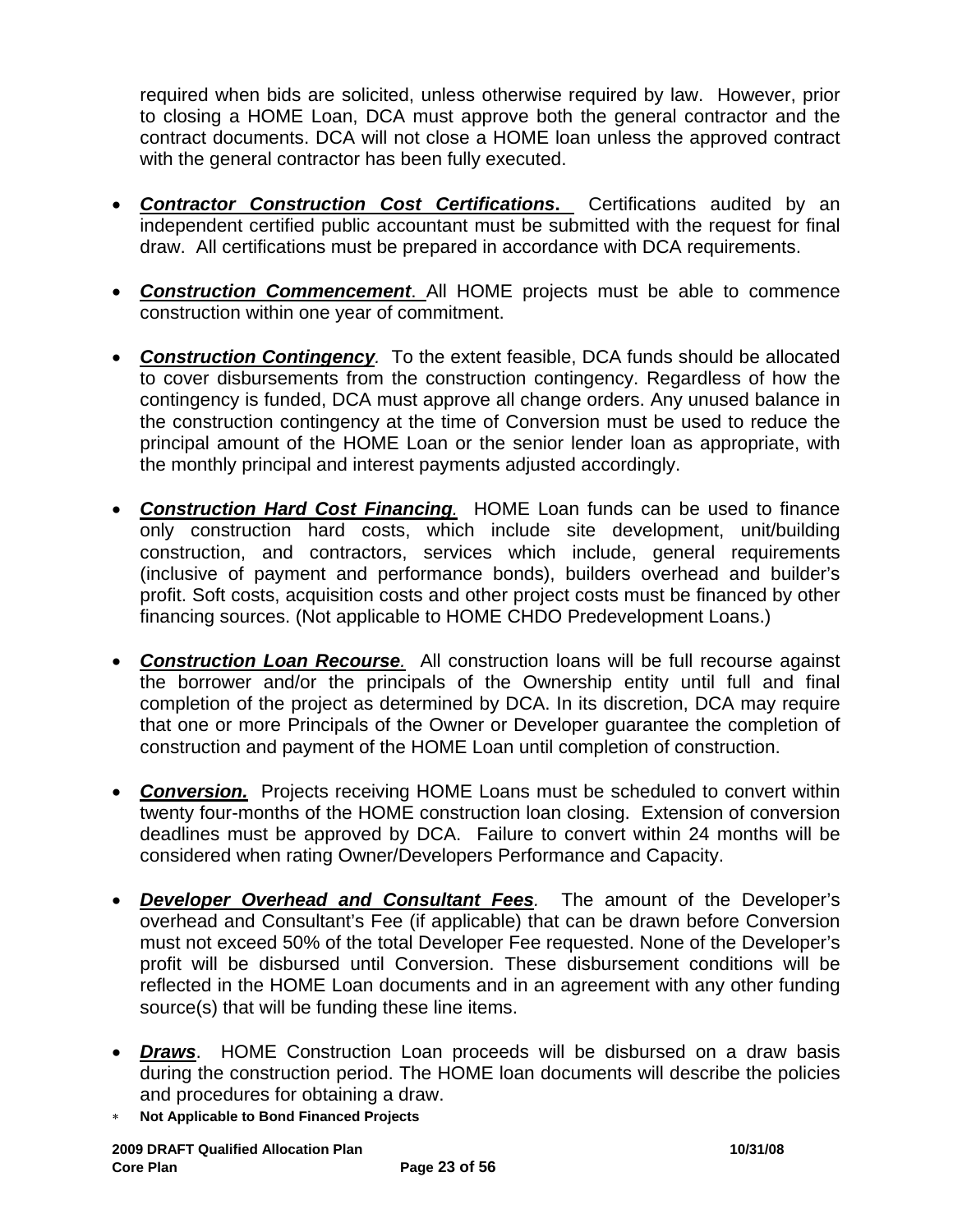required when bids are solicited, unless otherwise required by law. However, prior to closing a HOME Loan, DCA must approve both the general contractor and the contract documents. DCA will not close a HOME loan unless the approved contract with the general contractor has been fully executed.

- ***Contractor Construction Cost Certifications***. Certifications audited by an independent certified public accountant must be submitted with the request for final draw. All certifications must be prepared in accordance with DCA requirements.

- ***Construction Commencement***. All HOME projects must be able to commence construction within one year of commitment.

- ***Construction Contingency***. To the extent feasible, DCA funds should be allocated to cover disbursements from the construction contingency. Regardless of how the contingency is funded, DCA must approve all change orders. Any unused balance in the construction contingency at the time of Conversion must be used to reduce the principal amount of the HOME Loan or the senior lender loan as appropriate, with the monthly principal and interest payments adjusted accordingly.

- ***Construction Hard Cost Financing***. HOME Loan funds can be used to finance only construction hard costs, which include site development, unit/building construction, and contractors, services which include, general requirements (inclusive of payment and performance bonds), builders overhead and builder's profit. Soft costs, acquisition costs and other project costs must be financed by other financing sources. (Not applicable to HOME CHDO Predevelopment Loans.)

- ***Construction Loan Recourse***. All construction loans will be full recourse against the borrower and/or the principals of the Ownership entity until full and final completion of the project as determined by DCA. In its discretion, DCA may require that one or more Principals of the Owner or Developer guarantee the completion of construction and payment of the HOME Loan until completion of construction.

- ***Conversion.*** Projects receiving HOME Loans must be scheduled to convert within twenty four-months of the HOME construction loan closing. Extension of conversion deadlines must be approved by DCA. Failure to convert within 24 months will be considered when rating Owner/Developers Performance and Capacity.

- ***Developer Overhead and Consultant Fees***. The amount of the Developer's overhead and Consultant's Fee (if applicable) that can be drawn before Conversion must not exceed 50% of the total Developer Fee requested. None of the Developer's profit will be disbursed until Conversion. These disbursement conditions will be reflected in the HOME Loan documents and in an agreement with any other funding source(s) that will be funding these line items.

- ***Draws***. HOME Construction Loan proceeds will be disbursed on a draw basis during the construction period. The HOME loan documents will describe the policies and procedures for obtaining a draw.

* **Not Applicable to Bond Financed Projects**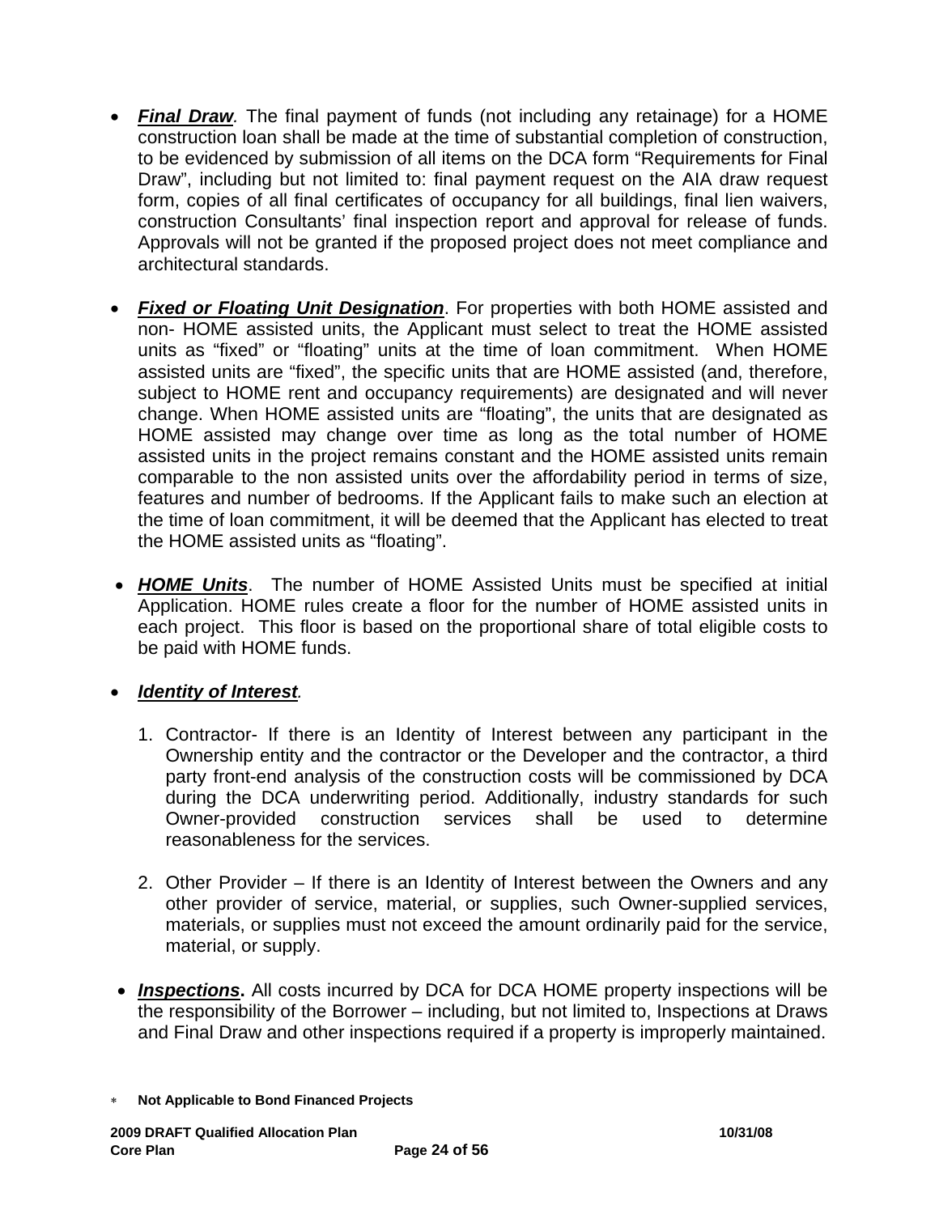- ***Final Draw***. The final payment of funds (not including any retainage) for a HOME construction loan shall be made at the time of substantial completion of construction, to be evidenced by submission of all items on the DCA form "Requirements for Final Draw", including but not limited to: final payment request on the AIA draw request form, copies of all final certificates of occupancy for all buildings, final lien waivers, construction Consultants' final inspection report and approval for release of funds. Approvals will not be granted if the proposed project does not meet compliance and architectural standards.

- ***Fixed or Floating Unit Designation***. For properties with both HOME assisted and non- HOME assisted units, the Applicant must select to treat the HOME assisted units as "fixed" or "floating" units at the time of loan commitment. When HOME assisted units are "fixed", the specific units that are HOME assisted (and, therefore, subject to HOME rent and occupancy requirements) are designated and will never change. When HOME assisted units are "floating", the units that are designated as HOME assisted may change over time as long as the total number of HOME assisted units in the project remains constant and the HOME assisted units remain comparable to the non assisted units over the affordability period in terms of size, features and number of bedrooms. If the Applicant fails to make such an election at the time of loan commitment, it will be deemed that the Applicant has elected to treat the HOME assisted units as "floating".

- ***HOME Units***. The number of HOME Assisted Units must be specified at initial Application. HOME rules create a floor for the number of HOME assisted units in each project. This floor is based on the proportional share of total eligible costs to be paid with HOME funds.

- ***Identity of Interest***.

  1. Contractor- If there is an Identity of Interest between any participant in the Ownership entity and the contractor or the Developer and the contractor, a third party front-end analysis of the construction costs will be commissioned by DCA during the DCA underwriting period. Additionally, industry standards for such Owner-provided construction services shall be used to determine reasonableness for the services.

  2. Other Provider – If there is an Identity of Interest between the Owners and any other provider of service, material, or supplies, such Owner-supplied services, materials, or supplies must not exceed the amount ordinarily paid for the service, material, or supply.

- ***Inspections*****.** All costs incurred by DCA for DCA HOME property inspections will be the responsibility of the Borrower – including, but not limited to, Inspections at Draws and Final Draw and other inspections required if a property is improperly maintained.

\* **Not Applicable to Bond Financed Projects**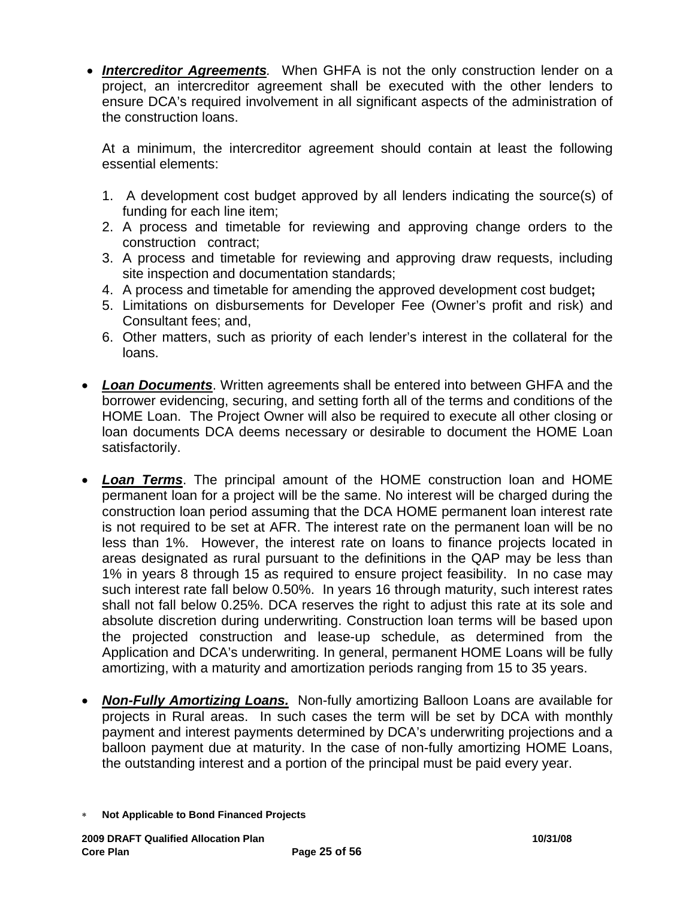- ***Intercreditor Agreements***. When GHFA is not the only construction lender on a project, an intercreditor agreement shall be executed with the other lenders to ensure DCA's required involvement in all significant aspects of the administration of the construction loans.

  At a minimum, the intercreditor agreement should contain at least the following essential elements:

  1. A development cost budget approved by all lenders indicating the source(s) of funding for each line item;
  2. A process and timetable for reviewing and approving change orders to the construction contract;
  3. A process and timetable for reviewing and approving draw requests, including site inspection and documentation standards;
  4. A process and timetable for amending the approved development cost budget**;**
  5. Limitations on disbursements for Developer Fee (Owner's profit and risk) and Consultant fees; and,
  6. Other matters, such as priority of each lender's interest in the collateral for the loans.

- ***Loan Documents***. Written agreements shall be entered into between GHFA and the borrower evidencing, securing, and setting forth all of the terms and conditions of the HOME Loan. The Project Owner will also be required to execute all other closing or loan documents DCA deems necessary or desirable to document the HOME Loan satisfactorily.

- ***Loan Terms***. The principal amount of the HOME construction loan and HOME permanent loan for a project will be the same. No interest will be charged during the construction loan period assuming that the DCA HOME permanent loan interest rate is not required to be set at AFR. The interest rate on the permanent loan will be no less than 1%. However, the interest rate on loans to finance projects located in areas designated as rural pursuant to the definitions in the QAP may be less than 1% in years 8 through 15 as required to ensure project feasibility. In no case may such interest rate fall below 0.50%. In years 16 through maturity, such interest rates shall not fall below 0.25%. DCA reserves the right to adjust this rate at its sole and absolute discretion during underwriting. Construction loan terms will be based upon the projected construction and lease-up schedule, as determined from the Application and DCA's underwriting. In general, permanent HOME Loans will be fully amortizing, with a maturity and amortization periods ranging from 15 to 35 years.

- ***Non-Fully Amortizing Loans.*** Non-fully amortizing Balloon Loans are available for projects in Rural areas. In such cases the term will be set by DCA with monthly payment and interest payments determined by DCA's underwriting projections and a balloon payment due at maturity. In the case of non-fully amortizing HOME Loans, the outstanding interest and a portion of the principal must be paid every year.

* **Not Applicable to Bond Financed Projects**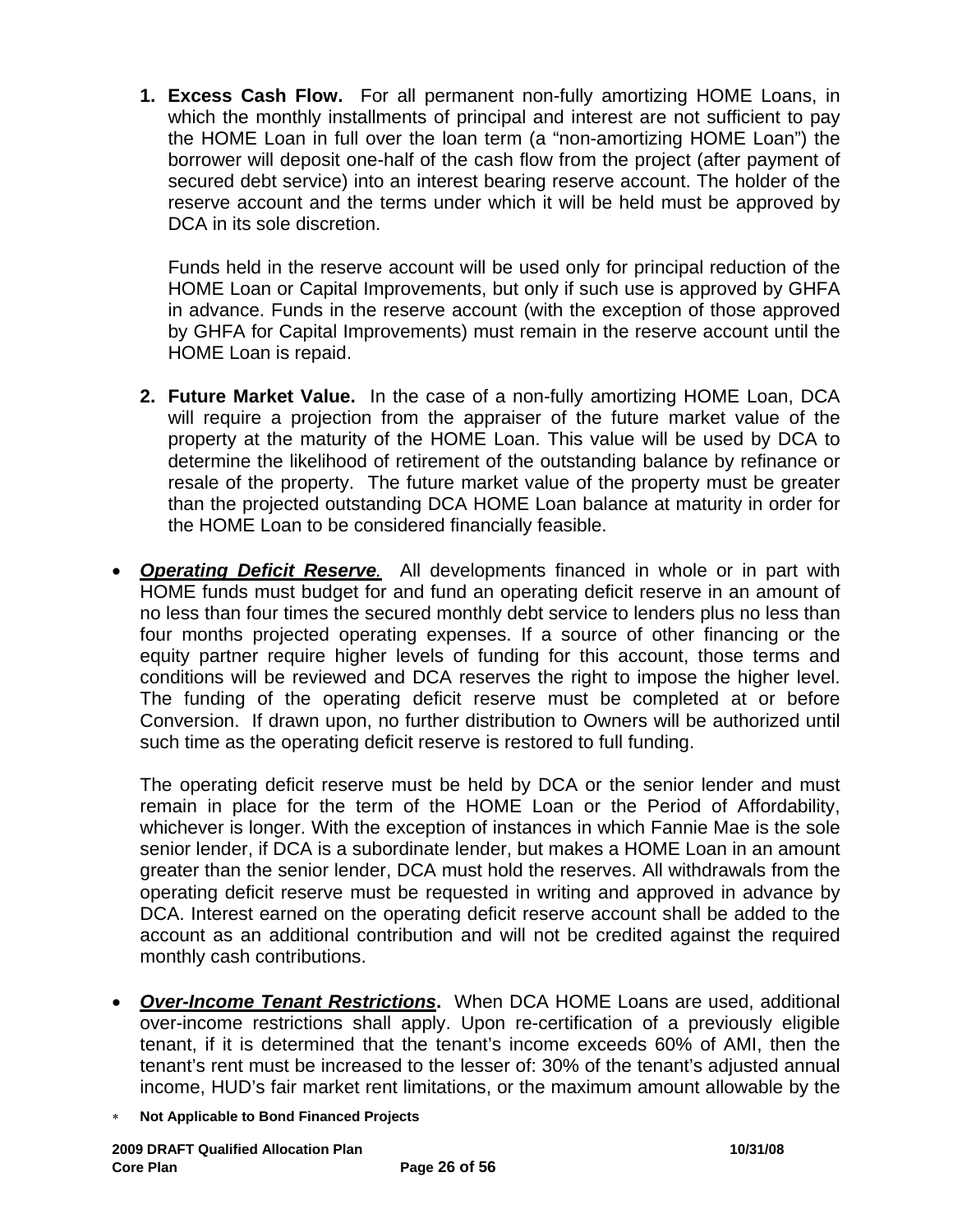1. **Excess Cash Flow.** For all permanent non-fully amortizing HOME Loans, in which the monthly installments of principal and interest are not sufficient to pay the HOME Loan in full over the loan term (a "non-amortizing HOME Loan") the borrower will deposit one-half of the cash flow from the project (after payment of secured debt service) into an interest bearing reserve account. The holder of the reserve account and the terms under which it will be held must be approved by DCA in its sole discretion.

   Funds held in the reserve account will be used only for principal reduction of the HOME Loan or Capital Improvements, but only if such use is approved by GHFA in advance. Funds in the reserve account (with the exception of those approved by GHFA for Capital Improvements) must remain in the reserve account until the HOME Loan is repaid.

2. **Future Market Value.** In the case of a non-fully amortizing HOME Loan, DCA will require a projection from the appraiser of the future market value of the property at the maturity of the HOME Loan. This value will be used by DCA to determine the likelihood of retirement of the outstanding balance by refinance or resale of the property. The future market value of the property must be greater than the projected outstanding DCA HOME Loan balance at maturity in order for the HOME Loan to be considered financially feasible.

- ***Operating Deficit Reserve.*** All developments financed in whole or in part with HOME funds must budget for and fund an operating deficit reserve in an amount of no less than four times the secured monthly debt service to lenders plus no less than four months projected operating expenses. If a source of other financing or the equity partner require higher levels of funding for this account, those terms and conditions will be reviewed and DCA reserves the right to impose the higher level. The funding of the operating deficit reserve must be completed at or before Conversion. If drawn upon, no further distribution to Owners will be authorized until such time as the operating deficit reserve is restored to full funding.

  The operating deficit reserve must be held by DCA or the senior lender and must remain in place for the term of the HOME Loan or the Period of Affordability, whichever is longer. With the exception of instances in which Fannie Mae is the sole senior lender, if DCA is a subordinate lender, but makes a HOME Loan in an amount greater than the senior lender, DCA must hold the reserves. All withdrawals from the operating deficit reserve must be requested in writing and approved in advance by DCA. Interest earned on the operating deficit reserve account shall be added to the account as an additional contribution and will not be credited against the required monthly cash contributions.

- ***Over-Income Tenant Restrictions*.** When DCA HOME Loans are used, additional over-income restrictions shall apply. Upon re-certification of a previously eligible tenant, if it is determined that the tenant's income exceeds 60% of AMI, then the tenant's rent must be increased to the lesser of: 30% of the tenant's adjusted annual income, HUD's fair market rent limitations, or the maximum amount allowable by the

* **Not Applicable to Bond Financed Projects**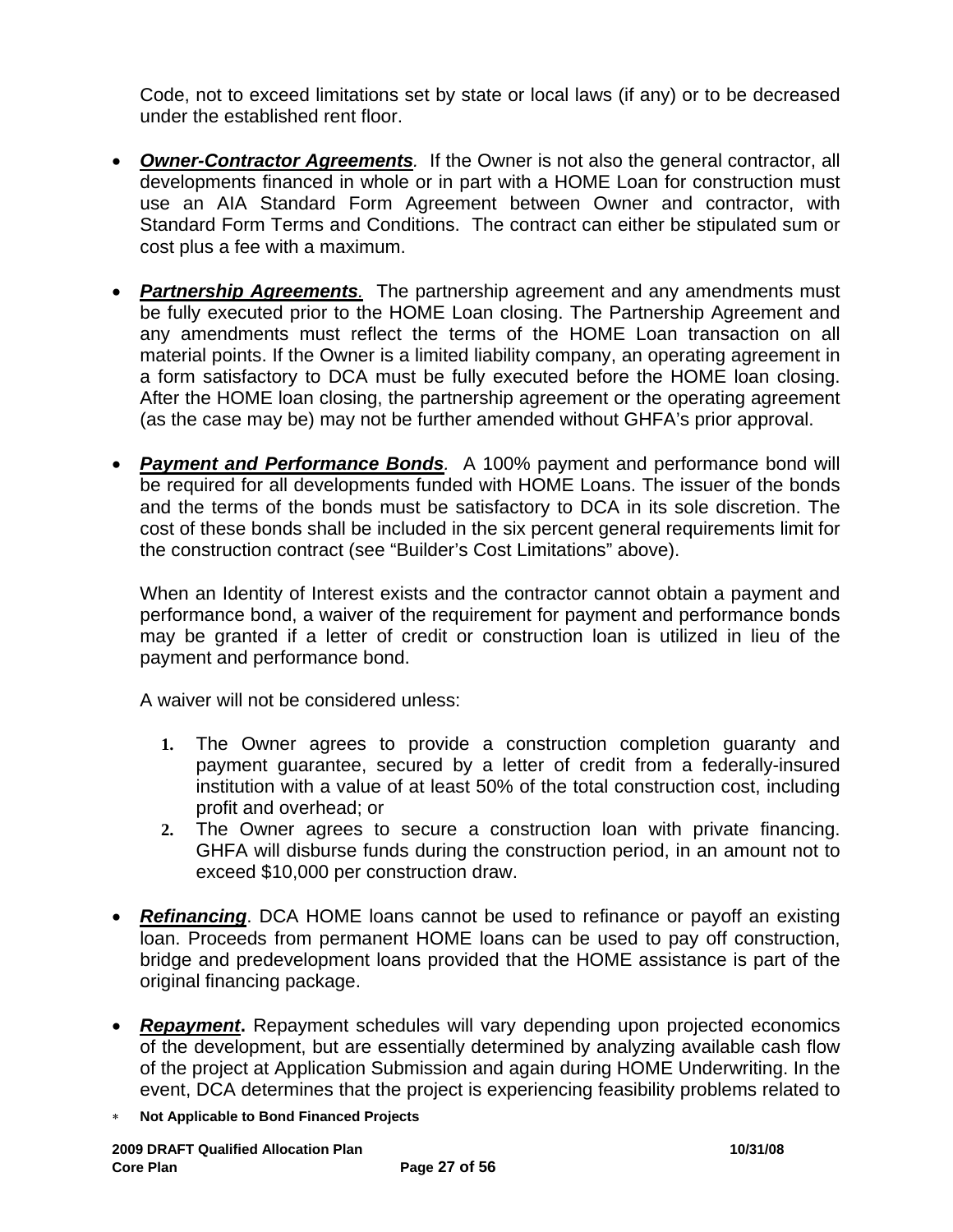Code, not to exceed limitations set by state or local laws (if any) or to be decreased under the established rent floor.

- ***Owner-Contractor Agreements***. If the Owner is not also the general contractor, all developments financed in whole or in part with a HOME Loan for construction must use an AIA Standard Form Agreement between Owner and contractor, with Standard Form Terms and Conditions. The contract can either be stipulated sum or cost plus a fee with a maximum.

- ***Partnership Agreements***. The partnership agreement and any amendments must be fully executed prior to the HOME Loan closing. The Partnership Agreement and any amendments must reflect the terms of the HOME Loan transaction on all material points. If the Owner is a limited liability company, an operating agreement in a form satisfactory to DCA must be fully executed before the HOME loan closing. After the HOME loan closing, the partnership agreement or the operating agreement (as the case may be) may not be further amended without GHFA's prior approval.

- ***Payment and Performance Bonds***. A 100% payment and performance bond will be required for all developments funded with HOME Loans. The issuer of the bonds and the terms of the bonds must be satisfactory to DCA in its sole discretion. The cost of these bonds shall be included in the six percent general requirements limit for the construction contract (see "Builder's Cost Limitations" above).

  When an Identity of Interest exists and the contractor cannot obtain a payment and performance bond, a waiver of the requirement for payment and performance bonds may be granted if a letter of credit or construction loan is utilized in lieu of the payment and performance bond.

  A waiver will not be considered unless:

  1. The Owner agrees to provide a construction completion guaranty and payment guarantee, secured by a letter of credit from a federally-insured institution with a value of at least 50% of the total construction cost, including profit and overhead; or
  2. The Owner agrees to secure a construction loan with private financing. GHFA will disburse funds during the construction period, in an amount not to exceed $10,000 per construction draw.

- ***Refinancing***. DCA HOME loans cannot be used to refinance or payoff an existing loan. Proceeds from permanent HOME loans can be used to pay off construction, bridge and predevelopment loans provided that the HOME assistance is part of the original financing package.

- ***Repayment*****.** Repayment schedules will vary depending upon projected economics of the development, but are essentially determined by analyzing available cash flow of the project at Application Submission and again during HOME Underwriting. In the event, DCA determines that the project is experiencing feasibility problems related to

\* **Not Applicable to Bond Financed Projects**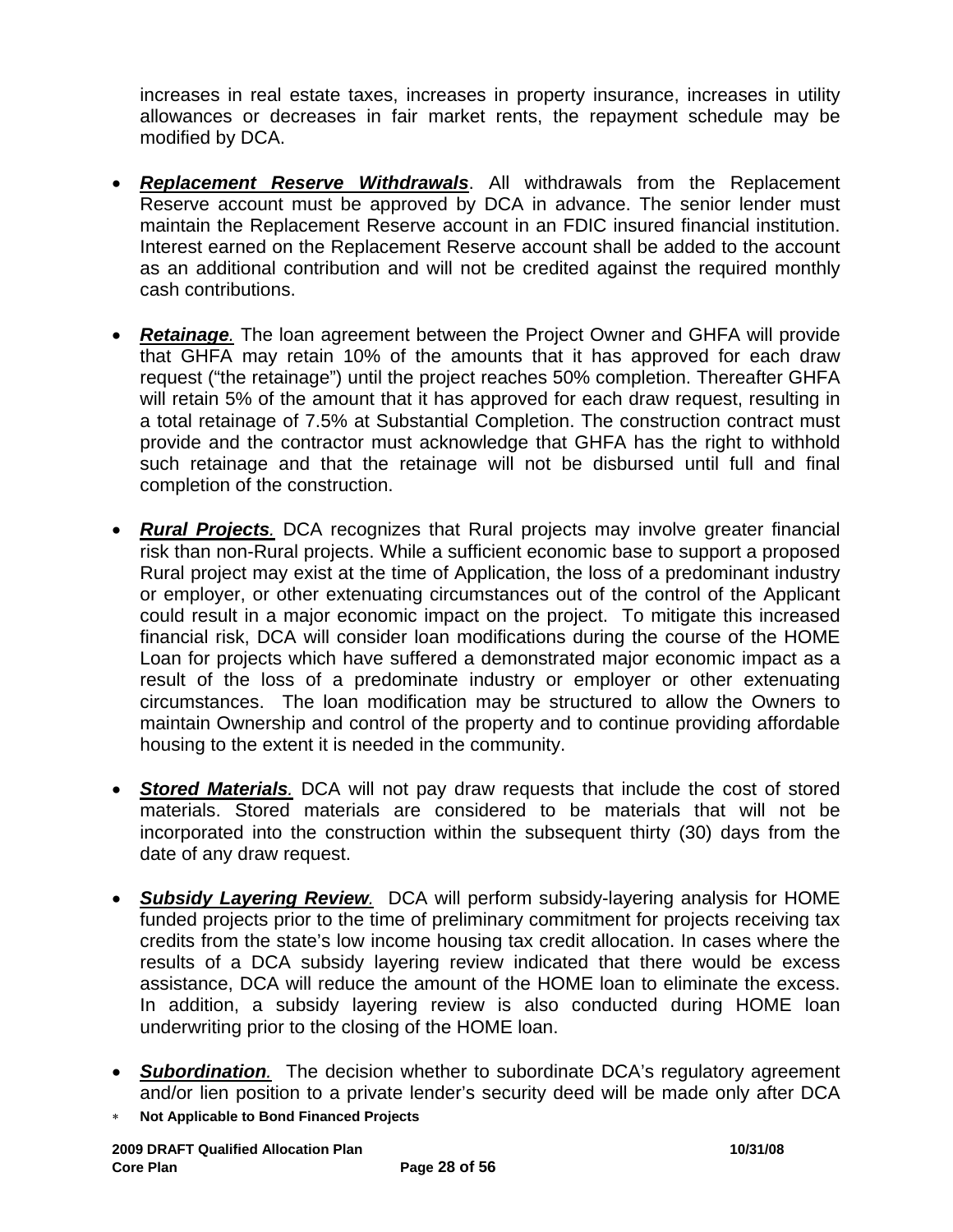increases in real estate taxes, increases in property insurance, increases in utility allowances or decreases in fair market rents, the repayment schedule may be modified by DCA.

- ***Replacement Reserve Withdrawals***. All withdrawals from the Replacement Reserve account must be approved by DCA in advance. The senior lender must maintain the Replacement Reserve account in an FDIC insured financial institution. Interest earned on the Replacement Reserve account shall be added to the account as an additional contribution and will not be credited against the required monthly cash contributions.

- ***Retainage.*** The loan agreement between the Project Owner and GHFA will provide that GHFA may retain 10% of the amounts that it has approved for each draw request ("the retainage") until the project reaches 50% completion. Thereafter GHFA will retain 5% of the amount that it has approved for each draw request, resulting in a total retainage of 7.5% at Substantial Completion. The construction contract must provide and the contractor must acknowledge that GHFA has the right to withhold such retainage and that the retainage will not be disbursed until full and final completion of the construction.

- ***Rural Projects.*** DCA recognizes that Rural projects may involve greater financial risk than non-Rural projects. While a sufficient economic base to support a proposed Rural project may exist at the time of Application, the loss of a predominant industry or employer, or other extenuating circumstances out of the control of the Applicant could result in a major economic impact on the project. To mitigate this increased financial risk, DCA will consider loan modifications during the course of the HOME Loan for projects which have suffered a demonstrated major economic impact as a result of the loss of a predominate industry or employer or other extenuating circumstances. The loan modification may be structured to allow the Owners to maintain Ownership and control of the property and to continue providing affordable housing to the extent it is needed in the community.

- ***Stored Materials.*** DCA will not pay draw requests that include the cost of stored materials. Stored materials are considered to be materials that will not be incorporated into the construction within the subsequent thirty (30) days from the date of any draw request.

- ***Subsidy Layering Review.*** DCA will perform subsidy-layering analysis for HOME funded projects prior to the time of preliminary commitment for projects receiving tax credits from the state's low income housing tax credit allocation. In cases where the results of a DCA subsidy layering review indicated that there would be excess assistance, DCA will reduce the amount of the HOME loan to eliminate the excess. In addition, a subsidy layering review is also conducted during HOME loan underwriting prior to the closing of the HOME loan.

- ***Subordination.*** The decision whether to subordinate DCA's regulatory agreement and/or lien position to a private lender's security deed will be made only after DCA

\* **Not Applicable to Bond Financed Projects**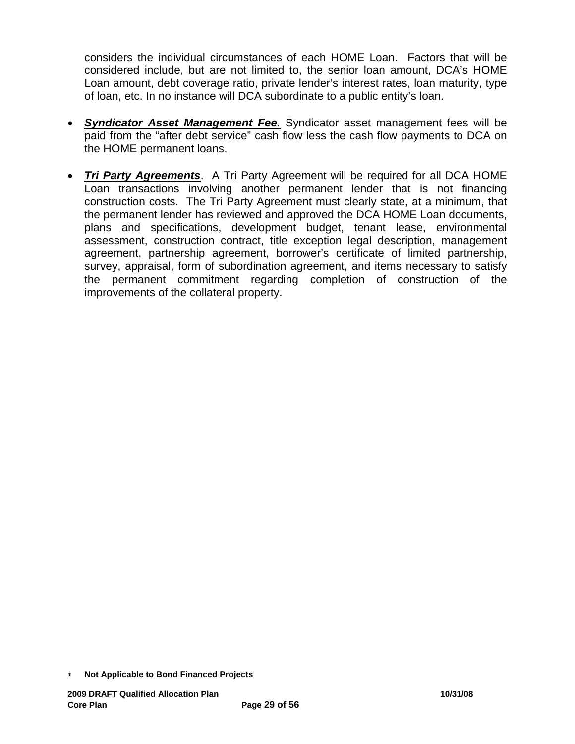considers the individual circumstances of each HOME Loan. Factors that will be considered include, but are not limited to, the senior loan amount, DCA's HOME Loan amount, debt coverage ratio, private lender's interest rates, loan maturity, type of loan, etc. In no instance will DCA subordinate to a public entity's loan.

- ***Syndicator Asset Management Fee.*** Syndicator asset management fees will be paid from the "after debt service" cash flow less the cash flow payments to DCA on the HOME permanent loans.

- ***Tri Party Agreements***. A Tri Party Agreement will be required for all DCA HOME Loan transactions involving another permanent lender that is not financing construction costs. The Tri Party Agreement must clearly state, at a minimum, that the permanent lender has reviewed and approved the DCA HOME Loan documents, plans and specifications, development budget, tenant lease, environmental assessment, construction contract, title exception legal description, management agreement, partnership agreement, borrower's certificate of limited partnership, survey, appraisal, form of subordination agreement, and items necessary to satisfy the permanent commitment regarding completion of construction of the improvements of the collateral property.

* **Not Applicable to Bond Financed Projects**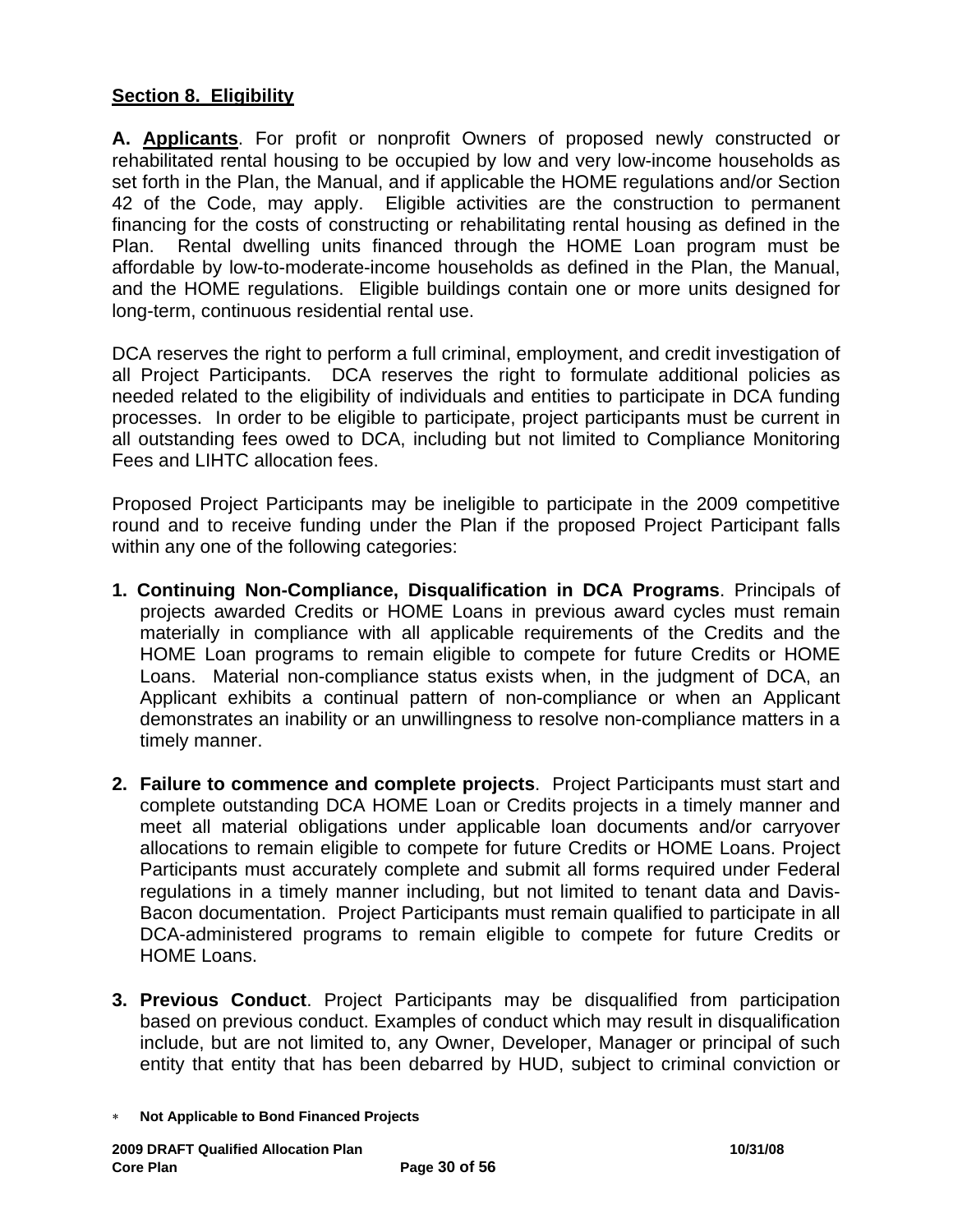**Section 8. Eligibility**

**A. Applicants**. For profit or nonprofit Owners of proposed newly constructed or rehabilitated rental housing to be occupied by low and very low-income households as set forth in the Plan, the Manual, and if applicable the HOME regulations and/or Section 42 of the Code, may apply. Eligible activities are the construction to permanent financing for the costs of constructing or rehabilitating rental housing as defined in the Plan. Rental dwelling units financed through the HOME Loan program must be affordable by low-to-moderate-income households as defined in the Plan, the Manual, and the HOME regulations. Eligible buildings contain one or more units designed for long-term, continuous residential rental use.

DCA reserves the right to perform a full criminal, employment, and credit investigation of all Project Participants. DCA reserves the right to formulate additional policies as needed related to the eligibility of individuals and entities to participate in DCA funding processes. In order to be eligible to participate, project participants must be current in all outstanding fees owed to DCA, including but not limited to Compliance Monitoring Fees and LIHTC allocation fees.

Proposed Project Participants may be ineligible to participate in the 2009 competitive round and to receive funding under the Plan if the proposed Project Participant falls within any one of the following categories:

1. **Continuing Non-Compliance, Disqualification in DCA Programs**. Principals of projects awarded Credits or HOME Loans in previous award cycles must remain materially in compliance with all applicable requirements of the Credits and the HOME Loan programs to remain eligible to compete for future Credits or HOME Loans. Material non-compliance status exists when, in the judgment of DCA, an Applicant exhibits a continual pattern of non-compliance or when an Applicant demonstrates an inability or an unwillingness to resolve non-compliance matters in a timely manner.

2. **Failure to commence and complete projects**. Project Participants must start and complete outstanding DCA HOME Loan or Credits projects in a timely manner and meet all material obligations under applicable loan documents and/or carryover allocations to remain eligible to compete for future Credits or HOME Loans. Project Participants must accurately complete and submit all forms required under Federal regulations in a timely manner including, but not limited to tenant data and Davis-Bacon documentation. Project Participants must remain qualified to participate in all DCA-administered programs to remain eligible to compete for future Credits or HOME Loans.

3. **Previous Conduct**. Project Participants may be disqualified from participation based on previous conduct. Examples of conduct which may result in disqualification include, but are not limited to, any Owner, Developer, Manager or principal of such entity that entity that has been debarred by HUD, subject to criminal conviction or

* **Not Applicable to Bond Financed Projects**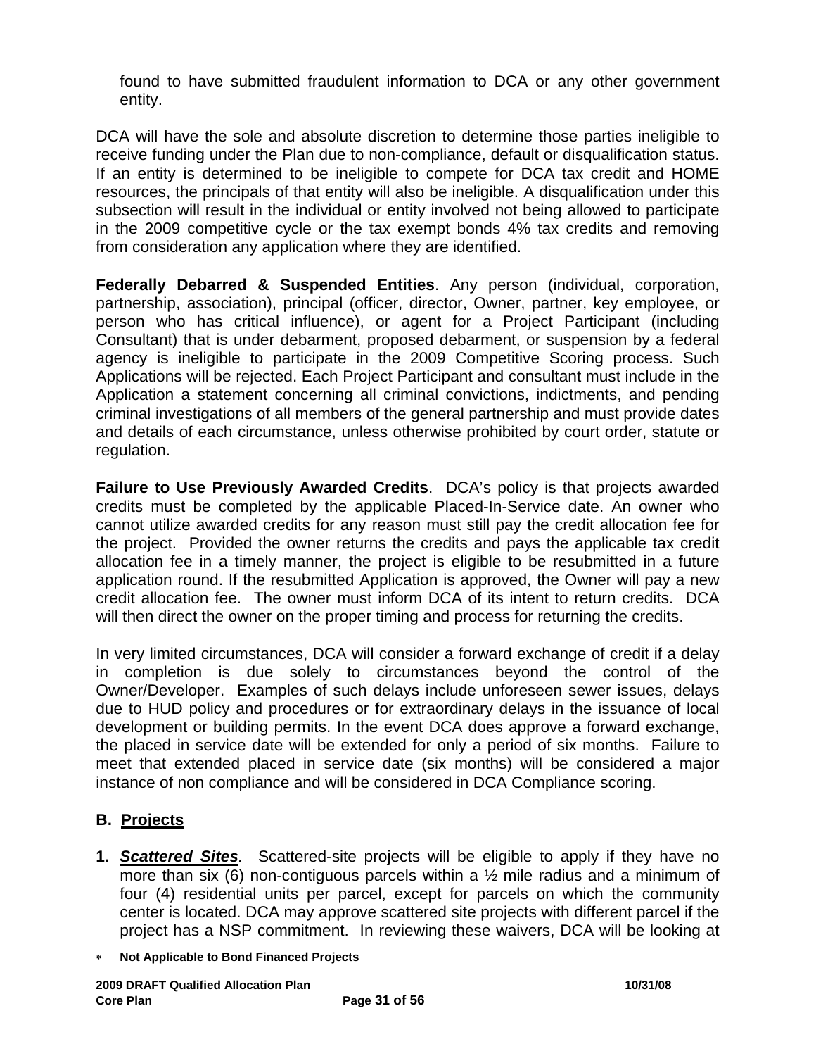found to have submitted fraudulent information to DCA or any other government entity.

DCA will have the sole and absolute discretion to determine those parties ineligible to receive funding under the Plan due to non-compliance, default or disqualification status. If an entity is determined to be ineligible to compete for DCA tax credit and HOME resources, the principals of that entity will also be ineligible. A disqualification under this subsection will result in the individual or entity involved not being allowed to participate in the 2009 competitive cycle or the tax exempt bonds 4% tax credits and removing from consideration any application where they are identified.

**Federally Debarred & Suspended Entities**. Any person (individual, corporation, partnership, association), principal (officer, director, Owner, partner, key employee, or person who has critical influence), or agent for a Project Participant (including Consultant) that is under debarment, proposed debarment, or suspension by a federal agency is ineligible to participate in the 2009 Competitive Scoring process. Such Applications will be rejected. Each Project Participant and consultant must include in the Application a statement concerning all criminal convictions, indictments, and pending criminal investigations of all members of the general partnership and must provide dates and details of each circumstance, unless otherwise prohibited by court order, statute or regulation.

**Failure to Use Previously Awarded Credits**. DCA's policy is that projects awarded credits must be completed by the applicable Placed-In-Service date. An owner who cannot utilize awarded credits for any reason must still pay the credit allocation fee for the project. Provided the owner returns the credits and pays the applicable tax credit allocation fee in a timely manner, the project is eligible to be resubmitted in a future application round. If the resubmitted Application is approved, the Owner will pay a new credit allocation fee. The owner must inform DCA of its intent to return credits. DCA will then direct the owner on the proper timing and process for returning the credits.

In very limited circumstances, DCA will consider a forward exchange of credit if a delay in completion is due solely to circumstances beyond the control of the Owner/Developer. Examples of such delays include unforeseen sewer issues, delays due to HUD policy and procedures or for extraordinary delays in the issuance of local development or building permits. In the event DCA does approve a forward exchange, the placed in service date will be extended for only a period of six months. Failure to meet that extended placed in service date (six months) will be considered a major instance of non compliance and will be considered in DCA Compliance scoring.

## B. Projects

1. ***Scattered Sites***. Scattered-site projects will be eligible to apply if they have no more than six (6) non-contiguous parcels within a ½ mile radius and a minimum of four (4) residential units per parcel, except for parcels on which the community center is located. DCA may approve scattered site projects with different parcel if the project has a NSP commitment. In reviewing these waivers, DCA will be looking at

∗ **Not Applicable to Bond Financed Projects**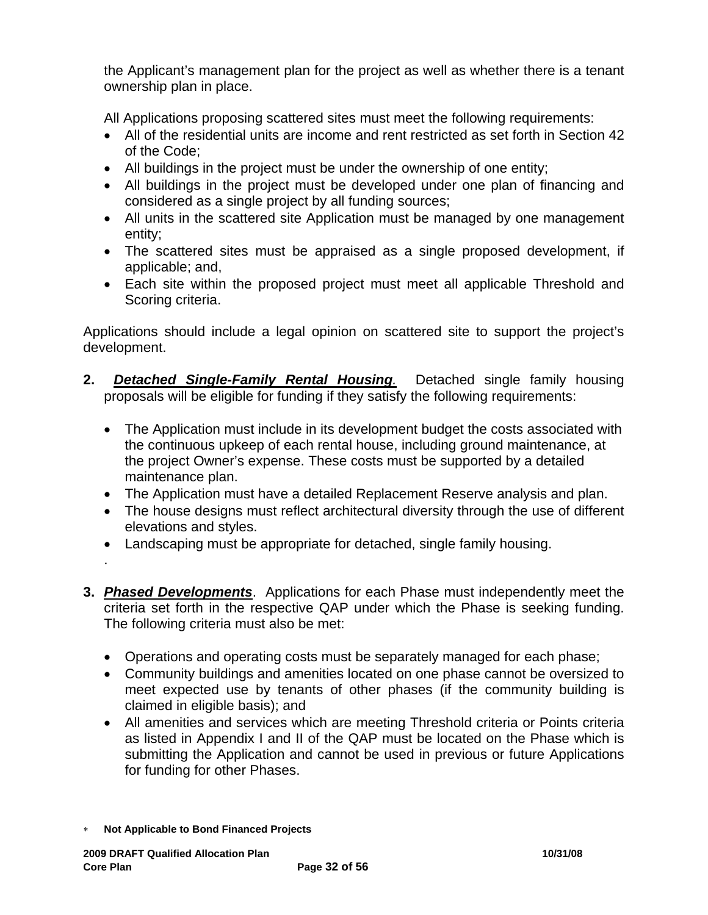the Applicant's management plan for the project as well as whether there is a tenant ownership plan in place.

All Applications proposing scattered sites must meet the following requirements:

- All of the residential units are income and rent restricted as set forth in Section 42 of the Code;
- All buildings in the project must be under the ownership of one entity;
- All buildings in the project must be developed under one plan of financing and considered as a single project by all funding sources;
- All units in the scattered site Application must be managed by one management entity;
- The scattered sites must be appraised as a single proposed development, if applicable; and,
- Each site within the proposed project must meet all applicable Threshold and Scoring criteria.

Applications should include a legal opinion on scattered site to support the project's development.

**2.** ***Detached Single-Family Rental Housing.*** Detached single family housing proposals will be eligible for funding if they satisfy the following requirements:

- The Application must include in its development budget the costs associated with the continuous upkeep of each rental house, including ground maintenance, at the project Owner's expense. These costs must be supported by a detailed maintenance plan.
- The Application must have a detailed Replacement Reserve analysis and plan.
- The house designs must reflect architectural diversity through the use of different elevations and styles.
- Landscaping must be appropriate for detached, single family housing.

.

**3.** ***Phased Developments***. Applications for each Phase must independently meet the criteria set forth in the respective QAP under which the Phase is seeking funding. The following criteria must also be met:

- Operations and operating costs must be separately managed for each phase;
- Community buildings and amenities located on one phase cannot be oversized to meet expected use by tenants of other phases (if the community building is claimed in eligible basis); and
- All amenities and services which are meeting Threshold criteria or Points criteria as listed in Appendix I and II of the QAP must be located on the Phase which is submitting the Application and cannot be used in previous or future Applications for funding for other Phases.

* **Not Applicable to Bond Financed Projects**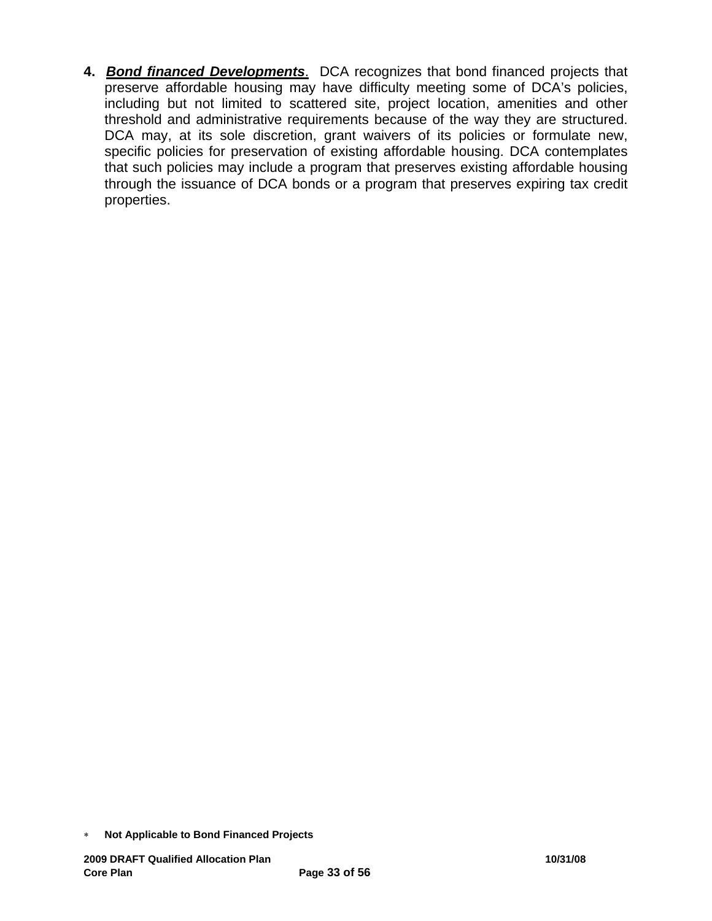4. ***Bond financed Developments***. DCA recognizes that bond financed projects that preserve affordable housing may have difficulty meeting some of DCA's policies, including but not limited to scattered site, project location, amenities and other threshold and administrative requirements because of the way they are structured. DCA may, at its sole discretion, grant waivers of its policies or formulate new, specific policies for preservation of existing affordable housing. DCA contemplates that such policies may include a program that preserves existing affordable housing through the issuance of DCA bonds or a program that preserves expiring tax credit properties.

* **Not Applicable to Bond Financed Projects**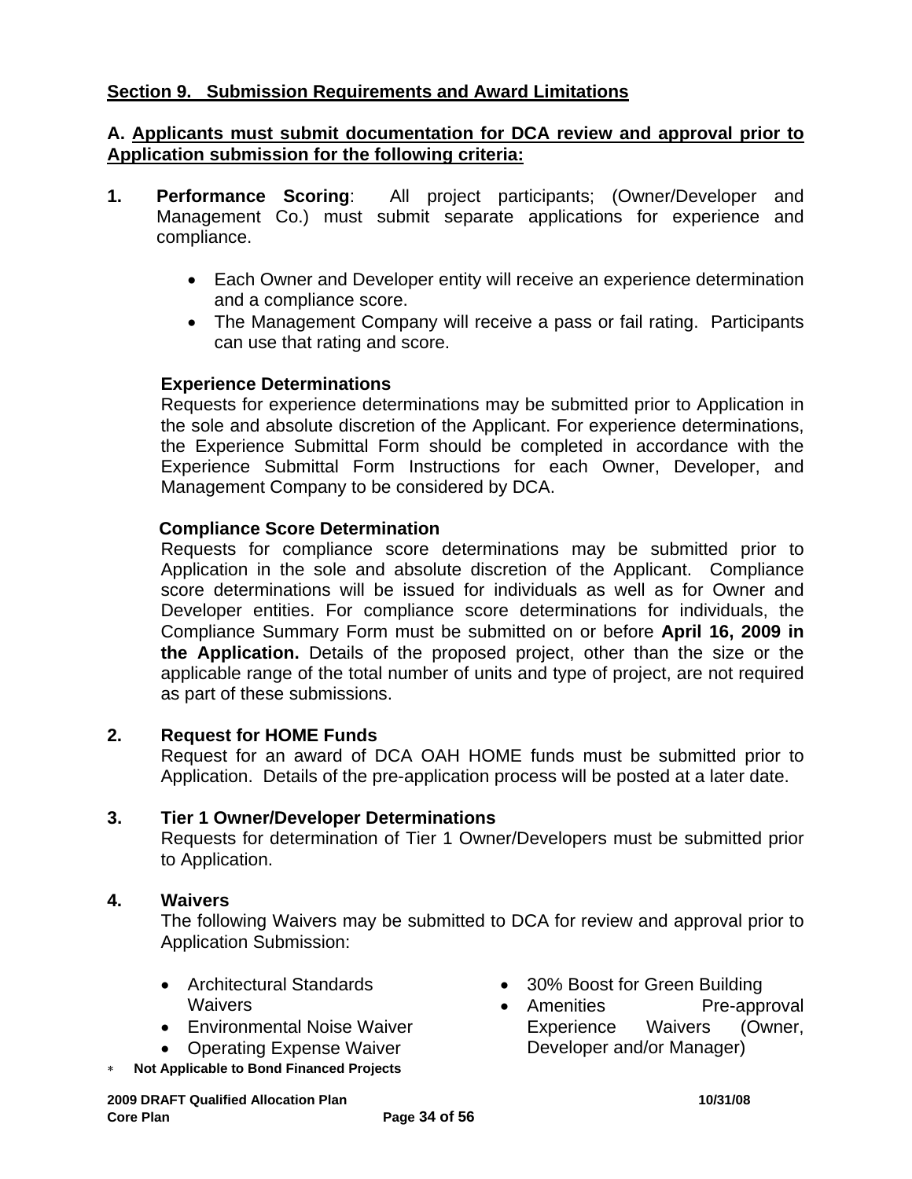## Section 9. Submission Requirements and Award Limitations

### A. Applicants must submit documentation for DCA review and approval prior to Application submission for the following criteria:

**1. Performance Scoring**: All project participants; (Owner/Developer and Management Co.) must submit separate applications for experience and compliance.

- Each Owner and Developer entity will receive an experience determination and a compliance score.
- The Management Company will receive a pass or fail rating. Participants can use that rating and score.

**Experience Determinations**

Requests for experience determinations may be submitted prior to Application in the sole and absolute discretion of the Applicant. For experience determinations, the Experience Submittal Form should be completed in accordance with the Experience Submittal Form Instructions for each Owner, Developer, and Management Company to be considered by DCA.

**Compliance Score Determination**

Requests for compliance score determinations may be submitted prior to Application in the sole and absolute discretion of the Applicant. Compliance score determinations will be issued for individuals as well as for Owner and Developer entities. For compliance score determinations for individuals, the Compliance Summary Form must be submitted on or before **April 16, 2009 in the Application.** Details of the proposed project, other than the size or the applicable range of the total number of units and type of project, are not required as part of these submissions.

**2. Request for HOME Funds**

Request for an award of DCA OAH HOME funds must be submitted prior to Application. Details of the pre-application process will be posted at a later date.

**3. Tier 1 Owner/Developer Determinations**

Requests for determination of Tier 1 Owner/Developers must be submitted prior to Application.

**4. Waivers**

The following Waivers may be submitted to DCA for review and approval prior to Application Submission:

- Architectural Standards Waivers
- Environmental Noise Waiver
- Operating Expense Waiver
- 30% Boost for Green Building
- Amenities Pre-approval Experience Waivers (Owner, Developer and/or Manager)

* **Not Applicable to Bond Financed Projects**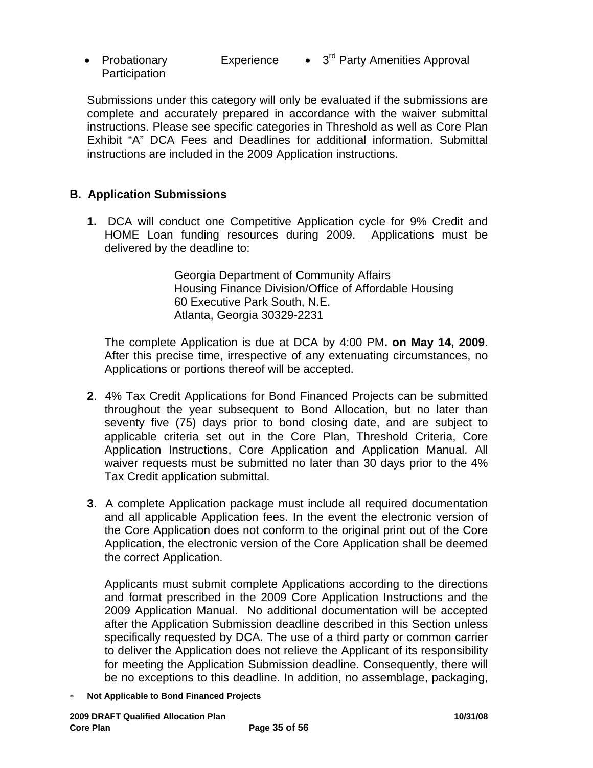- Probationary Experience Participation
- 3rd Party Amenities Approval

Submissions under this category will only be evaluated if the submissions are complete and accurately prepared in accordance with the waiver submittal instructions. Please see specific categories in Threshold as well as Core Plan Exhibit "A" DCA Fees and Deadlines for additional information. Submittal instructions are included in the 2009 Application instructions.

## B. Application Submissions

**1.** DCA will conduct one Competitive Application cycle for 9% Credit and HOME Loan funding resources during 2009. Applications must be delivered by the deadline to:

Georgia Department of Community Affairs
Housing Finance Division/Office of Affordable Housing
60 Executive Park South, N.E.
Atlanta, Georgia 30329-2231

The complete Application is due at DCA by 4:00 PM**. on May 14, 2009**. After this precise time, irrespective of any extenuating circumstances, no Applications or portions thereof will be accepted.

**2**. 4% Tax Credit Applications for Bond Financed Projects can be submitted throughout the year subsequent to Bond Allocation, but no later than seventy five (75) days prior to bond closing date, and are subject to applicable criteria set out in the Core Plan, Threshold Criteria, Core Application Instructions, Core Application and Application Manual. All waiver requests must be submitted no later than 30 days prior to the 4% Tax Credit application submittal.

**3**. A complete Application package must include all required documentation and all applicable Application fees. In the event the electronic version of the Core Application does not conform to the original print out of the Core Application, the electronic version of the Core Application shall be deemed the correct Application.

Applicants must submit complete Applications according to the directions and format prescribed in the 2009 Core Application Instructions and the 2009 Application Manual. No additional documentation will be accepted after the Application Submission deadline described in this Section unless specifically requested by DCA. The use of a third party or common carrier to deliver the Application does not relieve the Applicant of its responsibility for meeting the Application Submission deadline. Consequently, there will be no exceptions to this deadline. In addition, no assemblage, packaging,

∗ **Not Applicable to Bond Financed Projects**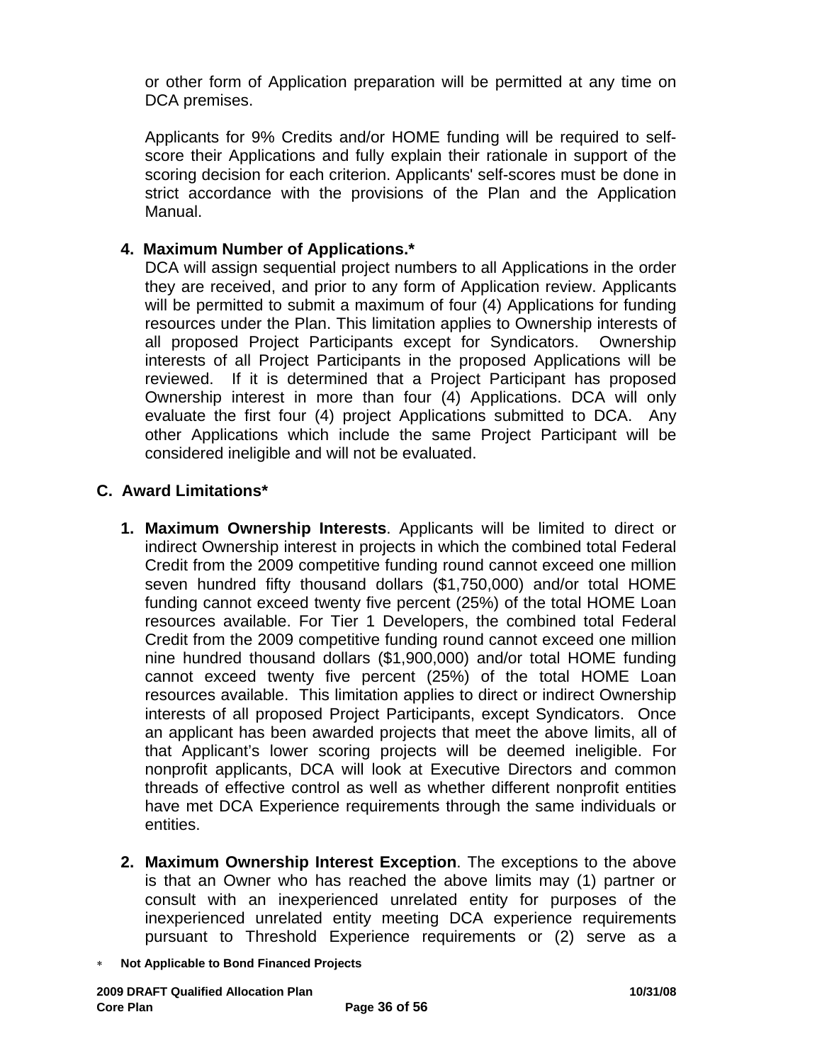or other form of Application preparation will be permitted at any time on DCA premises.

Applicants for 9% Credits and/or HOME funding will be required to self-score their Applications and fully explain their rationale in support of the scoring decision for each criterion. Applicants' self-scores must be done in strict accordance with the provisions of the Plan and the Application Manual.

**4. Maximum Number of Applications.***

DCA will assign sequential project numbers to all Applications in the order they are received, and prior to any form of Application review. Applicants will be permitted to submit a maximum of four (4) Applications for funding resources under the Plan. This limitation applies to Ownership interests of all proposed Project Participants except for Syndicators. Ownership interests of all Project Participants in the proposed Applications will be reviewed. If it is determined that a Project Participant has proposed Ownership interest in more than four (4) Applications. DCA will only evaluate the first four (4) project Applications submitted to DCA. Any other Applications which include the same Project Participant will be considered ineligible and will not be evaluated.

## C. Award Limitations*

1. **Maximum Ownership Interests**. Applicants will be limited to direct or indirect Ownership interest in projects in which the combined total Federal Credit from the 2009 competitive funding round cannot exceed one million seven hundred fifty thousand dollars ($1,750,000) and/or total HOME funding cannot exceed twenty five percent (25%) of the total HOME Loan resources available. For Tier 1 Developers, the combined total Federal Credit from the 2009 competitive funding round cannot exceed one million nine hundred thousand dollars ($1,900,000) and/or total HOME funding cannot exceed twenty five percent (25%) of the total HOME Loan resources available. This limitation applies to direct or indirect Ownership interests of all proposed Project Participants, except Syndicators. Once an applicant has been awarded projects that meet the above limits, all of that Applicant's lower scoring projects will be deemed ineligible. For nonprofit applicants, DCA will look at Executive Directors and common threads of effective control as well as whether different nonprofit entities have met DCA Experience requirements through the same individuals or entities.

2. **Maximum Ownership Interest Exception**. The exceptions to the above is that an Owner who has reached the above limits may (1) partner or consult with an inexperienced unrelated entity for purposes of the inexperienced unrelated entity meeting DCA experience requirements pursuant to Threshold Experience requirements or (2) serve as a

* Not Applicable to Bond Financed Projects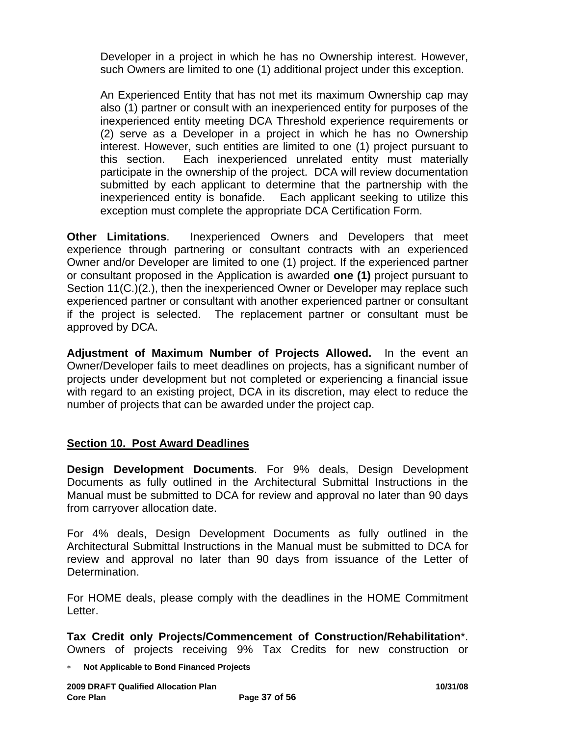Developer in a project in which he has no Ownership interest. However, such Owners are limited to one (1) additional project under this exception.

An Experienced Entity that has not met its maximum Ownership cap may also (1) partner or consult with an inexperienced entity for purposes of the inexperienced entity meeting DCA Threshold experience requirements or (2) serve as a Developer in a project in which he has no Ownership interest. However, such entities are limited to one (1) project pursuant to this section. Each inexperienced unrelated entity must materially participate in the ownership of the project. DCA will review documentation submitted by each applicant to determine that the partnership with the inexperienced entity is bonafide. Each applicant seeking to utilize this exception must complete the appropriate DCA Certification Form.

**Other Limitations**. Inexperienced Owners and Developers that meet experience through partnering or consultant contracts with an experienced Owner and/or Developer are limited to one (1) project. If the experienced partner or consultant proposed in the Application is awarded **one (1)** project pursuant to Section 11(C.)(2.), then the inexperienced Owner or Developer may replace such experienced partner or consultant with another experienced partner or consultant if the project is selected. The replacement partner or consultant must be approved by DCA.

**Adjustment of Maximum Number of Projects Allowed.** In the event an Owner/Developer fails to meet deadlines on projects, has a significant number of projects under development but not completed or experiencing a financial issue with regard to an existing project, DCA in its discretion, may elect to reduce the number of projects that can be awarded under the project cap.

## Section 10. Post Award Deadlines

**Design Development Documents**. For 9% deals, Design Development Documents as fully outlined in the Architectural Submittal Instructions in the Manual must be submitted to DCA for review and approval no later than 90 days from carryover allocation date.

For 4% deals, Design Development Documents as fully outlined in the Architectural Submittal Instructions in the Manual must be submitted to DCA for review and approval no later than 90 days from issuance of the Letter of Determination.

For HOME deals, please comply with the deadlines in the HOME Commitment Letter.

**Tax Credit only Projects/Commencement of Construction/Rehabilitation***. Owners of projects receiving 9% Tax Credits for new construction or

* **Not Applicable to Bond Financed Projects**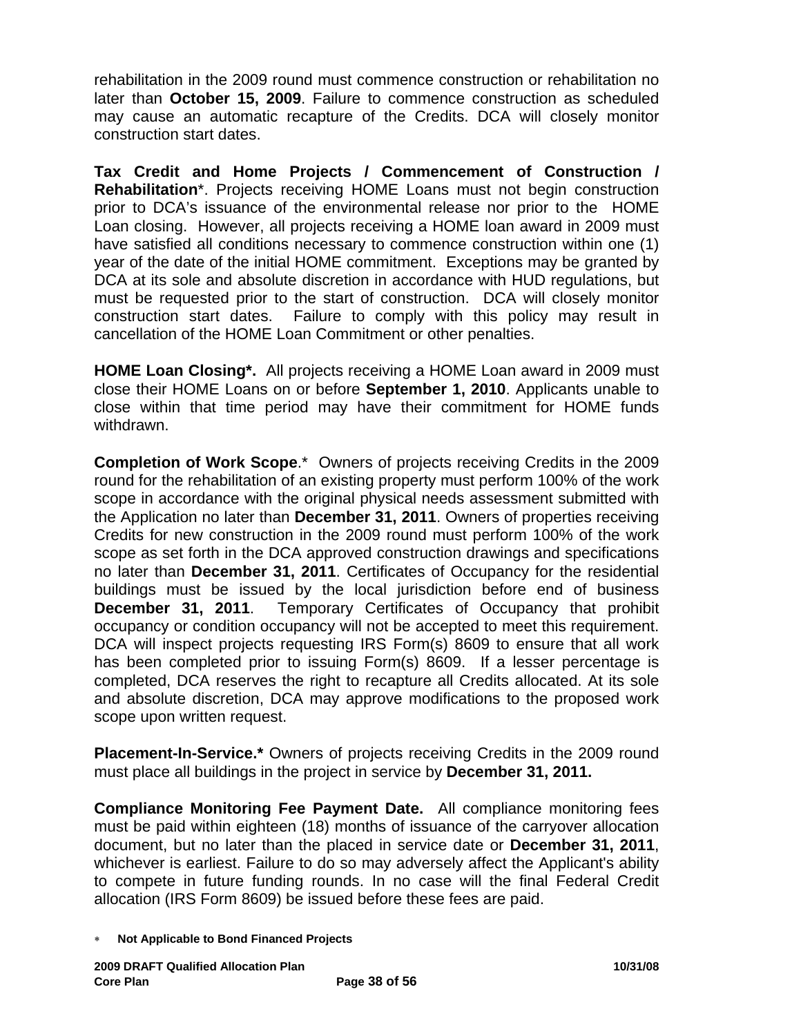rehabilitation in the 2009 round must commence construction or rehabilitation no later than **October 15, 2009**. Failure to commence construction as scheduled may cause an automatic recapture of the Credits. DCA will closely monitor construction start dates.

**Tax Credit and Home Projects / Commencement of Construction / Rehabilitation***. Projects receiving HOME Loans must not begin construction prior to DCA's issuance of the environmental release nor prior to the HOME Loan closing. However, all projects receiving a HOME loan award in 2009 must have satisfied all conditions necessary to commence construction within one (1) year of the date of the initial HOME commitment. Exceptions may be granted by DCA at its sole and absolute discretion in accordance with HUD regulations, but must be requested prior to the start of construction. DCA will closely monitor construction start dates. Failure to comply with this policy may result in cancellation of the HOME Loan Commitment or other penalties.

**HOME Loan Closing*.** All projects receiving a HOME Loan award in 2009 must close their HOME Loans on or before **September 1, 2010**. Applicants unable to close within that time period may have their commitment for HOME funds withdrawn.

**Completion of Work Scope**.* Owners of projects receiving Credits in the 2009 round for the rehabilitation of an existing property must perform 100% of the work scope in accordance with the original physical needs assessment submitted with the Application no later than **December 31, 2011**. Owners of properties receiving Credits for new construction in the 2009 round must perform 100% of the work scope as set forth in the DCA approved construction drawings and specifications no later than **December 31, 2011**. Certificates of Occupancy for the residential buildings must be issued by the local jurisdiction before end of business **December 31, 2011**. Temporary Certificates of Occupancy that prohibit occupancy or condition occupancy will not be accepted to meet this requirement. DCA will inspect projects requesting IRS Form(s) 8609 to ensure that all work has been completed prior to issuing Form(s) 8609. If a lesser percentage is completed, DCA reserves the right to recapture all Credits allocated. At its sole and absolute discretion, DCA may approve modifications to the proposed work scope upon written request.

**Placement-In-Service.*** Owners of projects receiving Credits in the 2009 round must place all buildings in the project in service by **December 31, 2011.**

**Compliance Monitoring Fee Payment Date.** All compliance monitoring fees must be paid within eighteen (18) months of issuance of the carryover allocation document, but no later than the placed in service date or **December 31, 2011**, whichever is earliest. Failure to do so may adversely affect the Applicant's ability to compete in future funding rounds. In no case will the final Federal Credit allocation (IRS Form 8609) be issued before these fees are paid.

* **Not Applicable to Bond Financed Projects**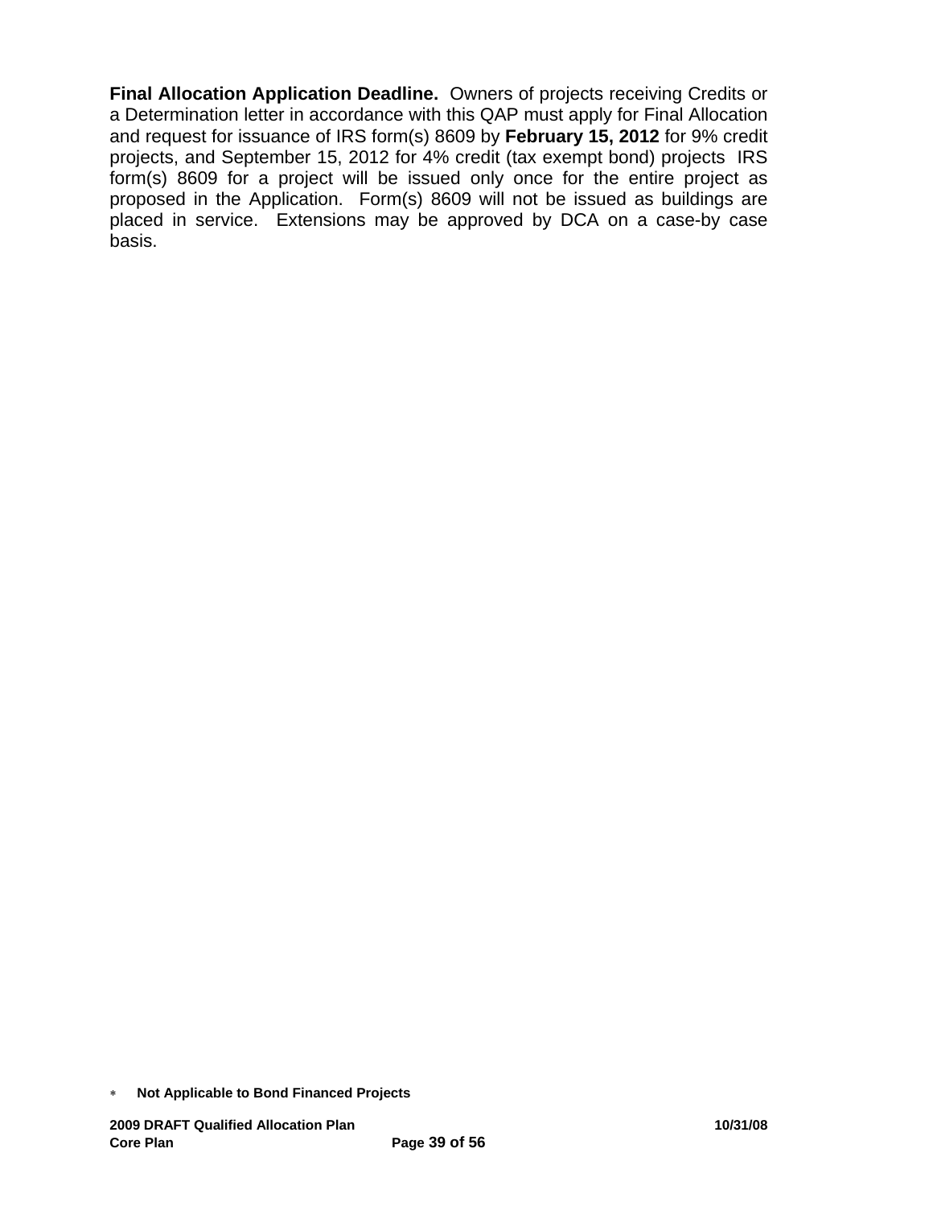**Final Allocation Application Deadline.** Owners of projects receiving Credits or a Determination letter in accordance with this QAP must apply for Final Allocation and request for issuance of IRS form(s) 8609 by **February 15, 2012** for 9% credit projects, and September 15, 2012 for 4% credit (tax exempt bond) projects IRS form(s) 8609 for a project will be issued only once for the entire project as proposed in the Application. Form(s) 8609 will not be issued as buildings are placed in service. Extensions may be approved by DCA on a case-by case basis.

* **Not Applicable to Bond Financed Projects**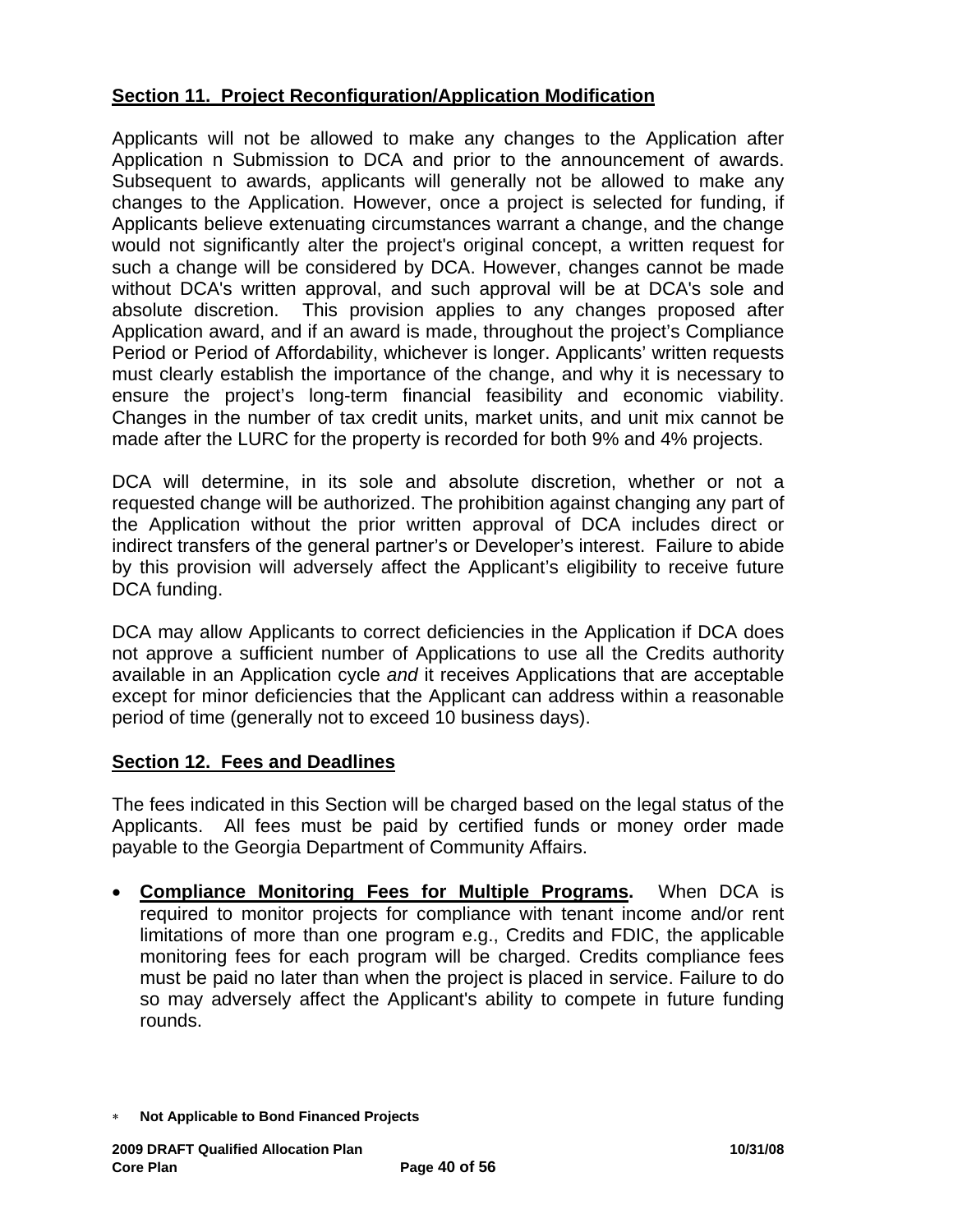## Section 11. Project Reconfiguration/Application Modification

Applicants will not be allowed to make any changes to the Application after Application n Submission to DCA and prior to the announcement of awards. Subsequent to awards, applicants will generally not be allowed to make any changes to the Application. However, once a project is selected for funding, if Applicants believe extenuating circumstances warrant a change, and the change would not significantly alter the project's original concept, a written request for such a change will be considered by DCA. However, changes cannot be made without DCA's written approval, and such approval will be at DCA's sole and absolute discretion. This provision applies to any changes proposed after Application award, and if an award is made, throughout the project's Compliance Period or Period of Affordability, whichever is longer. Applicants' written requests must clearly establish the importance of the change, and why it is necessary to ensure the project's long-term financial feasibility and economic viability. Changes in the number of tax credit units, market units, and unit mix cannot be made after the LURC for the property is recorded for both 9% and 4% projects.

DCA will determine, in its sole and absolute discretion, whether or not a requested change will be authorized. The prohibition against changing any part of the Application without the prior written approval of DCA includes direct or indirect transfers of the general partner's or Developer's interest. Failure to abide by this provision will adversely affect the Applicant's eligibility to receive future DCA funding.

DCA may allow Applicants to correct deficiencies in the Application if DCA does not approve a sufficient number of Applications to use all the Credits authority available in an Application cycle *and* it receives Applications that are acceptable except for minor deficiencies that the Applicant can address within a reasonable period of time (generally not to exceed 10 business days).

## Section 12. Fees and Deadlines

The fees indicated in this Section will be charged based on the legal status of the Applicants. All fees must be paid by certified funds or money order made payable to the Georgia Department of Community Affairs.

- **Compliance Monitoring Fees for Multiple Programs.** When DCA is required to monitor projects for compliance with tenant income and/or rent limitations of more than one program e.g., Credits and FDIC, the applicable monitoring fees for each program will be charged. Credits compliance fees must be paid no later than when the project is placed in service. Failure to do so may adversely affect the Applicant's ability to compete in future funding rounds.

\* **Not Applicable to Bond Financed Projects**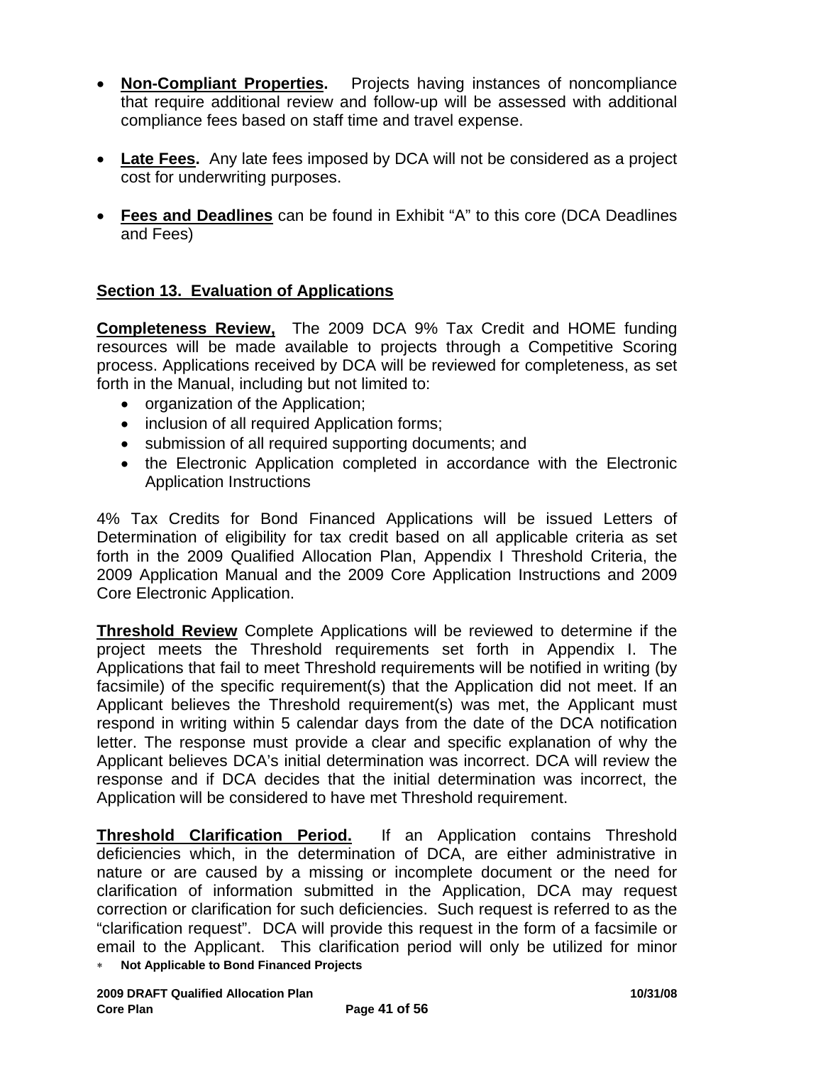- **Non-Compliant Properties.** Projects having instances of noncompliance that require additional review and follow-up will be assessed with additional compliance fees based on staff time and travel expense.

- **Late Fees.** Any late fees imposed by DCA will not be considered as a project cost for underwriting purposes.

- **Fees and Deadlines** can be found in Exhibit "A" to this core (DCA Deadlines and Fees)

## Section 13. Evaluation of Applications

**Completeness Review,** The 2009 DCA 9% Tax Credit and HOME funding resources will be made available to projects through a Competitive Scoring process. Applications received by DCA will be reviewed for completeness, as set forth in the Manual, including but not limited to:

- organization of the Application;
- inclusion of all required Application forms;
- submission of all required supporting documents; and
- the Electronic Application completed in accordance with the Electronic Application Instructions

4% Tax Credits for Bond Financed Applications will be issued Letters of Determination of eligibility for tax credit based on all applicable criteria as set forth in the 2009 Qualified Allocation Plan, Appendix I Threshold Criteria, the 2009 Application Manual and the 2009 Core Application Instructions and 2009 Core Electronic Application.

**Threshold Review** Complete Applications will be reviewed to determine if the project meets the Threshold requirements set forth in Appendix I. The Applications that fail to meet Threshold requirements will be notified in writing (by facsimile) of the specific requirement(s) that the Application did not meet. If an Applicant believes the Threshold requirement(s) was met, the Applicant must respond in writing within 5 calendar days from the date of the DCA notification letter. The response must provide a clear and specific explanation of why the Applicant believes DCA's initial determination was incorrect. DCA will review the response and if DCA decides that the initial determination was incorrect, the Application will be considered to have met Threshold requirement.

**Threshold Clarification Period.** If an Application contains Threshold deficiencies which, in the determination of DCA, are either administrative in nature or are caused by a missing or incomplete document or the need for clarification of information submitted in the Application, DCA may request correction or clarification for such deficiencies. Such request is referred to as the "clarification request". DCA will provide this request in the form of a facsimile or email to the Applicant. This clarification period will only be utilized for minor

\* **Not Applicable to Bond Financed Projects**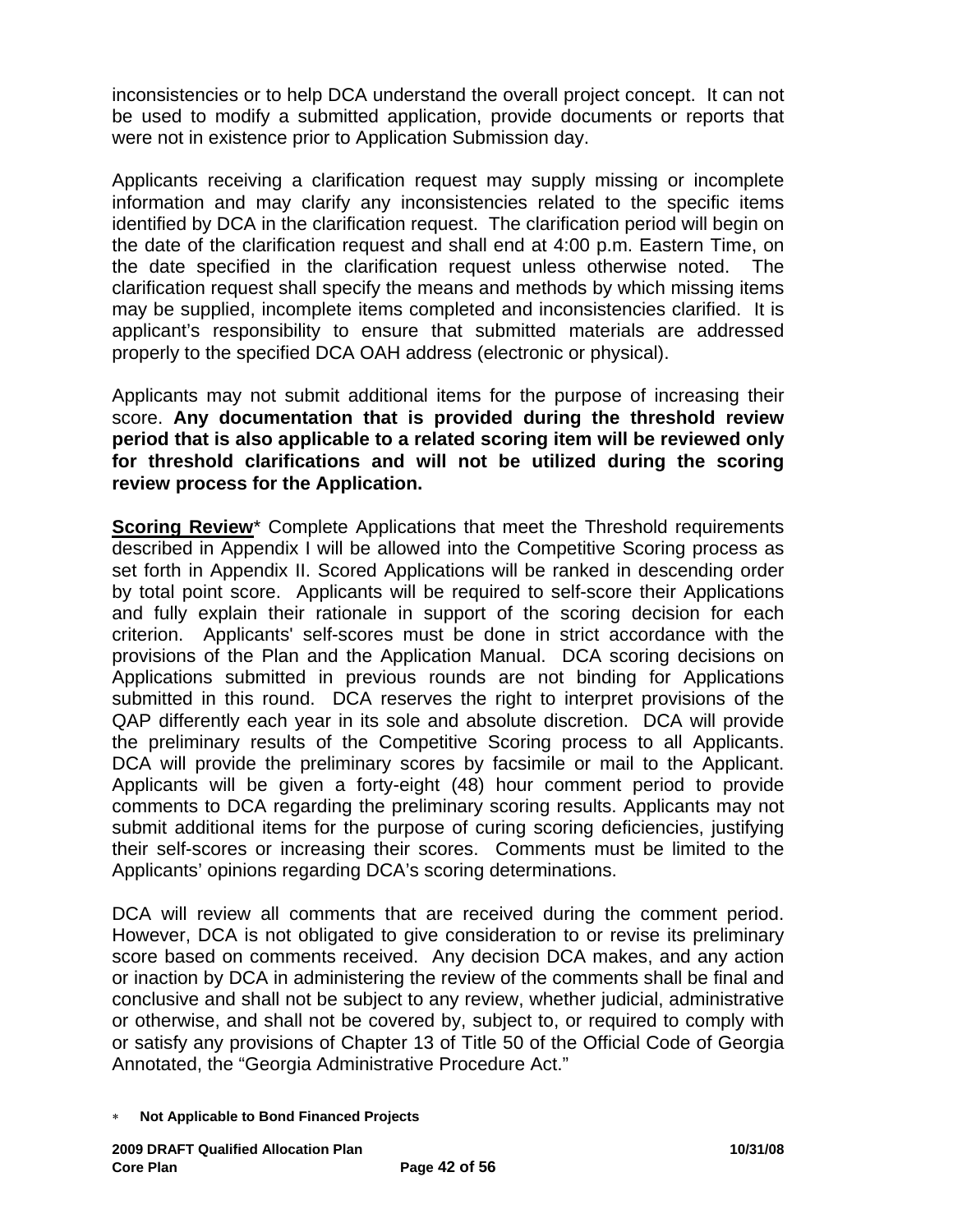inconsistencies or to help DCA understand the overall project concept. It can not be used to modify a submitted application, provide documents or reports that were not in existence prior to Application Submission day.

Applicants receiving a clarification request may supply missing or incomplete information and may clarify any inconsistencies related to the specific items identified by DCA in the clarification request. The clarification period will begin on the date of the clarification request and shall end at 4:00 p.m. Eastern Time, on the date specified in the clarification request unless otherwise noted. The clarification request shall specify the means and methods by which missing items may be supplied, incomplete items completed and inconsistencies clarified. It is applicant's responsibility to ensure that submitted materials are addressed properly to the specified DCA OAH address (electronic or physical).

Applicants may not submit additional items for the purpose of increasing their score. **Any documentation that is provided during the threshold review period that is also applicable to a related scoring item will be reviewed only for threshold clarifications and will not be utilized during the scoring review process for the Application.**

**Scoring Review*** Complete Applications that meet the Threshold requirements described in Appendix I will be allowed into the Competitive Scoring process as set forth in Appendix II. Scored Applications will be ranked in descending order by total point score. Applicants will be required to self-score their Applications and fully explain their rationale in support of the scoring decision for each criterion. Applicants' self-scores must be done in strict accordance with the provisions of the Plan and the Application Manual. DCA scoring decisions on Applications submitted in previous rounds are not binding for Applications submitted in this round. DCA reserves the right to interpret provisions of the QAP differently each year in its sole and absolute discretion. DCA will provide the preliminary results of the Competitive Scoring process to all Applicants. DCA will provide the preliminary scores by facsimile or mail to the Applicant. Applicants will be given a forty-eight (48) hour comment period to provide comments to DCA regarding the preliminary scoring results. Applicants may not submit additional items for the purpose of curing scoring deficiencies, justifying their self-scores or increasing their scores. Comments must be limited to the Applicants' opinions regarding DCA's scoring determinations.

DCA will review all comments that are received during the comment period. However, DCA is not obligated to give consideration to or revise its preliminary score based on comments received. Any decision DCA makes, and any action or inaction by DCA in administering the review of the comments shall be final and conclusive and shall not be subject to any review, whether judicial, administrative or otherwise, and shall not be covered by, subject to, or required to comply with or satisfy any provisions of Chapter 13 of Title 50 of the Official Code of Georgia Annotated, the "Georgia Administrative Procedure Act."

* **Not Applicable to Bond Financed Projects**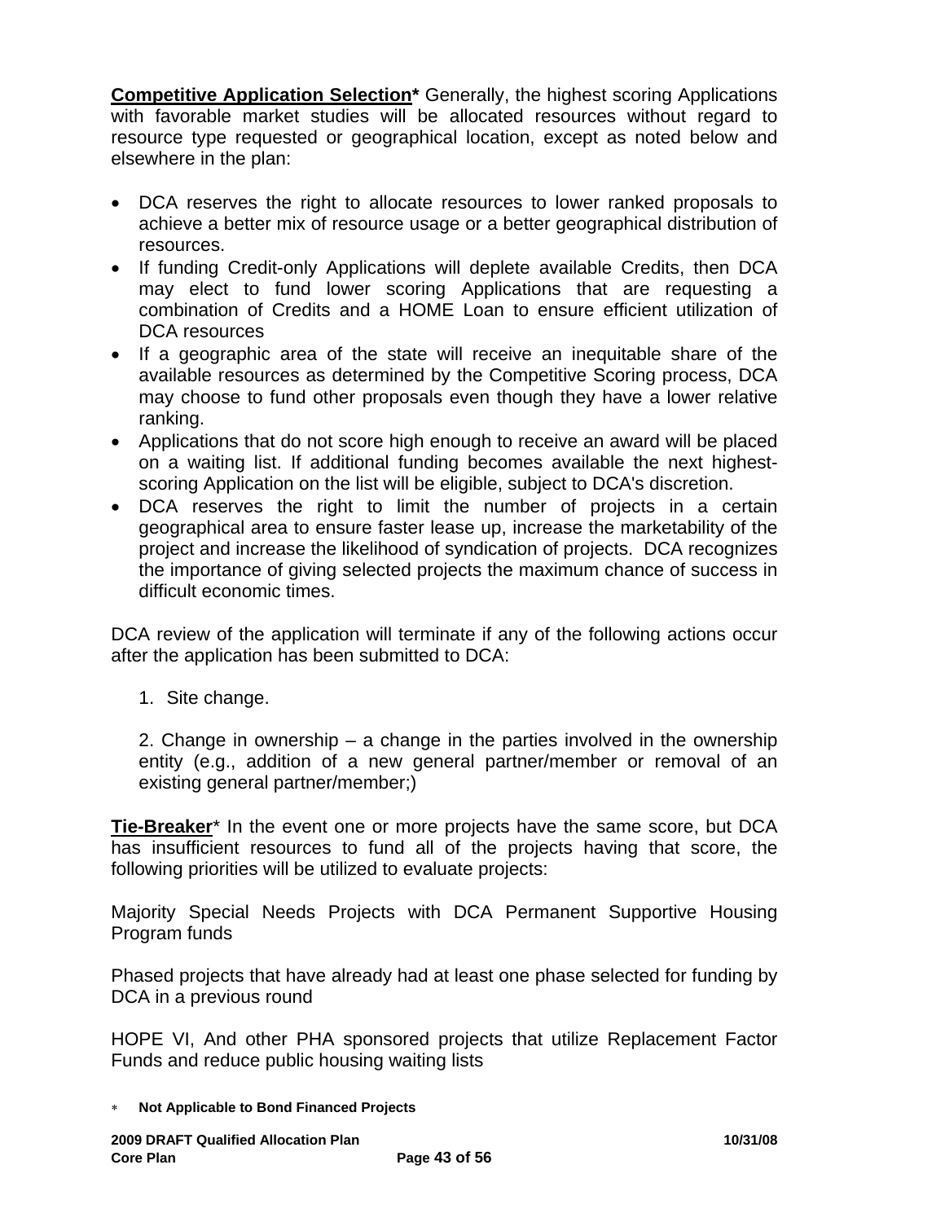**Competitive Application Selection*** Generally, the highest scoring Applications with favorable market studies will be allocated resources without regard to resource type requested or geographical location, except as noted below and elsewhere in the plan:

- DCA reserves the right to allocate resources to lower ranked proposals to achieve a better mix of resource usage or a better geographical distribution of resources.
- If funding Credit-only Applications will deplete available Credits, then DCA may elect to fund lower scoring Applications that are requesting a combination of Credits and a HOME Loan to ensure efficient utilization of DCA resources
- If a geographic area of the state will receive an inequitable share of the available resources as determined by the Competitive Scoring process, DCA may choose to fund other proposals even though they have a lower relative ranking.
- Applications that do not score high enough to receive an award will be placed on a waiting list. If additional funding becomes available the next highest-scoring Application on the list will be eligible, subject to DCA's discretion.
- DCA reserves the right to limit the number of projects in a certain geographical area to ensure faster lease up, increase the marketability of the project and increase the likelihood of syndication of projects. DCA recognizes the importance of giving selected projects the maximum chance of success in difficult economic times.

DCA review of the application will terminate if any of the following actions occur after the application has been submitted to DCA:

1. Site change.

2. Change in ownership – a change in the parties involved in the ownership entity (e.g., addition of a new general partner/member or removal of an existing general partner/member;)

**Tie-Breaker*** In the event one or more projects have the same score, but DCA has insufficient resources to fund all of the projects having that score, the following priorities will be utilized to evaluate projects:

Majority Special Needs Projects with DCA Permanent Supportive Housing Program funds

Phased projects that have already had at least one phase selected for funding by DCA in a previous round

HOPE VI, And other PHA sponsored projects that utilize Replacement Factor Funds and reduce public housing waiting lists

* **Not Applicable to Bond Financed Projects**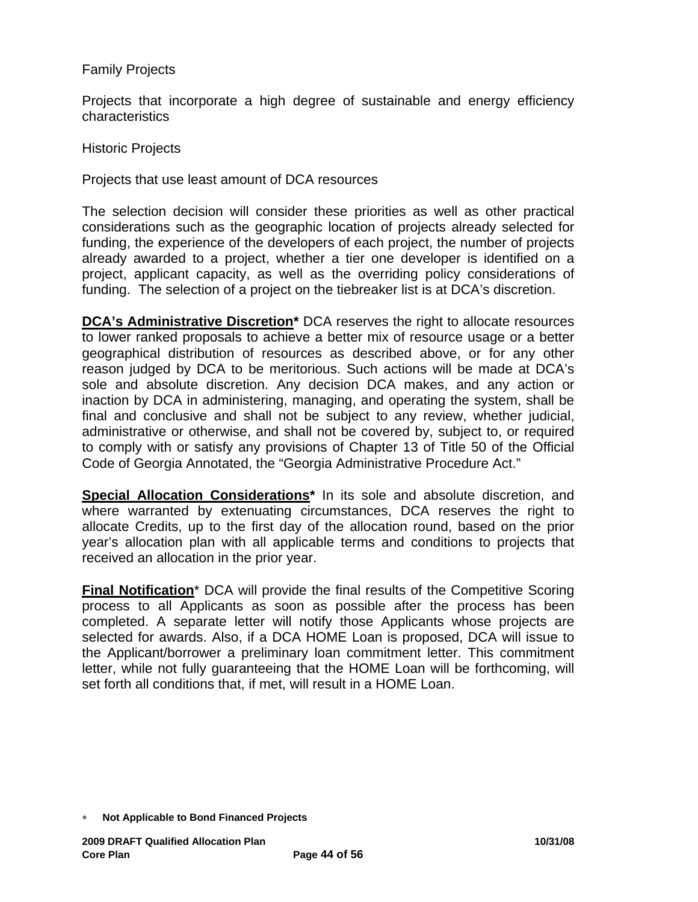Family Projects

Projects that incorporate a high degree of sustainable and energy efficiency characteristics

Historic Projects

Projects that use least amount of DCA resources

The selection decision will consider these priorities as well as other practical considerations such as the geographic location of projects already selected for funding, the experience of the developers of each project, the number of projects already awarded to a project, whether a tier one developer is identified on a project, applicant capacity, as well as the overriding policy considerations of funding. The selection of a project on the tiebreaker list is at DCA's discretion.

**<u>DCA's Administrative Discretion</u>*** DCA reserves the right to allocate resources to lower ranked proposals to achieve a better mix of resource usage or a better geographical distribution of resources as described above, or for any other reason judged by DCA to be meritorious. Such actions will be made at DCA's sole and absolute discretion. Any decision DCA makes, and any action or inaction by DCA in administering, managing, and operating the system, shall be final and conclusive and shall not be subject to any review, whether judicial, administrative or otherwise, and shall not be covered by, subject to, or required to comply with or satisfy any provisions of Chapter 13 of Title 50 of the Official Code of Georgia Annotated, the "Georgia Administrative Procedure Act."

**<u>Special Allocation Considerations</u>*** In its sole and absolute discretion, and where warranted by extenuating circumstances, DCA reserves the right to allocate Credits, up to the first day of the allocation round, based on the prior year's allocation plan with all applicable terms and conditions to projects that received an allocation in the prior year.

**<u>Final Notification</u>*** DCA will provide the final results of the Competitive Scoring process to all Applicants as soon as possible after the process has been completed. A separate letter will notify those Applicants whose projects are selected for awards. Also, if a DCA HOME Loan is proposed, DCA will issue to the Applicant/borrower a preliminary loan commitment letter. This commitment letter, while not fully guaranteeing that the HOME Loan will be forthcoming, will set forth all conditions that, if met, will result in a HOME Loan.

\* **Not Applicable to Bond Financed Projects**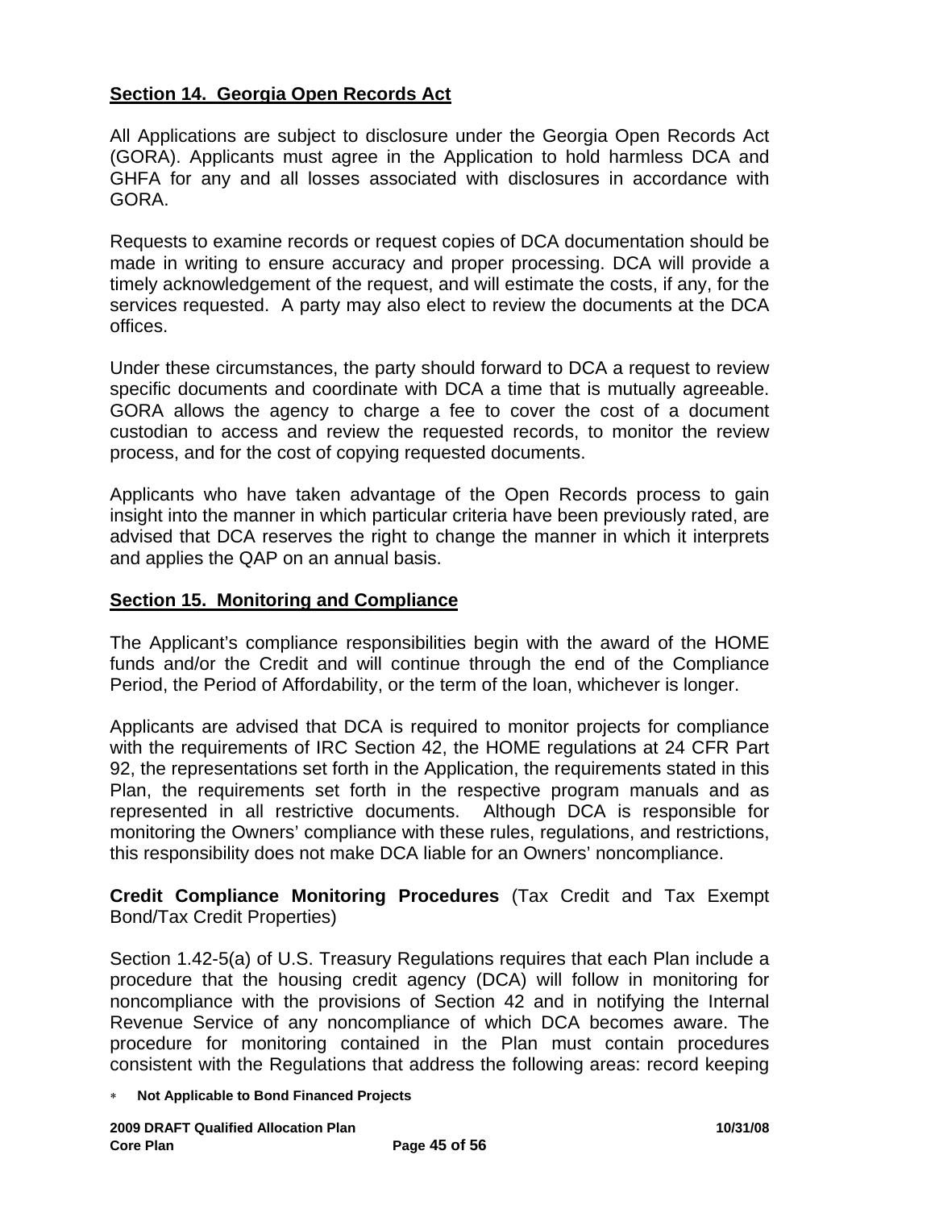## Section 14. Georgia Open Records Act

All Applications are subject to disclosure under the Georgia Open Records Act (GORA). Applicants must agree in the Application to hold harmless DCA and GHFA for any and all losses associated with disclosures in accordance with GORA.

Requests to examine records or request copies of DCA documentation should be made in writing to ensure accuracy and proper processing. DCA will provide a timely acknowledgement of the request, and will estimate the costs, if any, for the services requested. A party may also elect to review the documents at the DCA offices.

Under these circumstances, the party should forward to DCA a request to review specific documents and coordinate with DCA a time that is mutually agreeable. GORA allows the agency to charge a fee to cover the cost of a document custodian to access and review the requested records, to monitor the review process, and for the cost of copying requested documents.

Applicants who have taken advantage of the Open Records process to gain insight into the manner in which particular criteria have been previously rated, are advised that DCA reserves the right to change the manner in which it interprets and applies the QAP on an annual basis.

## Section 15. Monitoring and Compliance

The Applicant's compliance responsibilities begin with the award of the HOME funds and/or the Credit and will continue through the end of the Compliance Period, the Period of Affordability, or the term of the loan, whichever is longer.

Applicants are advised that DCA is required to monitor projects for compliance with the requirements of IRC Section 42, the HOME regulations at 24 CFR Part 92, the representations set forth in the Application, the requirements stated in this Plan, the requirements set forth in the respective program manuals and as represented in all restrictive documents. Although DCA is responsible for monitoring the Owners' compliance with these rules, regulations, and restrictions, this responsibility does not make DCA liable for an Owners' noncompliance.

**Credit Compliance Monitoring Procedures** (Tax Credit and Tax Exempt Bond/Tax Credit Properties)

Section 1.42-5(a) of U.S. Treasury Regulations requires that each Plan include a procedure that the housing credit agency (DCA) will follow in monitoring for noncompliance with the provisions of Section 42 and in notifying the Internal Revenue Service of any noncompliance of which DCA becomes aware. The procedure for monitoring contained in the Plan must contain procedures consistent with the Regulations that address the following areas: record keeping

* **Not Applicable to Bond Financed Projects**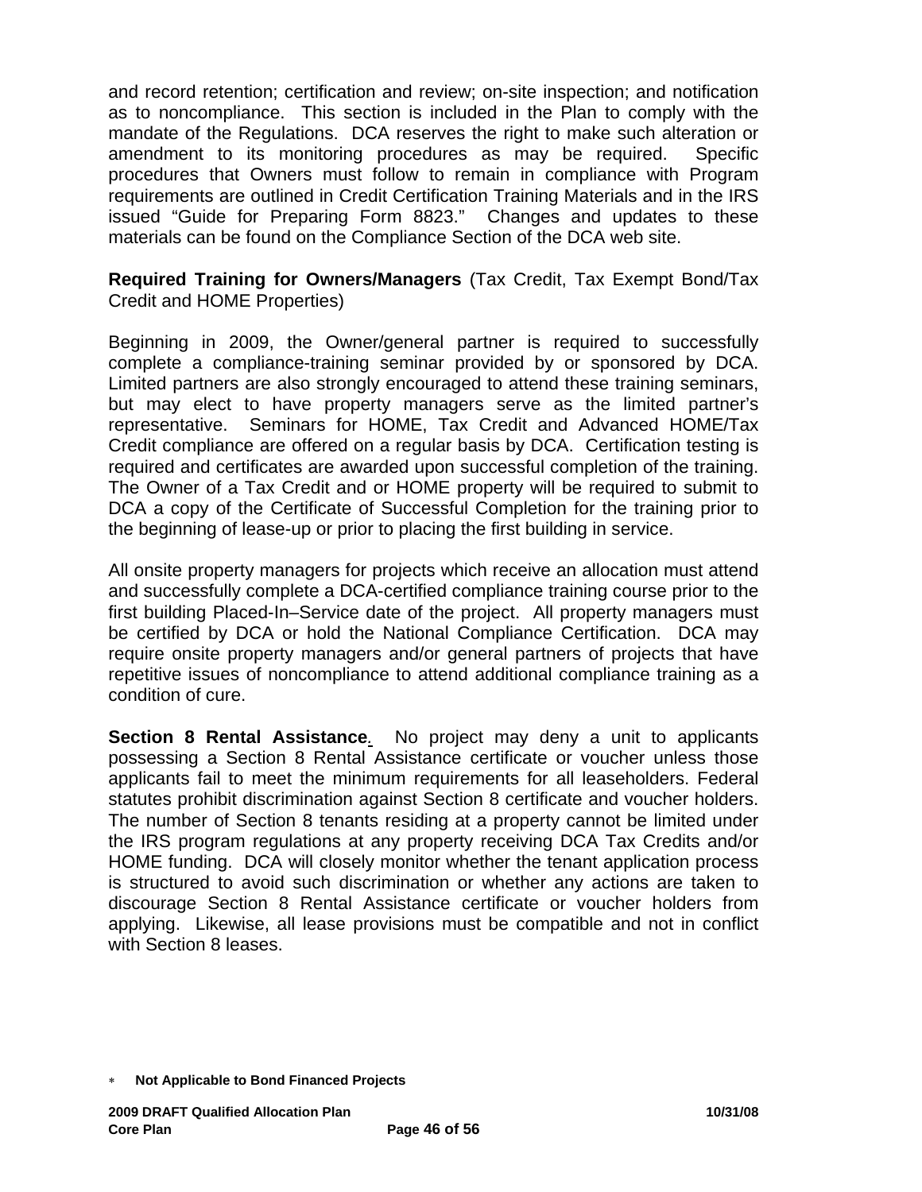and record retention; certification and review; on-site inspection; and notification as to noncompliance. This section is included in the Plan to comply with the mandate of the Regulations. DCA reserves the right to make such alteration or amendment to its monitoring procedures as may be required. Specific procedures that Owners must follow to remain in compliance with Program requirements are outlined in Credit Certification Training Materials and in the IRS issued "Guide for Preparing Form 8823." Changes and updates to these materials can be found on the Compliance Section of the DCA web site.

**Required Training for Owners/Managers** (Tax Credit, Tax Exempt Bond/Tax Credit and HOME Properties)

Beginning in 2009, the Owner/general partner is required to successfully complete a compliance-training seminar provided by or sponsored by DCA. Limited partners are also strongly encouraged to attend these training seminars, but may elect to have property managers serve as the limited partner's representative. Seminars for HOME, Tax Credit and Advanced HOME/Tax Credit compliance are offered on a regular basis by DCA. Certification testing is required and certificates are awarded upon successful completion of the training. The Owner of a Tax Credit and or HOME property will be required to submit to DCA a copy of the Certificate of Successful Completion for the training prior to the beginning of lease-up or prior to placing the first building in service.

All onsite property managers for projects which receive an allocation must attend and successfully complete a DCA-certified compliance training course prior to the first building Placed-In–Service date of the project. All property managers must be certified by DCA or hold the National Compliance Certification. DCA may require onsite property managers and/or general partners of projects that have repetitive issues of noncompliance to attend additional compliance training as a condition of cure.

**Section 8 Rental Assistance**. No project may deny a unit to applicants possessing a Section 8 Rental Assistance certificate or voucher unless those applicants fail to meet the minimum requirements for all leaseholders. Federal statutes prohibit discrimination against Section 8 certificate and voucher holders. The number of Section 8 tenants residing at a property cannot be limited under the IRS program regulations at any property receiving DCA Tax Credits and/or HOME funding. DCA will closely monitor whether the tenant application process is structured to avoid such discrimination or whether any actions are taken to discourage Section 8 Rental Assistance certificate or voucher holders from applying. Likewise, all lease provisions must be compatible and not in conflict with Section 8 leases.

* **Not Applicable to Bond Financed Projects**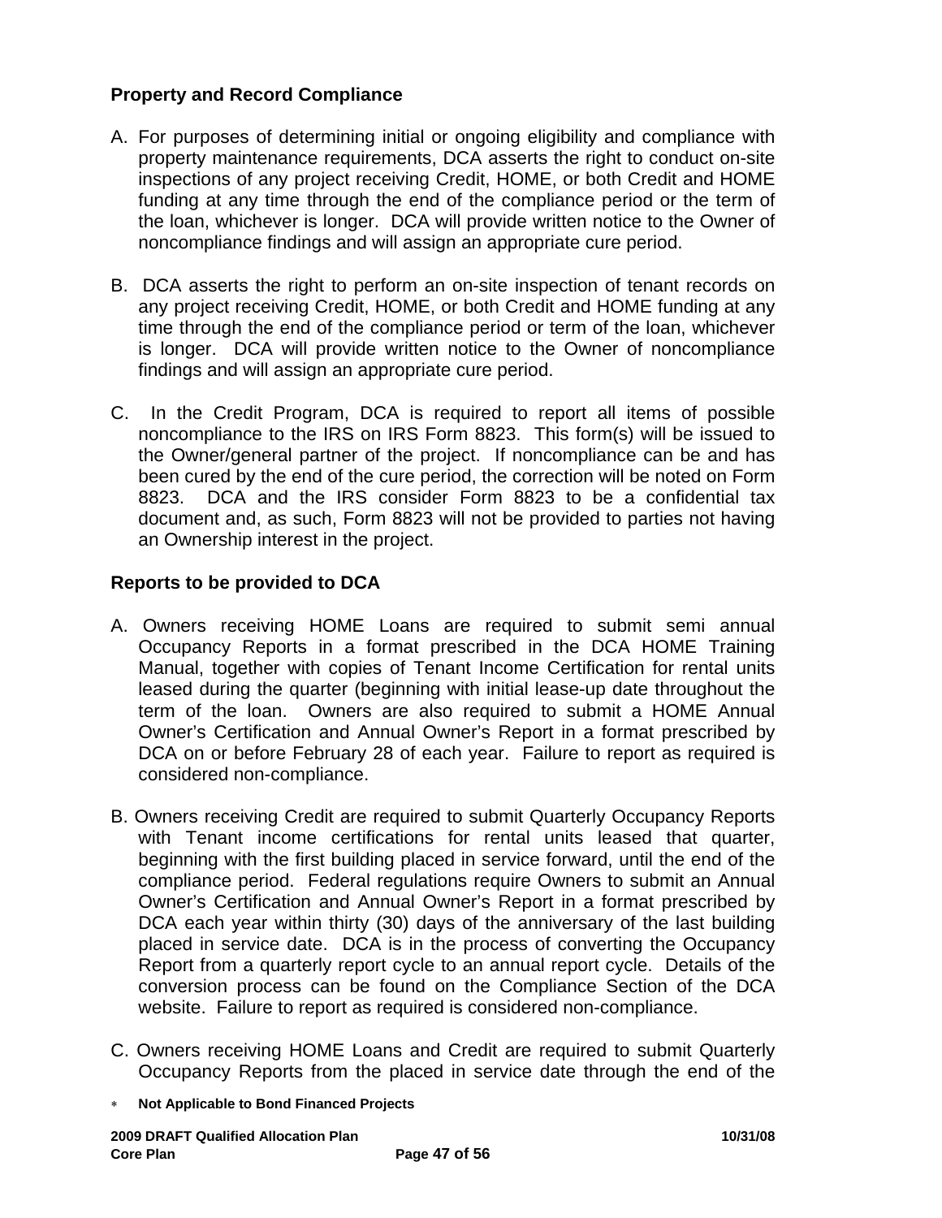### Property and Record Compliance

A. For purposes of determining initial or ongoing eligibility and compliance with property maintenance requirements, DCA asserts the right to conduct on-site inspections of any project receiving Credit, HOME, or both Credit and HOME funding at any time through the end of the compliance period or the term of the loan, whichever is longer. DCA will provide written notice to the Owner of noncompliance findings and will assign an appropriate cure period.

B. DCA asserts the right to perform an on-site inspection of tenant records on any project receiving Credit, HOME, or both Credit and HOME funding at any time through the end of the compliance period or term of the loan, whichever is longer. DCA will provide written notice to the Owner of noncompliance findings and will assign an appropriate cure period.

C. In the Credit Program, DCA is required to report all items of possible noncompliance to the IRS on IRS Form 8823. This form(s) will be issued to the Owner/general partner of the project. If noncompliance can be and has been cured by the end of the cure period, the correction will be noted on Form 8823. DCA and the IRS consider Form 8823 to be a confidential tax document and, as such, Form 8823 will not be provided to parties not having an Ownership interest in the project.

### Reports to be provided to DCA

A. Owners receiving HOME Loans are required to submit semi annual Occupancy Reports in a format prescribed in the DCA HOME Training Manual, together with copies of Tenant Income Certification for rental units leased during the quarter (beginning with initial lease-up date throughout the term of the loan. Owners are also required to submit a HOME Annual Owner's Certification and Annual Owner's Report in a format prescribed by DCA on or before February 28 of each year. Failure to report as required is considered non-compliance.

B. Owners receiving Credit are required to submit Quarterly Occupancy Reports with Tenant income certifications for rental units leased that quarter, beginning with the first building placed in service forward, until the end of the compliance period. Federal regulations require Owners to submit an Annual Owner's Certification and Annual Owner's Report in a format prescribed by DCA each year within thirty (30) days of the anniversary of the last building placed in service date. DCA is in the process of converting the Occupancy Report from a quarterly report cycle to an annual report cycle. Details of the conversion process can be found on the Compliance Section of the DCA website. Failure to report as required is considered non-compliance.

C. Owners receiving HOME Loans and Credit are required to submit Quarterly Occupancy Reports from the placed in service date through the end of the

* **Not Applicable to Bond Financed Projects**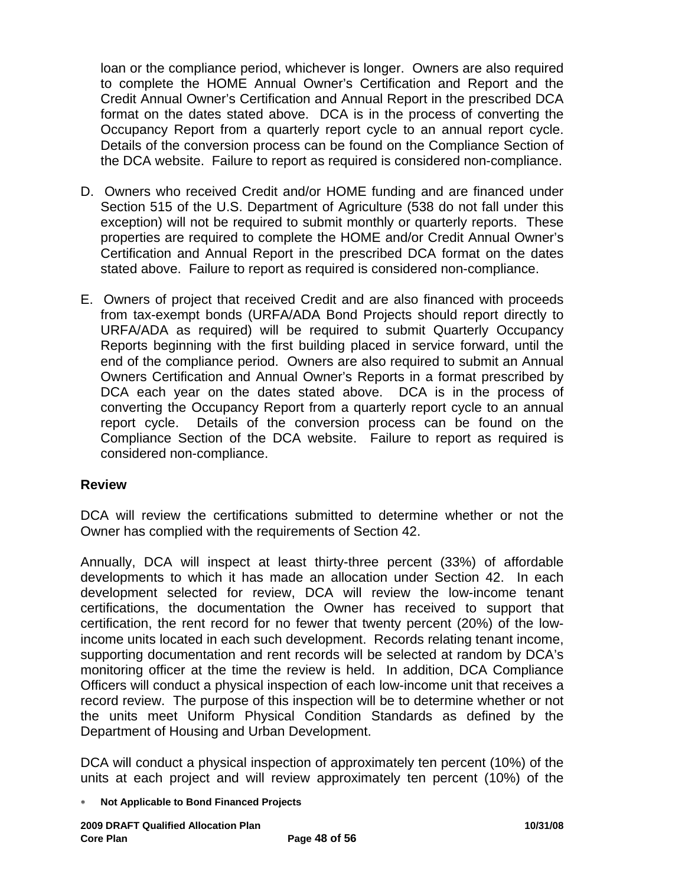loan or the compliance period, whichever is longer. Owners are also required to complete the HOME Annual Owner's Certification and Report and the Credit Annual Owner's Certification and Annual Report in the prescribed DCA format on the dates stated above. DCA is in the process of converting the Occupancy Report from a quarterly report cycle to an annual report cycle. Details of the conversion process can be found on the Compliance Section of the DCA website. Failure to report as required is considered non-compliance.

D. Owners who received Credit and/or HOME funding and are financed under Section 515 of the U.S. Department of Agriculture (538 do not fall under this exception) will not be required to submit monthly or quarterly reports. These properties are required to complete the HOME and/or Credit Annual Owner's Certification and Annual Report in the prescribed DCA format on the dates stated above. Failure to report as required is considered non-compliance.

E. Owners of project that received Credit and are also financed with proceeds from tax-exempt bonds (URFA/ADA Bond Projects should report directly to URFA/ADA as required) will be required to submit Quarterly Occupancy Reports beginning with the first building placed in service forward, until the end of the compliance period. Owners are also required to submit an Annual Owners Certification and Annual Owner's Reports in a format prescribed by DCA each year on the dates stated above. DCA is in the process of converting the Occupancy Report from a quarterly report cycle to an annual report cycle. Details of the conversion process can be found on the Compliance Section of the DCA website. Failure to report as required is considered non-compliance.

### Review

DCA will review the certifications submitted to determine whether or not the Owner has complied with the requirements of Section 42.

Annually, DCA will inspect at least thirty-three percent (33%) of affordable developments to which it has made an allocation under Section 42. In each development selected for review, DCA will review the low-income tenant certifications, the documentation the Owner has received to support that certification, the rent record for no fewer that twenty percent (20%) of the low-income units located in each such development. Records relating tenant income, supporting documentation and rent records will be selected at random by DCA's monitoring officer at the time the review is held. In addition, DCA Compliance Officers will conduct a physical inspection of each low-income unit that receives a record review. The purpose of this inspection will be to determine whether or not the units meet Uniform Physical Condition Standards as defined by the Department of Housing and Urban Development.

DCA will conduct a physical inspection of approximately ten percent (10%) of the units at each project and will review approximately ten percent (10%) of the

* **Not Applicable to Bond Financed Projects**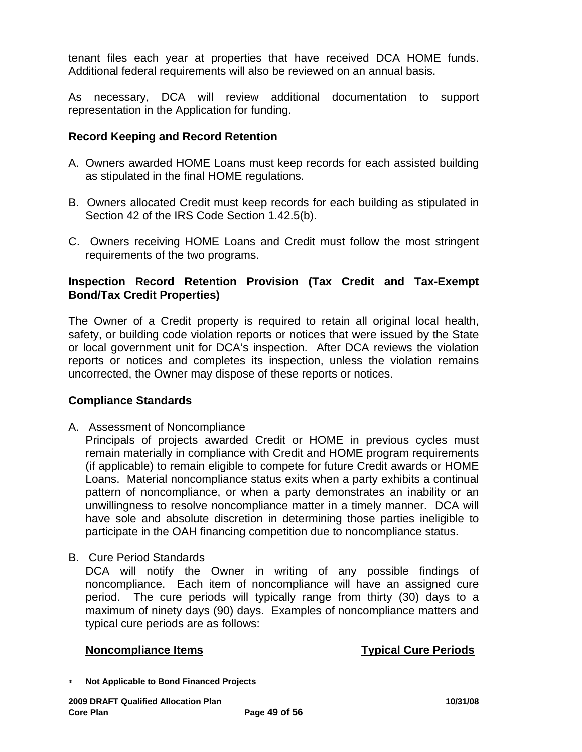tenant files each year at properties that have received DCA HOME funds. Additional federal requirements will also be reviewed on an annual basis.

As necessary, DCA will review additional documentation to support representation in the Application for funding.

### Record Keeping and Record Retention

A. Owners awarded HOME Loans must keep records for each assisted building as stipulated in the final HOME regulations.

B. Owners allocated Credit must keep records for each building as stipulated in Section 42 of the IRS Code Section 1.42.5(b).

C. Owners receiving HOME Loans and Credit must follow the most stringent requirements of the two programs.

### Inspection Record Retention Provision (Tax Credit and Tax-Exempt Bond/Tax Credit Properties)

The Owner of a Credit property is required to retain all original local health, safety, or building code violation reports or notices that were issued by the State or local government unit for DCA's inspection. After DCA reviews the violation reports or notices and completes its inspection, unless the violation remains uncorrected, the Owner may dispose of these reports or notices.

### Compliance Standards

A. Assessment of Noncompliance
Principals of projects awarded Credit or HOME in previous cycles must remain materially in compliance with Credit and HOME program requirements (if applicable) to remain eligible to compete for future Credit awards or HOME Loans. Material noncompliance status exits when a party exhibits a continual pattern of noncompliance, or when a party demonstrates an inability or an unwillingness to resolve noncompliance matter in a timely manner. DCA will have sole and absolute discretion in determining those parties ineligible to participate in the OAH financing competition due to noncompliance status.

B. Cure Period Standards
DCA will notify the Owner in writing of any possible findings of noncompliance. Each item of noncompliance will have an assigned cure period. The cure periods will typically range from thirty (30) days to a maximum of ninety days (90) days. Examples of noncompliance matters and typical cure periods are as follows:

| <u>**Noncompliance Items**</u> | <u>**Typical Cure Periods**</u> |
|---|---|

* **Not Applicable to Bond Financed Projects**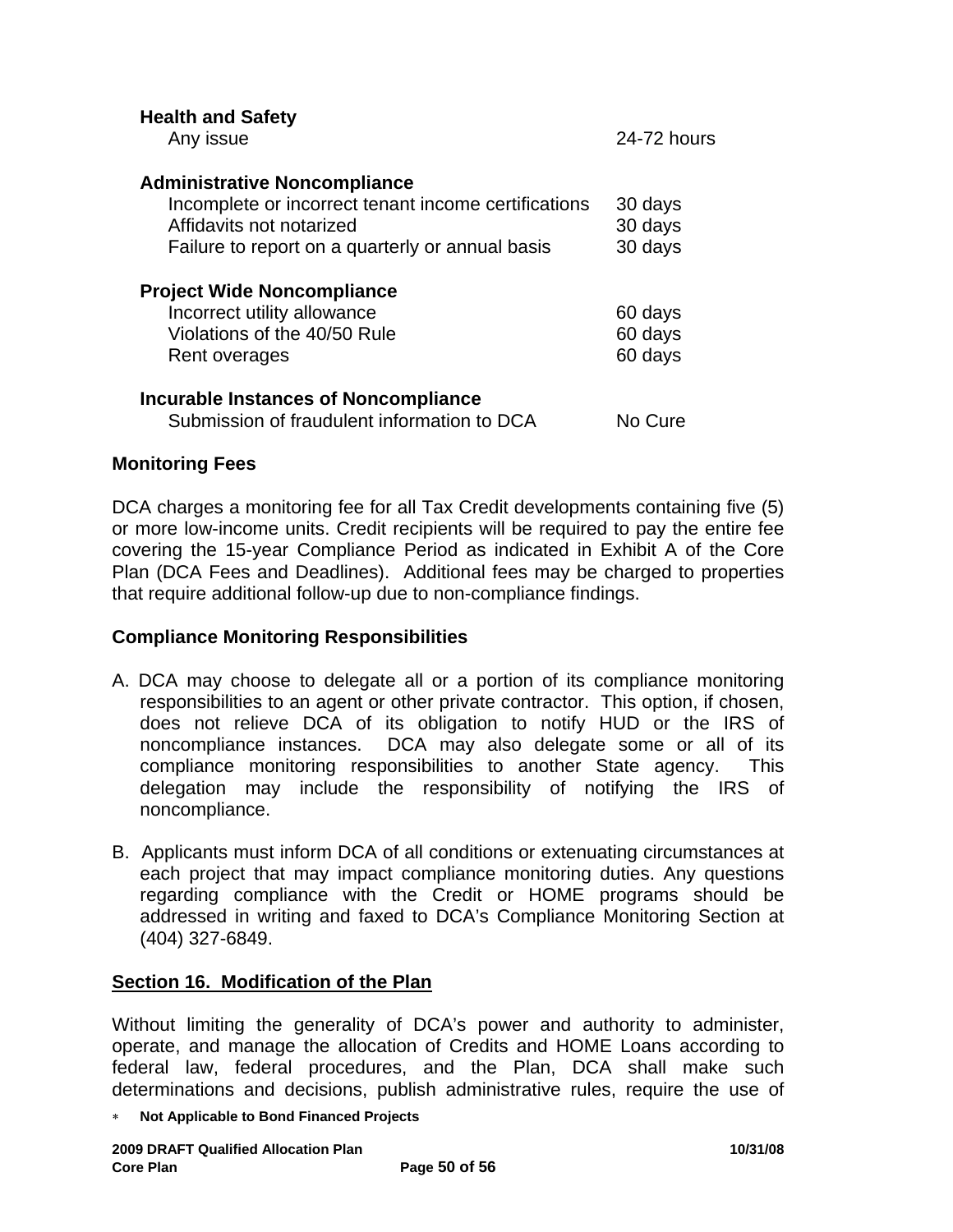| | |
|---|---|
| **Health and Safety** | |
| Any issue | 24-72 hours |
| **Administrative Noncompliance** | |
| Incomplete or incorrect tenant income certifications | 30 days |
| Affidavits not notarized | 30 days |
| Failure to report on a quarterly or annual basis | 30 days |
| **Project Wide Noncompliance** | |
| Incorrect utility allowance | 60 days |
| Violations of the 40/50 Rule | 60 days |
| Rent overages | 60 days |
| **Incurable Instances of Noncompliance** | |
| Submission of fraudulent information to DCA | No Cure |

**Monitoring Fees**

DCA charges a monitoring fee for all Tax Credit developments containing five (5) or more low-income units. Credit recipients will be required to pay the entire fee covering the 15-year Compliance Period as indicated in Exhibit A of the Core Plan (DCA Fees and Deadlines). Additional fees may be charged to properties that require additional follow-up due to non-compliance findings.

**Compliance Monitoring Responsibilities**

A. DCA may choose to delegate all or a portion of its compliance monitoring responsibilities to an agent or other private contractor. This option, if chosen, does not relieve DCA of its obligation to notify HUD or the IRS of noncompliance instances. DCA may also delegate some or all of its compliance monitoring responsibilities to another State agency. This delegation may include the responsibility of notifying the IRS of noncompliance.

B. Applicants must inform DCA of all conditions or extenuating circumstances at each project that may impact compliance monitoring duties. Any questions regarding compliance with the Credit or HOME programs should be addressed in writing and faxed to DCA's Compliance Monitoring Section at (404) 327-6849.

## Section 16. Modification of the Plan

Without limiting the generality of DCA's power and authority to administer, operate, and manage the allocation of Credits and HOME Loans according to federal law, federal procedures, and the Plan, DCA shall make such determinations and decisions, publish administrative rules, require the use of

* **Not Applicable to Bond Financed Projects**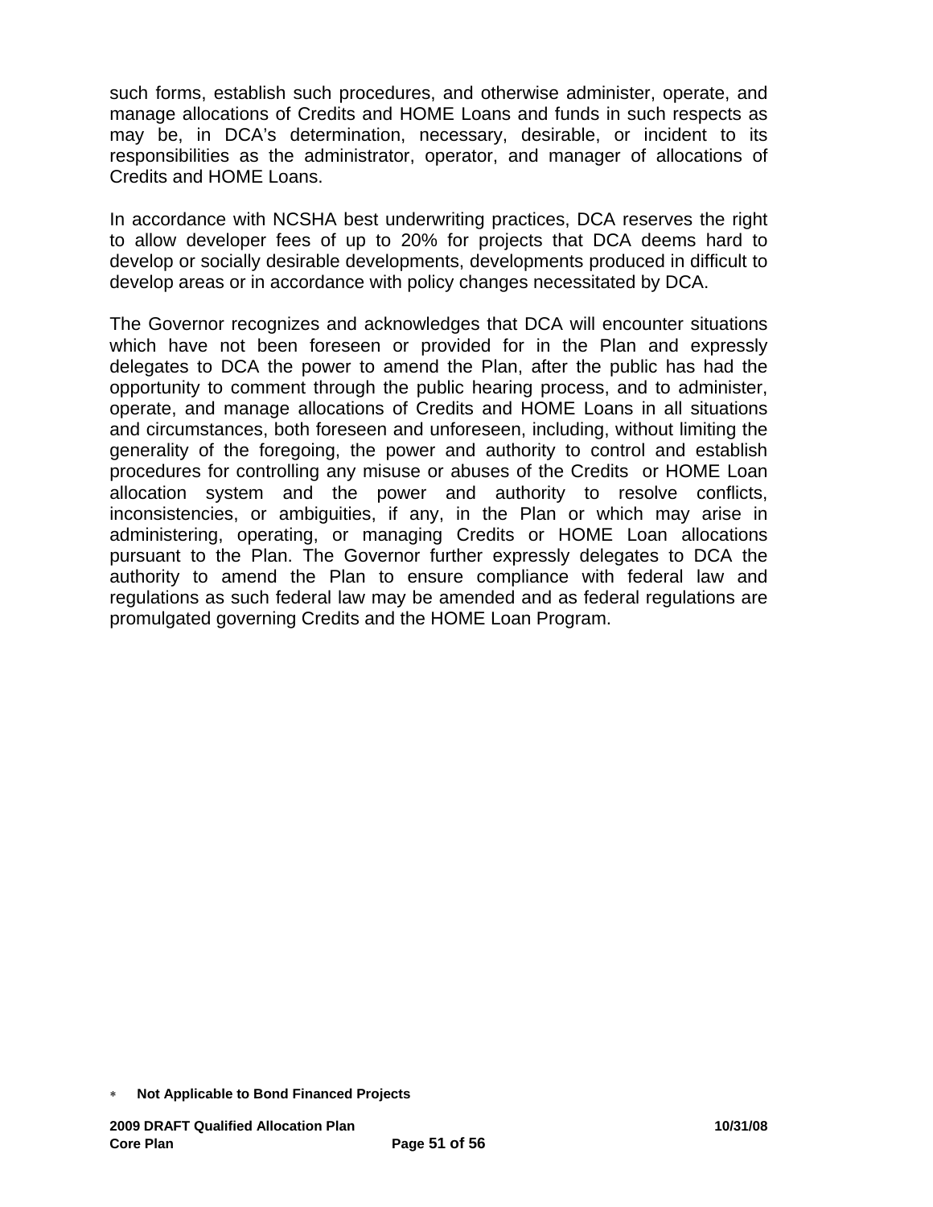such forms, establish such procedures, and otherwise administer, operate, and manage allocations of Credits and HOME Loans and funds in such respects as may be, in DCA's determination, necessary, desirable, or incident to its responsibilities as the administrator, operator, and manager of allocations of Credits and HOME Loans.

In accordance with NCSHA best underwriting practices, DCA reserves the right to allow developer fees of up to 20% for projects that DCA deems hard to develop or socially desirable developments, developments produced in difficult to develop areas or in accordance with policy changes necessitated by DCA.

The Governor recognizes and acknowledges that DCA will encounter situations which have not been foreseen or provided for in the Plan and expressly delegates to DCA the power to amend the Plan, after the public has had the opportunity to comment through the public hearing process, and to administer, operate, and manage allocations of Credits and HOME Loans in all situations and circumstances, both foreseen and unforeseen, including, without limiting the generality of the foregoing, the power and authority to control and establish procedures for controlling any misuse or abuses of the Credits or HOME Loan allocation system and the power and authority to resolve conflicts, inconsistencies, or ambiguities, if any, in the Plan or which may arise in administering, operating, or managing Credits or HOME Loan allocations pursuant to the Plan. The Governor further expressly delegates to DCA the authority to amend the Plan to ensure compliance with federal law and regulations as such federal law may be amended and as federal regulations are promulgated governing Credits and the HOME Loan Program.

* **Not Applicable to Bond Financed Projects**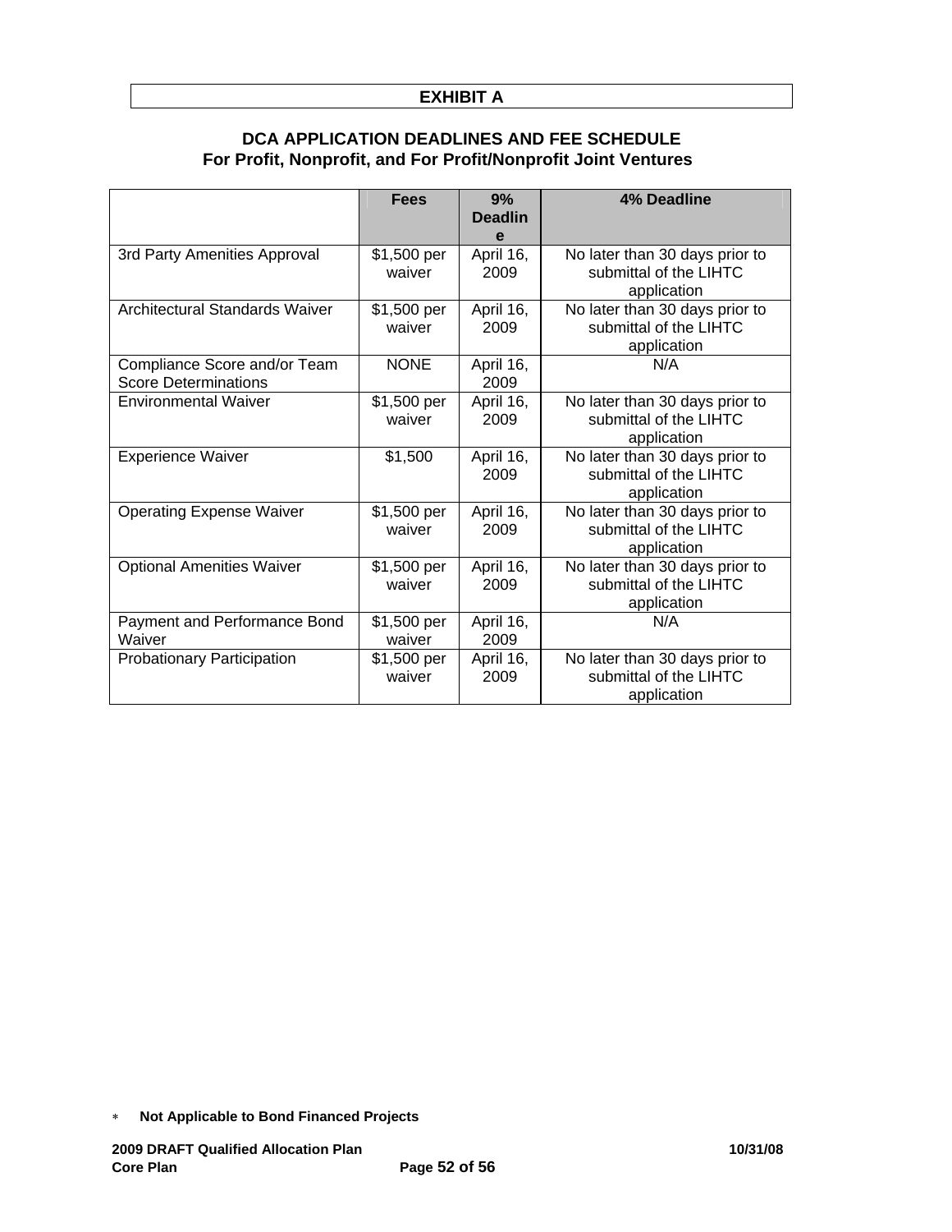# EXHIBIT A

## DCA APPLICATION DEADLINES AND FEE SCHEDULE
## For Profit, Nonprofit, and For Profit/Nonprofit Joint Ventures

| | Fees | 9% Deadline | 4% Deadline |
|---|---|---|---|
| 3rd Party Amenities Approval | $1,500 per waiver | April 16, 2009 | No later than 30 days prior to submittal of the LIHTC application |
| Architectural Standards Waiver | $1,500 per waiver | April 16, 2009 | No later than 30 days prior to submittal of the LIHTC application |
| Compliance Score and/or Team Score Determinations | NONE | April 16, 2009 | N/A |
| Environmental Waiver | $1,500 per waiver | April 16, 2009 | No later than 30 days prior to submittal of the LIHTC application |
| Experience Waiver | $1,500 | April 16, 2009 | No later than 30 days prior to submittal of the LIHTC application |
| Operating Expense Waiver | $1,500 per waiver | April 16, 2009 | No later than 30 days prior to submittal of the LIHTC application |
| Optional Amenities Waiver | $1,500 per waiver | April 16, 2009 | No later than 30 days prior to submittal of the LIHTC application |
| Payment and Performance Bond Waiver | $1,500 per waiver | April 16, 2009 | N/A |
| Probationary Participation | $1,500 per waiver | April 16, 2009 | No later than 30 days prior to submittal of the LIHTC application |

* **Not Applicable to Bond Financed Projects**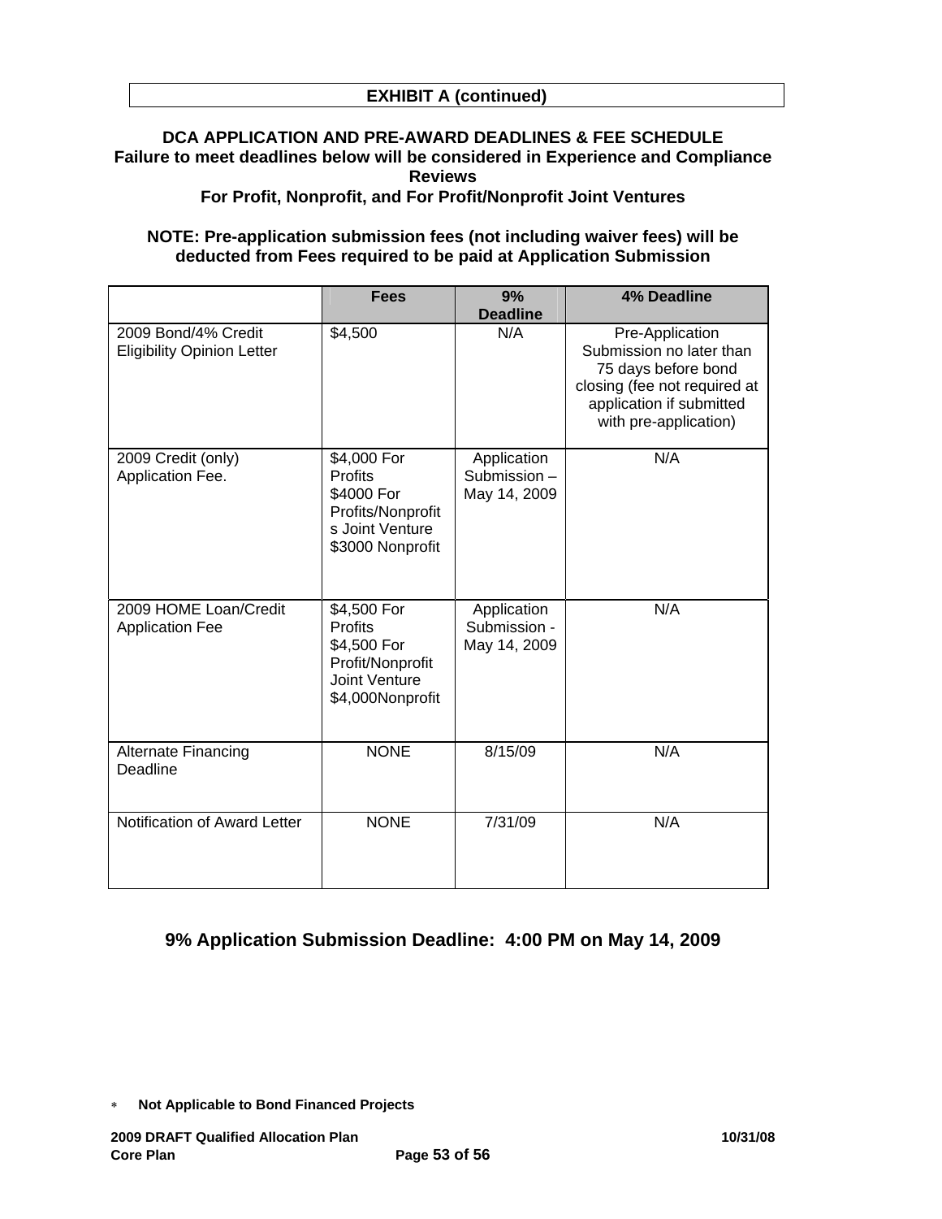**EXHIBIT A (continued)**

**DCA APPLICATION AND PRE-AWARD DEADLINES & FEE SCHEDULE**
**Failure to meet deadlines below will be considered in Experience and Compliance Reviews**
**For Profit, Nonprofit, and For Profit/Nonprofit Joint Ventures**

**NOTE: Pre-application submission fees (not including waiver fees) will be deducted from Fees required to be paid at Application Submission**

| | Fees | 9% Deadline | 4% Deadline |
|---|---|---|---|
| 2009 Bond/4% Credit Eligibility Opinion Letter | $4,500 | N/A | Pre-Application Submission no later than 75 days before bond closing (fee not required at application if submitted with pre-application) |
| 2009 Credit (only) Application Fee. | $4,000 For Profits<br>$4000 For Profits/Nonprofits Joint Venture<br>$3000 Nonprofit | Application Submission – May 14, 2009 | N/A |
| 2009 HOME Loan/Credit Application Fee | $4,500 For Profits<br>$4,500 For Profit/Nonprofit Joint Venture<br>$4,000Nonprofit | Application Submission - May 14, 2009 | N/A |
| Alternate Financing Deadline | NONE | 8/15/09 | N/A |
| Notification of Award Letter | NONE | 7/31/09 | N/A |

**9% Application Submission Deadline: 4:00 PM on May 14, 2009**

* **Not Applicable to Bond Financed Projects**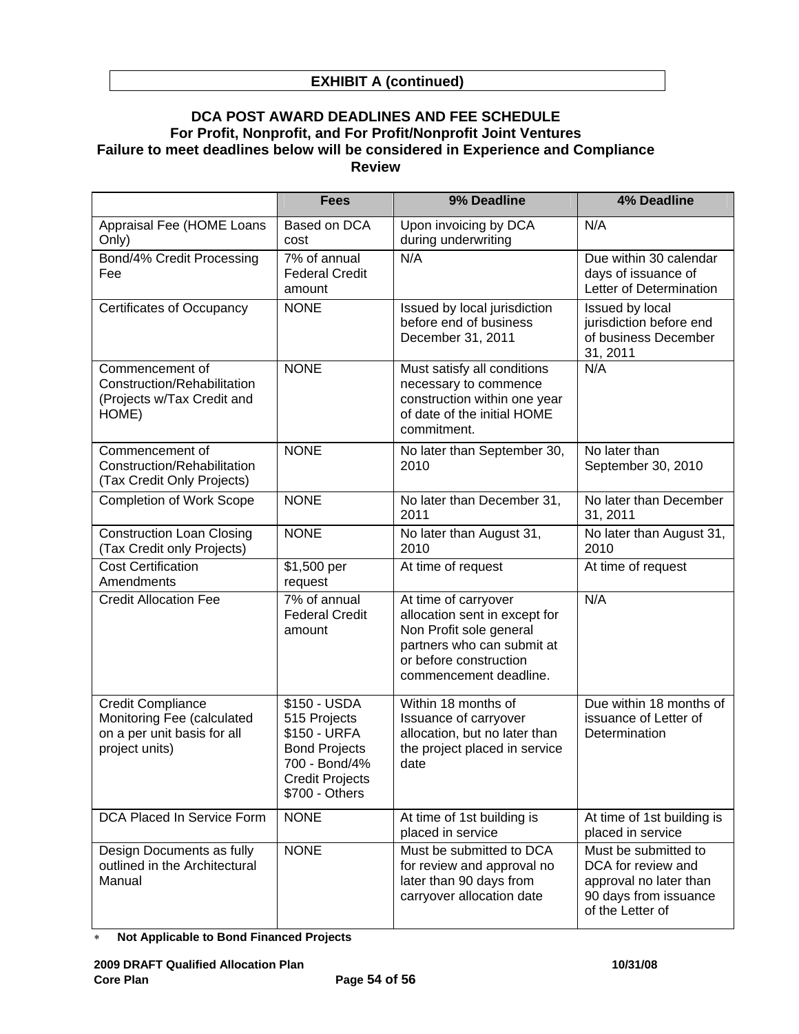**EXHIBIT A (continued)**

**DCA POST AWARD DEADLINES AND FEE SCHEDULE**
**For Profit, Nonprofit, and For Profit/Nonprofit Joint Ventures**
**Failure to meet deadlines below will be considered in Experience and Compliance Review**

| | Fees | 9% Deadline | 4% Deadline |
|---|---|---|---|
| Appraisal Fee (HOME Loans Only) | Based on DCA cost | Upon invoicing by DCA during underwriting | N/A |
| Bond/4% Credit Processing Fee | 7% of annual Federal Credit amount | N/A | Due within 30 calendar days of issuance of Letter of Determination |
| Certificates of Occupancy | NONE | Issued by local jurisdiction before end of business December 31, 2011 | Issued by local jurisdiction before end of business December 31, 2011 |
| Commencement of Construction/Rehabilitation (Projects w/Tax Credit and HOME) | NONE | Must satisfy all conditions necessary to commence construction within one year of date of the initial HOME commitment. | N/A |
| Commencement of Construction/Rehabilitation (Tax Credit Only Projects) | NONE | No later than September 30, 2010 | No later than September 30, 2010 |
| Completion of Work Scope | NONE | No later than December 31, 2011 | No later than December 31, 2011 |
| Construction Loan Closing (Tax Credit only Projects) | NONE | No later than August 31, 2010 | No later than August 31, 2010 |
| Cost Certification Amendments | $1,500 per request | At time of request | At time of request |
| Credit Allocation Fee | 7% of annual Federal Credit amount | At time of carryover allocation sent in except for Non Profit sole general partners who can submit at or before construction commencement deadline. | N/A |
| Credit Compliance Monitoring Fee (calculated on a per unit basis for all project units) | $150 - USDA 515 Projects<br>$150 - URFA Bond Projects<br>700 - Bond/4% Credit Projects<br>$700 - Others | Within 18 months of Issuance of carryover allocation, but no later than the project placed in service date | Due within 18 months of issuance of Letter of Determination |
| DCA Placed In Service Form | NONE | At time of 1st building is placed in service | At time of 1st building is placed in service |
| Design Documents as fully outlined in the Architectural Manual | NONE | Must be submitted to DCA for review and approval no later than 90 days from carryover allocation date | Must be submitted to DCA for review and approval no later than 90 days from issuance of the Letter of |

* **Not Applicable to Bond Financed Projects**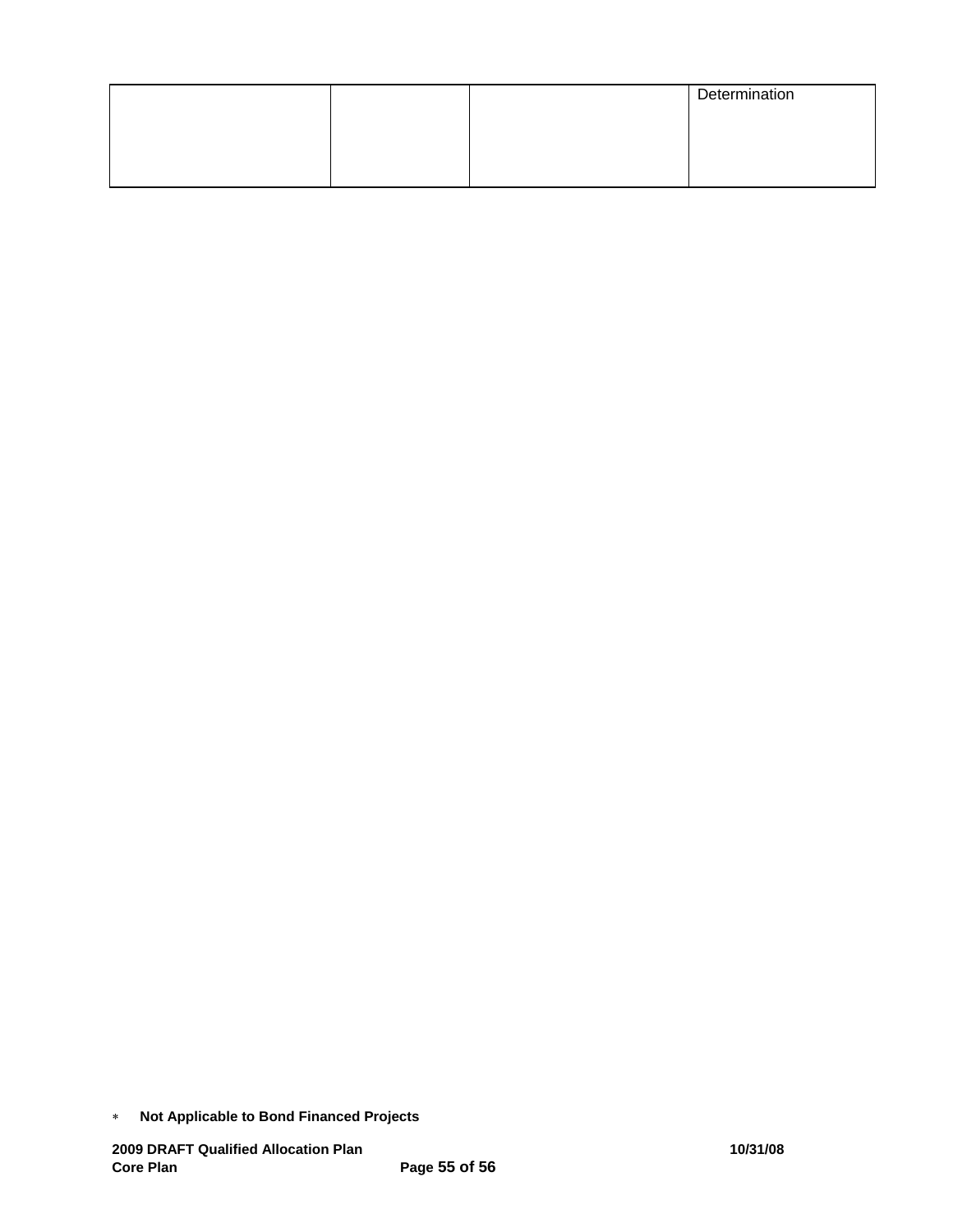| | | | Determination |
|---|---|---|---|

* **Not Applicable to Bond Financed Projects**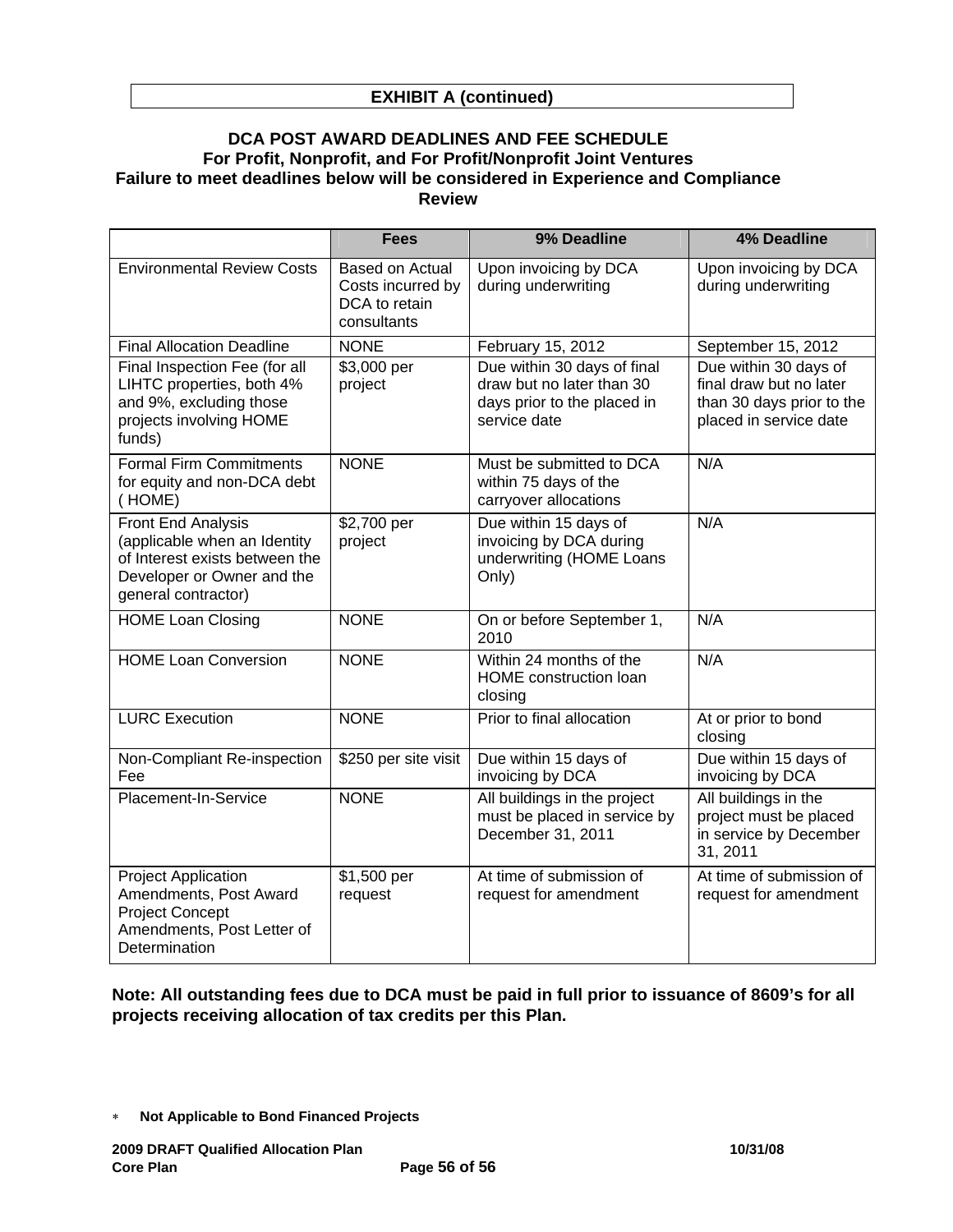**EXHIBIT A (continued)**

## DCA POST AWARD DEADLINES AND FEE SCHEDULE
### For Profit, Nonprofit, and For Profit/Nonprofit Joint Ventures
### Failure to meet deadlines below will be considered in Experience and Compliance Review

| | Fees | 9% Deadline | 4% Deadline |
|---|---|---|---|
| Environmental Review Costs | Based on Actual Costs incurred by DCA to retain consultants | Upon invoicing by DCA during underwriting | Upon invoicing by DCA during underwriting |
| Final Allocation Deadline | NONE | February 15, 2012 | September 15, 2012 |
| Final Inspection Fee (for all LIHTC properties, both 4% and 9%, excluding those projects involving HOME funds) | $3,000 per project | Due within 30 days of final draw but no later than 30 days prior to the placed in service date | Due within 30 days of final draw but no later than 30 days prior to the placed in service date |
| Formal Firm Commitments for equity and non-DCA debt ( HOME) | NONE | Must be submitted to DCA within 75 days of the carryover allocations | N/A |
| Front End Analysis (applicable when an Identity of Interest exists between the Developer or Owner and the general contractor) | $2,700 per project | Due within 15 days of invoicing by DCA during underwriting (HOME Loans Only) | N/A |
| HOME Loan Closing | NONE | On or before September 1, 2010 | N/A |
| HOME Loan Conversion | NONE | Within 24 months of the HOME construction loan closing | N/A |
| LURC Execution | NONE | Prior to final allocation | At or prior to bond closing |
| Non-Compliant Re-inspection Fee | $250 per site visit | Due within 15 days of invoicing by DCA | Due within 15 days of invoicing by DCA |
| Placement-In-Service | NONE | All buildings in the project must be placed in service by December 31, 2011 | All buildings in the project must be placed in service by December 31, 2011 |
| Project Application Amendments, Post Award Project Concept Amendments, Post Letter of Determination | $1,500 per request | At time of submission of request for amendment | At time of submission of request for amendment |

**Note: All outstanding fees due to DCA must be paid in full prior to issuance of 8609's for all projects receiving allocation of tax credits per this Plan.**

* **Not Applicable to Bond Financed Projects**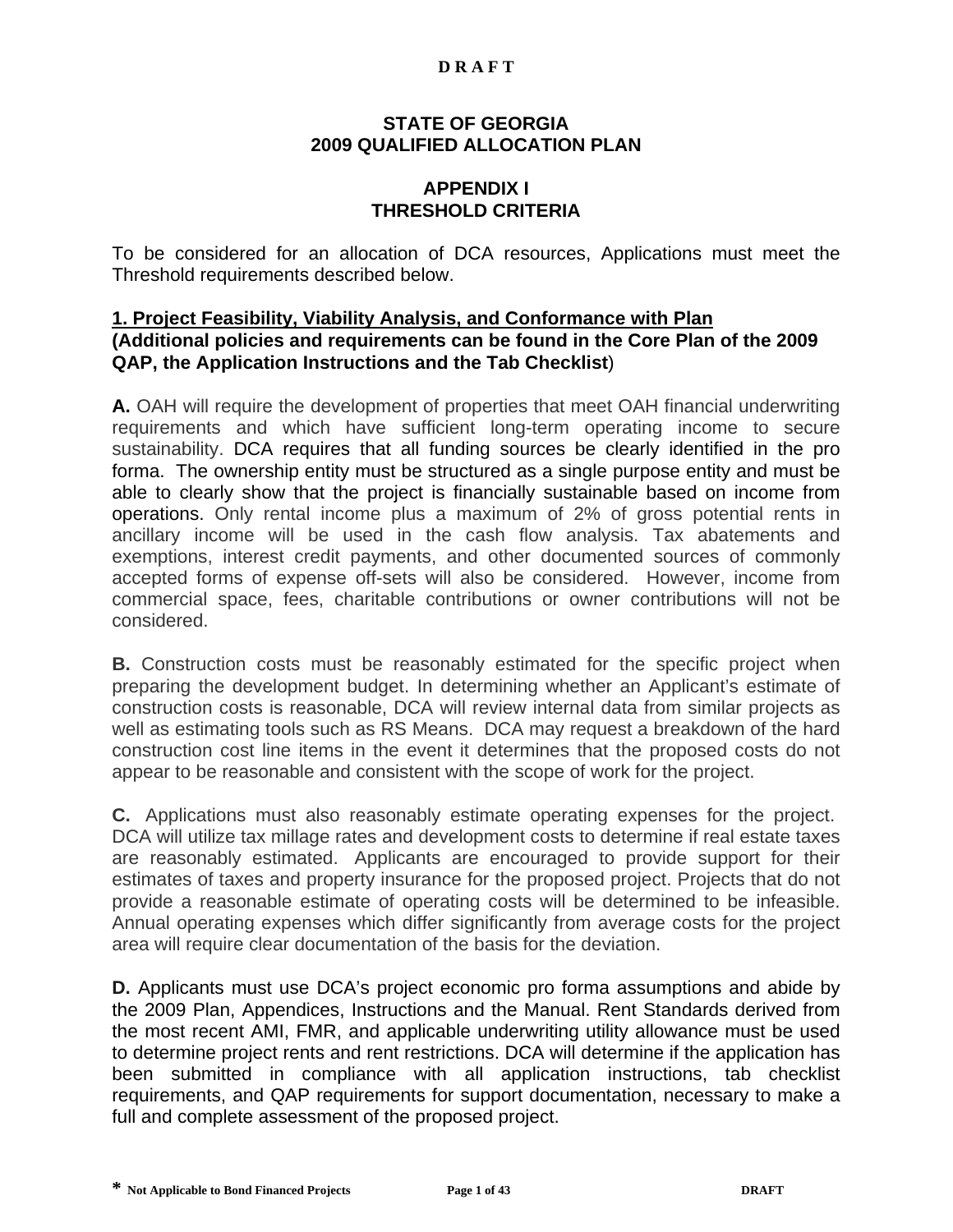**D R A F T**

# STATE OF GEORGIA
# 2009 QUALIFIED ALLOCATION PLAN

## APPENDIX I
## THRESHOLD CRITERIA

To be considered for an allocation of DCA resources, Applications must meet the Threshold requirements described below.

### 1. Project Feasibility, Viability Analysis, and Conformance with Plan
**(Additional policies and requirements can be found in the Core Plan of the 2009 QAP, the Application Instructions and the Tab Checklist)**

**A.** OAH will require the development of properties that meet OAH financial underwriting requirements and which have sufficient long-term operating income to secure sustainability. DCA requires that all funding sources be clearly identified in the pro forma. The ownership entity must be structured as a single purpose entity and must be able to clearly show that the project is financially sustainable based on income from operations. Only rental income plus a maximum of 2% of gross potential rents in ancillary income will be used in the cash flow analysis. Tax abatements and exemptions, interest credit payments, and other documented sources of commonly accepted forms of expense off-sets will also be considered. However, income from commercial space, fees, charitable contributions or owner contributions will not be considered.

**B.** Construction costs must be reasonably estimated for the specific project when preparing the development budget. In determining whether an Applicant's estimate of construction costs is reasonable, DCA will review internal data from similar projects as well as estimating tools such as RS Means. DCA may request a breakdown of the hard construction cost line items in the event it determines that the proposed costs do not appear to be reasonable and consistent with the scope of work for the project.

**C.** Applications must also reasonably estimate operating expenses for the project. DCA will utilize tax millage rates and development costs to determine if real estate taxes are reasonably estimated. Applicants are encouraged to provide support for their estimates of taxes and property insurance for the proposed project. Projects that do not provide a reasonable estimate of operating costs will be determined to be infeasible. Annual operating expenses which differ significantly from average costs for the project area will require clear documentation of the basis for the deviation.

**D.** Applicants must use DCA's project economic pro forma assumptions and abide by the 2009 Plan, Appendices, Instructions and the Manual. Rent Standards derived from the most recent AMI, FMR, and applicable underwriting utility allowance must be used to determine project rents and rent restrictions. DCA will determine if the application has been submitted in compliance with all application instructions, tab checklist requirements, and QAP requirements for support documentation, necessary to make a full and complete assessment of the proposed project.

**\*** Not Applicable to Bond Financed Projects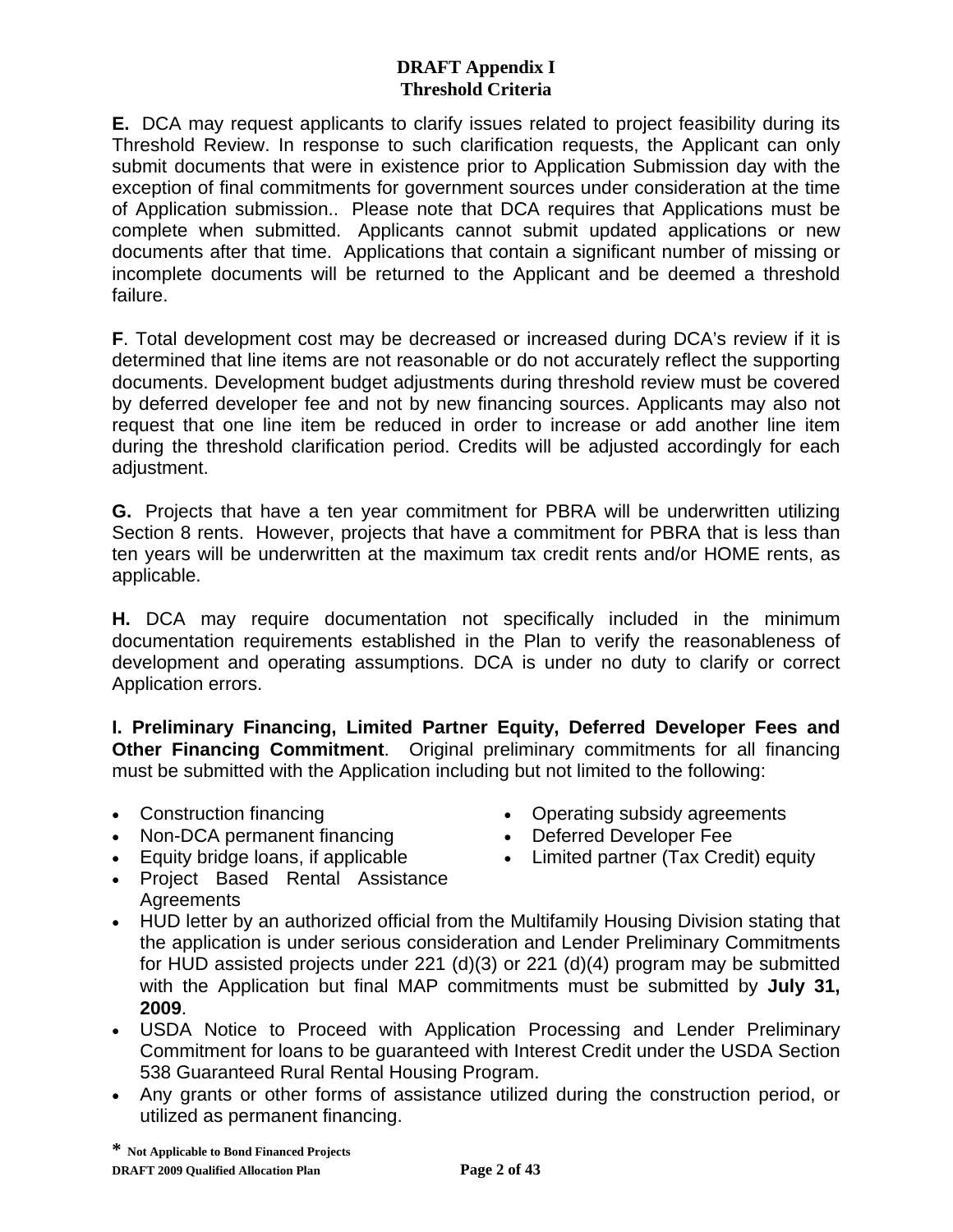# DRAFT Appendix I
## Threshold Criteria

**E.** DCA may request applicants to clarify issues related to project feasibility during its Threshold Review. In response to such clarification requests, the Applicant can only submit documents that were in existence prior to Application Submission day with the exception of final commitments for government sources under consideration at the time of Application submission.. Please note that DCA requires that Applications must be complete when submitted. Applicants cannot submit updated applications or new documents after that time. Applications that contain a significant number of missing or incomplete documents will be returned to the Applicant and be deemed a threshold failure.

**F**. Total development cost may be decreased or increased during DCA's review if it is determined that line items are not reasonable or do not accurately reflect the supporting documents. Development budget adjustments during threshold review must be covered by deferred developer fee and not by new financing sources. Applicants may also not request that one line item be reduced in order to increase or add another line item during the threshold clarification period. Credits will be adjusted accordingly for each adjustment.

**G.** Projects that have a ten year commitment for PBRA will be underwritten utilizing Section 8 rents. However, projects that have a commitment for PBRA that is less than ten years will be underwritten at the maximum tax credit rents and/or HOME rents, as applicable.

**H.** DCA may require documentation not specifically included in the minimum documentation requirements established in the Plan to verify the reasonableness of development and operating assumptions. DCA is under no duty to clarify or correct Application errors.

**I. Preliminary Financing, Limited Partner Equity, Deferred Developer Fees and Other Financing Commitment**. Original preliminary commitments for all financing must be submitted with the Application including but not limited to the following:

- Construction financing
- Non-DCA permanent financing
- Equity bridge loans, if applicable
- Project Based Rental Assistance Agreements
- Operating subsidy agreements
- Deferred Developer Fee
- Limited partner (Tax Credit) equity
- HUD letter by an authorized official from the Multifamily Housing Division stating that the application is under serious consideration and Lender Preliminary Commitments for HUD assisted projects under 221 (d)(3) or 221 (d)(4) program may be submitted with the Application but final MAP commitments must be submitted by **July 31, 2009**.
- USDA Notice to Proceed with Application Processing and Lender Preliminary Commitment for loans to be guaranteed with Interest Credit under the USDA Section 538 Guaranteed Rural Rental Housing Program.
- Any grants or other forms of assistance utilized during the construction period, or utilized as permanent financing.

**\*** Not Applicable to Bond Financed Projects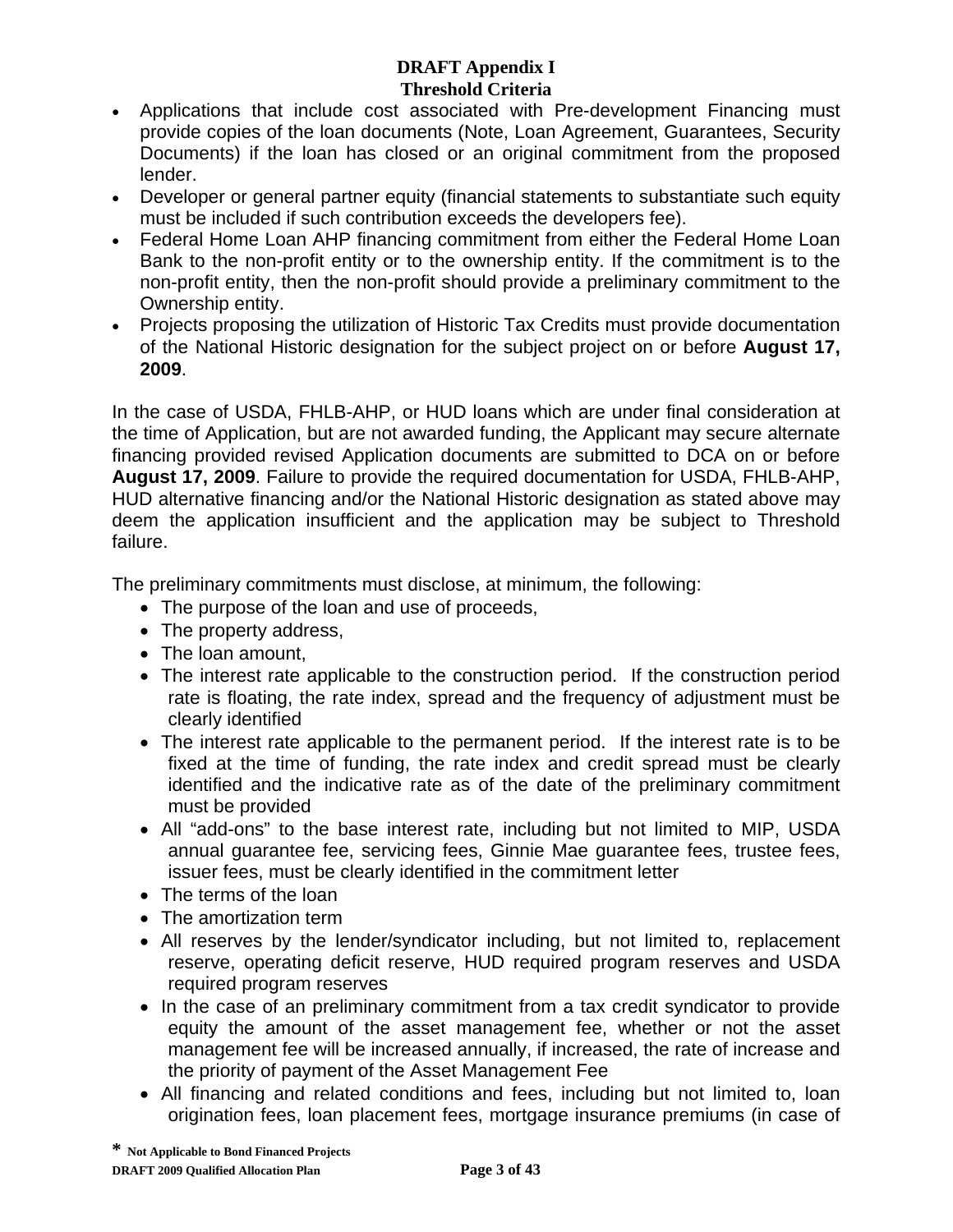**DRAFT Appendix I**
**Threshold Criteria**

- Applications that include cost associated with Pre-development Financing must provide copies of the loan documents (Note, Loan Agreement, Guarantees, Security Documents) if the loan has closed or an original commitment from the proposed lender.
- Developer or general partner equity (financial statements to substantiate such equity must be included if such contribution exceeds the developers fee).
- Federal Home Loan AHP financing commitment from either the Federal Home Loan Bank to the non-profit entity or to the ownership entity. If the commitment is to the non-profit entity, then the non-profit should provide a preliminary commitment to the Ownership entity.
- Projects proposing the utilization of Historic Tax Credits must provide documentation of the National Historic designation for the subject project on or before **August 17, 2009**.

In the case of USDA, FHLB-AHP, or HUD loans which are under final consideration at the time of Application, but are not awarded funding, the Applicant may secure alternate financing provided revised Application documents are submitted to DCA on or before **August 17, 2009**. Failure to provide the required documentation for USDA, FHLB-AHP, HUD alternative financing and/or the National Historic designation as stated above may deem the application insufficient and the application may be subject to Threshold failure.

The preliminary commitments must disclose, at minimum, the following:

- The purpose of the loan and use of proceeds,
- The property address,
- The loan amount,
- The interest rate applicable to the construction period. If the construction period rate is floating, the rate index, spread and the frequency of adjustment must be clearly identified
- The interest rate applicable to the permanent period. If the interest rate is to be fixed at the time of funding, the rate index and credit spread must be clearly identified and the indicative rate as of the date of the preliminary commitment must be provided
- All "add-ons" to the base interest rate, including but not limited to MIP, USDA annual guarantee fee, servicing fees, Ginnie Mae guarantee fees, trustee fees, issuer fees, must be clearly identified in the commitment letter
- The terms of the loan
- The amortization term
- All reserves by the lender/syndicator including, but not limited to, replacement reserve, operating deficit reserve, HUD required program reserves and USDA required program reserves
- In the case of an preliminary commitment from a tax credit syndicator to provide equity the amount of the asset management fee, whether or not the asset management fee will be increased annually, if increased, the rate of increase and the priority of payment of the Asset Management Fee
- All financing and related conditions and fees, including but not limited to, loan origination fees, loan placement fees, mortgage insurance premiums (in case of

**\* Not Applicable to Bond Financed Projects**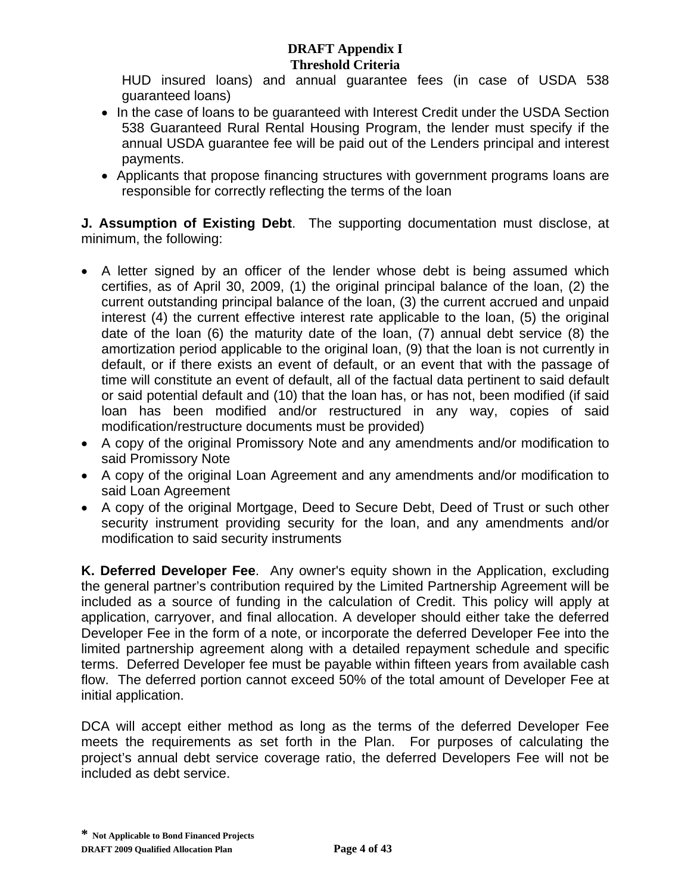HUD insured loans) and annual guarantee fees (in case of USDA 538 guaranteed loans)

- In the case of loans to be guaranteed with Interest Credit under the USDA Section 538 Guaranteed Rural Rental Housing Program, the lender must specify if the annual USDA guarantee fee will be paid out of the Lenders principal and interest payments.
- Applicants that propose financing structures with government programs loans are responsible for correctly reflecting the terms of the loan

**J. Assumption of Existing Debt**. The supporting documentation must disclose, at minimum, the following:

- A letter signed by an officer of the lender whose debt is being assumed which certifies, as of April 30, 2009, (1) the original principal balance of the loan, (2) the current outstanding principal balance of the loan, (3) the current accrued and unpaid interest (4) the current effective interest rate applicable to the loan, (5) the original date of the loan (6) the maturity date of the loan, (7) annual debt service (8) the amortization period applicable to the original loan, (9) that the loan is not currently in default, or if there exists an event of default, or an event that with the passage of time will constitute an event of default, all of the factual data pertinent to said default or said potential default and (10) that the loan has, or has not, been modified (if said loan has been modified and/or restructured in any way, copies of said modification/restructure documents must be provided)
- A copy of the original Promissory Note and any amendments and/or modification to said Promissory Note
- A copy of the original Loan Agreement and any amendments and/or modification to said Loan Agreement
- A copy of the original Mortgage, Deed to Secure Debt, Deed of Trust or such other security instrument providing security for the loan, and any amendments and/or modification to said security instruments

**K. Deferred Developer Fee**. Any owner's equity shown in the Application, excluding the general partner's contribution required by the Limited Partnership Agreement will be included as a source of funding in the calculation of Credit. This policy will apply at application, carryover, and final allocation. A developer should either take the deferred Developer Fee in the form of a note, or incorporate the deferred Developer Fee into the limited partnership agreement along with a detailed repayment schedule and specific terms. Deferred Developer fee must be payable within fifteen years from available cash flow. The deferred portion cannot exceed 50% of the total amount of Developer Fee at initial application.

DCA will accept either method as long as the terms of the deferred Developer Fee meets the requirements as set forth in the Plan. For purposes of calculating the project's annual debt service coverage ratio, the deferred Developers Fee will not be included as debt service.

* Not Applicable to Bond Financed Projects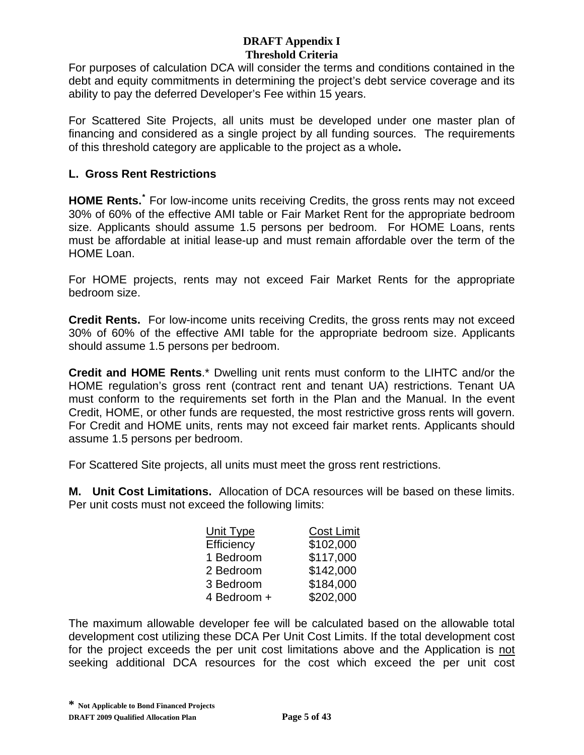For purposes of calculation DCA will consider the terms and conditions contained in the debt and equity commitments in determining the project's debt service coverage and its ability to pay the deferred Developer's Fee within 15 years.

For Scattered Site Projects, all units must be developed under one master plan of financing and considered as a single project by all funding sources. The requirements of this threshold category are applicable to the project as a whole**.**

### L. Gross Rent Restrictions

**HOME Rents.*** For low-income units receiving Credits, the gross rents may not exceed 30% of 60% of the effective AMI table or Fair Market Rent for the appropriate bedroom size. Applicants should assume 1.5 persons per bedroom. For HOME Loans, rents must be affordable at initial lease-up and must remain affordable over the term of the HOME Loan.

For HOME projects, rents may not exceed Fair Market Rents for the appropriate bedroom size.

**Credit Rents.** For low-income units receiving Credits, the gross rents may not exceed 30% of 60% of the effective AMI table for the appropriate bedroom size. Applicants should assume 1.5 persons per bedroom.

**Credit and HOME Rents**.* Dwelling unit rents must conform to the LIHTC and/or the HOME regulation's gross rent (contract rent and tenant UA) restrictions. Tenant UA must conform to the requirements set forth in the Plan and the Manual. In the event Credit, HOME, or other funds are requested, the most restrictive gross rents will govern. For Credit and HOME units, rents may not exceed fair market rents. Applicants should assume 1.5 persons per bedroom.

For Scattered Site projects, all units must meet the gross rent restrictions.

**M. Unit Cost Limitations.** Allocation of DCA resources will be based on these limits. Per unit costs must not exceed the following limits:

| Unit Type | Cost Limit |
|---|---|
| Efficiency | $102,000 |
| 1 Bedroom | $117,000 |
| 2 Bedroom | $142,000 |
| 3 Bedroom | $184,000 |
| 4 Bedroom + | $202,000 |

The maximum allowable developer fee will be calculated based on the allowable total development cost utilizing these DCA Per Unit Cost Limits. If the total development cost for the project exceeds the per unit cost limitations above and the Application is not seeking additional DCA resources for the cost which exceed the per unit cost

**\* Not Applicable to Bond Financed Projects**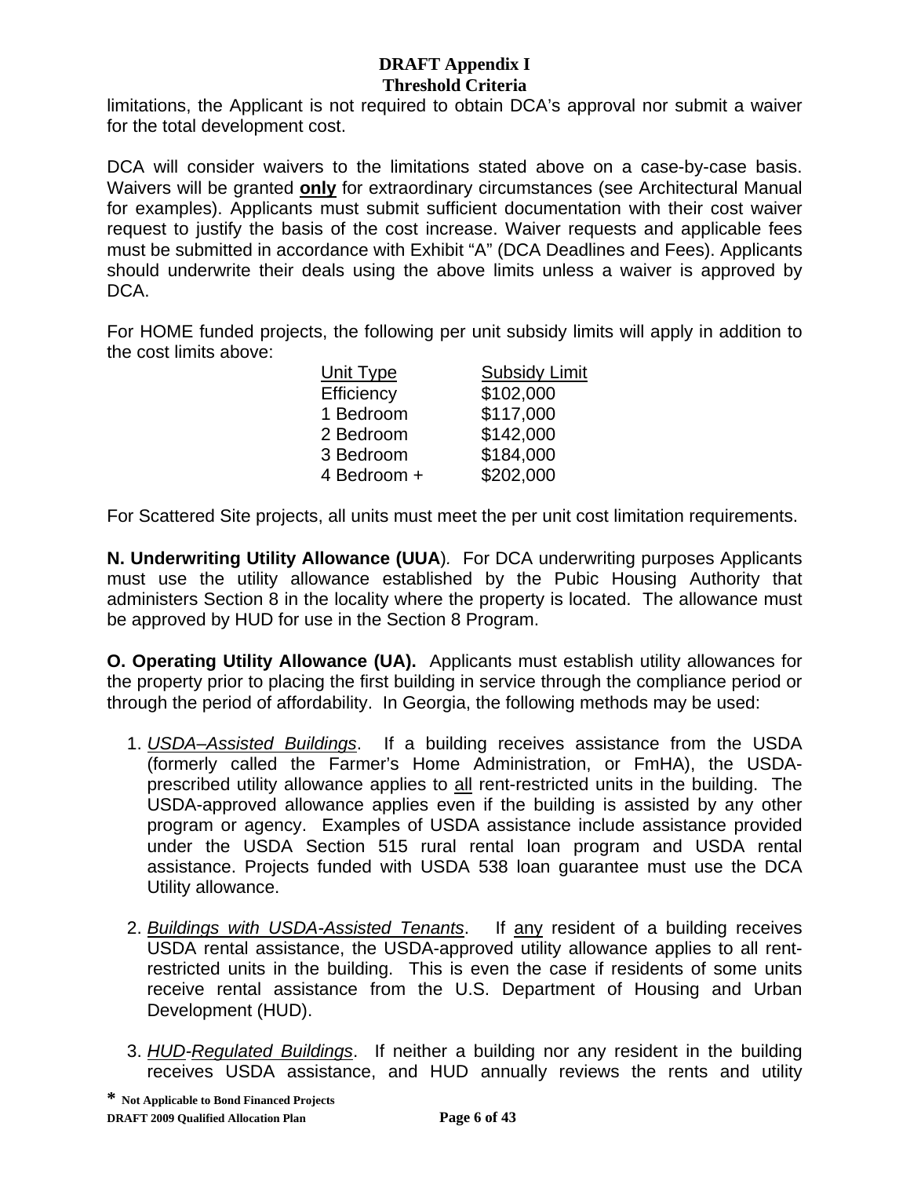limitations, the Applicant is not required to obtain DCA's approval nor submit a waiver for the total development cost.

DCA will consider waivers to the limitations stated above on a case-by-case basis. Waivers will be granted **only** for extraordinary circumstances (see Architectural Manual for examples). Applicants must submit sufficient documentation with their cost waiver request to justify the basis of the cost increase. Waiver requests and applicable fees must be submitted in accordance with Exhibit "A" (DCA Deadlines and Fees). Applicants should underwrite their deals using the above limits unless a waiver is approved by DCA.

For HOME funded projects, the following per unit subsidy limits will apply in addition to the cost limits above:

| Unit Type | Subsidy Limit |
|---|---|
| Efficiency | $102,000 |
| 1 Bedroom | $117,000 |
| 2 Bedroom | $142,000 |
| 3 Bedroom | $184,000 |
| 4 Bedroom + | $202,000 |

For Scattered Site projects, all units must meet the per unit cost limitation requirements.

**N. Underwriting Utility Allowance (UUA**). For DCA underwriting purposes Applicants must use the utility allowance established by the Pubic Housing Authority that administers Section 8 in the locality where the property is located. The allowance must be approved by HUD for use in the Section 8 Program.

**O. Operating Utility Allowance (UA).** Applicants must establish utility allowances for the property prior to placing the first building in service through the compliance period or through the period of affordability. In Georgia, the following methods may be used:

1. *USDA–Assisted Buildings*. If a building receives assistance from the USDA (formerly called the Farmer's Home Administration, or FmHA), the USDA-prescribed utility allowance applies to all rent-restricted units in the building. The USDA-approved allowance applies even if the building is assisted by any other program or agency. Examples of USDA assistance include assistance provided under the USDA Section 515 rural rental loan program and USDA rental assistance. Projects funded with USDA 538 loan guarantee must use the DCA Utility allowance.

2. *Buildings with USDA-Assisted Tenants*. If any resident of a building receives USDA rental assistance, the USDA-approved utility allowance applies to all rent-restricted units in the building. This is even the case if residents of some units receive rental assistance from the U.S. Department of Housing and Urban Development (HUD).

3. *HUD-Regulated Buildings*. If neither a building nor any resident in the building receives USDA assistance, and HUD annually reviews the rents and utility

**\* Not Applicable to Bond Financed Projects**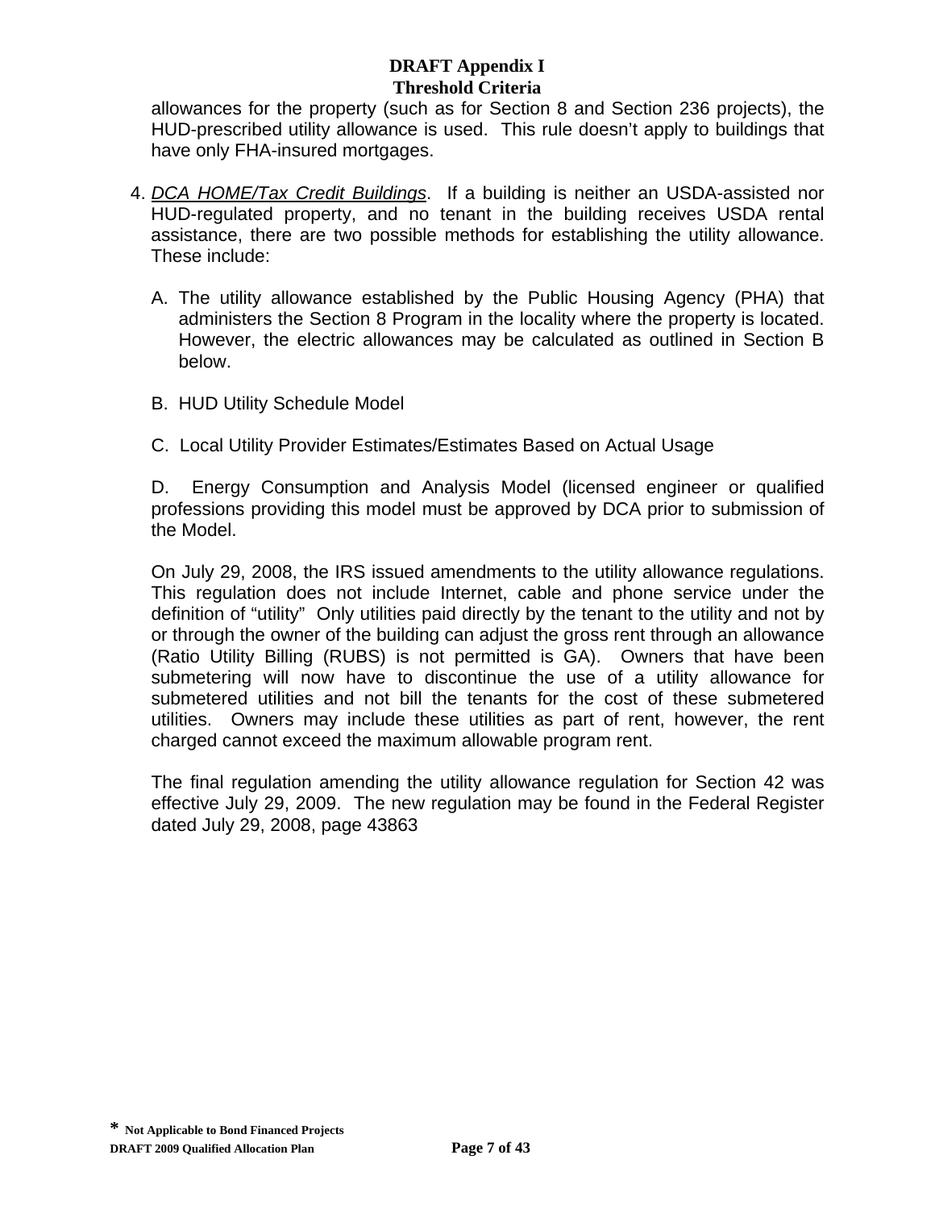allowances for the property (such as for Section 8 and Section 236 projects), the HUD-prescribed utility allowance is used. This rule doesn't apply to buildings that have only FHA-insured mortgages.

4. *DCA HOME/Tax Credit Buildings*. If a building is neither an USDA-assisted nor HUD-regulated property, and no tenant in the building receives USDA rental assistance, there are two possible methods for establishing the utility allowance. These include:

   A. The utility allowance established by the Public Housing Agency (PHA) that administers the Section 8 Program in the locality where the property is located. However, the electric allowances may be calculated as outlined in Section B below.

   B. HUD Utility Schedule Model

   C. Local Utility Provider Estimates/Estimates Based on Actual Usage

   D. Energy Consumption and Analysis Model (licensed engineer or qualified professions providing this model must be approved by DCA prior to submission of the Model.

   On July 29, 2008, the IRS issued amendments to the utility allowance regulations. This regulation does not include Internet, cable and phone service under the definition of "utility" Only utilities paid directly by the tenant to the utility and not by or through the owner of the building can adjust the gross rent through an allowance (Ratio Utility Billing (RUBS) is not permitted is GA). Owners that have been submetering will now have to discontinue the use of a utility allowance for submetered utilities and not bill the tenants for the cost of these submetered utilities. Owners may include these utilities as part of rent, however, the rent charged cannot exceed the maximum allowable program rent.

   The final regulation amending the utility allowance regulation for Section 42 was effective July 29, 2009. The new regulation may be found in the Federal Register dated July 29, 2008, page 43863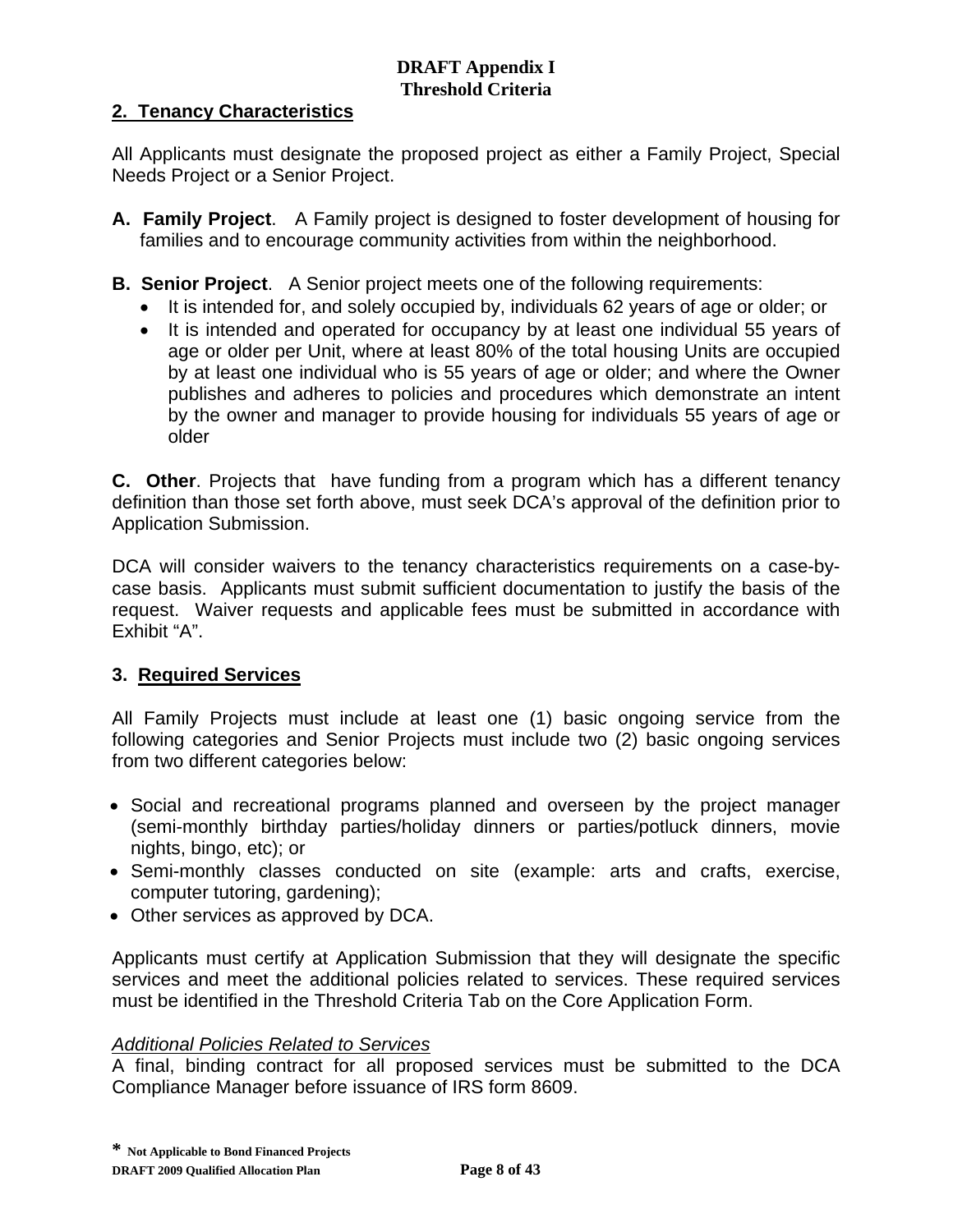**DRAFT Appendix I**
**Threshold Criteria**

## 2. Tenancy Characteristics

All Applicants must designate the proposed project as either a Family Project, Special Needs Project or a Senior Project.

**A. Family Project**. A Family project is designed to foster development of housing for families and to encourage community activities from within the neighborhood.

**B. Senior Project**. A Senior project meets one of the following requirements:

- It is intended for, and solely occupied by, individuals 62 years of age or older; or
- It is intended and operated for occupancy by at least one individual 55 years of age or older per Unit, where at least 80% of the total housing Units are occupied by at least one individual who is 55 years of age or older; and where the Owner publishes and adheres to policies and procedures which demonstrate an intent by the owner and manager to provide housing for individuals 55 years of age or older

**C. Other**. Projects that have funding from a program which has a different tenancy definition than those set forth above, must seek DCA's approval of the definition prior to Application Submission.

DCA will consider waivers to the tenancy characteristics requirements on a case-by-case basis. Applicants must submit sufficient documentation to justify the basis of the request. Waiver requests and applicable fees must be submitted in accordance with Exhibit "A".

## 3. Required Services

All Family Projects must include at least one (1) basic ongoing service from the following categories and Senior Projects must include two (2) basic ongoing services from two different categories below:

- Social and recreational programs planned and overseen by the project manager (semi-monthly birthday parties/holiday dinners or parties/potluck dinners, movie nights, bingo, etc); or
- Semi-monthly classes conducted on site (example: arts and crafts, exercise, computer tutoring, gardening);
- Other services as approved by DCA.

Applicants must certify at Application Submission that they will designate the specific services and meet the additional policies related to services. These required services must be identified in the Threshold Criteria Tab on the Core Application Form.

*Additional Policies Related to Services*

A final, binding contract for all proposed services must be submitted to the DCA Compliance Manager before issuance of IRS form 8609.

**\* Not Applicable to Bond Financed Projects**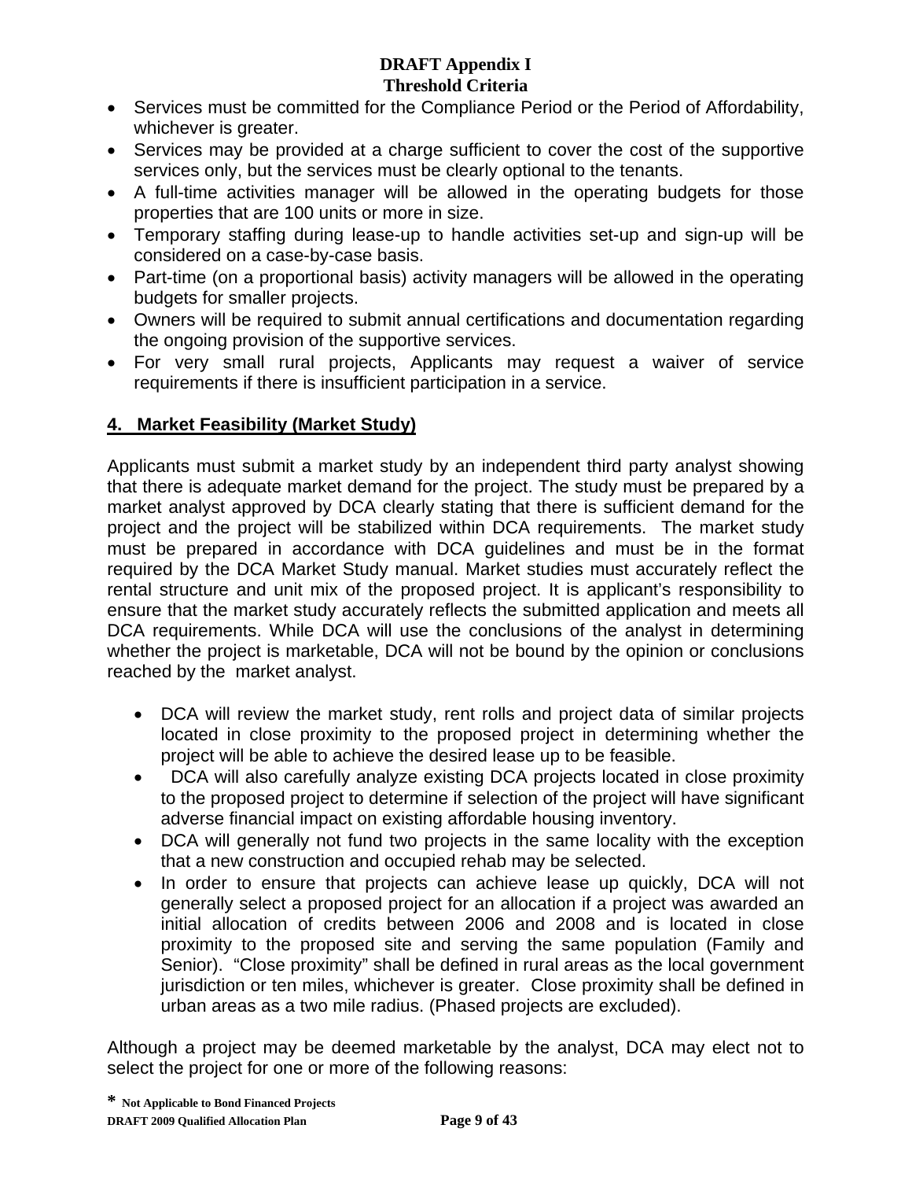- Services must be committed for the Compliance Period or the Period of Affordability, whichever is greater.
- Services may be provided at a charge sufficient to cover the cost of the supportive services only, but the services must be clearly optional to the tenants.
- A full-time activities manager will be allowed in the operating budgets for those properties that are 100 units or more in size.
- Temporary staffing during lease-up to handle activities set-up and sign-up will be considered on a case-by-case basis.
- Part-time (on a proportional basis) activity managers will be allowed in the operating budgets for smaller projects.
- Owners will be required to submit annual certifications and documentation regarding the ongoing provision of the supportive services.
- For very small rural projects, Applicants may request a waiver of service requirements if there is insufficient participation in a service.

## 4. Market Feasibility (Market Study)

Applicants must submit a market study by an independent third party analyst showing that there is adequate market demand for the project. The study must be prepared by a market analyst approved by DCA clearly stating that there is sufficient demand for the project and the project will be stabilized within DCA requirements. The market study must be prepared in accordance with DCA guidelines and must be in the format required by the DCA Market Study manual. Market studies must accurately reflect the rental structure and unit mix of the proposed project. It is applicant's responsibility to ensure that the market study accurately reflects the submitted application and meets all DCA requirements. While DCA will use the conclusions of the analyst in determining whether the project is marketable, DCA will not be bound by the opinion or conclusions reached by the market analyst.

- DCA will review the market study, rent rolls and project data of similar projects located in close proximity to the proposed project in determining whether the project will be able to achieve the desired lease up to be feasible.
- DCA will also carefully analyze existing DCA projects located in close proximity to the proposed project to determine if selection of the project will have significant adverse financial impact on existing affordable housing inventory.
- DCA will generally not fund two projects in the same locality with the exception that a new construction and occupied rehab may be selected.
- In order to ensure that projects can achieve lease up quickly, DCA will not generally select a proposed project for an allocation if a project was awarded an initial allocation of credits between 2006 and 2008 and is located in close proximity to the proposed site and serving the same population (Family and Senior). "Close proximity" shall be defined in rural areas as the local government jurisdiction or ten miles, whichever is greater. Close proximity shall be defined in urban areas as a two mile radius. (Phased projects are excluded).

Although a project may be deemed marketable by the analyst, DCA may elect not to select the project for one or more of the following reasons: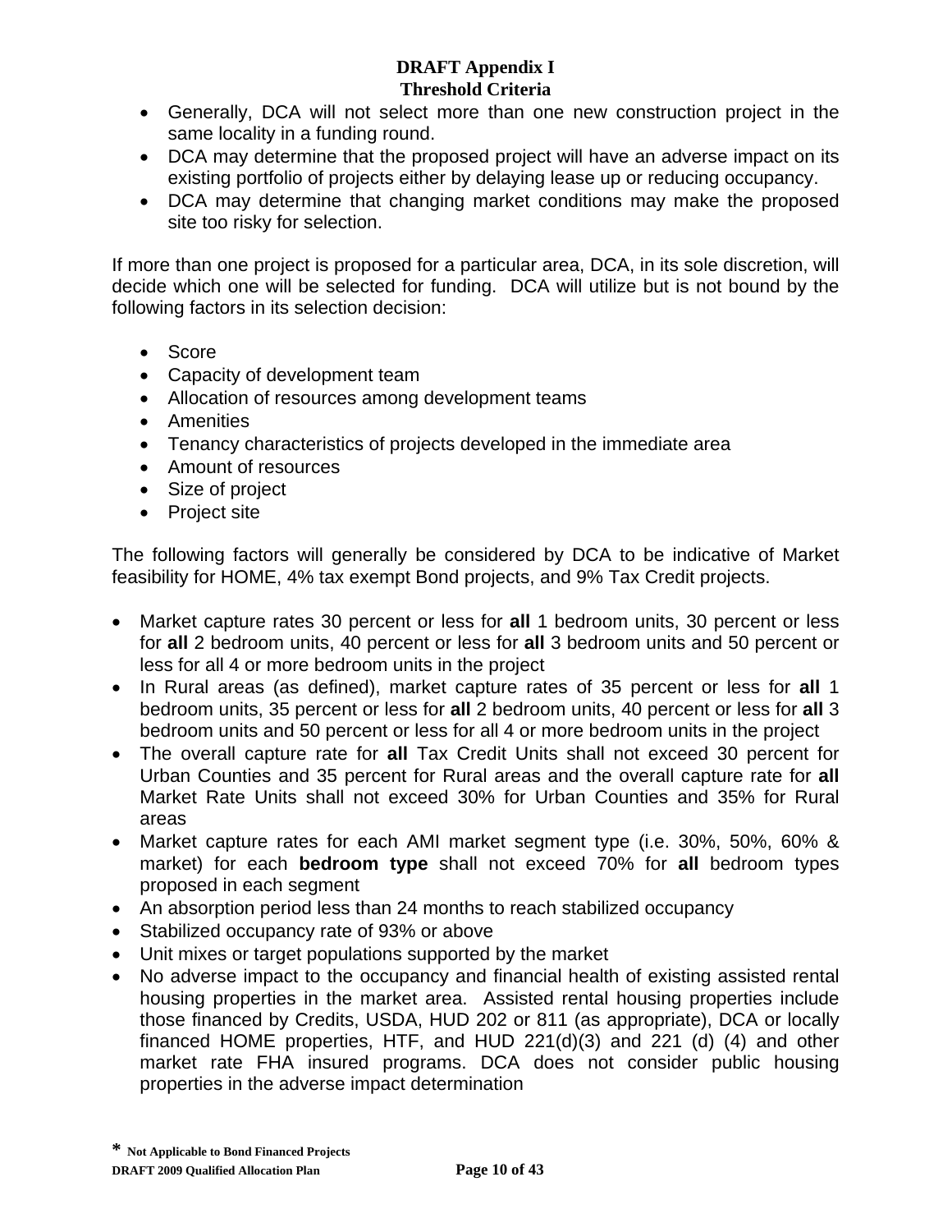# DRAFT Appendix I
## Threshold Criteria

- Generally, DCA will not select more than one new construction project in the same locality in a funding round.
- DCA may determine that the proposed project will have an adverse impact on its existing portfolio of projects either by delaying lease up or reducing occupancy.
- DCA may determine that changing market conditions may make the proposed site too risky for selection.

If more than one project is proposed for a particular area, DCA, in its sole discretion, will decide which one will be selected for funding. DCA will utilize but is not bound by the following factors in its selection decision:

- Score
- Capacity of development team
- Allocation of resources among development teams
- Amenities
- Tenancy characteristics of projects developed in the immediate area
- Amount of resources
- Size of project
- Project site

The following factors will generally be considered by DCA to be indicative of Market feasibility for HOME, 4% tax exempt Bond projects, and 9% Tax Credit projects.

- Market capture rates 30 percent or less for **all** 1 bedroom units, 30 percent or less for **all** 2 bedroom units, 40 percent or less for **all** 3 bedroom units and 50 percent or less for all 4 or more bedroom units in the project
- In Rural areas (as defined), market capture rates of 35 percent or less for **all** 1 bedroom units, 35 percent or less for **all** 2 bedroom units, 40 percent or less for **all** 3 bedroom units and 50 percent or less for all 4 or more bedroom units in the project
- The overall capture rate for **all** Tax Credit Units shall not exceed 30 percent for Urban Counties and 35 percent for Rural areas and the overall capture rate for **all** Market Rate Units shall not exceed 30% for Urban Counties and 35% for Rural areas
- Market capture rates for each AMI market segment type (i.e. 30%, 50%, 60% & market) for each **bedroom type** shall not exceed 70% for **all** bedroom types proposed in each segment
- An absorption period less than 24 months to reach stabilized occupancy
- Stabilized occupancy rate of 93% or above
- Unit mixes or target populations supported by the market
- No adverse impact to the occupancy and financial health of existing assisted rental housing properties in the market area. Assisted rental housing properties include those financed by Credits, USDA, HUD 202 or 811 (as appropriate), DCA or locally financed HOME properties, HTF, and HUD 221(d)(3) and 221 (d) (4) and other market rate FHA insured programs. DCA does not consider public housing properties in the adverse impact determination

**\* Not Applicable to Bond Financed Projects**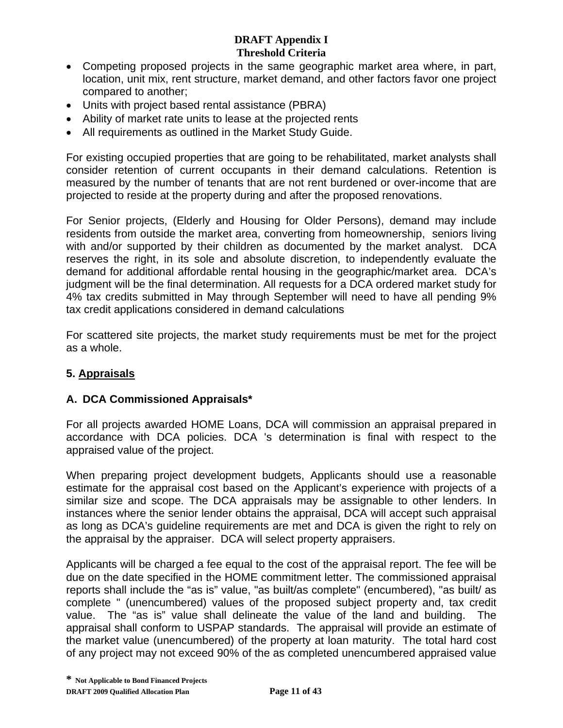- Competing proposed projects in the same geographic market area where, in part, location, unit mix, rent structure, market demand, and other factors favor one project compared to another;
- Units with project based rental assistance (PBRA)
- Ability of market rate units to lease at the projected rents
- All requirements as outlined in the Market Study Guide.

For existing occupied properties that are going to be rehabilitated, market analysts shall consider retention of current occupants in their demand calculations. Retention is measured by the number of tenants that are not rent burdened or over-income that are projected to reside at the property during and after the proposed renovations.

For Senior projects, (Elderly and Housing for Older Persons), demand may include residents from outside the market area, converting from homeownership, seniors living with and/or supported by their children as documented by the market analyst. DCA reserves the right, in its sole and absolute discretion, to independently evaluate the demand for additional affordable rental housing in the geographic/market area. DCA's judgment will be the final determination. All requests for a DCA ordered market study for 4% tax credits submitted in May through September will need to have all pending 9% tax credit applications considered in demand calculations

For scattered site projects, the market study requirements must be met for the project as a whole.

## 5. Appraisals

### A. DCA Commissioned Appraisals*

For all projects awarded HOME Loans, DCA will commission an appraisal prepared in accordance with DCA policies. DCA 's determination is final with respect to the appraised value of the project.

When preparing project development budgets, Applicants should use a reasonable estimate for the appraisal cost based on the Applicant's experience with projects of a similar size and scope. The DCA appraisals may be assignable to other lenders. In instances where the senior lender obtains the appraisal, DCA will accept such appraisal as long as DCA's guideline requirements are met and DCA is given the right to rely on the appraisal by the appraiser. DCA will select property appraisers.

Applicants will be charged a fee equal to the cost of the appraisal report. The fee will be due on the date specified in the HOME commitment letter. The commissioned appraisal reports shall include the "as is" value, "as built/as complete" (encumbered), "as built/ as complete " (unencumbered) values of the proposed subject property and, tax credit value. The "as is" value shall delineate the value of the land and building. The appraisal shall conform to USPAP standards. The appraisal will provide an estimate of the market value (unencumbered) of the property at loan maturity. The total hard cost of any project may not exceed 90% of the as completed unencumbered appraised value

\* Not Applicable to Bond Financed Projects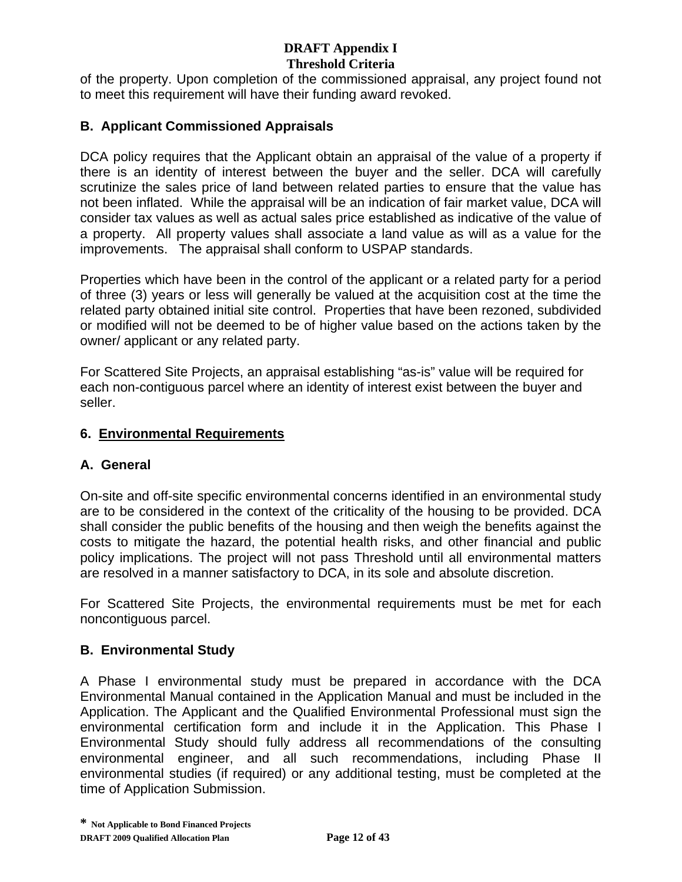of the property. Upon completion of the commissioned appraisal, any project found not to meet this requirement will have their funding award revoked.

### B. Applicant Commissioned Appraisals

DCA policy requires that the Applicant obtain an appraisal of the value of a property if there is an identity of interest between the buyer and the seller. DCA will carefully scrutinize the sales price of land between related parties to ensure that the value has not been inflated. While the appraisal will be an indication of fair market value, DCA will consider tax values as well as actual sales price established as indicative of the value of a property. All property values shall associate a land value as will as a value for the improvements. The appraisal shall conform to USPAP standards.

Properties which have been in the control of the applicant or a related party for a period of three (3) years or less will generally be valued at the acquisition cost at the time the related party obtained initial site control. Properties that have been rezoned, subdivided or modified will not be deemed to be of higher value based on the actions taken by the owner/ applicant or any related party.

For Scattered Site Projects, an appraisal establishing "as-is" value will be required for each non-contiguous parcel where an identity of interest exist between the buyer and seller.

## 6. Environmental Requirements

### A. General

On-site and off-site specific environmental concerns identified in an environmental study are to be considered in the context of the criticality of the housing to be provided. DCA shall consider the public benefits of the housing and then weigh the benefits against the costs to mitigate the hazard, the potential health risks, and other financial and public policy implications. The project will not pass Threshold until all environmental matters are resolved in a manner satisfactory to DCA, in its sole and absolute discretion.

For Scattered Site Projects, the environmental requirements must be met for each noncontiguous parcel.

### B. Environmental Study

A Phase I environmental study must be prepared in accordance with the DCA Environmental Manual contained in the Application Manual and must be included in the Application. The Applicant and the Qualified Environmental Professional must sign the environmental certification form and include it in the Application. This Phase I Environmental Study should fully address all recommendations of the consulting environmental engineer, and all such recommendations, including Phase II environmental studies (if required) or any additional testing, must be completed at the time of Application Submission.

* Not Applicable to Bond Financed Projects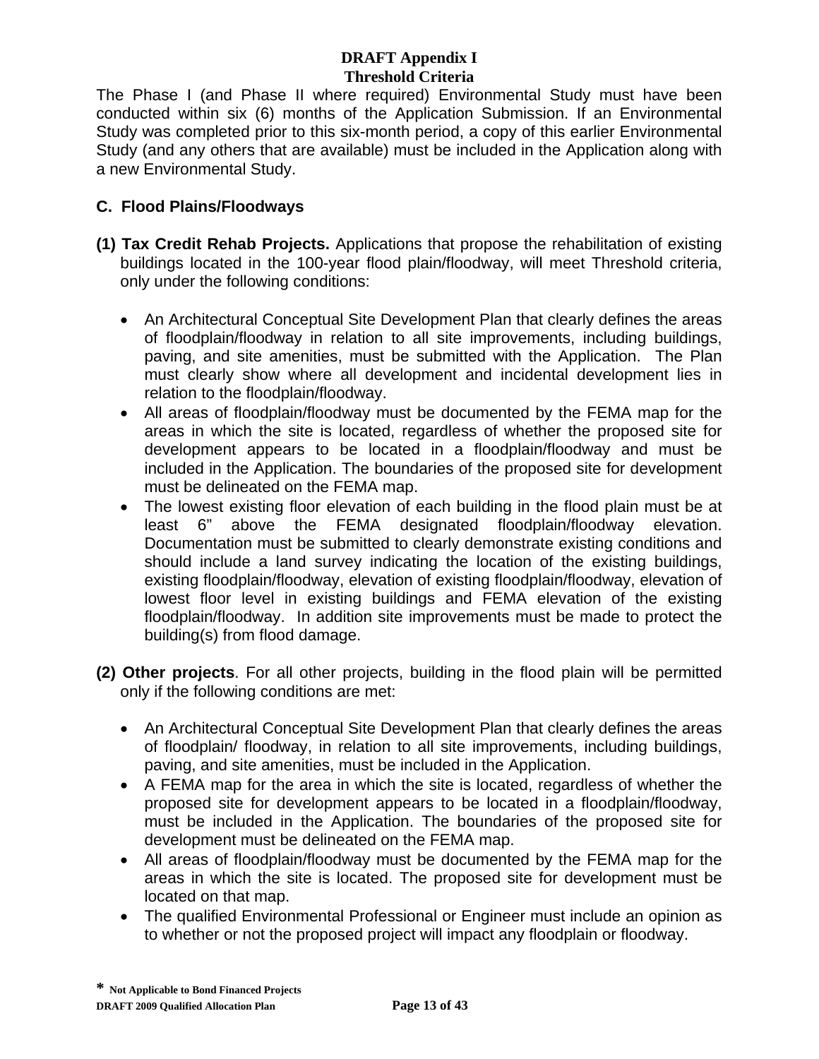The Phase I (and Phase II where required) Environmental Study must have been conducted within six (6) months of the Application Submission. If an Environmental Study was completed prior to this six-month period, a copy of this earlier Environmental Study (and any others that are available) must be included in the Application along with a new Environmental Study.

### C. Flood Plains/Floodways

**(1) Tax Credit Rehab Projects.** Applications that propose the rehabilitation of existing buildings located in the 100-year flood plain/floodway, will meet Threshold criteria, only under the following conditions:

- An Architectural Conceptual Site Development Plan that clearly defines the areas of floodplain/floodway in relation to all site improvements, including buildings, paving, and site amenities, must be submitted with the Application. The Plan must clearly show where all development and incidental development lies in relation to the floodplain/floodway.
- All areas of floodplain/floodway must be documented by the FEMA map for the areas in which the site is located, regardless of whether the proposed site for development appears to be located in a floodplain/floodway and must be included in the Application. The boundaries of the proposed site for development must be delineated on the FEMA map.
- The lowest existing floor elevation of each building in the flood plain must be at least 6" above the FEMA designated floodplain/floodway elevation. Documentation must be submitted to clearly demonstrate existing conditions and should include a land survey indicating the location of the existing buildings, existing floodplain/floodway, elevation of existing floodplain/floodway, elevation of lowest floor level in existing buildings and FEMA elevation of the existing floodplain/floodway. In addition site improvements must be made to protect the building(s) from flood damage.

**(2) Other projects**. For all other projects, building in the flood plain will be permitted only if the following conditions are met:

- An Architectural Conceptual Site Development Plan that clearly defines the areas of floodplain/ floodway, in relation to all site improvements, including buildings, paving, and site amenities, must be included in the Application.
- A FEMA map for the area in which the site is located, regardless of whether the proposed site for development appears to be located in a floodplain/floodway, must be included in the Application. The boundaries of the proposed site for development must be delineated on the FEMA map.
- All areas of floodplain/floodway must be documented by the FEMA map for the areas in which the site is located. The proposed site for development must be located on that map.
- The qualified Environmental Professional or Engineer must include an opinion as to whether or not the proposed project will impact any floodplain or floodway.

**\* Not Applicable to Bond Financed Projects**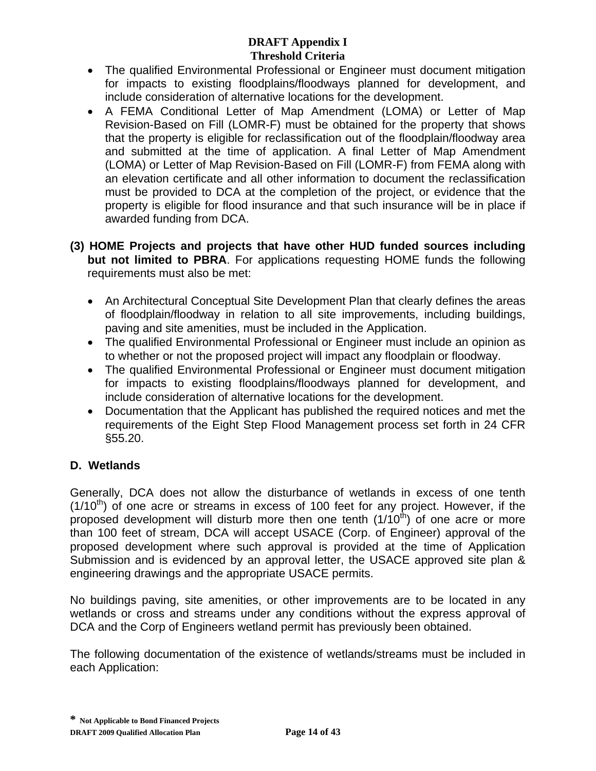- The qualified Environmental Professional or Engineer must document mitigation for impacts to existing floodplains/floodways planned for development, and include consideration of alternative locations for the development.
- A FEMA Conditional Letter of Map Amendment (LOMA) or Letter of Map Revision-Based on Fill (LOMR-F) must be obtained for the property that shows that the property is eligible for reclassification out of the floodplain/floodway area and submitted at the time of application. A final Letter of Map Amendment (LOMA) or Letter of Map Revision-Based on Fill (LOMR-F) from FEMA along with an elevation certificate and all other information to document the reclassification must be provided to DCA at the completion of the project, or evidence that the property is eligible for flood insurance and that such insurance will be in place if awarded funding from DCA.

**(3) HOME Projects and projects that have other HUD funded sources including but not limited to PBRA**. For applications requesting HOME funds the following requirements must also be met:

- An Architectural Conceptual Site Development Plan that clearly defines the areas of floodplain/floodway in relation to all site improvements, including buildings, paving and site amenities, must be included in the Application.
- The qualified Environmental Professional or Engineer must include an opinion as to whether or not the proposed project will impact any floodplain or floodway.
- The qualified Environmental Professional or Engineer must document mitigation for impacts to existing floodplains/floodways planned for development, and include consideration of alternative locations for the development.
- Documentation that the Applicant has published the required notices and met the requirements of the Eight Step Flood Management process set forth in 24 CFR §55.20.

**D. Wetlands**

Generally, DCA does not allow the disturbance of wetlands in excess of one tenth ($1/10^{th}$) of one acre or streams in excess of 100 feet for any project. However, if the proposed development will disturb more then one tenth ($1/10^{th}$) of one acre or more than 100 feet of stream, DCA will accept USACE (Corp. of Engineer) approval of the proposed development where such approval is provided at the time of Application Submission and is evidenced by an approval letter, the USACE approved site plan & engineering drawings and the appropriate USACE permits.

No buildings paving, site amenities, or other improvements are to be located in any wetlands or cross and streams under any conditions without the express approval of DCA and the Corp of Engineers wetland permit has previously been obtained.

The following documentation of the existence of wetlands/streams must be included in each Application: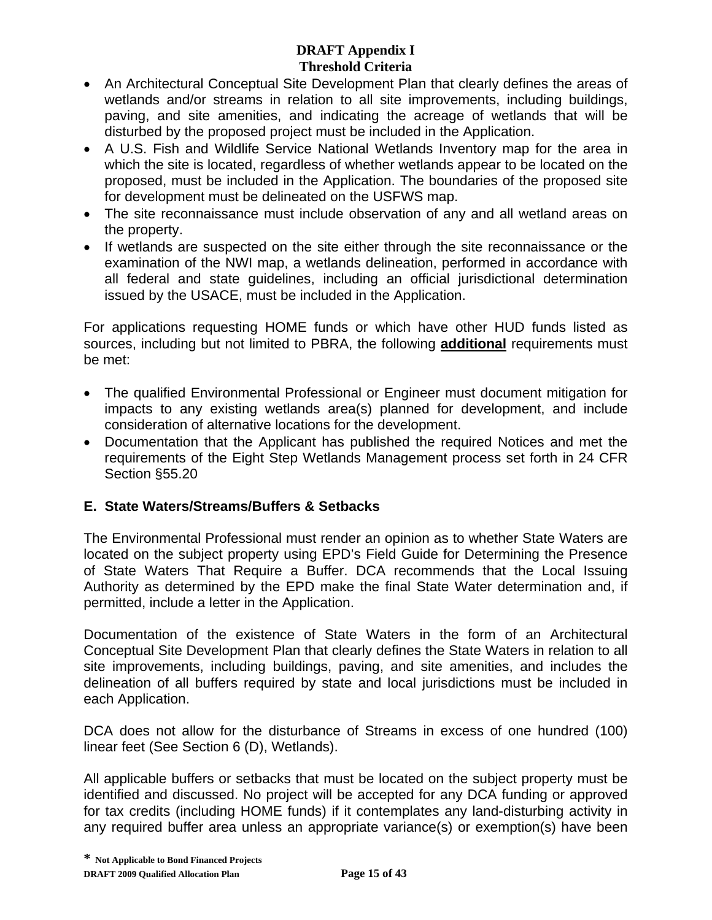- An Architectural Conceptual Site Development Plan that clearly defines the areas of wetlands and/or streams in relation to all site improvements, including buildings, paving, and site amenities, and indicating the acreage of wetlands that will be disturbed by the proposed project must be included in the Application.
- A U.S. Fish and Wildlife Service National Wetlands Inventory map for the area in which the site is located, regardless of whether wetlands appear to be located on the proposed, must be included in the Application. The boundaries of the proposed site for development must be delineated on the USFWS map.
- The site reconnaissance must include observation of any and all wetland areas on the property.
- If wetlands are suspected on the site either through the site reconnaissance or the examination of the NWI map, a wetlands delineation, performed in accordance with all federal and state guidelines, including an official jurisdictional determination issued by the USACE, must be included in the Application.

For applications requesting HOME funds or which have other HUD funds listed as sources, including but not limited to PBRA, the following **additional** requirements must be met:

- The qualified Environmental Professional or Engineer must document mitigation for impacts to any existing wetlands area(s) planned for development, and include consideration of alternative locations for the development.
- Documentation that the Applicant has published the required Notices and met the requirements of the Eight Step Wetlands Management process set forth in 24 CFR Section §55.20

### E. State Waters/Streams/Buffers & Setbacks

The Environmental Professional must render an opinion as to whether State Waters are located on the subject property using EPD's Field Guide for Determining the Presence of State Waters That Require a Buffer. DCA recommends that the Local Issuing Authority as determined by the EPD make the final State Water determination and, if permitted, include a letter in the Application.

Documentation of the existence of State Waters in the form of an Architectural Conceptual Site Development Plan that clearly defines the State Waters in relation to all site improvements, including buildings, paving, and site amenities, and includes the delineation of all buffers required by state and local jurisdictions must be included in each Application.

DCA does not allow for the disturbance of Streams in excess of one hundred (100) linear feet (See Section 6 (D), Wetlands).

All applicable buffers or setbacks that must be located on the subject property must be identified and discussed. No project will be accepted for any DCA funding or approved for tax credits (including HOME funds) if it contemplates any land-disturbing activity in any required buffer area unless an appropriate variance(s) or exemption(s) have been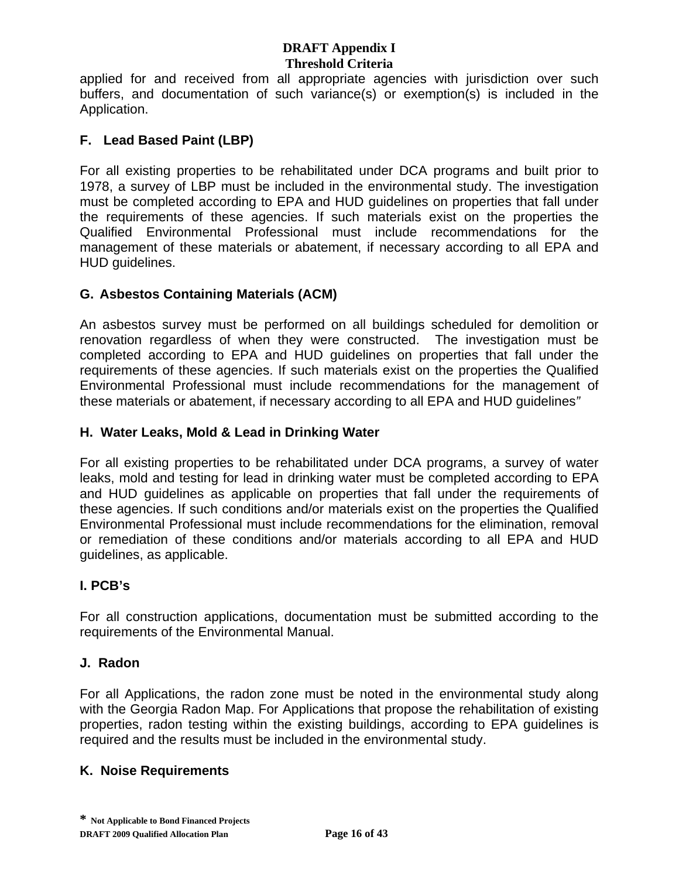applied for and received from all appropriate agencies with jurisdiction over such buffers, and documentation of such variance(s) or exemption(s) is included in the Application.

### F. Lead Based Paint (LBP)

For all existing properties to be rehabilitated under DCA programs and built prior to 1978, a survey of LBP must be included in the environmental study. The investigation must be completed according to EPA and HUD guidelines on properties that fall under the requirements of these agencies. If such materials exist on the properties the Qualified Environmental Professional must include recommendations for the management of these materials or abatement, if necessary according to all EPA and HUD guidelines.

### G. Asbestos Containing Materials (ACM)

An asbestos survey must be performed on all buildings scheduled for demolition or renovation regardless of when they were constructed. The investigation must be completed according to EPA and HUD guidelines on properties that fall under the requirements of these agencies. If such materials exist on the properties the Qualified Environmental Professional must include recommendations for the management of these materials or abatement, if necessary according to all EPA and HUD guidelines"

### H. Water Leaks, Mold & Lead in Drinking Water

For all existing properties to be rehabilitated under DCA programs, a survey of water leaks, mold and testing for lead in drinking water must be completed according to EPA and HUD guidelines as applicable on properties that fall under the requirements of these agencies. If such conditions and/or materials exist on the properties the Qualified Environmental Professional must include recommendations for the elimination, removal or remediation of these conditions and/or materials according to all EPA and HUD guidelines, as applicable.

### I. PCB's

For all construction applications, documentation must be submitted according to the requirements of the Environmental Manual.

### J. Radon

For all Applications, the radon zone must be noted in the environmental study along with the Georgia Radon Map. For Applications that propose the rehabilitation of existing properties, radon testing within the existing buildings, according to EPA guidelines is required and the results must be included in the environmental study.

### K. Noise Requirements

* Not Applicable to Bond Financed Projects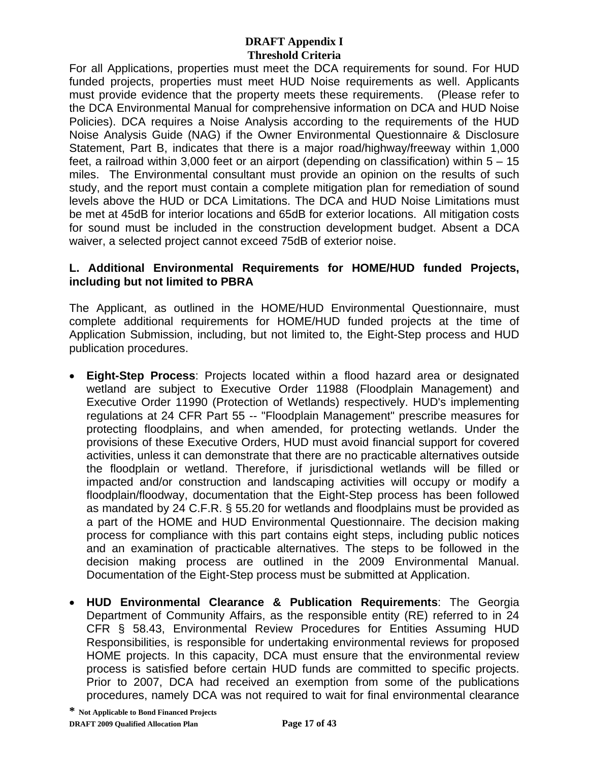For all Applications, properties must meet the DCA requirements for sound. For HUD funded projects, properties must meet HUD Noise requirements as well. Applicants must provide evidence that the property meets these requirements. (Please refer to the DCA Environmental Manual for comprehensive information on DCA and HUD Noise Policies). DCA requires a Noise Analysis according to the requirements of the HUD Noise Analysis Guide (NAG) if the Owner Environmental Questionnaire & Disclosure Statement, Part B, indicates that there is a major road/highway/freeway within 1,000 feet, a railroad within 3,000 feet or an airport (depending on classification) within 5 – 15 miles. The Environmental consultant must provide an opinion on the results of such study, and the report must contain a complete mitigation plan for remediation of sound levels above the HUD or DCA Limitations. The DCA and HUD Noise Limitations must be met at 45dB for interior locations and 65dB for exterior locations. All mitigation costs for sound must be included in the construction development budget. Absent a DCA waiver, a selected project cannot exceed 75dB of exterior noise.

**L. Additional Environmental Requirements for HOME/HUD funded Projects, including but not limited to PBRA**

The Applicant, as outlined in the HOME/HUD Environmental Questionnaire, must complete additional requirements for HOME/HUD funded projects at the time of Application Submission, including, but not limited to, the Eight-Step process and HUD publication procedures.

- **Eight-Step Process**: Projects located within a flood hazard area or designated wetland are subject to Executive Order 11988 (Floodplain Management) and Executive Order 11990 (Protection of Wetlands) respectively. HUD's implementing regulations at 24 CFR Part 55 -- "Floodplain Management" prescribe measures for protecting floodplains, and when amended, for protecting wetlands. Under the provisions of these Executive Orders, HUD must avoid financial support for covered activities, unless it can demonstrate that there are no practicable alternatives outside the floodplain or wetland. Therefore, if jurisdictional wetlands will be filled or impacted and/or construction and landscaping activities will occupy or modify a floodplain/floodway, documentation that the Eight-Step process has been followed as mandated by 24 C.F.R. § 55.20 for wetlands and floodplains must be provided as a part of the HOME and HUD Environmental Questionnaire. The decision making process for compliance with this part contains eight steps, including public notices and an examination of practicable alternatives. The steps to be followed in the decision making process are outlined in the 2009 Environmental Manual. Documentation of the Eight-Step process must be submitted at Application.

- **HUD Environmental Clearance & Publication Requirements**: The Georgia Department of Community Affairs, as the responsible entity (RE) referred to in 24 CFR § 58.43, Environmental Review Procedures for Entities Assuming HUD Responsibilities, is responsible for undertaking environmental reviews for proposed HOME projects. In this capacity, DCA must ensure that the environmental review process is satisfied before certain HUD funds are committed to specific projects. Prior to 2007, DCA had received an exemption from some of the publications procedures, namely DCA was not required to wait for final environmental clearance

**\*** **Not Applicable to Bond Financed Projects**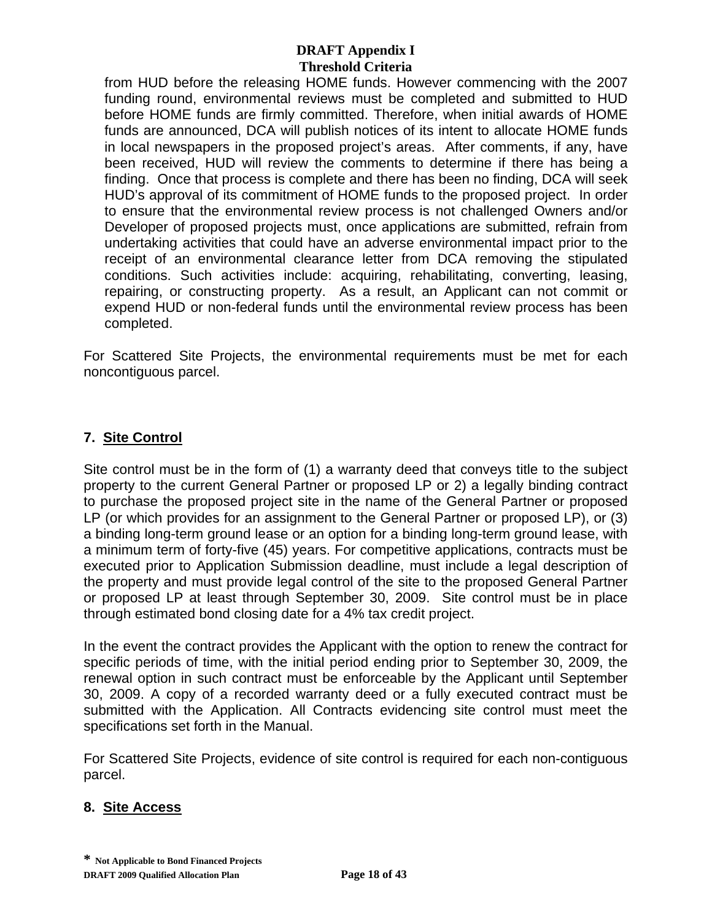from HUD before the releasing HOME funds. However commencing with the 2007 funding round, environmental reviews must be completed and submitted to HUD before HOME funds are firmly committed. Therefore, when initial awards of HOME funds are announced, DCA will publish notices of its intent to allocate HOME funds in local newspapers in the proposed project's areas. After comments, if any, have been received, HUD will review the comments to determine if there has being a finding. Once that process is complete and there has been no finding, DCA will seek HUD's approval of its commitment of HOME funds to the proposed project. In order to ensure that the environmental review process is not challenged Owners and/or Developer of proposed projects must, once applications are submitted, refrain from undertaking activities that could have an adverse environmental impact prior to the receipt of an environmental clearance letter from DCA removing the stipulated conditions. Such activities include: acquiring, rehabilitating, converting, leasing, repairing, or constructing property. As a result, an Applicant can not commit or expend HUD or non-federal funds until the environmental review process has been completed.

For Scattered Site Projects, the environmental requirements must be met for each noncontiguous parcel.

## 7. Site Control

Site control must be in the form of (1) a warranty deed that conveys title to the subject property to the current General Partner or proposed LP or 2) a legally binding contract to purchase the proposed project site in the name of the General Partner or proposed LP (or which provides for an assignment to the General Partner or proposed LP), or (3) a binding long-term ground lease or an option for a binding long-term ground lease, with a minimum term of forty-five (45) years. For competitive applications, contracts must be executed prior to Application Submission deadline, must include a legal description of the property and must provide legal control of the site to the proposed General Partner or proposed LP at least through September 30, 2009. Site control must be in place through estimated bond closing date for a 4% tax credit project.

In the event the contract provides the Applicant with the option to renew the contract for specific periods of time, with the initial period ending prior to September 30, 2009, the renewal option in such contract must be enforceable by the Applicant until September 30, 2009. A copy of a recorded warranty deed or a fully executed contract must be submitted with the Application. All Contracts evidencing site control must meet the specifications set forth in the Manual.

For Scattered Site Projects, evidence of site control is required for each non-contiguous parcel.

## 8. Site Access

\* Not Applicable to Bond Financed Projects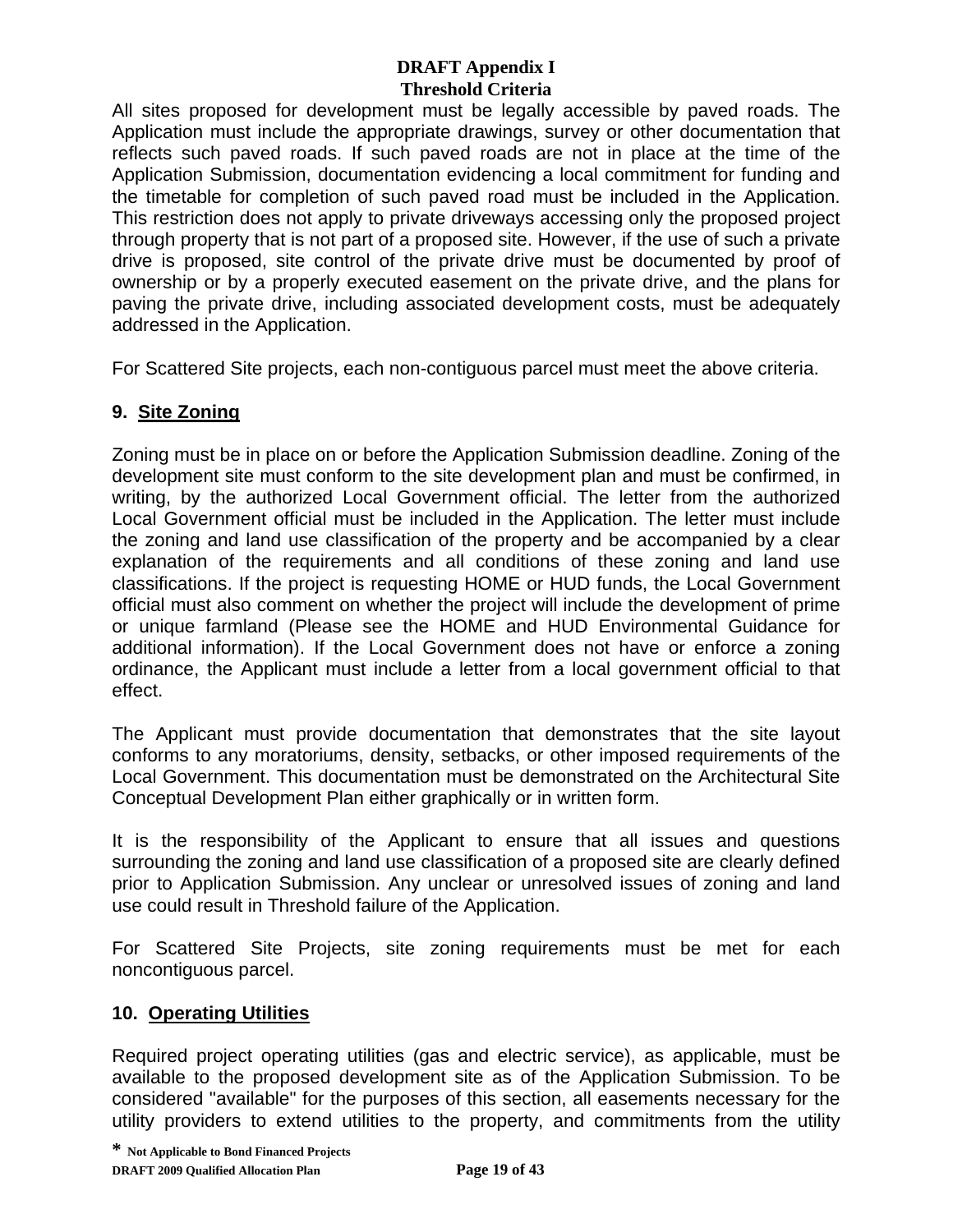All sites proposed for development must be legally accessible by paved roads. The Application must include the appropriate drawings, survey or other documentation that reflects such paved roads. If such paved roads are not in place at the time of the Application Submission, documentation evidencing a local commitment for funding and the timetable for completion of such paved road must be included in the Application. This restriction does not apply to private driveways accessing only the proposed project through property that is not part of a proposed site. However, if the use of such a private drive is proposed, site control of the private drive must be documented by proof of ownership or by a properly executed easement on the private drive, and the plans for paving the private drive, including associated development costs, must be adequately addressed in the Application.

For Scattered Site projects, each non-contiguous parcel must meet the above criteria.

### 9. Site Zoning

Zoning must be in place on or before the Application Submission deadline. Zoning of the development site must conform to the site development plan and must be confirmed, in writing, by the authorized Local Government official. The letter from the authorized Local Government official must be included in the Application. The letter must include the zoning and land use classification of the property and be accompanied by a clear explanation of the requirements and all conditions of these zoning and land use classifications. If the project is requesting HOME or HUD funds, the Local Government official must also comment on whether the project will include the development of prime or unique farmland (Please see the HOME and HUD Environmental Guidance for additional information). If the Local Government does not have or enforce a zoning ordinance, the Applicant must include a letter from a local government official to that effect.

The Applicant must provide documentation that demonstrates that the site layout conforms to any moratoriums, density, setbacks, or other imposed requirements of the Local Government. This documentation must be demonstrated on the Architectural Site Conceptual Development Plan either graphically or in written form.

It is the responsibility of the Applicant to ensure that all issues and questions surrounding the zoning and land use classification of a proposed site are clearly defined prior to Application Submission. Any unclear or unresolved issues of zoning and land use could result in Threshold failure of the Application.

For Scattered Site Projects, site zoning requirements must be met for each noncontiguous parcel.

### 10. Operating Utilities

Required project operating utilities (gas and electric service), as applicable, must be available to the proposed development site as of the Application Submission. To be considered "available" for the purposes of this section, all easements necessary for the utility providers to extend utilities to the property, and commitments from the utility

* Not Applicable to Bond Financed Projects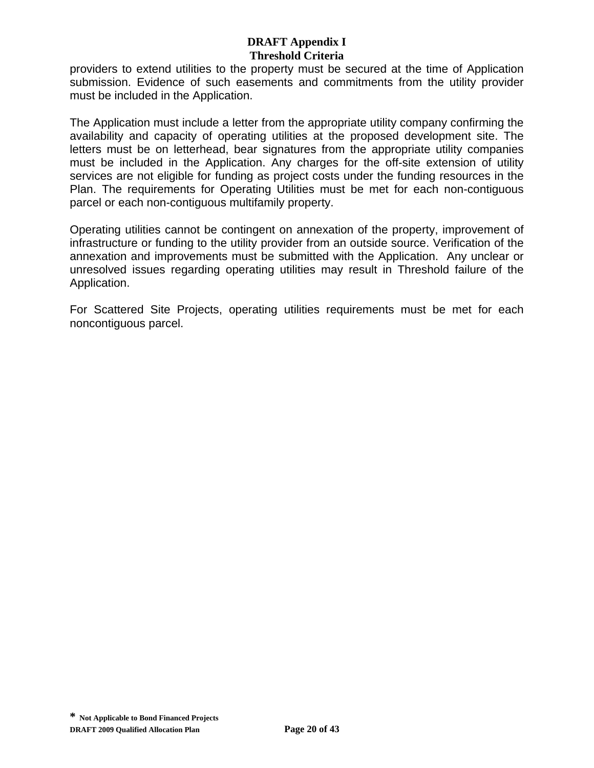providers to extend utilities to the property must be secured at the time of Application submission. Evidence of such easements and commitments from the utility provider must be included in the Application.

The Application must include a letter from the appropriate utility company confirming the availability and capacity of operating utilities at the proposed development site. The letters must be on letterhead, bear signatures from the appropriate utility companies must be included in the Application. Any charges for the off-site extension of utility services are not eligible for funding as project costs under the funding resources in the Plan. The requirements for Operating Utilities must be met for each non-contiguous parcel or each non-contiguous multifamily property.

Operating utilities cannot be contingent on annexation of the property, improvement of infrastructure or funding to the utility provider from an outside source. Verification of the annexation and improvements must be submitted with the Application. Any unclear or unresolved issues regarding operating utilities may result in Threshold failure of the Application.

For Scattered Site Projects, operating utilities requirements must be met for each noncontiguous parcel.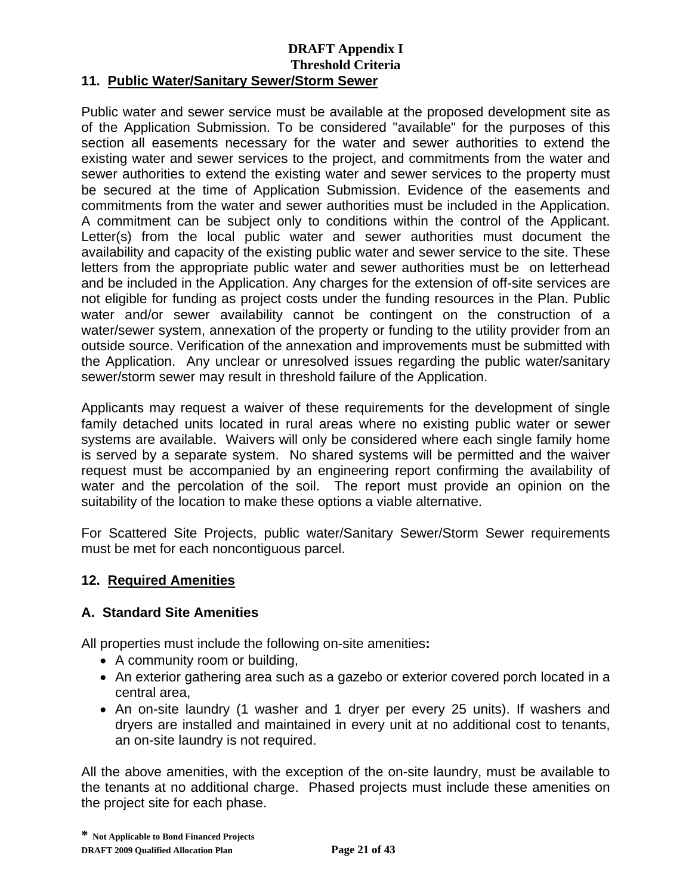# DRAFT Appendix I
## Threshold Criteria

### 11. Public Water/Sanitary Sewer/Storm Sewer

Public water and sewer service must be available at the proposed development site as of the Application Submission. To be considered "available" for the purposes of this section all easements necessary for the water and sewer authorities to extend the existing water and sewer services to the project, and commitments from the water and sewer authorities to extend the existing water and sewer services to the property must be secured at the time of Application Submission. Evidence of the easements and commitments from the water and sewer authorities must be included in the Application. A commitment can be subject only to conditions within the control of the Applicant. Letter(s) from the local public water and sewer authorities must document the availability and capacity of the existing public water and sewer service to the site. These letters from the appropriate public water and sewer authorities must be on letterhead and be included in the Application. Any charges for the extension of off-site services are not eligible for funding as project costs under the funding resources in the Plan. Public water and/or sewer availability cannot be contingent on the construction of a water/sewer system, annexation of the property or funding to the utility provider from an outside source. Verification of the annexation and improvements must be submitted with the Application. Any unclear or unresolved issues regarding the public water/sanitary sewer/storm sewer may result in threshold failure of the Application.

Applicants may request a waiver of these requirements for the development of single family detached units located in rural areas where no existing public water or sewer systems are available. Waivers will only be considered where each single family home is served by a separate system. No shared systems will be permitted and the waiver request must be accompanied by an engineering report confirming the availability of water and the percolation of the soil. The report must provide an opinion on the suitability of the location to make these options a viable alternative.

For Scattered Site Projects, public water/Sanitary Sewer/Storm Sewer requirements must be met for each noncontiguous parcel.

### 12. Required Amenities

#### A. Standard Site Amenities

All properties must include the following on-site amenities**:**

- A community room or building,
- An exterior gathering area such as a gazebo or exterior covered porch located in a central area,
- An on-site laundry (1 washer and 1 dryer per every 25 units). If washers and dryers are installed and maintained in every unit at no additional cost to tenants, an on-site laundry is not required.

All the above amenities, with the exception of the on-site laundry, must be available to the tenants at no additional charge. Phased projects must include these amenities on the project site for each phase.

**\* Not Applicable to Bond Financed Projects**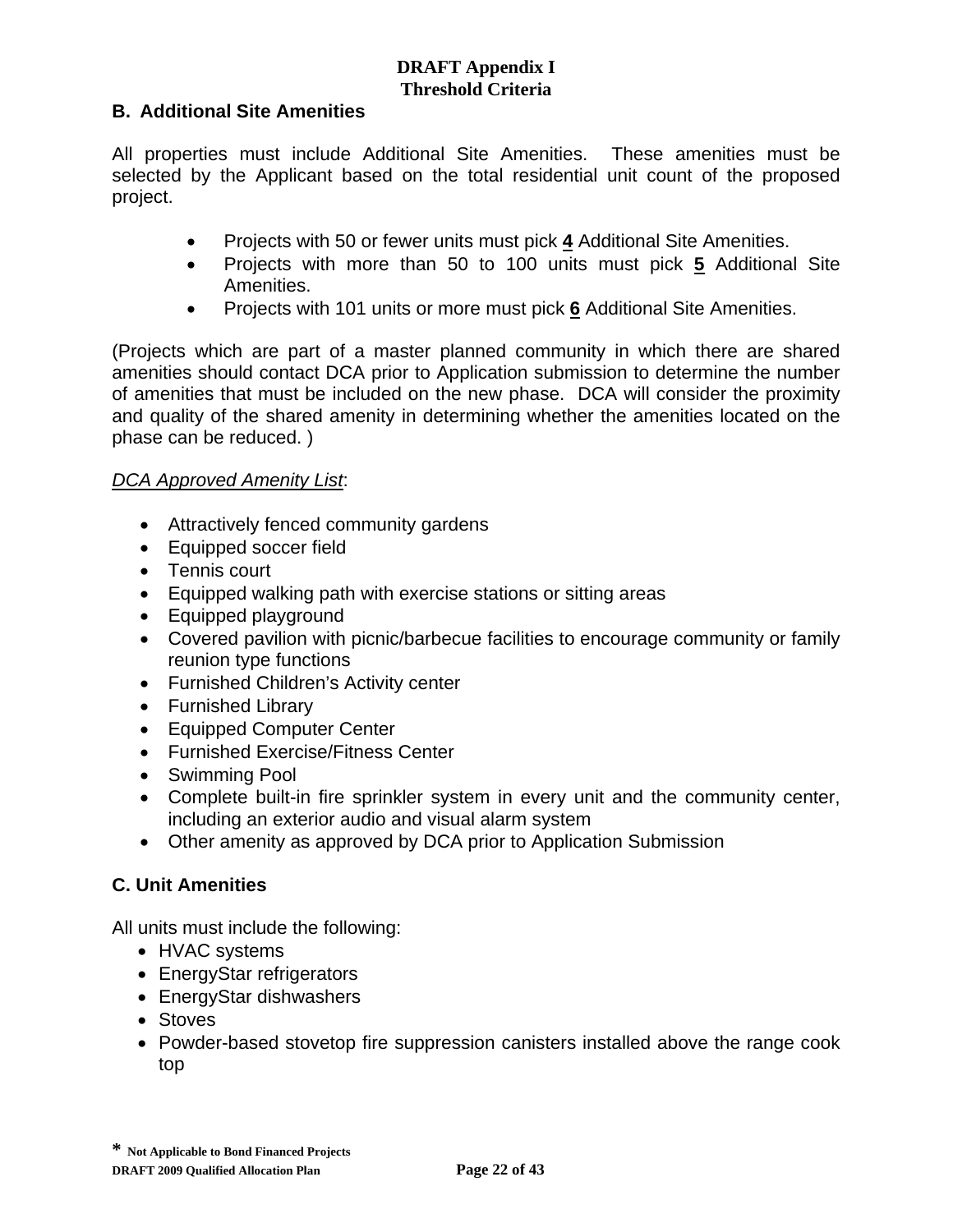**DRAFT Appendix I**
**Threshold Criteria**

## B. Additional Site Amenities

All properties must include Additional Site Amenities. These amenities must be selected by the Applicant based on the total residential unit count of the proposed project.

- Projects with 50 or fewer units must pick **4** Additional Site Amenities.
- Projects with more than 50 to 100 units must pick **5** Additional Site Amenities.
- Projects with 101 units or more must pick **6** Additional Site Amenities.

(Projects which are part of a master planned community in which there are shared amenities should contact DCA prior to Application submission to determine the number of amenities that must be included on the new phase. DCA will consider the proximity and quality of the shared amenity in determining whether the amenities located on the phase can be reduced. )

*DCA Approved Amenity List*:

- Attractively fenced community gardens
- Equipped soccer field
- Tennis court
- Equipped walking path with exercise stations or sitting areas
- Equipped playground
- Covered pavilion with picnic/barbecue facilities to encourage community or family reunion type functions
- Furnished Children's Activity center
- Furnished Library
- Equipped Computer Center
- Furnished Exercise/Fitness Center
- Swimming Pool
- Complete built-in fire sprinkler system in every unit and the community center, including an exterior audio and visual alarm system
- Other amenity as approved by DCA prior to Application Submission

## C. Unit Amenities

All units must include the following:

- HVAC systems
- EnergyStar refrigerators
- EnergyStar dishwashers
- Stoves
- Powder-based stovetop fire suppression canisters installed above the range cook top

**\* Not Applicable to Bond Financed Projects**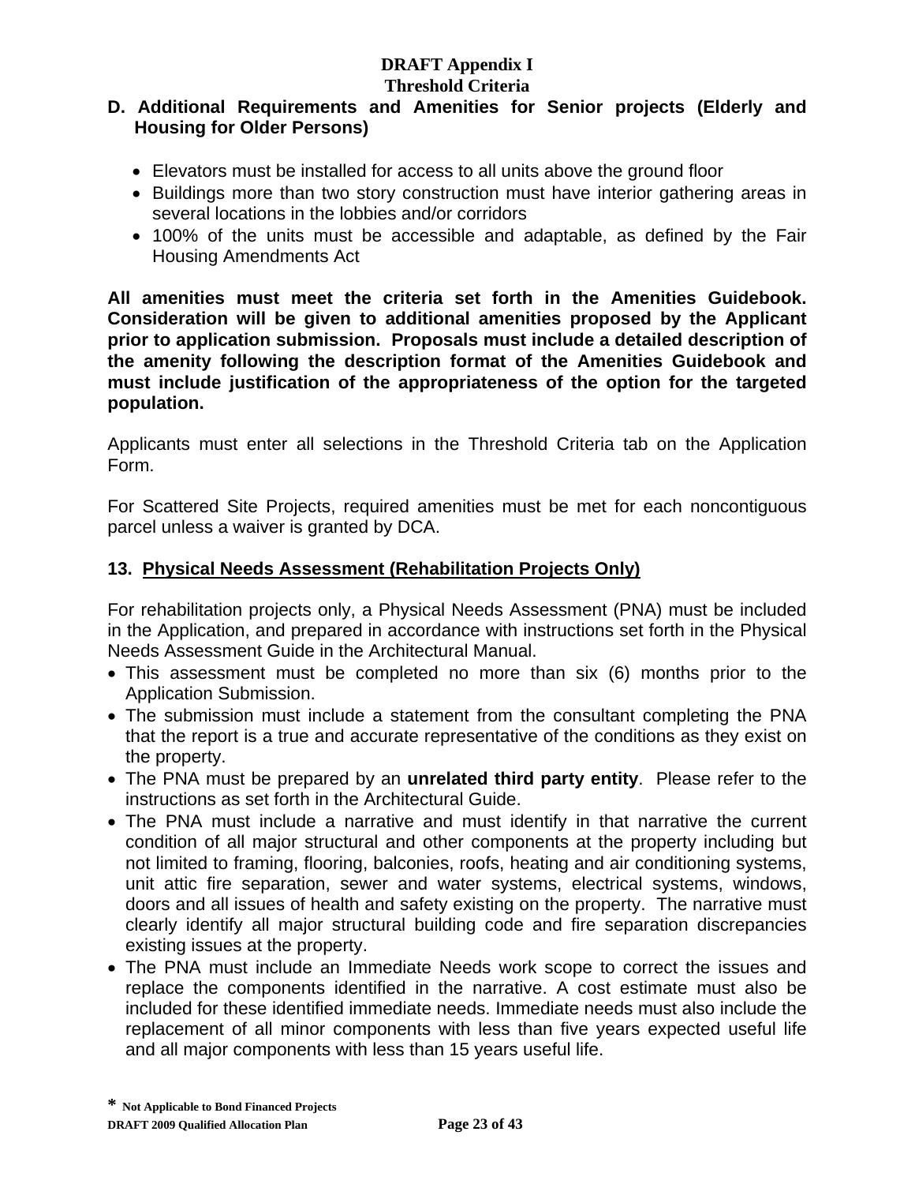**D. Additional Requirements and Amenities for Senior projects (Elderly and Housing for Older Persons)**

- Elevators must be installed for access to all units above the ground floor
- Buildings more than two story construction must have interior gathering areas in several locations in the lobbies and/or corridors
- 100% of the units must be accessible and adaptable, as defined by the Fair Housing Amendments Act

**All amenities must meet the criteria set forth in the Amenities Guidebook. Consideration will be given to additional amenities proposed by the Applicant prior to application submission. Proposals must include a detailed description of the amenity following the description format of the Amenities Guidebook and must include justification of the appropriateness of the option for the targeted population.**

Applicants must enter all selections in the Threshold Criteria tab on the Application Form.

For Scattered Site Projects, required amenities must be met for each noncontiguous parcel unless a waiver is granted by DCA.

### 13. Physical Needs Assessment (Rehabilitation Projects Only)

For rehabilitation projects only, a Physical Needs Assessment (PNA) must be included in the Application, and prepared in accordance with instructions set forth in the Physical Needs Assessment Guide in the Architectural Manual.

- This assessment must be completed no more than six (6) months prior to the Application Submission.
- The submission must include a statement from the consultant completing the PNA that the report is a true and accurate representative of the conditions as they exist on the property.
- The PNA must be prepared by an **unrelated third party entity**. Please refer to the instructions as set forth in the Architectural Guide.
- The PNA must include a narrative and must identify in that narrative the current condition of all major structural and other components at the property including but not limited to framing, flooring, balconies, roofs, heating and air conditioning systems, unit attic fire separation, sewer and water systems, electrical systems, windows, doors and all issues of health and safety existing on the property. The narrative must clearly identify all major structural building code and fire separation discrepancies existing issues at the property.
- The PNA must include an Immediate Needs work scope to correct the issues and replace the components identified in the narrative. A cost estimate must also be included for these identified immediate needs. Immediate needs must also include the replacement of all minor components with less than five years expected useful life and all major components with less than 15 years useful life.

\* Not Applicable to Bond Financed Projects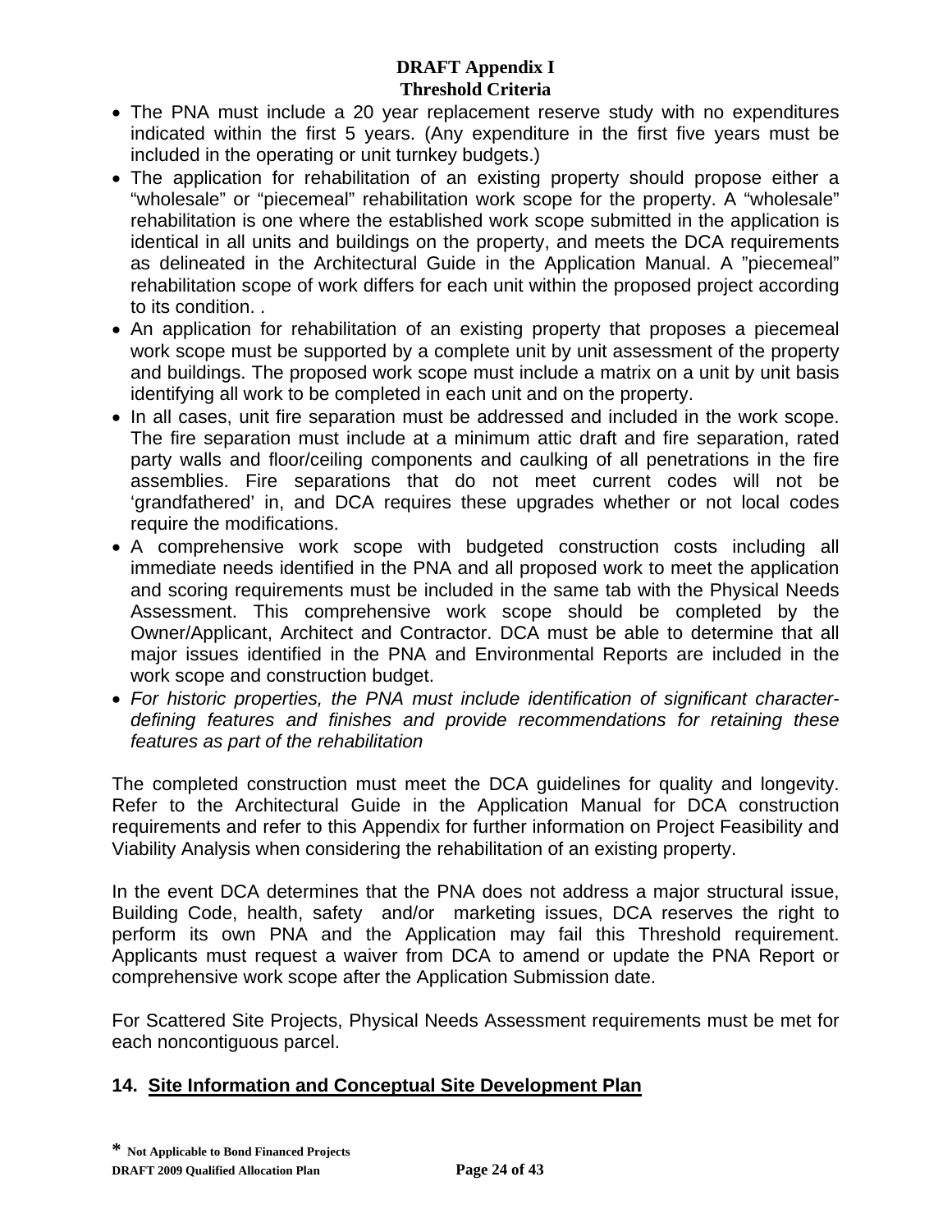- The PNA must include a 20 year replacement reserve study with no expenditures indicated within the first 5 years. (Any expenditure in the first five years must be included in the operating or unit turnkey budgets.)
- The application for rehabilitation of an existing property should propose either a "wholesale" or "piecemeal" rehabilitation work scope for the property. A "wholesale" rehabilitation is one where the established work scope submitted in the application is identical in all units and buildings on the property, and meets the DCA requirements as delineated in the Architectural Guide in the Application Manual. A "piecemeal" rehabilitation scope of work differs for each unit within the proposed project according to its condition. .
- An application for rehabilitation of an existing property that proposes a piecemeal work scope must be supported by a complete unit by unit assessment of the property and buildings. The proposed work scope must include a matrix on a unit by unit basis identifying all work to be completed in each unit and on the property.
- In all cases, unit fire separation must be addressed and included in the work scope. The fire separation must include at a minimum attic draft and fire separation, rated party walls and floor/ceiling components and caulking of all penetrations in the fire assemblies. Fire separations that do not meet current codes will not be 'grandfathered' in, and DCA requires these upgrades whether or not local codes require the modifications.
- A comprehensive work scope with budgeted construction costs including all immediate needs identified in the PNA and all proposed work to meet the application and scoring requirements must be included in the same tab with the Physical Needs Assessment. This comprehensive work scope should be completed by the Owner/Applicant, Architect and Contractor. DCA must be able to determine that all major issues identified in the PNA and Environmental Reports are included in the work scope and construction budget.
- *For historic properties, the PNA must include identification of significant character-defining features and finishes and provide recommendations for retaining these features as part of the rehabilitation*

The completed construction must meet the DCA guidelines for quality and longevity. Refer to the Architectural Guide in the Application Manual for DCA construction requirements and refer to this Appendix for further information on Project Feasibility and Viability Analysis when considering the rehabilitation of an existing property.

In the event DCA determines that the PNA does not address a major structural issue, Building Code, health, safety and/or marketing issues, DCA reserves the right to perform its own PNA and the Application may fail this Threshold requirement. Applicants must request a waiver from DCA to amend or update the PNA Report or comprehensive work scope after the Application Submission date.

For Scattered Site Projects, Physical Needs Assessment requirements must be met for each noncontiguous parcel.

## 14. Site Information and Conceptual Site Development Plan

**\* Not Applicable to Bond Financed Projects**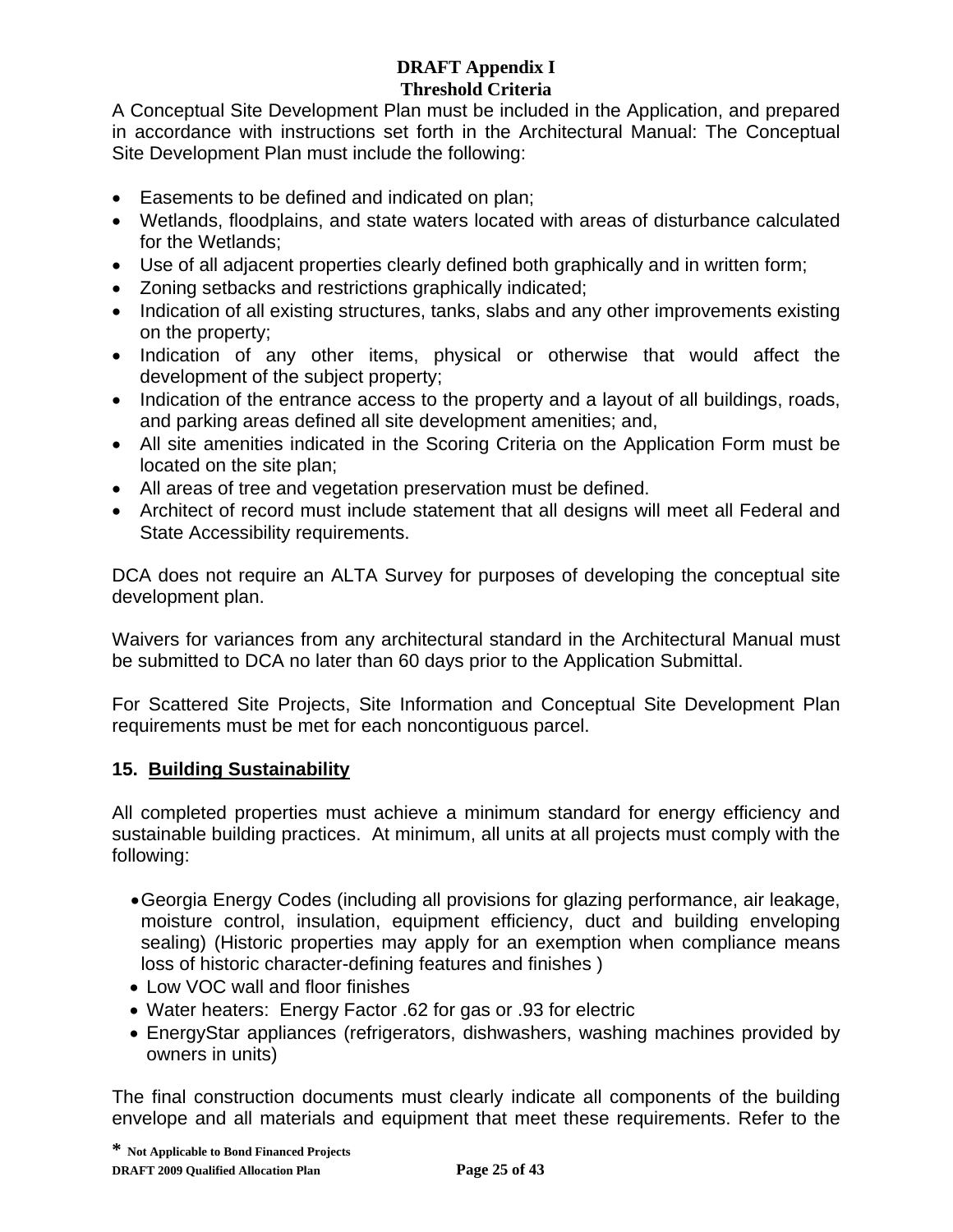A Conceptual Site Development Plan must be included in the Application, and prepared in accordance with instructions set forth in the Architectural Manual: The Conceptual Site Development Plan must include the following:

- Easements to be defined and indicated on plan;
- Wetlands, floodplains, and state waters located with areas of disturbance calculated for the Wetlands;
- Use of all adjacent properties clearly defined both graphically and in written form;
- Zoning setbacks and restrictions graphically indicated;
- Indication of all existing structures, tanks, slabs and any other improvements existing on the property;
- Indication of any other items, physical or otherwise that would affect the development of the subject property;
- Indication of the entrance access to the property and a layout of all buildings, roads, and parking areas defined all site development amenities; and,
- All site amenities indicated in the Scoring Criteria on the Application Form must be located on the site plan;
- All areas of tree and vegetation preservation must be defined.
- Architect of record must include statement that all designs will meet all Federal and State Accessibility requirements.

DCA does not require an ALTA Survey for purposes of developing the conceptual site development plan.

Waivers for variances from any architectural standard in the Architectural Manual must be submitted to DCA no later than 60 days prior to the Application Submittal.

For Scattered Site Projects, Site Information and Conceptual Site Development Plan requirements must be met for each noncontiguous parcel.

## 15. Building Sustainability

All completed properties must achieve a minimum standard for energy efficiency and sustainable building practices. At minimum, all units at all projects must comply with the following:

- Georgia Energy Codes (including all provisions for glazing performance, air leakage, moisture control, insulation, equipment efficiency, duct and building enveloping sealing) (Historic properties may apply for an exemption when compliance means loss of historic character-defining features and finishes )
- Low VOC wall and floor finishes
- Water heaters: Energy Factor .62 for gas or .93 for electric
- EnergyStar appliances (refrigerators, dishwashers, washing machines provided by owners in units)

The final construction documents must clearly indicate all components of the building envelope and all materials and equipment that meet these requirements. Refer to the

* Not Applicable to Bond Financed Projects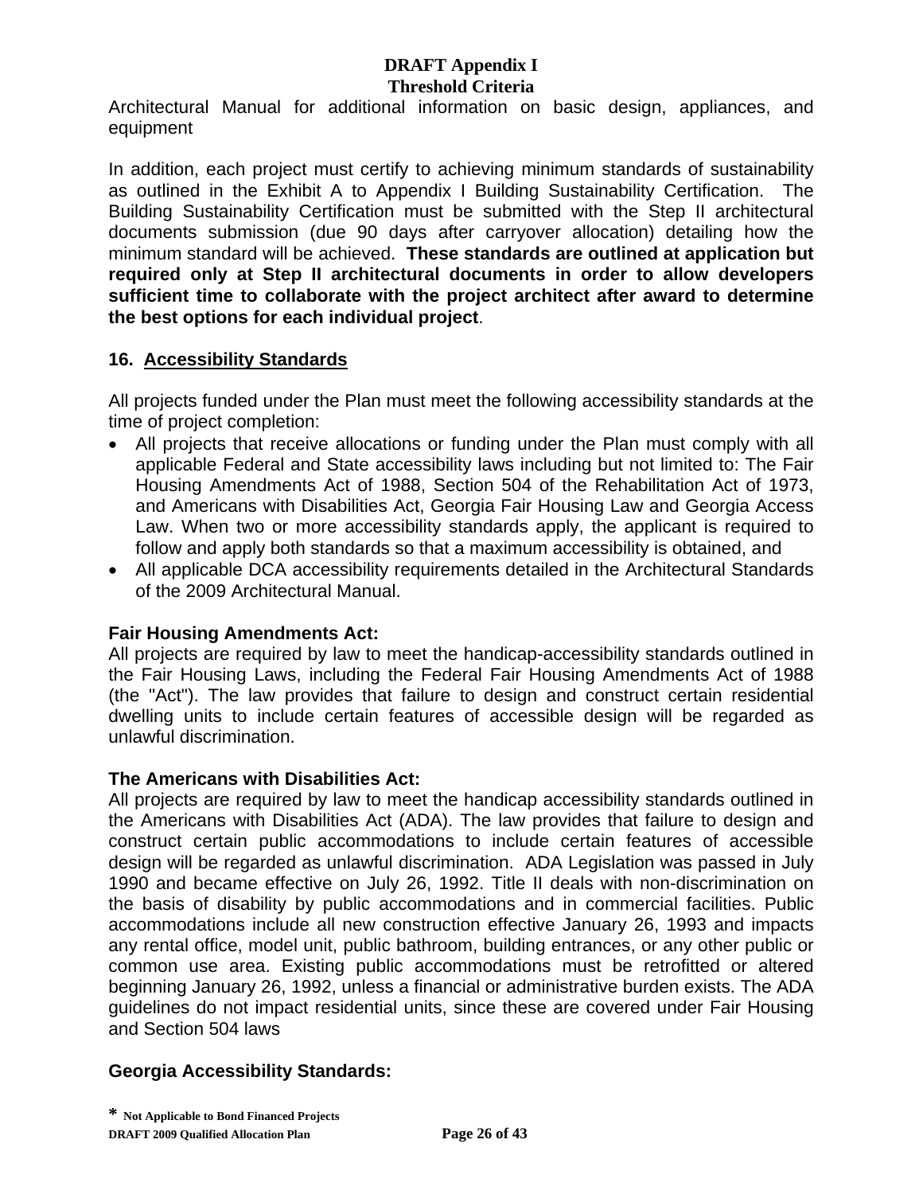Architectural Manual for additional information on basic design, appliances, and equipment

In addition, each project must certify to achieving minimum standards of sustainability as outlined in the Exhibit A to Appendix I Building Sustainability Certification. The Building Sustainability Certification must be submitted with the Step II architectural documents submission (due 90 days after carryover allocation) detailing how the minimum standard will be achieved. **These standards are outlined at application but required only at Step II architectural documents in order to allow developers sufficient time to collaborate with the project architect after award to determine the best options for each individual project**.

## 16. Accessibility Standards

All projects funded under the Plan must meet the following accessibility standards at the time of project completion:

- All projects that receive allocations or funding under the Plan must comply with all applicable Federal and State accessibility laws including but not limited to: The Fair Housing Amendments Act of 1988, Section 504 of the Rehabilitation Act of 1973, and Americans with Disabilities Act, Georgia Fair Housing Law and Georgia Access Law. When two or more accessibility standards apply, the applicant is required to follow and apply both standards so that a maximum accessibility is obtained, and
- All applicable DCA accessibility requirements detailed in the Architectural Standards of the 2009 Architectural Manual.

**Fair Housing Amendments Act:**
All projects are required by law to meet the handicap-accessibility standards outlined in the Fair Housing Laws, including the Federal Fair Housing Amendments Act of 1988 (the "Act"). The law provides that failure to design and construct certain residential dwelling units to include certain features of accessible design will be regarded as unlawful discrimination.

**The Americans with Disabilities Act:**
All projects are required by law to meet the handicap accessibility standards outlined in the Americans with Disabilities Act (ADA). The law provides that failure to design and construct certain public accommodations to include certain features of accessible design will be regarded as unlawful discrimination. ADA Legislation was passed in July 1990 and became effective on July 26, 1992. Title II deals with non-discrimination on the basis of disability by public accommodations and in commercial facilities. Public accommodations include all new construction effective January 26, 1993 and impacts any rental office, model unit, public bathroom, building entrances, or any other public or common use area. Existing public accommodations must be retrofitted or altered beginning January 26, 1992, unless a financial or administrative burden exists. The ADA guidelines do not impact residential units, since these are covered under Fair Housing and Section 504 laws

**Georgia Accessibility Standards:**

\* Not Applicable to Bond Financed Projects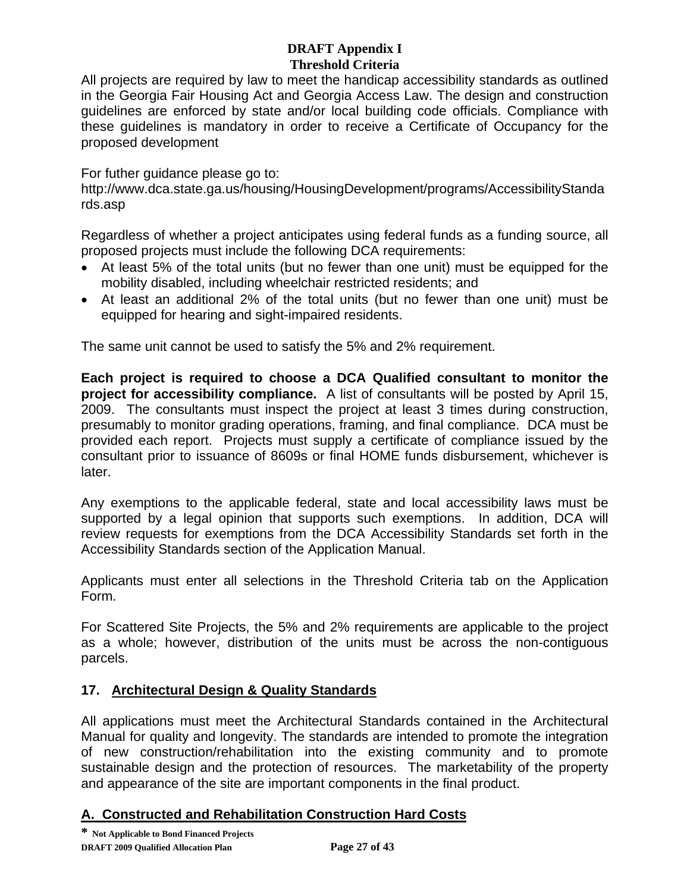**DRAFT Appendix I**
**Threshold Criteria**

All projects are required by law to meet the handicap accessibility standards as outlined in the Georgia Fair Housing Act and Georgia Access Law. The design and construction guidelines are enforced by state and/or local building code officials. Compliance with these guidelines is mandatory in order to receive a Certificate of Occupancy for the proposed development

For futher guidance please go to:
http://www.dca.state.ga.us/housing/HousingDevelopment/programs/AccessibilityStandards.asp

Regardless of whether a project anticipates using federal funds as a funding source, all proposed projects must include the following DCA requirements:

- At least 5% of the total units (but no fewer than one unit) must be equipped for the mobility disabled, including wheelchair restricted residents; and
- At least an additional 2% of the total units (but no fewer than one unit) must be equipped for hearing and sight-impaired residents.

The same unit cannot be used to satisfy the 5% and 2% requirement.

**Each project is required to choose a DCA Qualified consultant to monitor the project for accessibility compliance.** A list of consultants will be posted by April 15, 2009. The consultants must inspect the project at least 3 times during construction, presumably to monitor grading operations, framing, and final compliance. DCA must be provided each report. Projects must supply a certificate of compliance issued by the consultant prior to issuance of 8609s or final HOME funds disbursement, whichever is later.

Any exemptions to the applicable federal, state and local accessibility laws must be supported by a legal opinion that supports such exemptions. In addition, DCA will review requests for exemptions from the DCA Accessibility Standards set forth in the Accessibility Standards section of the Application Manual.

Applicants must enter all selections in the Threshold Criteria tab on the Application Form.

For Scattered Site Projects, the 5% and 2% requirements are applicable to the project as a whole; however, distribution of the units must be across the non-contiguous parcels.

## 17. Architectural Design & Quality Standards

All applications must meet the Architectural Standards contained in the Architectural Manual for quality and longevity. The standards are intended to promote the integration of new construction/rehabilitation into the existing community and to promote sustainable design and the protection of resources. The marketability of the property and appearance of the site are important components in the final product.

### A. Constructed and Rehabilitation Construction Hard Costs

**\* Not Applicable to Bond Financed Projects**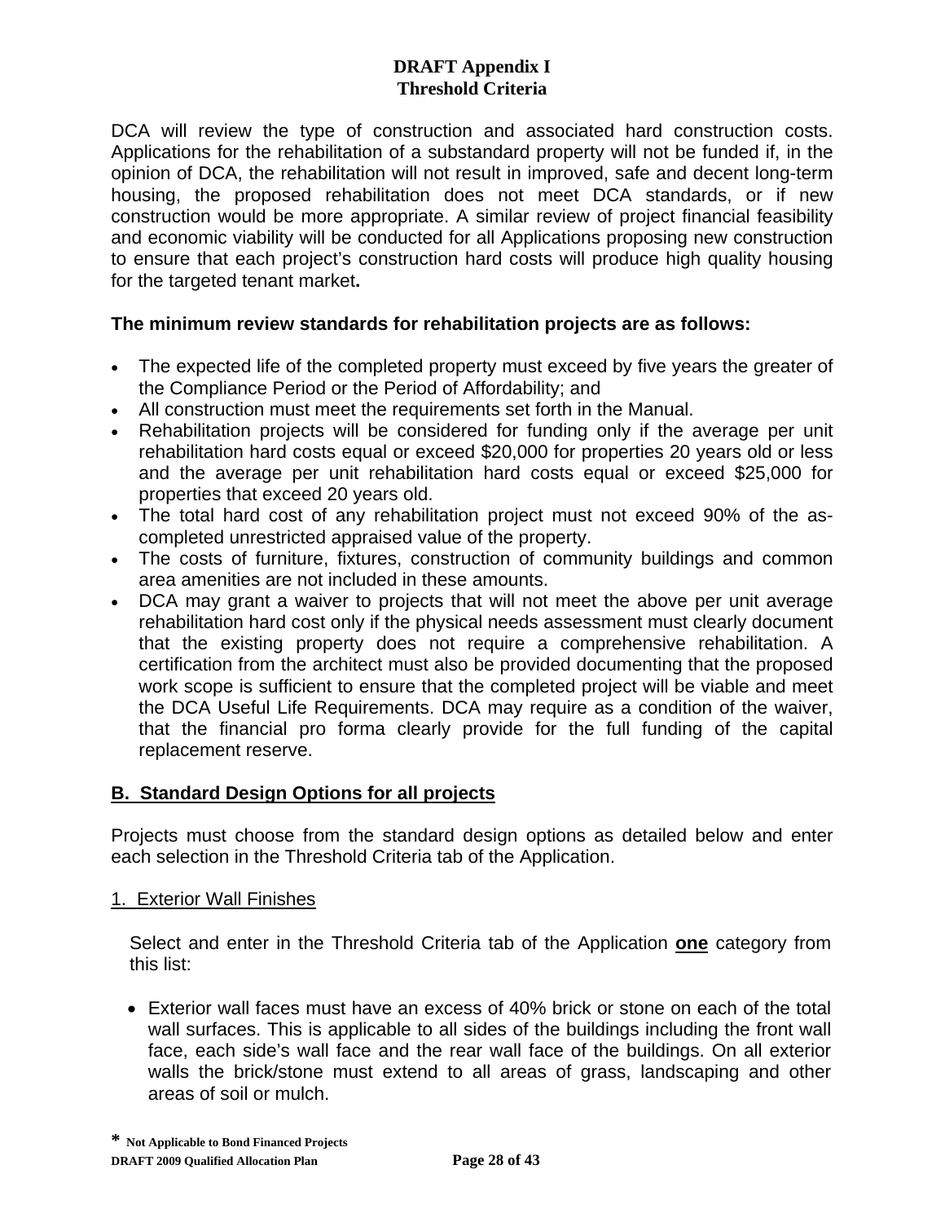# DRAFT Appendix I
## Threshold Criteria

DCA will review the type of construction and associated hard construction costs. Applications for the rehabilitation of a substandard property will not be funded if, in the opinion of DCA, the rehabilitation will not result in improved, safe and decent long-term housing, the proposed rehabilitation does not meet DCA standards, or if new construction would be more appropriate. A similar review of project financial feasibility and economic viability will be conducted for all Applications proposing new construction to ensure that each project's construction hard costs will produce high quality housing for the targeted tenant market**.**

**The minimum review standards for rehabilitation projects are as follows:**

- The expected life of the completed property must exceed by five years the greater of the Compliance Period or the Period of Affordability; and
- All construction must meet the requirements set forth in the Manual.
- Rehabilitation projects will be considered for funding only if the average per unit rehabilitation hard costs equal or exceed $20,000 for properties 20 years old or less and the average per unit rehabilitation hard costs equal or exceed $25,000 for properties that exceed 20 years old.
- The total hard cost of any rehabilitation project must not exceed 90% of the as-completed unrestricted appraised value of the property.
- The costs of furniture, fixtures, construction of community buildings and common area amenities are not included in these amounts.
- DCA may grant a waiver to projects that will not meet the above per unit average rehabilitation hard cost only if the physical needs assessment must clearly document that the existing property does not require a comprehensive rehabilitation. A certification from the architect must also be provided documenting that the proposed work scope is sufficient to ensure that the completed project will be viable and meet the DCA Useful Life Requirements. DCA may require as a condition of the waiver, that the financial pro forma clearly provide for the full funding of the capital replacement reserve.

## B. Standard Design Options for all projects

Projects must choose from the standard design options as detailed below and enter each selection in the Threshold Criteria tab of the Application.

### 1. Exterior Wall Finishes

Select and enter in the Threshold Criteria tab of the Application **one** category from this list:

- Exterior wall faces must have an excess of 40% brick or stone on each of the total wall surfaces. This is applicable to all sides of the buildings including the front wall face, each side's wall face and the rear wall face of the buildings. On all exterior walls the brick/stone must extend to all areas of grass, landscaping and other areas of soil or mulch.

**\* Not Applicable to Bond Financed Projects**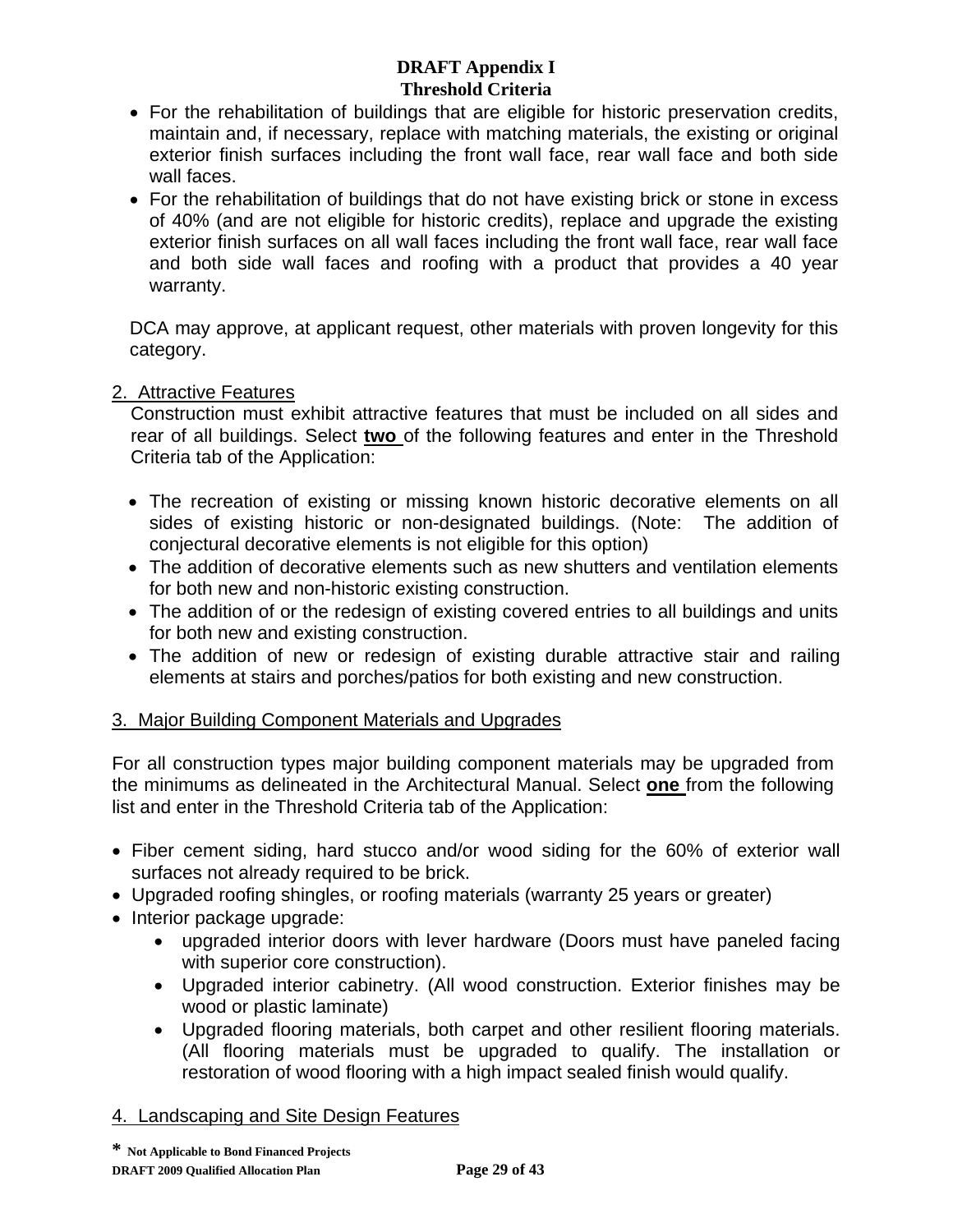- For the rehabilitation of buildings that are eligible for historic preservation credits, maintain and, if necessary, replace with matching materials, the existing or original exterior finish surfaces including the front wall face, rear wall face and both side wall faces.
- For the rehabilitation of buildings that do not have existing brick or stone in excess of 40% (and are not eligible for historic credits), replace and upgrade the existing exterior finish surfaces on all wall faces including the front wall face, rear wall face and both side wall faces and roofing with a product that provides a 40 year warranty.

DCA may approve, at applicant request, other materials with proven longevity for this category.

2. Attractive Features

Construction must exhibit attractive features that must be included on all sides and rear of all buildings. Select **two** of the following features and enter in the Threshold Criteria tab of the Application:

- The recreation of existing or missing known historic decorative elements on all sides of existing historic or non-designated buildings. (Note: The addition of conjectural decorative elements is not eligible for this option)
- The addition of decorative elements such as new shutters and ventilation elements for both new and non-historic existing construction.
- The addition of or the redesign of existing covered entries to all buildings and units for both new and existing construction.
- The addition of new or redesign of existing durable attractive stair and railing elements at stairs and porches/patios for both existing and new construction.

3. Major Building Component Materials and Upgrades

For all construction types major building component materials may be upgraded from the minimums as delineated in the Architectural Manual. Select **one** from the following list and enter in the Threshold Criteria tab of the Application:

- Fiber cement siding, hard stucco and/or wood siding for the 60% of exterior wall surfaces not already required to be brick.
- Upgraded roofing shingles, or roofing materials (warranty 25 years or greater)
- Interior package upgrade:
  - upgraded interior doors with lever hardware (Doors must have paneled facing with superior core construction).
  - Upgraded interior cabinetry. (All wood construction. Exterior finishes may be wood or plastic laminate)
  - Upgraded flooring materials, both carpet and other resilient flooring materials. (All flooring materials must be upgraded to qualify. The installation or restoration of wood flooring with a high impact sealed finish would qualify.

4. Landscaping and Site Design Features

* Not Applicable to Bond Financed Projects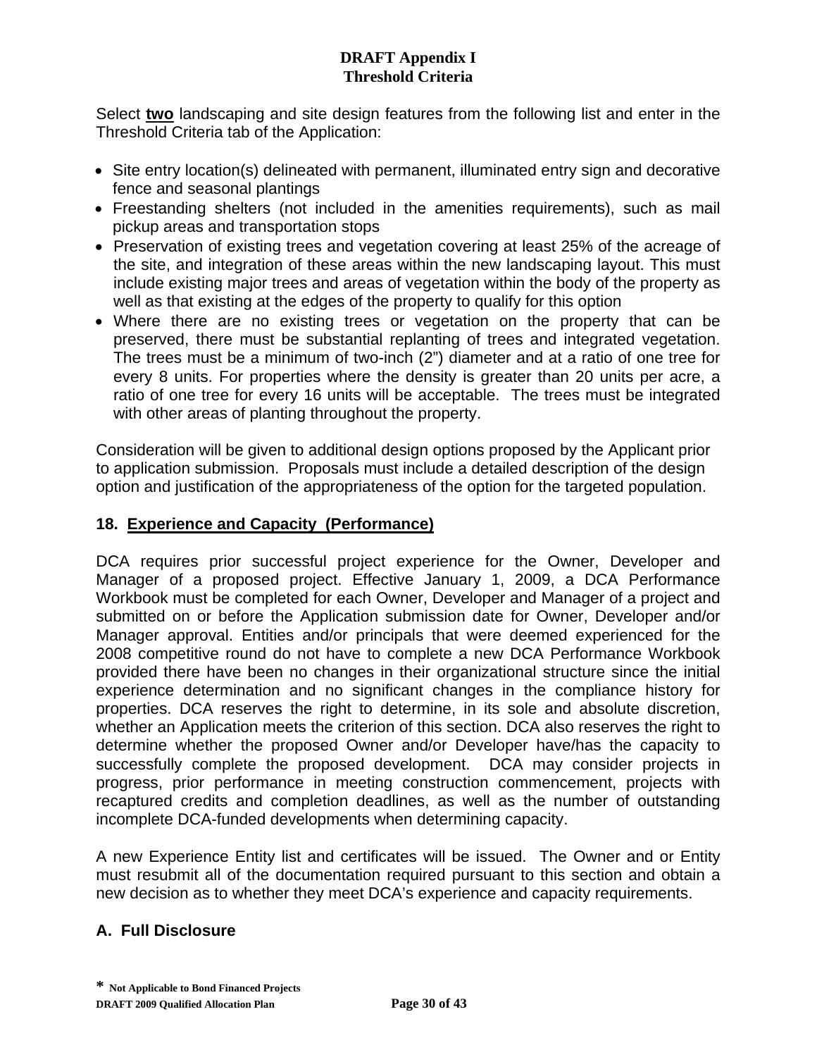Select **two** landscaping and site design features from the following list and enter in the Threshold Criteria tab of the Application:

- Site entry location(s) delineated with permanent, illuminated entry sign and decorative fence and seasonal plantings
- Freestanding shelters (not included in the amenities requirements), such as mail pickup areas and transportation stops
- Preservation of existing trees and vegetation covering at least 25% of the acreage of the site, and integration of these areas within the new landscaping layout. This must include existing major trees and areas of vegetation within the body of the property as well as that existing at the edges of the property to qualify for this option
- Where there are no existing trees or vegetation on the property that can be preserved, there must be substantial replanting of trees and integrated vegetation. The trees must be a minimum of two-inch (2") diameter and at a ratio of one tree for every 8 units. For properties where the density is greater than 20 units per acre, a ratio of one tree for every 16 units will be acceptable. The trees must be integrated with other areas of planting throughout the property.

Consideration will be given to additional design options proposed by the Applicant prior to application submission. Proposals must include a detailed description of the design option and justification of the appropriateness of the option for the targeted population.

## 18. Experience and Capacity (Performance)

DCA requires prior successful project experience for the Owner, Developer and Manager of a proposed project. Effective January 1, 2009, a DCA Performance Workbook must be completed for each Owner, Developer and Manager of a project and submitted on or before the Application submission date for Owner, Developer and/or Manager approval. Entities and/or principals that were deemed experienced for the 2008 competitive round do not have to complete a new DCA Performance Workbook provided there have been no changes in their organizational structure since the initial experience determination and no significant changes in the compliance history for properties. DCA reserves the right to determine, in its sole and absolute discretion, whether an Application meets the criterion of this section. DCA also reserves the right to determine whether the proposed Owner and/or Developer have/has the capacity to successfully complete the proposed development. DCA may consider projects in progress, prior performance in meeting construction commencement, projects with recaptured credits and completion deadlines, as well as the number of outstanding incomplete DCA-funded developments when determining capacity.

A new Experience Entity list and certificates will be issued. The Owner and or Entity must resubmit all of the documentation required pursuant to this section and obtain a new decision as to whether they meet DCA's experience and capacity requirements.

### A. Full Disclosure

**\* Not Applicable to Bond Financed Projects**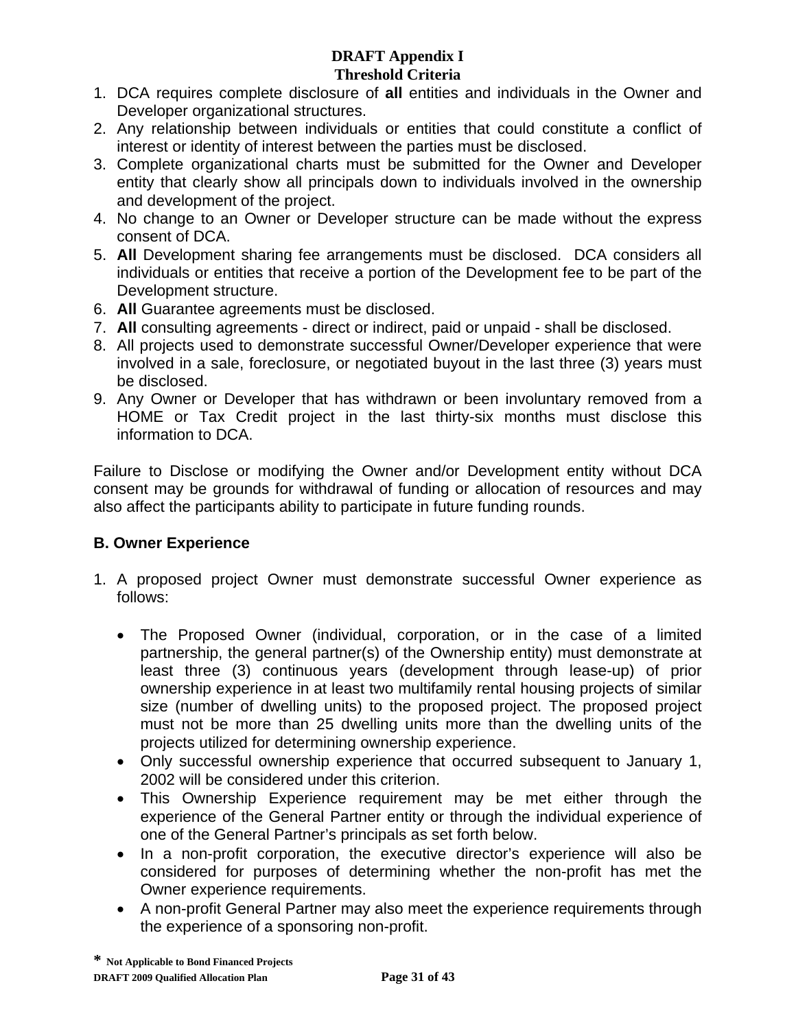# DRAFT Appendix I
## Threshold Criteria

1. DCA requires complete disclosure of **all** entities and individuals in the Owner and Developer organizational structures.
2. Any relationship between individuals or entities that could constitute a conflict of interest or identity of interest between the parties must be disclosed.
3. Complete organizational charts must be submitted for the Owner and Developer entity that clearly show all principals down to individuals involved in the ownership and development of the project.
4. No change to an Owner or Developer structure can be made without the express consent of DCA.
5. **All** Development sharing fee arrangements must be disclosed. DCA considers all individuals or entities that receive a portion of the Development fee to be part of the Development structure.
6. **All** Guarantee agreements must be disclosed.
7. **All** consulting agreements - direct or indirect, paid or unpaid - shall be disclosed.
8. All projects used to demonstrate successful Owner/Developer experience that were involved in a sale, foreclosure, or negotiated buyout in the last three (3) years must be disclosed.
9. Any Owner or Developer that has withdrawn or been involuntary removed from a HOME or Tax Credit project in the last thirty-six months must disclose this information to DCA.

Failure to Disclose or modifying the Owner and/or Development entity without DCA consent may be grounds for withdrawal of funding or allocation of resources and may also affect the participants ability to participate in future funding rounds.

**B. Owner Experience**

1. A proposed project Owner must demonstrate successful Owner experience as follows:

   - The Proposed Owner (individual, corporation, or in the case of a limited partnership, the general partner(s) of the Ownership entity) must demonstrate at least three (3) continuous years (development through lease-up) of prior ownership experience in at least two multifamily rental housing projects of similar size (number of dwelling units) to the proposed project. The proposed project must not be more than 25 dwelling units more than the dwelling units of the projects utilized for determining ownership experience.
   - Only successful ownership experience that occurred subsequent to January 1, 2002 will be considered under this criterion.
   - This Ownership Experience requirement may be met either through the experience of the General Partner entity or through the individual experience of one of the General Partner's principals as set forth below.
   - In a non-profit corporation, the executive director's experience will also be considered for purposes of determining whether the non-profit has met the Owner experience requirements.
   - A non-profit General Partner may also meet the experience requirements through the experience of a sponsoring non-profit.

\* Not Applicable to Bond Financed Projects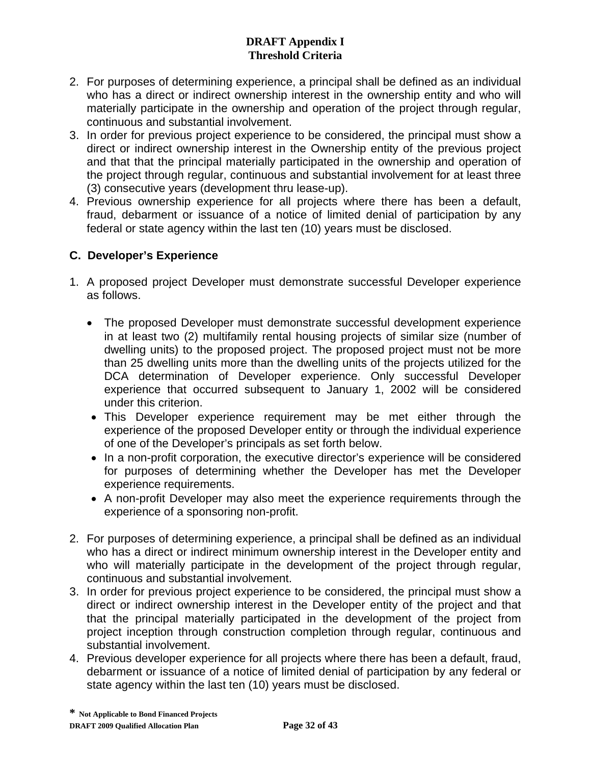2. For purposes of determining experience, a principal shall be defined as an individual who has a direct or indirect ownership interest in the ownership entity and who will materially participate in the ownership and operation of the project through regular, continuous and substantial involvement.
3. In order for previous project experience to be considered, the principal must show a direct or indirect ownership interest in the Ownership entity of the previous project and that that the principal materially participated in the ownership and operation of the project through regular, continuous and substantial involvement for at least three (3) consecutive years (development thru lease-up).
4. Previous ownership experience for all projects where there has been a default, fraud, debarment or issuance of a notice of limited denial of participation by any federal or state agency within the last ten (10) years must be disclosed.

### C. Developer's Experience

1. A proposed project Developer must demonstrate successful Developer experience as follows.

   - The proposed Developer must demonstrate successful development experience in at least two (2) multifamily rental housing projects of similar size (number of dwelling units) to the proposed project. The proposed project must not be more than 25 dwelling units more than the dwelling units of the projects utilized for the DCA determination of Developer experience. Only successful Developer experience that occurred subsequent to January 1, 2002 will be considered under this criterion.
   - This Developer experience requirement may be met either through the experience of the proposed Developer entity or through the individual experience of one of the Developer's principals as set forth below.
   - In a non-profit corporation, the executive director's experience will be considered for purposes of determining whether the Developer has met the Developer experience requirements.
   - A non-profit Developer may also meet the experience requirements through the experience of a sponsoring non-profit.

2. For purposes of determining experience, a principal shall be defined as an individual who has a direct or indirect minimum ownership interest in the Developer entity and who will materially participate in the development of the project through regular, continuous and substantial involvement.
3. In order for previous project experience to be considered, the principal must show a direct or indirect ownership interest in the Developer entity of the project and that that the principal materially participated in the development of the project from project inception through construction completion through regular, continuous and substantial involvement.
4. Previous developer experience for all projects where there has been a default, fraud, debarment or issuance of a notice of limited denial of participation by any federal or state agency within the last ten (10) years must be disclosed.

* Not Applicable to Bond Financed Projects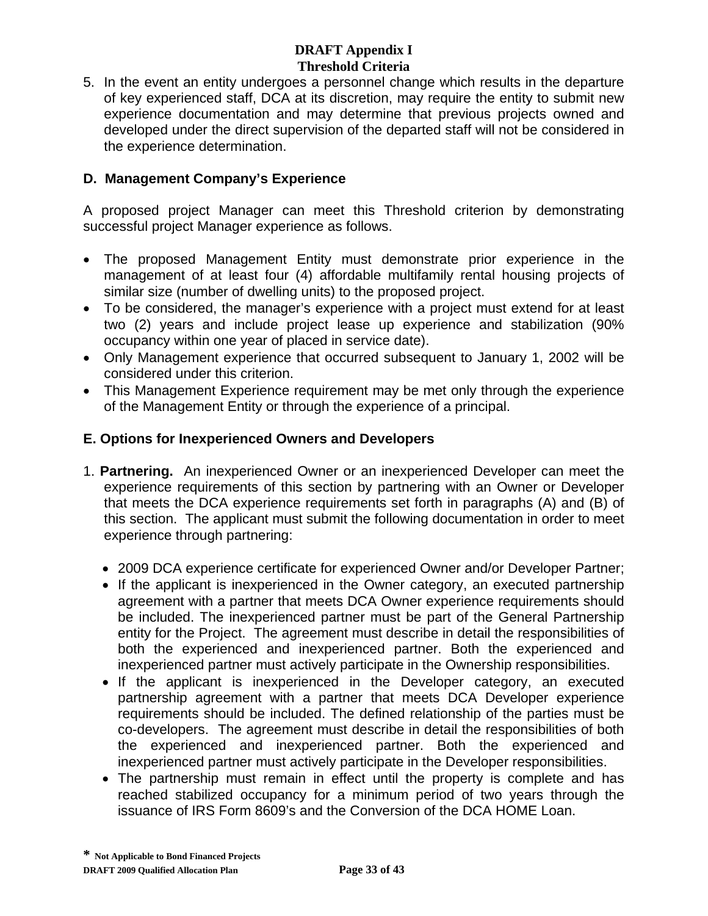5. In the event an entity undergoes a personnel change which results in the departure of key experienced staff, DCA at its discretion, may require the entity to submit new experience documentation and may determine that previous projects owned and developed under the direct supervision of the departed staff will not be considered in the experience determination.

### D. Management Company's Experience

A proposed project Manager can meet this Threshold criterion by demonstrating successful project Manager experience as follows.

- The proposed Management Entity must demonstrate prior experience in the management of at least four (4) affordable multifamily rental housing projects of similar size (number of dwelling units) to the proposed project.
- To be considered, the manager's experience with a project must extend for at least two (2) years and include project lease up experience and stabilization (90% occupancy within one year of placed in service date).
- Only Management experience that occurred subsequent to January 1, 2002 will be considered under this criterion.
- This Management Experience requirement may be met only through the experience of the Management Entity or through the experience of a principal.

### E. Options for Inexperienced Owners and Developers

1. **Partnering.** An inexperienced Owner or an inexperienced Developer can meet the experience requirements of this section by partnering with an Owner or Developer that meets the DCA experience requirements set forth in paragraphs (A) and (B) of this section. The applicant must submit the following documentation in order to meet experience through partnering:

   - 2009 DCA experience certificate for experienced Owner and/or Developer Partner;
   - If the applicant is inexperienced in the Owner category, an executed partnership agreement with a partner that meets DCA Owner experience requirements should be included. The inexperienced partner must be part of the General Partnership entity for the Project. The agreement must describe in detail the responsibilities of both the experienced and inexperienced partner. Both the experienced and inexperienced partner must actively participate in the Ownership responsibilities.
   - If the applicant is inexperienced in the Developer category, an executed partnership agreement with a partner that meets DCA Developer experience requirements should be included. The defined relationship of the parties must be co-developers. The agreement must describe in detail the responsibilities of both the experienced and inexperienced partner. Both the experienced and inexperienced partner must actively participate in the Developer responsibilities.
   - The partnership must remain in effect until the property is complete and has reached stabilized occupancy for a minimum period of two years through the issuance of IRS Form 8609's and the Conversion of the DCA HOME Loan.

* Not Applicable to Bond Financed Projects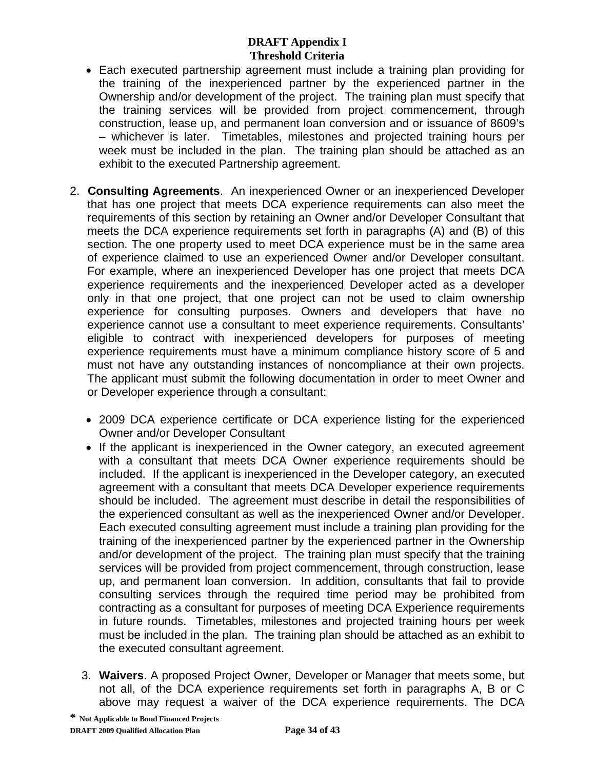- Each executed partnership agreement must include a training plan providing for the training of the inexperienced partner by the experienced partner in the Ownership and/or development of the project. The training plan must specify that the training services will be provided from project commencement, through construction, lease up, and permanent loan conversion and or issuance of 8609's – whichever is later. Timetables, milestones and projected training hours per week must be included in the plan. The training plan should be attached as an exhibit to the executed Partnership agreement.

2. **Consulting Agreements**. An inexperienced Owner or an inexperienced Developer that has one project that meets DCA experience requirements can also meet the requirements of this section by retaining an Owner and/or Developer Consultant that meets the DCA experience requirements set forth in paragraphs (A) and (B) of this section. The one property used to meet DCA experience must be in the same area of experience claimed to use an experienced Owner and/or Developer consultant. For example, where an inexperienced Developer has one project that meets DCA experience requirements and the inexperienced Developer acted as a developer only in that one project, that one project can not be used to claim ownership experience for consulting purposes. Owners and developers that have no experience cannot use a consultant to meet experience requirements. Consultants' eligible to contract with inexperienced developers for purposes of meeting experience requirements must have a minimum compliance history score of 5 and must not have any outstanding instances of noncompliance at their own projects. The applicant must submit the following documentation in order to meet Owner and or Developer experience through a consultant:

   - 2009 DCA experience certificate or DCA experience listing for the experienced Owner and/or Developer Consultant
   - If the applicant is inexperienced in the Owner category, an executed agreement with a consultant that meets DCA Owner experience requirements should be included. If the applicant is inexperienced in the Developer category, an executed agreement with a consultant that meets DCA Developer experience requirements should be included. The agreement must describe in detail the responsibilities of the experienced consultant as well as the inexperienced Owner and/or Developer. Each executed consulting agreement must include a training plan providing for the training of the inexperienced partner by the experienced partner in the Ownership and/or development of the project. The training plan must specify that the training services will be provided from project commencement, through construction, lease up, and permanent loan conversion. In addition, consultants that fail to provide consulting services through the required time period may be prohibited from contracting as a consultant for purposes of meeting DCA Experience requirements in future rounds. Timetables, milestones and projected training hours per week must be included in the plan. The training plan should be attached as an exhibit to the executed consultant agreement.

3. **Waivers**. A proposed Project Owner, Developer or Manager that meets some, but not all, of the DCA experience requirements set forth in paragraphs A, B or C above may request a waiver of the DCA experience requirements. The DCA

\* Not Applicable to Bond Financed Projects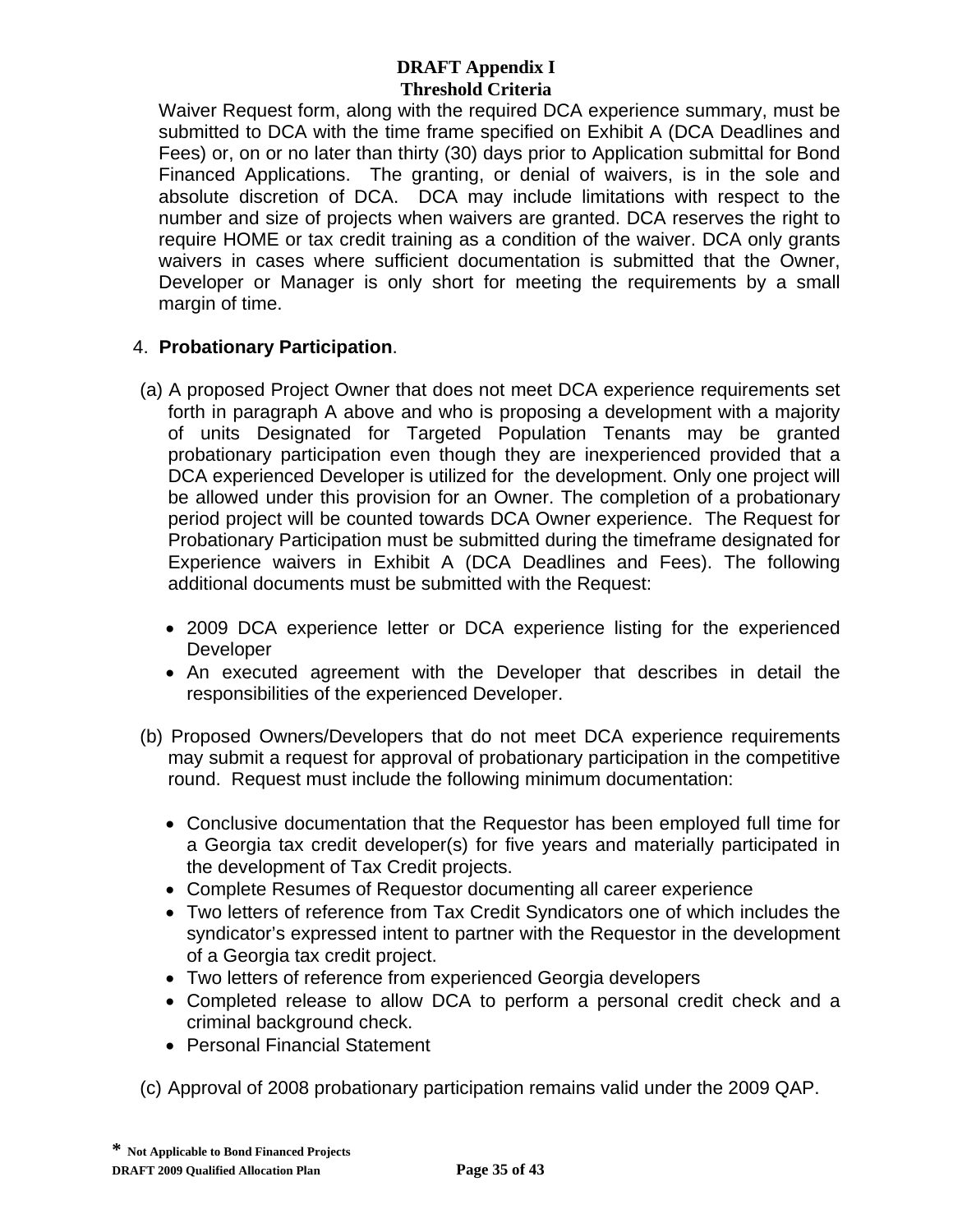Waiver Request form, along with the required DCA experience summary, must be submitted to DCA with the time frame specified on Exhibit A (DCA Deadlines and Fees) or, on or no later than thirty (30) days prior to Application submittal for Bond Financed Applications. The granting, or denial of waivers, is in the sole and absolute discretion of DCA. DCA may include limitations with respect to the number and size of projects when waivers are granted. DCA reserves the right to require HOME or tax credit training as a condition of the waiver. DCA only grants waivers in cases where sufficient documentation is submitted that the Owner, Developer or Manager is only short for meeting the requirements by a small margin of time.

4. **Probationary Participation**.

(a) A proposed Project Owner that does not meet DCA experience requirements set forth in paragraph A above and who is proposing a development with a majority of units Designated for Targeted Population Tenants may be granted probationary participation even though they are inexperienced provided that a DCA experienced Developer is utilized for the development. Only one project will be allowed under this provision for an Owner. The completion of a probationary period project will be counted towards DCA Owner experience. The Request for Probationary Participation must be submitted during the timeframe designated for Experience waivers in Exhibit A (DCA Deadlines and Fees). The following additional documents must be submitted with the Request:

- 2009 DCA experience letter or DCA experience listing for the experienced Developer
- An executed agreement with the Developer that describes in detail the responsibilities of the experienced Developer.

(b) Proposed Owners/Developers that do not meet DCA experience requirements may submit a request for approval of probationary participation in the competitive round. Request must include the following minimum documentation:

- Conclusive documentation that the Requestor has been employed full time for a Georgia tax credit developer(s) for five years and materially participated in the development of Tax Credit projects.
- Complete Resumes of Requestor documenting all career experience
- Two letters of reference from Tax Credit Syndicators one of which includes the syndicator's expressed intent to partner with the Requestor in the development of a Georgia tax credit project.
- Two letters of reference from experienced Georgia developers
- Completed release to allow DCA to perform a personal credit check and a criminal background check.
- Personal Financial Statement

(c) Approval of 2008 probationary participation remains valid under the 2009 QAP.

* Not Applicable to Bond Financed Projects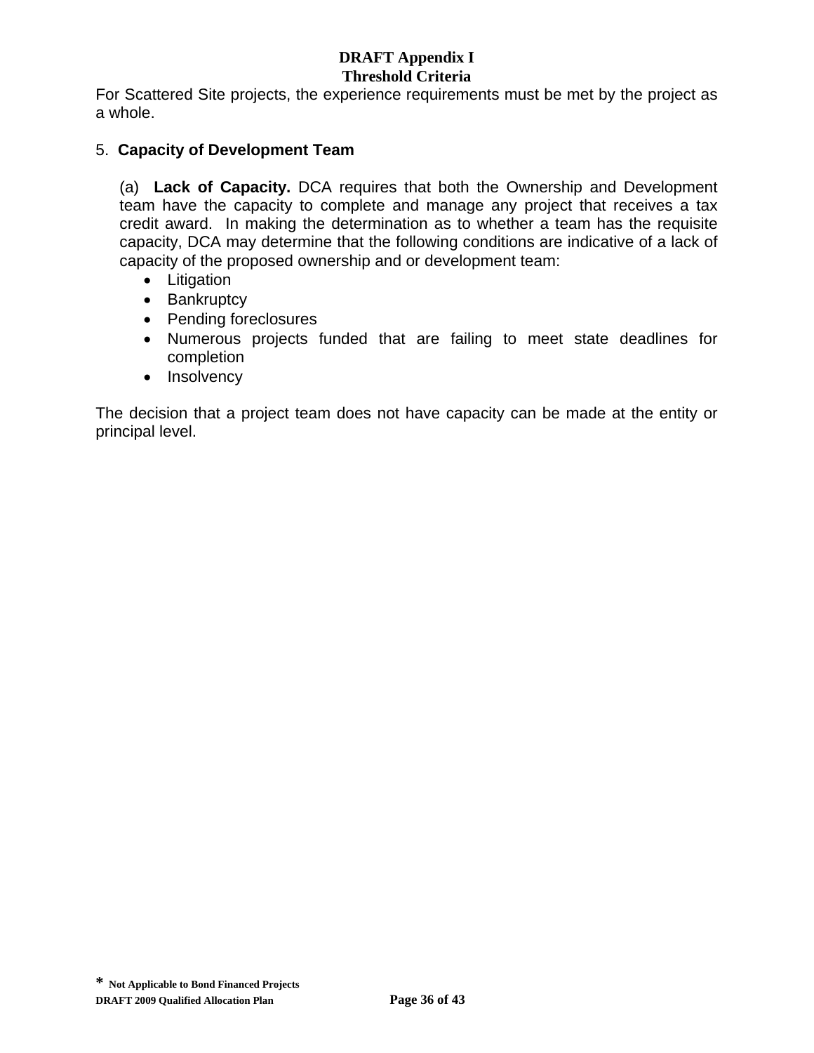For Scattered Site projects, the experience requirements must be met by the project as a whole.

5. **Capacity of Development Team**

(a) **Lack of Capacity.** DCA requires that both the Ownership and Development team have the capacity to complete and manage any project that receives a tax credit award. In making the determination as to whether a team has the requisite capacity, DCA may determine that the following conditions are indicative of a lack of capacity of the proposed ownership and or development team:

- Litigation
- Bankruptcy
- Pending foreclosures
- Numerous projects funded that are failing to meet state deadlines for completion
- Insolvency

The decision that a project team does not have capacity can be made at the entity or principal level.

* **Not Applicable to Bond Financed Projects**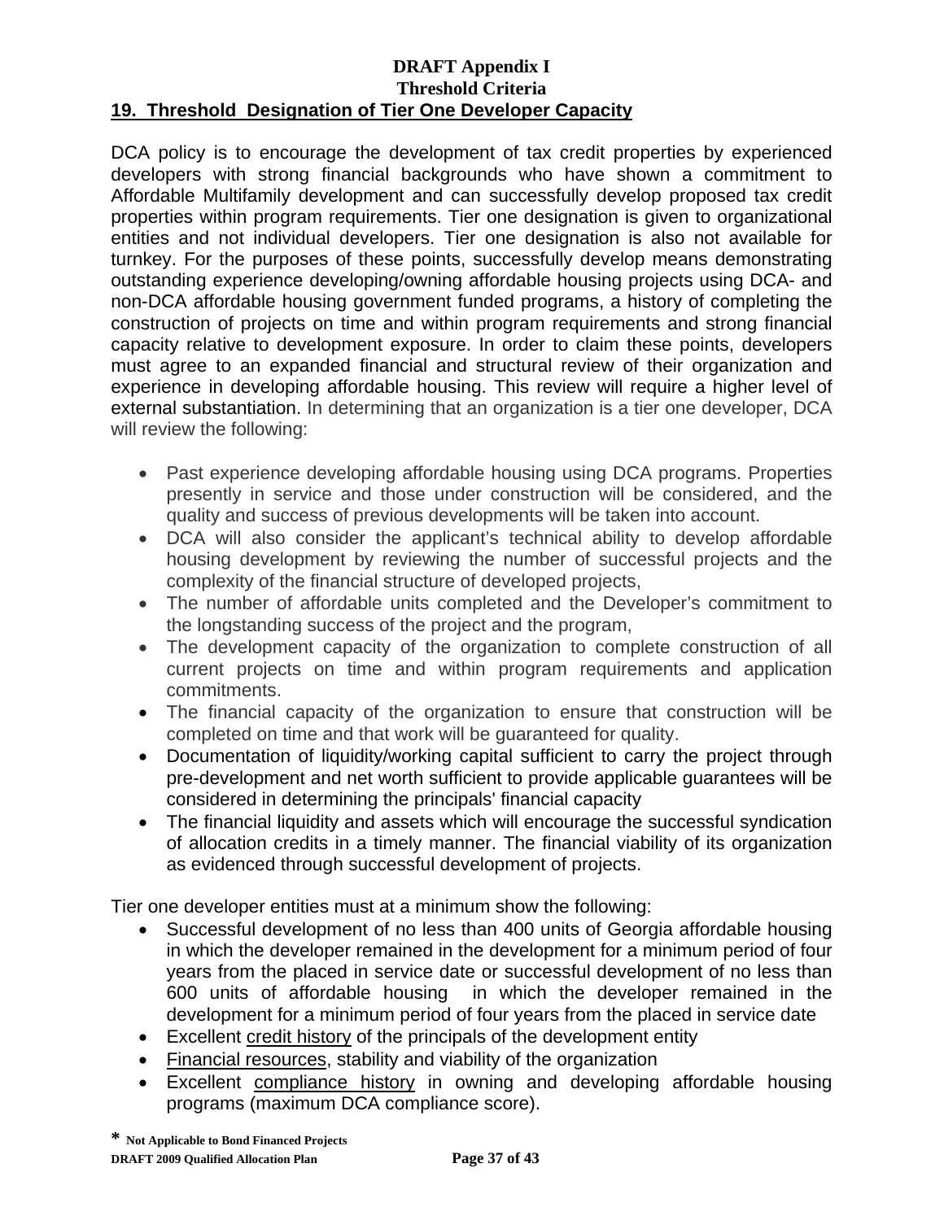**DRAFT Appendix I**
**Threshold Criteria**

## 19. Threshold Designation of Tier One Developer Capacity

DCA policy is to encourage the development of tax credit properties by experienced developers with strong financial backgrounds who have shown a commitment to Affordable Multifamily development and can successfully develop proposed tax credit properties within program requirements. Tier one designation is given to organizational entities and not individual developers. Tier one designation is also not available for turnkey. For the purposes of these points, successfully develop means demonstrating outstanding experience developing/owning affordable housing projects using DCA- and non-DCA affordable housing government funded programs, a history of completing the construction of projects on time and within program requirements and strong financial capacity relative to development exposure. In order to claim these points, developers must agree to an expanded financial and structural review of their organization and experience in developing affordable housing. This review will require a higher level of external substantiation. In determining that an organization is a tier one developer, DCA will review the following:

- Past experience developing affordable housing using DCA programs. Properties presently in service and those under construction will be considered, and the quality and success of previous developments will be taken into account.
- DCA will also consider the applicant's technical ability to develop affordable housing development by reviewing the number of successful projects and the complexity of the financial structure of developed projects,
- The number of affordable units completed and the Developer's commitment to the longstanding success of the project and the program,
- The development capacity of the organization to complete construction of all current projects on time and within program requirements and application commitments.
- The financial capacity of the organization to ensure that construction will be completed on time and that work will be guaranteed for quality.
- Documentation of liquidity/working capital sufficient to carry the project through pre-development and net worth sufficient to provide applicable guarantees will be considered in determining the principals' financial capacity
- The financial liquidity and assets which will encourage the successful syndication of allocation credits in a timely manner. The financial viability of its organization as evidenced through successful development of projects.

Tier one developer entities must at a minimum show the following:

- Successful development of no less than 400 units of Georgia affordable housing in which the developer remained in the development for a minimum period of four years from the placed in service date or successful development of no less than 600 units of affordable housing in which the developer remained in the development for a minimum period of four years from the placed in service date
- Excellent credit history of the principals of the development entity
- Financial resources, stability and viability of the organization
- Excellent compliance history in owning and developing affordable housing programs (maximum DCA compliance score).

**\* Not Applicable to Bond Financed Projects**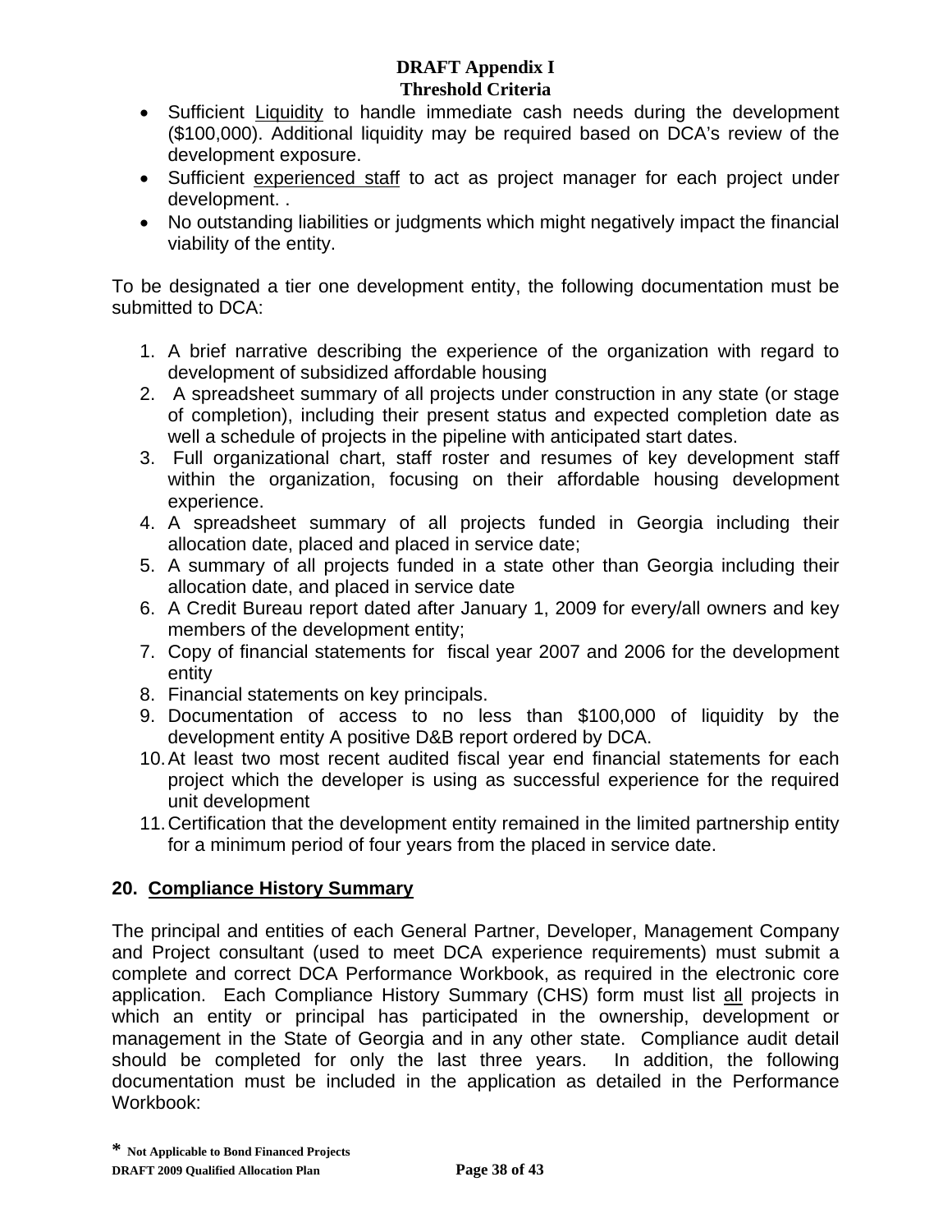- Sufficient Liquidity to handle immediate cash needs during the development ($100,000). Additional liquidity may be required based on DCA's review of the development exposure.
- Sufficient experienced staff to act as project manager for each project under development. .
- No outstanding liabilities or judgments which might negatively impact the financial viability of the entity.

To be designated a tier one development entity, the following documentation must be submitted to DCA:

1. A brief narrative describing the experience of the organization with regard to development of subsidized affordable housing
2. A spreadsheet summary of all projects under construction in any state (or stage of completion), including their present status and expected completion date as well a schedule of projects in the pipeline with anticipated start dates.
3. Full organizational chart, staff roster and resumes of key development staff within the organization, focusing on their affordable housing development experience.
4. A spreadsheet summary of all projects funded in Georgia including their allocation date, placed and placed in service date;
5. A summary of all projects funded in a state other than Georgia including their allocation date, and placed in service date
6. A Credit Bureau report dated after January 1, 2009 for every/all owners and key members of the development entity;
7. Copy of financial statements for fiscal year 2007 and 2006 for the development entity
8. Financial statements on key principals.
9. Documentation of access to no less than $100,000 of liquidity by the development entity A positive D&B report ordered by DCA.
10. At least two most recent audited fiscal year end financial statements for each project which the developer is using as successful experience for the required unit development
11. Certification that the development entity remained in the limited partnership entity for a minimum period of four years from the placed in service date.

## 20. Compliance History Summary

The principal and entities of each General Partner, Developer, Management Company and Project consultant (used to meet DCA experience requirements) must submit a complete and correct DCA Performance Workbook, as required in the electronic core application. Each Compliance History Summary (CHS) form must list all projects in which an entity or principal has participated in the ownership, development or management in the State of Georgia and in any other state. Compliance audit detail should be completed for only the last three years. In addition, the following documentation must be included in the application as detailed in the Performance Workbook:

* Not Applicable to Bond Financed Projects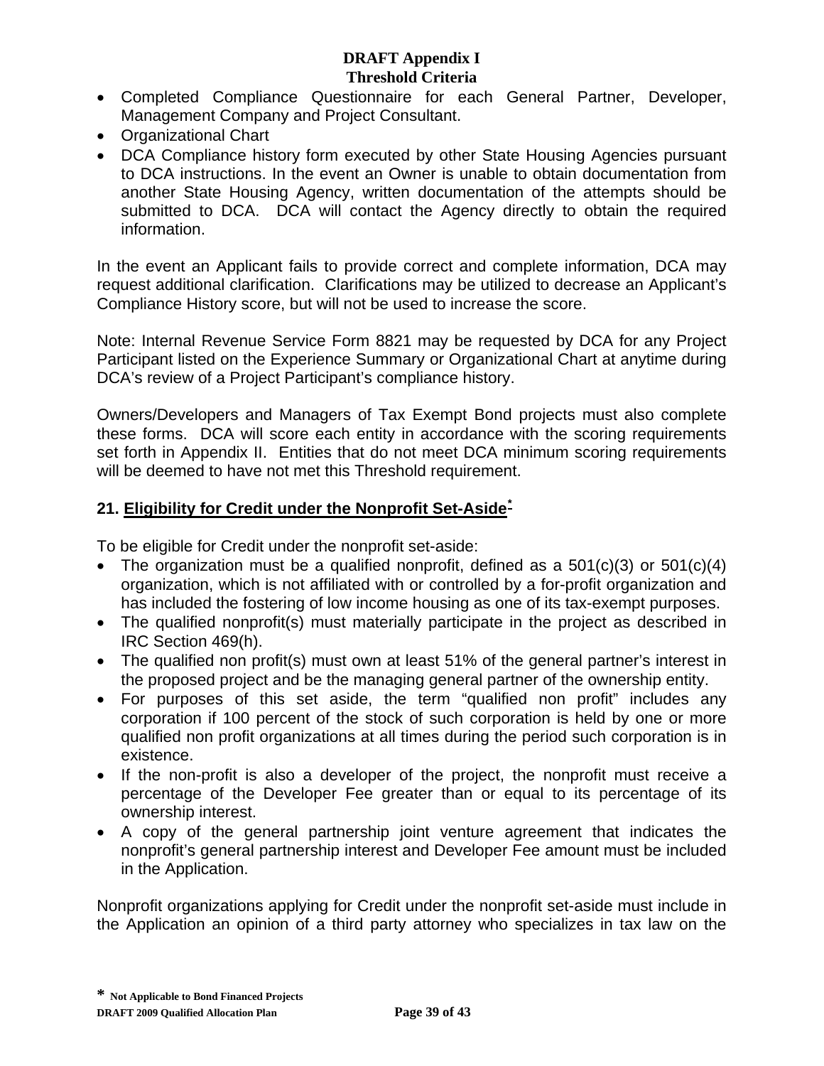- Completed Compliance Questionnaire for each General Partner, Developer, Management Company and Project Consultant.
- Organizational Chart
- DCA Compliance history form executed by other State Housing Agencies pursuant to DCA instructions. In the event an Owner is unable to obtain documentation from another State Housing Agency, written documentation of the attempts should be submitted to DCA. DCA will contact the Agency directly to obtain the required information.

In the event an Applicant fails to provide correct and complete information, DCA may request additional clarification. Clarifications may be utilized to decrease an Applicant's Compliance History score, but will not be used to increase the score.

Note: Internal Revenue Service Form 8821 may be requested by DCA for any Project Participant listed on the Experience Summary or Organizational Chart at anytime during DCA's review of a Project Participant's compliance history.

Owners/Developers and Managers of Tax Exempt Bond projects must also complete these forms. DCA will score each entity in accordance with the scoring requirements set forth in Appendix II. Entities that do not meet DCA minimum scoring requirements will be deemed to have not met this Threshold requirement.

## 21. Eligibility for Credit under the Nonprofit Set-Aside*

To be eligible for Credit under the nonprofit set-aside:

- The organization must be a qualified nonprofit, defined as a 501(c)(3) or 501(c)(4) organization, which is not affiliated with or controlled by a for-profit organization and has included the fostering of low income housing as one of its tax-exempt purposes.
- The qualified nonprofit(s) must materially participate in the project as described in IRC Section 469(h).
- The qualified non profit(s) must own at least 51% of the general partner's interest in the proposed project and be the managing general partner of the ownership entity.
- For purposes of this set aside, the term "qualified non profit" includes any corporation if 100 percent of the stock of such corporation is held by one or more qualified non profit organizations at all times during the period such corporation is in existence.
- If the non-profit is also a developer of the project, the nonprofit must receive a percentage of the Developer Fee greater than or equal to its percentage of its ownership interest.
- A copy of the general partnership joint venture agreement that indicates the nonprofit's general partnership interest and Developer Fee amount must be included in the Application.

Nonprofit organizations applying for Credit under the nonprofit set-aside must include in the Application an opinion of a third party attorney who specializes in tax law on the

**\* Not Applicable to Bond Financed Projects**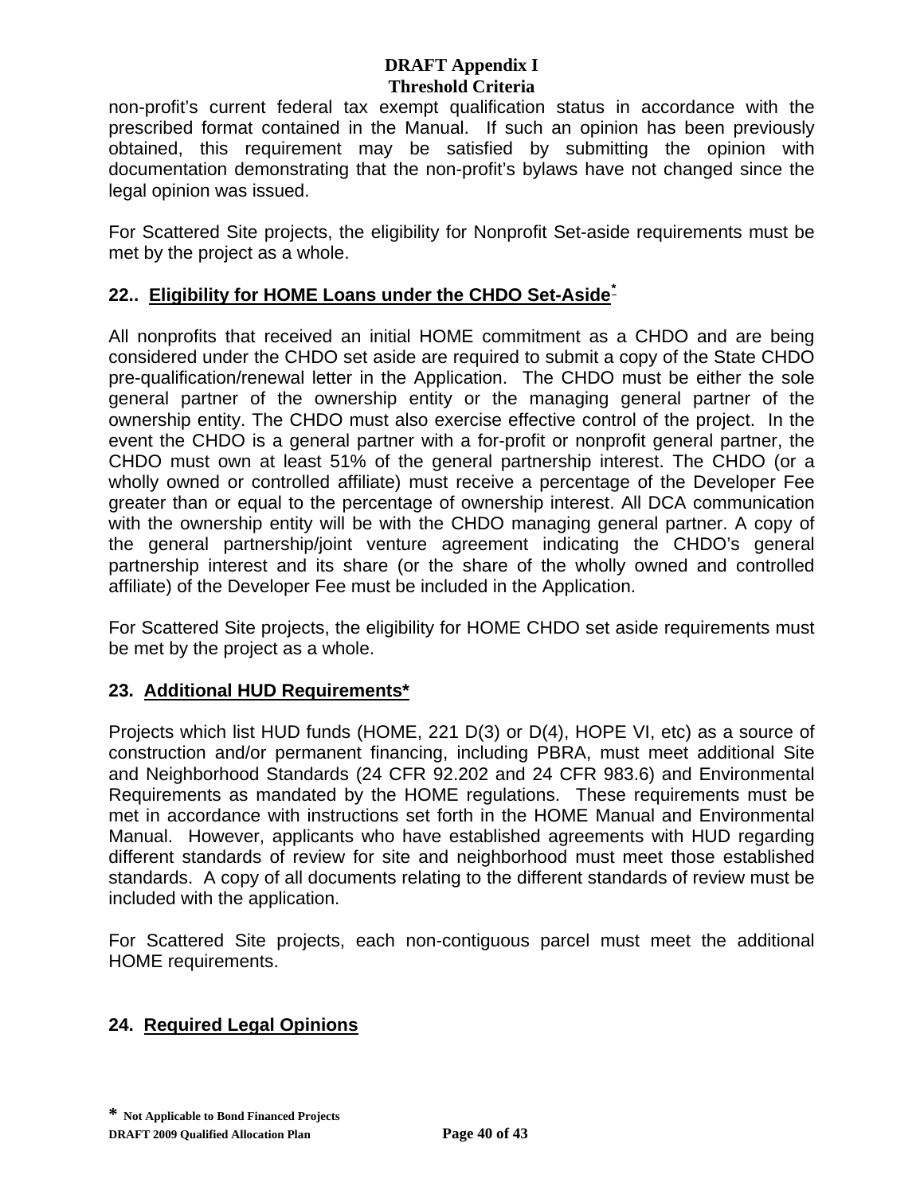non-profit's current federal tax exempt qualification status in accordance with the prescribed format contained in the Manual. If such an opinion has been previously obtained, this requirement may be satisfied by submitting the opinion with documentation demonstrating that the non-profit's bylaws have not changed since the legal opinion was issued.

For Scattered Site projects, the eligibility for Nonprofit Set-aside requirements must be met by the project as a whole.

### 22.. Eligibility for HOME Loans under the CHDO Set-Aside*

All nonprofits that received an initial HOME commitment as a CHDO and are being considered under the CHDO set aside are required to submit a copy of the State CHDO pre-qualification/renewal letter in the Application. The CHDO must be either the sole general partner of the ownership entity or the managing general partner of the ownership entity. The CHDO must also exercise effective control of the project. In the event the CHDO is a general partner with a for-profit or nonprofit general partner, the CHDO must own at least 51% of the general partnership interest. The CHDO (or a wholly owned or controlled affiliate) must receive a percentage of the Developer Fee greater than or equal to the percentage of ownership interest. All DCA communication with the ownership entity will be with the CHDO managing general partner. A copy of the general partnership/joint venture agreement indicating the CHDO's general partnership interest and its share (or the share of the wholly owned and controlled affiliate) of the Developer Fee must be included in the Application.

For Scattered Site projects, the eligibility for HOME CHDO set aside requirements must be met by the project as a whole.

### 23. Additional HUD Requirements*

Projects which list HUD funds (HOME, 221 D(3) or D(4), HOPE VI, etc) as a source of construction and/or permanent financing, including PBRA, must meet additional Site and Neighborhood Standards (24 CFR 92.202 and 24 CFR 983.6) and Environmental Requirements as mandated by the HOME regulations. These requirements must be met in accordance with instructions set forth in the HOME Manual and Environmental Manual. However, applicants who have established agreements with HUD regarding different standards of review for site and neighborhood must meet those established standards. A copy of all documents relating to the different standards of review must be included with the application.

For Scattered Site projects, each non-contiguous parcel must meet the additional HOME requirements.

### 24. Required Legal Opinions

**\* Not Applicable to Bond Financed Projects**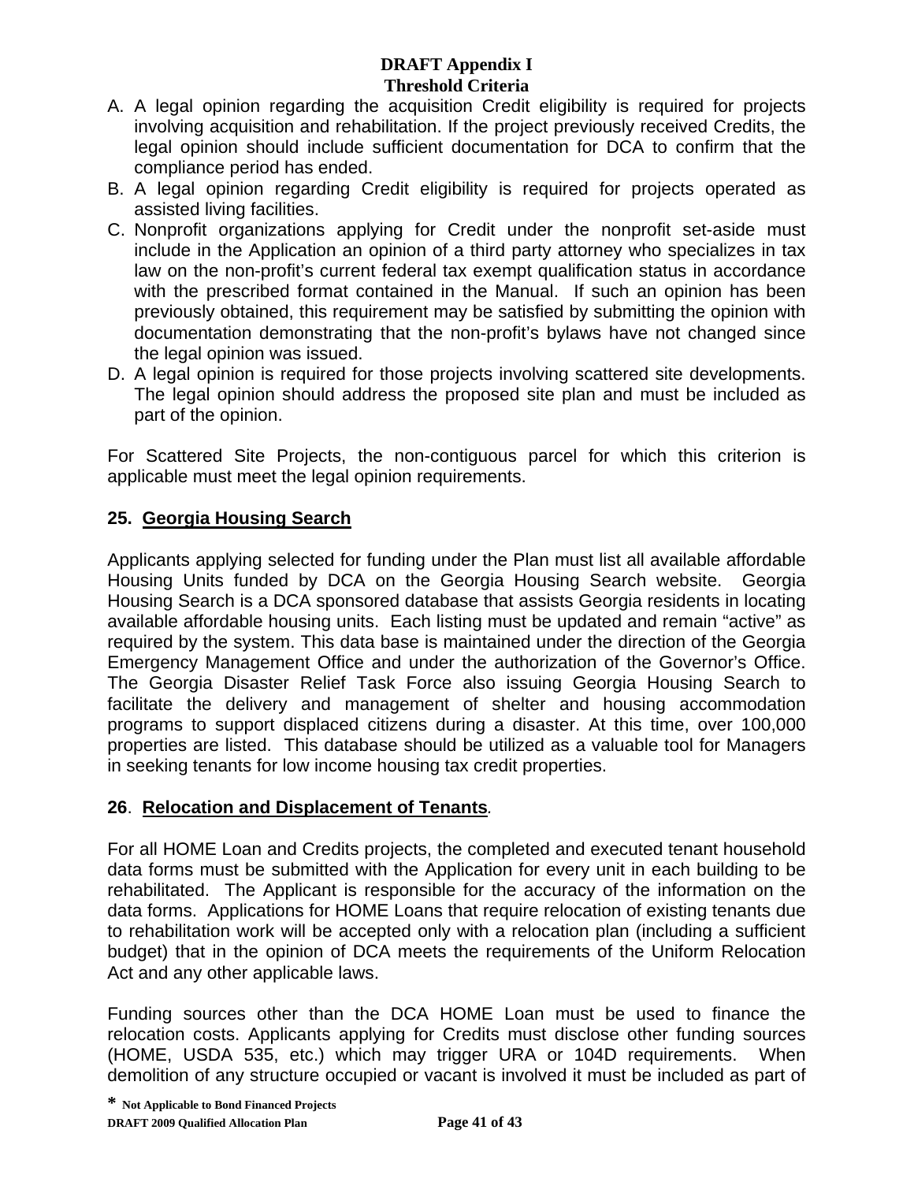A. A legal opinion regarding the acquisition Credit eligibility is required for projects involving acquisition and rehabilitation. If the project previously received Credits, the legal opinion should include sufficient documentation for DCA to confirm that the compliance period has ended.
B. A legal opinion regarding Credit eligibility is required for projects operated as assisted living facilities.
C. Nonprofit organizations applying for Credit under the nonprofit set-aside must include in the Application an opinion of a third party attorney who specializes in tax law on the non-profit's current federal tax exempt qualification status in accordance with the prescribed format contained in the Manual. If such an opinion has been previously obtained, this requirement may be satisfied by submitting the opinion with documentation demonstrating that the non-profit's bylaws have not changed since the legal opinion was issued.
D. A legal opinion is required for those projects involving scattered site developments. The legal opinion should address the proposed site plan and must be included as part of the opinion.

For Scattered Site Projects, the non-contiguous parcel for which this criterion is applicable must meet the legal opinion requirements.

## 25. Georgia Housing Search

Applicants applying selected for funding under the Plan must list all available affordable Housing Units funded by DCA on the Georgia Housing Search website. Georgia Housing Search is a DCA sponsored database that assists Georgia residents in locating available affordable housing units. Each listing must be updated and remain "active" as required by the system. This data base is maintained under the direction of the Georgia Emergency Management Office and under the authorization of the Governor's Office. The Georgia Disaster Relief Task Force also issuing Georgia Housing Search to facilitate the delivery and management of shelter and housing accommodation programs to support displaced citizens during a disaster. At this time, over 100,000 properties are listed. This database should be utilized as a valuable tool for Managers in seeking tenants for low income housing tax credit properties.

## 26. Relocation and Displacement of Tenants.

For all HOME Loan and Credits projects, the completed and executed tenant household data forms must be submitted with the Application for every unit in each building to be rehabilitated. The Applicant is responsible for the accuracy of the information on the data forms. Applications for HOME Loans that require relocation of existing tenants due to rehabilitation work will be accepted only with a relocation plan (including a sufficient budget) that in the opinion of DCA meets the requirements of the Uniform Relocation Act and any other applicable laws.

Funding sources other than the DCA HOME Loan must be used to finance the relocation costs. Applicants applying for Credits must disclose other funding sources (HOME, USDA 535, etc.) which may trigger URA or 104D requirements. When demolition of any structure occupied or vacant is involved it must be included as part of

\* Not Applicable to Bond Financed Projects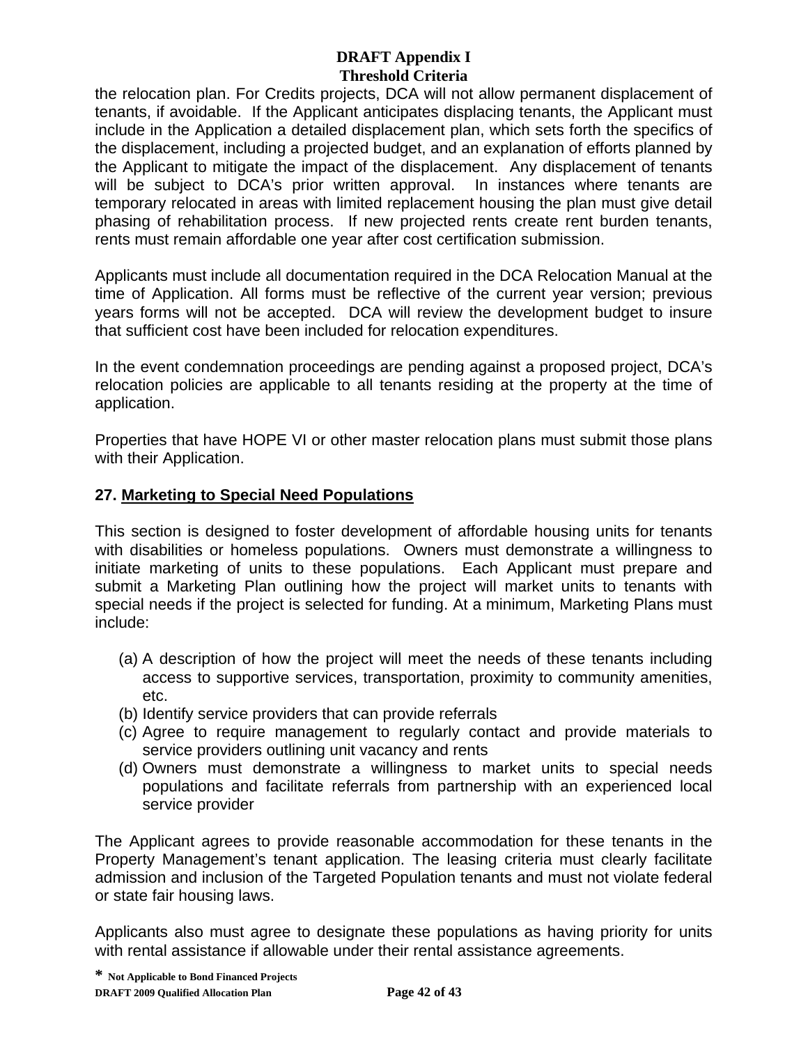the relocation plan. For Credits projects, DCA will not allow permanent displacement of tenants, if avoidable. If the Applicant anticipates displacing tenants, the Applicant must include in the Application a detailed displacement plan, which sets forth the specifics of the displacement, including a projected budget, and an explanation of efforts planned by the Applicant to mitigate the impact of the displacement. Any displacement of tenants will be subject to DCA's prior written approval. In instances where tenants are temporary relocated in areas with limited replacement housing the plan must give detail phasing of rehabilitation process. If new projected rents create rent burden tenants, rents must remain affordable one year after cost certification submission.

Applicants must include all documentation required in the DCA Relocation Manual at the time of Application. All forms must be reflective of the current year version; previous years forms will not be accepted. DCA will review the development budget to insure that sufficient cost have been included for relocation expenditures.

In the event condemnation proceedings are pending against a proposed project, DCA's relocation policies are applicable to all tenants residing at the property at the time of application.

Properties that have HOPE VI or other master relocation plans must submit those plans with their Application.

## 27. Marketing to Special Need Populations

This section is designed to foster development of affordable housing units for tenants with disabilities or homeless populations. Owners must demonstrate a willingness to initiate marketing of units to these populations. Each Applicant must prepare and submit a Marketing Plan outlining how the project will market units to tenants with special needs if the project is selected for funding. At a minimum, Marketing Plans must include:

(a) A description of how the project will meet the needs of these tenants including access to supportive services, transportation, proximity to community amenities, etc.
(b) Identify service providers that can provide referrals
(c) Agree to require management to regularly contact and provide materials to service providers outlining unit vacancy and rents
(d) Owners must demonstrate a willingness to market units to special needs populations and facilitate referrals from partnership with an experienced local service provider

The Applicant agrees to provide reasonable accommodation for these tenants in the Property Management's tenant application. The leasing criteria must clearly facilitate admission and inclusion of the Targeted Population tenants and must not violate federal or state fair housing laws.

Applicants also must agree to designate these populations as having priority for units with rental assistance if allowable under their rental assistance agreements.

* Not Applicable to Bond Financed Projects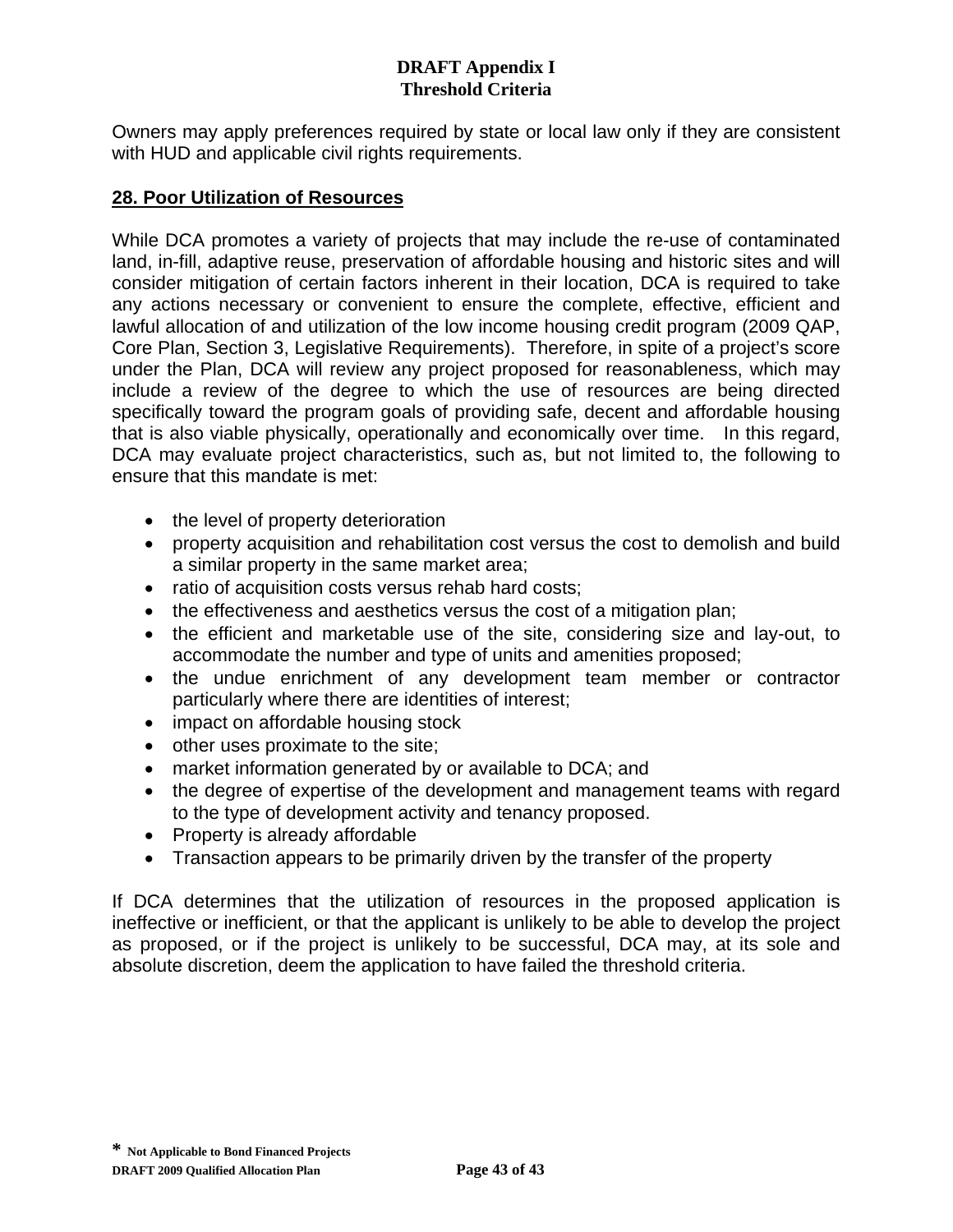Owners may apply preferences required by state or local law only if they are consistent with HUD and applicable civil rights requirements.

## 28. Poor Utilization of Resources

While DCA promotes a variety of projects that may include the re-use of contaminated land, in-fill, adaptive reuse, preservation of affordable housing and historic sites and will consider mitigation of certain factors inherent in their location, DCA is required to take any actions necessary or convenient to ensure the complete, effective, efficient and lawful allocation of and utilization of the low income housing credit program (2009 QAP, Core Plan, Section 3, Legislative Requirements). Therefore, in spite of a project's score under the Plan, DCA will review any project proposed for reasonableness, which may include a review of the degree to which the use of resources are being directed specifically toward the program goals of providing safe, decent and affordable housing that is also viable physically, operationally and economically over time. In this regard, DCA may evaluate project characteristics, such as, but not limited to, the following to ensure that this mandate is met:

- the level of property deterioration
- property acquisition and rehabilitation cost versus the cost to demolish and build a similar property in the same market area;
- ratio of acquisition costs versus rehab hard costs;
- the effectiveness and aesthetics versus the cost of a mitigation plan;
- the efficient and marketable use of the site, considering size and lay-out, to accommodate the number and type of units and amenities proposed;
- the undue enrichment of any development team member or contractor particularly where there are identities of interest;
- impact on affordable housing stock
- other uses proximate to the site;
- market information generated by or available to DCA; and
- the degree of expertise of the development and management teams with regard to the type of development activity and tenancy proposed.
- Property is already affordable
- Transaction appears to be primarily driven by the transfer of the property

If DCA determines that the utilization of resources in the proposed application is ineffective or inefficient, or that the applicant is unlikely to be able to develop the project as proposed, or if the project is unlikely to be successful, DCA may, at its sole and absolute discretion, deem the application to have failed the threshold criteria.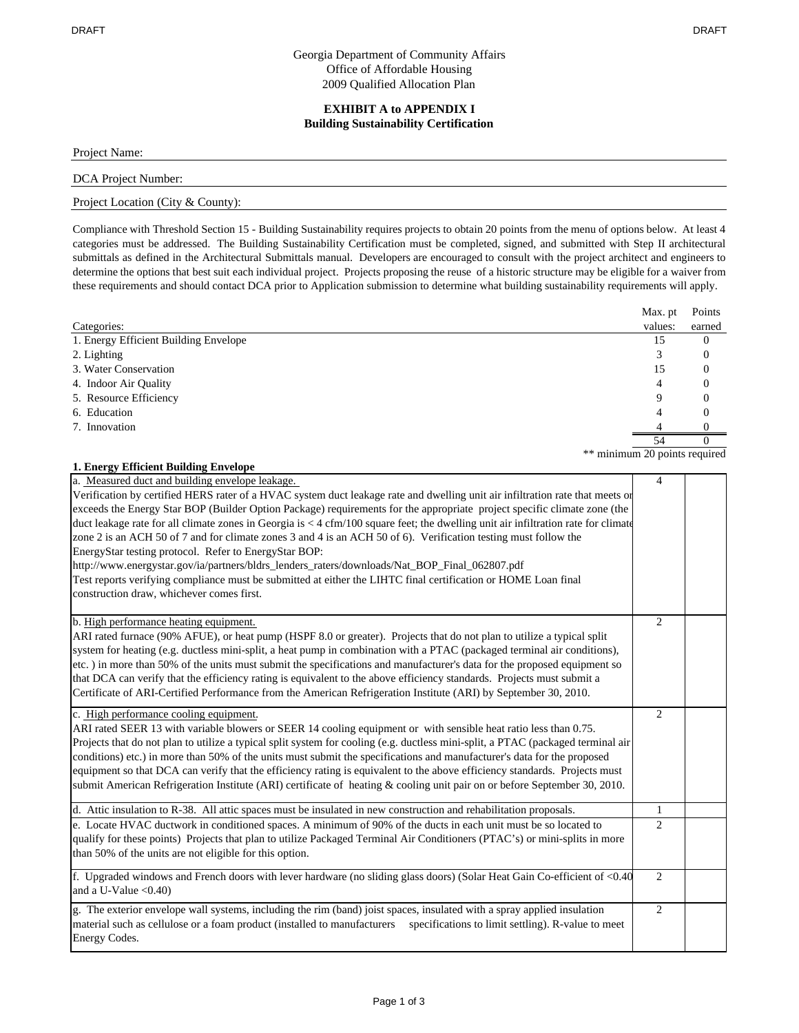DRAFT DRAFT

Georgia Department of Community Affairs
Office of Affordable Housing
2009 Qualified Allocation Plan

**EXHIBIT A to APPENDIX I**
**Building Sustainability Certification**

Project Name:

DCA Project Number:

Project Location (City & County):

Compliance with Threshold Section 15 - Building Sustainability requires projects to obtain 20 points from the menu of options below. At least 4 categories must be addressed. The Building Sustainability Certification must be completed, signed, and submitted with Step II architectural submittals as defined in the Architectural Submittals manual. Developers are encouraged to consult with the project architect and engineers to determine the options that best suit each individual project. Projects proposing the reuse of a historic structure may be eligible for a waiver from these requirements and should contact DCA prior to Application submission to determine what building sustainability requirements will apply.

| Categories: | Max. pt values: | Points earned |
|---|---|---|
| 1. Energy Efficient Building Envelope | 15 | 0 |
| 2. Lighting | 3 | 0 |
| 3. Water Conservation | 15 | 0 |
| 4. Indoor Air Quality | 4 | 0 |
| 5. Resource Efficiency | 9 | 0 |
| 6. Education | 4 | 0 |
| 7. Innovation | 4 | 0 |
| | 54 | 0 |

** minimum 20 points required

**1. Energy Efficient Building Envelope**

| | | |
|---|---|---|
| a. Measured duct and building envelope leakage. Verification by certified HERS rater of a HVAC system duct leakage rate and dwelling unit air infiltration rate that meets or exceeds the Energy Star BOP (Builder Option Package) requirements for the appropriate project specific climate zone (the duct leakage rate for all climate zones in Georgia is < 4 cfm/100 square feet; the dwelling unit air infiltration rate for climate zone 2 is an ACH 50 of 7 and for climate zones 3 and 4 is an ACH 50 of 6). Verification testing must follow the EnergyStar testing protocol. Refer to EnergyStar BOP: http://www.energystar.gov/ia/partners/bldrs_lenders_raters/downloads/Nat_BOP_Final_062807.pdf Test reports verifying compliance must be submitted at either the LIHTC final certification or HOME Loan final construction draw, whichever comes first. | 4 | |
| b. High performance heating equipment. ARI rated furnace (90% AFUE), or heat pump (HSPF 8.0 or greater). Projects that do not plan to utilize a typical split system for heating (e.g. ductless mini-split, a heat pump in combination with a PTAC (packaged terminal air conditions), etc. ) in more than 50% of the units must submit the specifications and manufacturer's data for the proposed equipment so that DCA can verify that the efficiency rating is equivalent to the above efficiency standards. Projects must submit a Certificate of ARI-Certified Performance from the American Refrigeration Institute (ARI) by September 30, 2010. | 2 | |
| c. High performance cooling equipment. ARI rated SEER 13 with variable blowers or SEER 14 cooling equipment or with sensible heat ratio less than 0.75. Projects that do not plan to utilize a typical split system for cooling (e.g. ductless mini-split, a PTAC (packaged terminal air conditions) etc.) in more than 50% of the units must submit the specifications and manufacturer's data for the proposed equipment so that DCA can verify that the efficiency rating is equivalent to the above efficiency standards. Projects must submit American Refrigeration Institute (ARI) certificate of heating & cooling unit pair on or before September 30, 2010. | 2 | |
| d. Attic insulation to R-38. All attic spaces must be insulated in new construction and rehabilitation proposals. | 1 | |
| e. Locate HVAC ductwork in conditioned spaces. A minimum of 90% of the ducts in each unit must be so located to qualify for these points) Projects that plan to utilize Packaged Terminal Air Conditioners (PTAC's) or mini-splits in more than 50% of the units are not eligible for this option. | 2 | |
| f. Upgraded windows and French doors with lever hardware (no sliding glass doors) (Solar Heat Gain Co-efficient of <0.40 and a U-Value <0.40) | 2 | |
| g. The exterior envelope wall systems, including the rim (band) joist spaces, insulated with a spray applied insulation material such as cellulose or a foam product (installed to manufacturers specifications to limit settling). R-value to meet Energy Codes. | 2 | |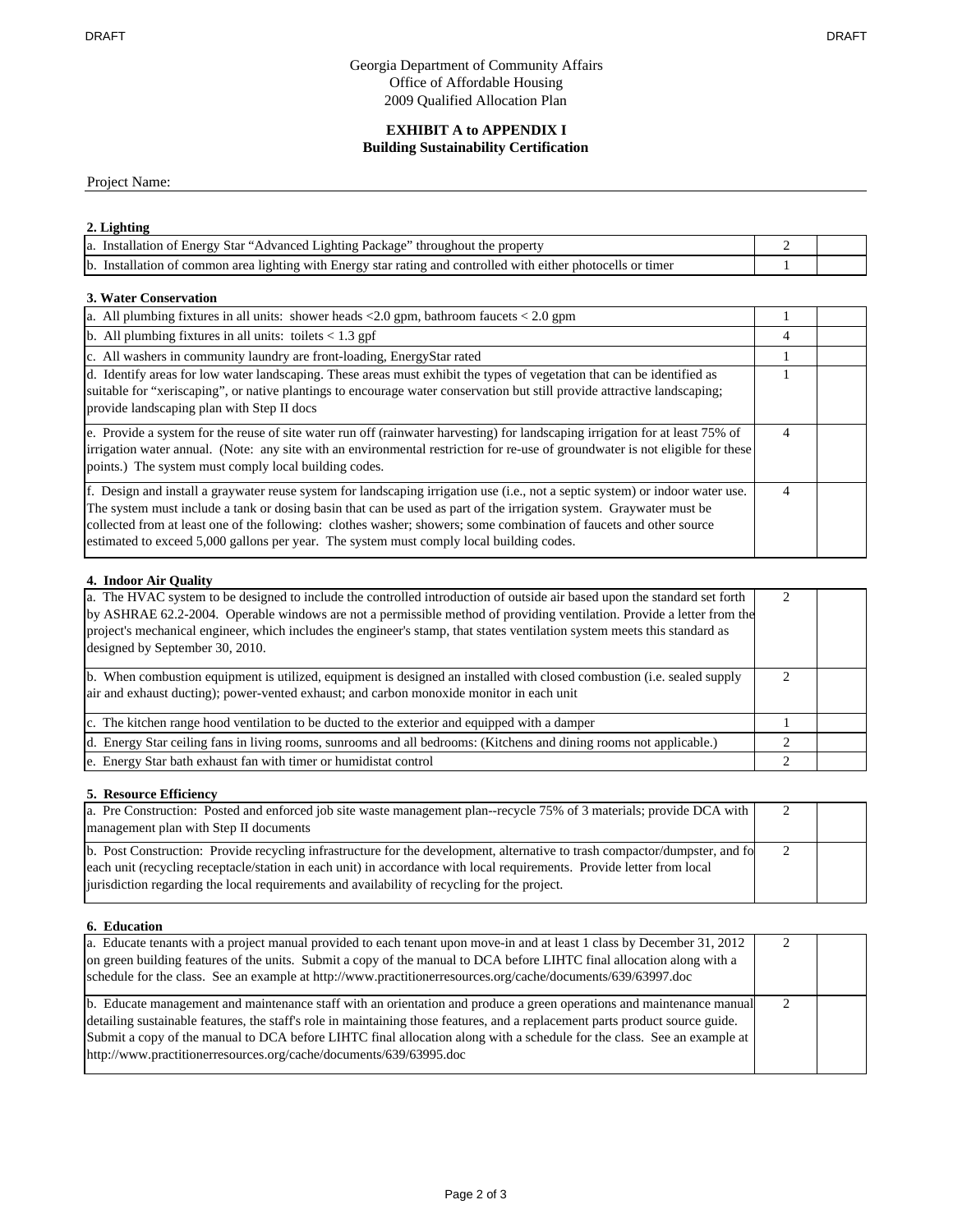Georgia Department of Community Affairs
Office of Affordable Housing
2009 Qualified Allocation Plan

**EXHIBIT A to APPENDIX I**
**Building Sustainability Certification**

Project Name:

**2. Lighting**

| | | |
|---|---|---|
| a. Installation of Energy Star "Advanced Lighting Package" throughout the property | 2 | |
| b. Installation of common area lighting with Energy star rating and controlled with either photocells or timer | 1 | |

**3. Water Conservation**

| | | |
|---|---|---|
| a. All plumbing fixtures in all units: shower heads <2.0 gpm, bathroom faucets < 2.0 gpm | 1 | |
| b. All plumbing fixtures in all units: toilets < 1.3 gpf | 4 | |
| c. All washers in community laundry are front-loading, EnergyStar rated | 1 | |
| d. Identify areas for low water landscaping. These areas must exhibit the types of vegetation that can be identified as suitable for "xeriscaping", or native plantings to encourage water conservation but still provide attractive landscaping; provide landscaping plan with Step II docs | 1 | |
| e. Provide a system for the reuse of site water run off (rainwater harvesting) for landscaping irrigation for at least 75% of irrigation water annual. (Note: any site with an environmental restriction for re-use of groundwater is not eligible for these points.) The system must comply local building codes. | 4 | |
| f. Design and install a graywater reuse system for landscaping irrigation use (i.e., not a septic system) or indoor water use. The system must include a tank or dosing basin that can be used as part of the irrigation system. Graywater must be collected from at least one of the following: clothes washer; showers; some combination of faucets and other source estimated to exceed 5,000 gallons per year. The system must comply local building codes. | 4 | |

**4. Indoor Air Quality**

| | | |
|---|---|---|
| a. The HVAC system to be designed to include the controlled introduction of outside air based upon the standard set forth by ASHRAE 62.2-2004. Operable windows are not a permissible method of providing ventilation. Provide a letter from the project's mechanical engineer, which includes the engineer's stamp, that states ventilation system meets this standard as designed by September 30, 2010. | 2 | |
| b. When combustion equipment is utilized, equipment is designed an installed with closed combustion (i.e. sealed supply air and exhaust ducting); power-vented exhaust; and carbon monoxide monitor in each unit | 2 | |
| c. The kitchen range hood ventilation to be ducted to the exterior and equipped with a damper | 1 | |
| d. Energy Star ceiling fans in living rooms, sunrooms and all bedrooms: (Kitchens and dining rooms not applicable.) | 2 | |
| e. Energy Star bath exhaust fan with timer or humidistat control | 2 | |

**5. Resource Efficiency**

| | | |
|---|---|---|
| a. Pre Construction: Posted and enforced job site waste management plan--recycle 75% of 3 materials; provide DCA with management plan with Step II documents | 2 | |
| b. Post Construction: Provide recycling infrastructure for the development, alternative to trash compactor/dumpster, and fo each unit (recycling receptacle/station in each unit) in accordance with local requirements. Provide letter from local jurisdiction regarding the local requirements and availability of recycling for the project. | 2 | |

**6. Education**

| | | |
|---|---|---|
| a. Educate tenants with a project manual provided to each tenant upon move-in and at least 1 class by December 31, 2012 on green building features of the units. Submit a copy of the manual to DCA before LIHTC final allocation along with a schedule for the class. See an example at http://www.practitionerresources.org/cache/documents/639/63997.doc | 2 | |
| b. Educate management and maintenance staff with an orientation and produce a green operations and maintenance manual detailing sustainable features, the staff's role in maintaining those features, and a replacement parts product source guide. Submit a copy of the manual to DCA before LIHTC final allocation along with a schedule for the class. See an example at http://www.practitionerresources.org/cache/documents/639/63995.doc | 2 | |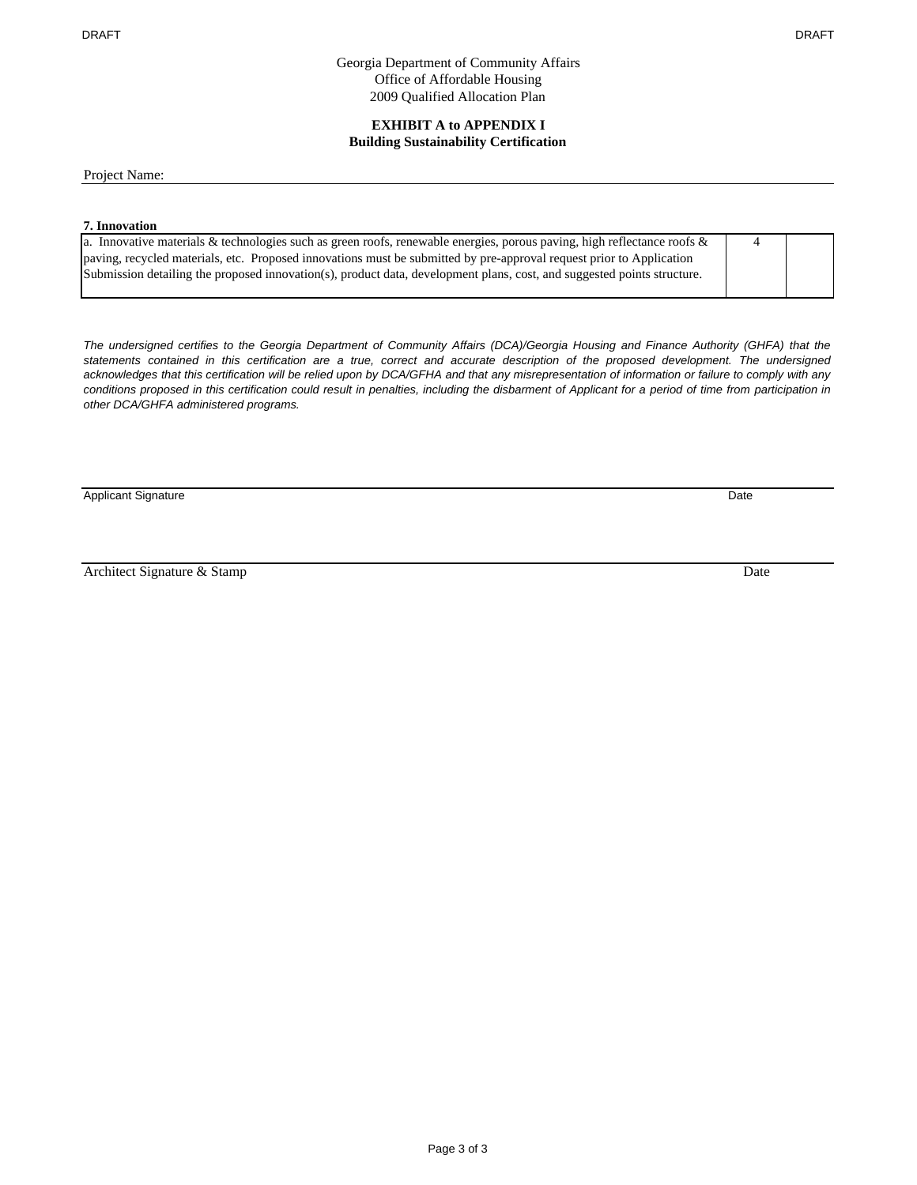Georgia Department of Community Affairs
Office of Affordable Housing
2009 Qualified Allocation Plan

**EXHIBIT A to APPENDIX I**
**Building Sustainability Certification**

Project Name:

**7. Innovation**

| | | |
|---|---|---|
| a. Innovative materials & technologies such as green roofs, renewable energies, porous paving, high reflectance roofs & paving, recycled materials, etc. Proposed innovations must be submitted by pre-approval request prior to Application Submission detailing the proposed innovation(s), product data, development plans, cost, and suggested points structure. | 4 | |

*The undersigned certifies to the Georgia Department of Community Affairs (DCA)/Georgia Housing and Finance Authority (GHFA) that the statements contained in this certification are a true, correct and accurate description of the proposed development. The undersigned acknowledges that this certification will be relied upon by DCA/GFHA and that any misrepresentation of information or failure to comply with any conditions proposed in this certification could result in penalties, including the disbarment of Applicant for a period of time from participation in other DCA/GHFA administered programs.*

Applicant Signature　　　　　　　　　　　　　　　　　　　　　　Date

Architect Signature & Stamp　　　　　　　　　　　　　　　　　　Date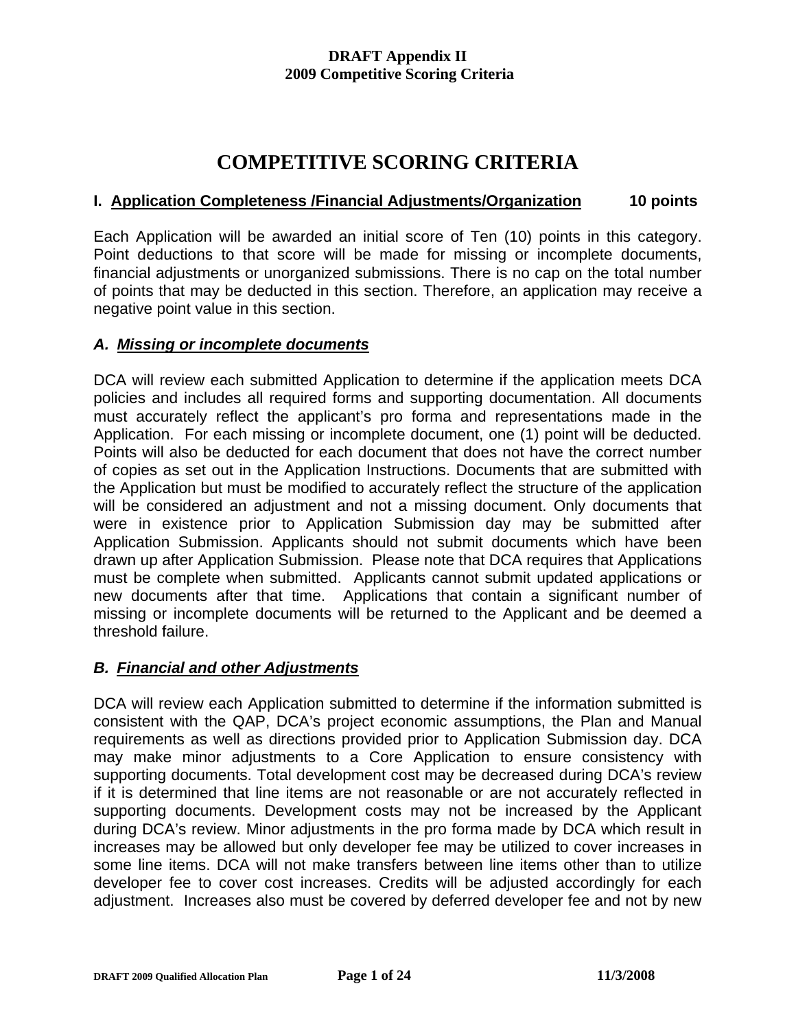# COMPETITIVE SCORING CRITERIA

## I. Application Completeness /Financial Adjustments/Organization 10 points

Each Application will be awarded an initial score of Ten (10) points in this category. Point deductions to that score will be made for missing or incomplete documents, financial adjustments or unorganized submissions. There is no cap on the total number of points that may be deducted in this section. Therefore, an application may receive a negative point value in this section.

### *A. Missing or incomplete documents*

DCA will review each submitted Application to determine if the application meets DCA policies and includes all required forms and supporting documentation. All documents must accurately reflect the applicant's pro forma and representations made in the Application. For each missing or incomplete document, one (1) point will be deducted. Points will also be deducted for each document that does not have the correct number of copies as set out in the Application Instructions. Documents that are submitted with the Application but must be modified to accurately reflect the structure of the application will be considered an adjustment and not a missing document. Only documents that were in existence prior to Application Submission day may be submitted after Application Submission. Applicants should not submit documents which have been drawn up after Application Submission. Please note that DCA requires that Applications must be complete when submitted. Applicants cannot submit updated applications or new documents after that time. Applications that contain a significant number of missing or incomplete documents will be returned to the Applicant and be deemed a threshold failure.

### *B. Financial and other Adjustments*

DCA will review each Application submitted to determine if the information submitted is consistent with the QAP, DCA's project economic assumptions, the Plan and Manual requirements as well as directions provided prior to Application Submission day. DCA may make minor adjustments to a Core Application to ensure consistency with supporting documents. Total development cost may be decreased during DCA's review if it is determined that line items are not reasonable or are not accurately reflected in supporting documents. Development costs may not be increased by the Applicant during DCA's review. Minor adjustments in the pro forma made by DCA which result in increases may be allowed but only developer fee may be utilized to cover increases in some line items. DCA will not make transfers between line items other than to utilize developer fee to cover cost increases. Credits will be adjusted accordingly for each adjustment. Increases also must be covered by deferred developer fee and not by new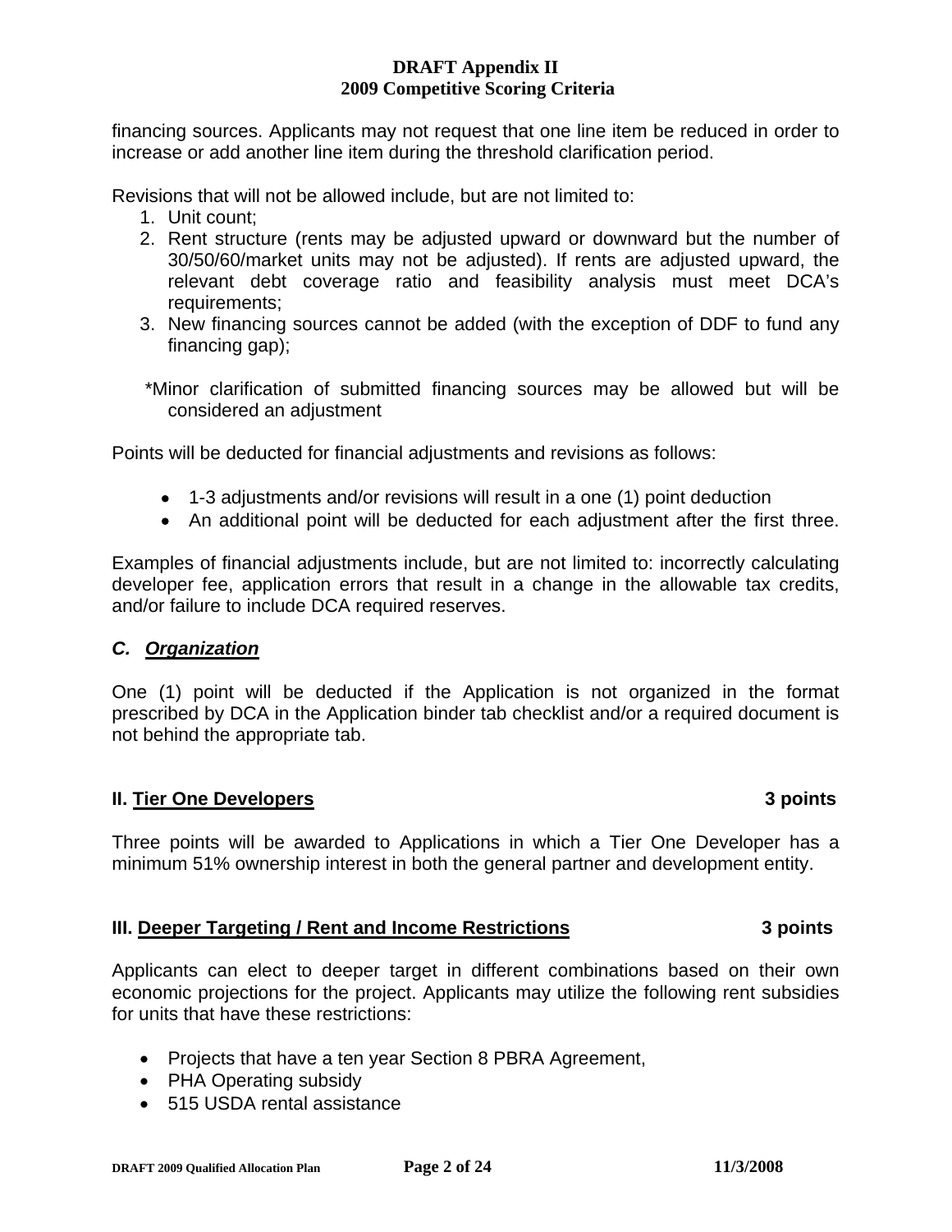financing sources. Applicants may not request that one line item be reduced in order to increase or add another line item during the threshold clarification period.

Revisions that will not be allowed include, but are not limited to:

1. Unit count;
2. Rent structure (rents may be adjusted upward or downward but the number of 30/50/60/market units may not be adjusted). If rents are adjusted upward, the relevant debt coverage ratio and feasibility analysis must meet DCA's requirements;
3. New financing sources cannot be added (with the exception of DDF to fund any financing gap);

*Minor clarification of submitted financing sources may be allowed but will be considered an adjustment

Points will be deducted for financial adjustments and revisions as follows:

- 1-3 adjustments and/or revisions will result in a one (1) point deduction
- An additional point will be deducted for each adjustment after the first three.

Examples of financial adjustments include, but are not limited to: incorrectly calculating developer fee, application errors that result in a change in the allowable tax credits, and/or failure to include DCA required reserves.

### *C. Organization*

One (1) point will be deducted if the Application is not organized in the format prescribed by DCA in the Application binder tab checklist and/or a required document is not behind the appropriate tab.

## II. Tier One Developers — 3 points

Three points will be awarded to Applications in which a Tier One Developer has a minimum 51% ownership interest in both the general partner and development entity.

## III. Deeper Targeting / Rent and Income Restrictions — 3 points

Applicants can elect to deeper target in different combinations based on their own economic projections for the project. Applicants may utilize the following rent subsidies for units that have these restrictions:

- Projects that have a ten year Section 8 PBRA Agreement,
- PHA Operating subsidy
- 515 USDA rental assistance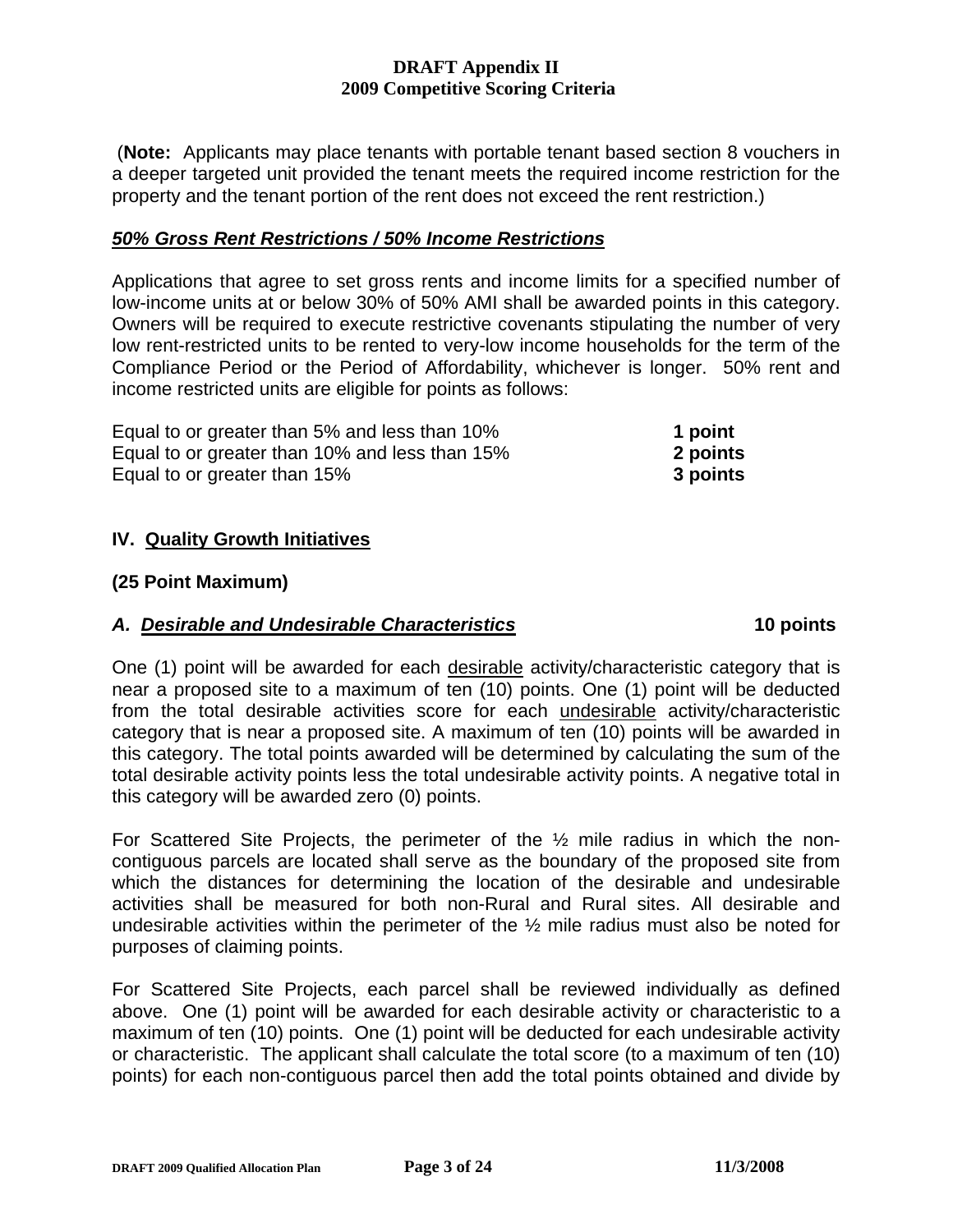(**Note:** Applicants may place tenants with portable tenant based section 8 vouchers in a deeper targeted unit provided the tenant meets the required income restriction for the property and the tenant portion of the rent does not exceed the rent restriction.)

***50% Gross Rent Restrictions / 50% Income Restrictions***

Applications that agree to set gross rents and income limits for a specified number of low-income units at or below 30% of 50% AMI shall be awarded points in this category. Owners will be required to execute restrictive covenants stipulating the number of very low rent-restricted units to be rented to very-low income households for the term of the Compliance Period or the Period of Affordability, whichever is longer. 50% rent and income restricted units are eligible for points as follows:

| | |
|---|---|
| Equal to or greater than 5% and less than 10% | **1 point** |
| Equal to or greater than 10% and less than 15% | **2 points** |
| Equal to or greater than 15% | **3 points** |

## IV. Quality Growth Initiatives

**(25 Point Maximum)**

### *A. Desirable and Undesirable Characteristics* — 10 points

One (1) point will be awarded for each desirable activity/characteristic category that is near a proposed site to a maximum of ten (10) points. One (1) point will be deducted from the total desirable activities score for each undesirable activity/characteristic category that is near a proposed site. A maximum of ten (10) points will be awarded in this category. The total points awarded will be determined by calculating the sum of the total desirable activity points less the total undesirable activity points. A negative total in this category will be awarded zero (0) points.

For Scattered Site Projects, the perimeter of the ½ mile radius in which the non-contiguous parcels are located shall serve as the boundary of the proposed site from which the distances for determining the location of the desirable and undesirable activities shall be measured for both non-Rural and Rural sites. All desirable and undesirable activities within the perimeter of the ½ mile radius must also be noted for purposes of claiming points.

For Scattered Site Projects, each parcel shall be reviewed individually as defined above. One (1) point will be awarded for each desirable activity or characteristic to a maximum of ten (10) points. One (1) point will be deducted for each undesirable activity or characteristic. The applicant shall calculate the total score (to a maximum of ten (10) points) for each non-contiguous parcel then add the total points obtained and divide by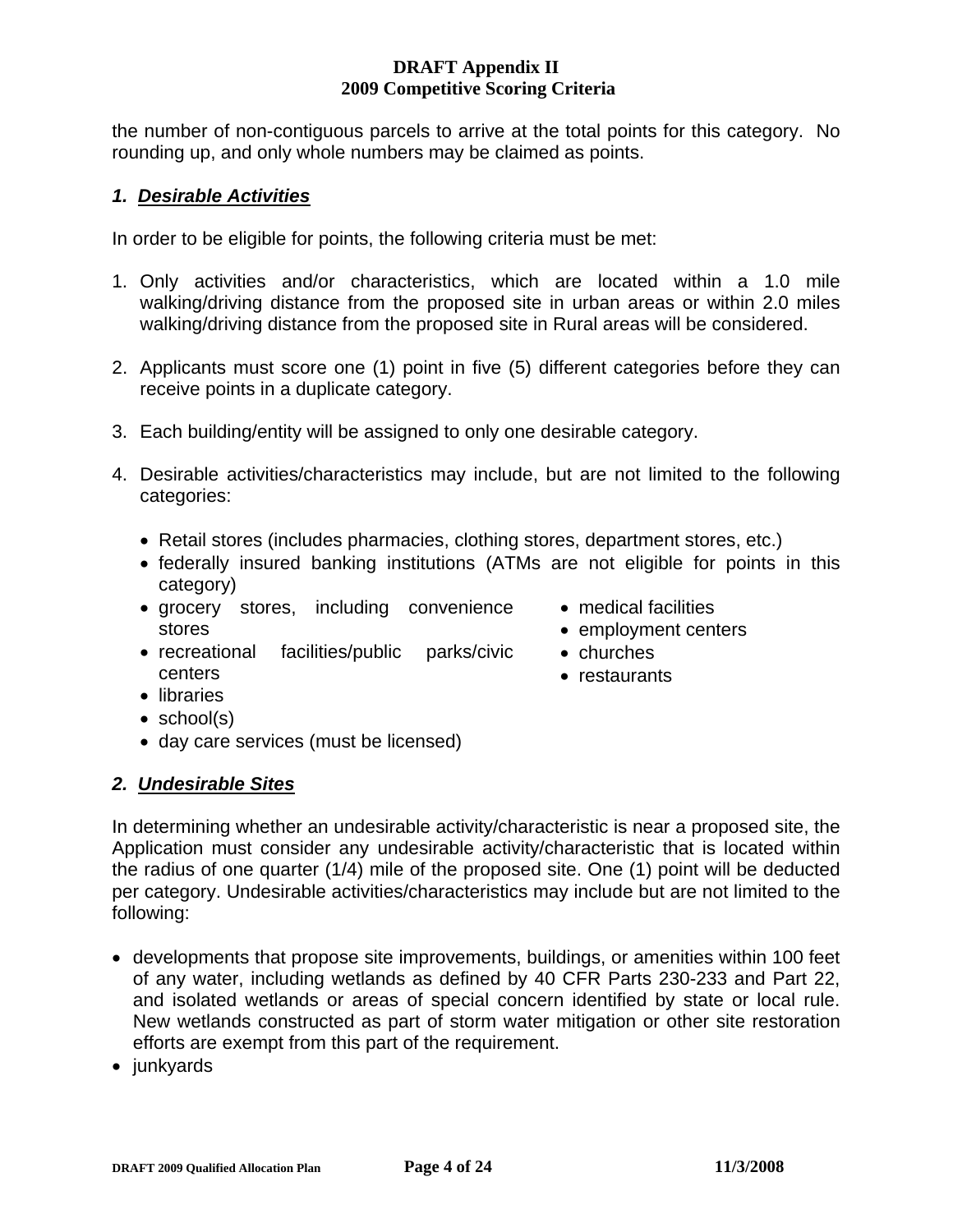the number of non-contiguous parcels to arrive at the total points for this category. No rounding up, and only whole numbers may be claimed as points.

### *1. Desirable Activities*

In order to be eligible for points, the following criteria must be met:

1. Only activities and/or characteristics, which are located within a 1.0 mile walking/driving distance from the proposed site in urban areas or within 2.0 miles walking/driving distance from the proposed site in Rural areas will be considered.

2. Applicants must score one (1) point in five (5) different categories before they can receive points in a duplicate category.

3. Each building/entity will be assigned to only one desirable category.

4. Desirable activities/characteristics may include, but are not limited to the following categories:

   - Retail stores (includes pharmacies, clothing stores, department stores, etc.)
   - federally insured banking institutions (ATMs are not eligible for points in this category)
   - grocery stores, including convenience stores
   - recreational facilities/public parks/civic centers
   - libraries
   - school(s)
   - day care services (must be licensed)
   - medical facilities
   - employment centers
   - churches
   - restaurants

### *2. Undesirable Sites*

In determining whether an undesirable activity/characteristic is near a proposed site, the Application must consider any undesirable activity/characteristic that is located within the radius of one quarter (1/4) mile of the proposed site. One (1) point will be deducted per category. Undesirable activities/characteristics may include but are not limited to the following:

- developments that propose site improvements, buildings, or amenities within 100 feet of any water, including wetlands as defined by 40 CFR Parts 230-233 and Part 22, and isolated wetlands or areas of special concern identified by state or local rule. New wetlands constructed as part of storm water mitigation or other site restoration efforts are exempt from this part of the requirement.
- junkyards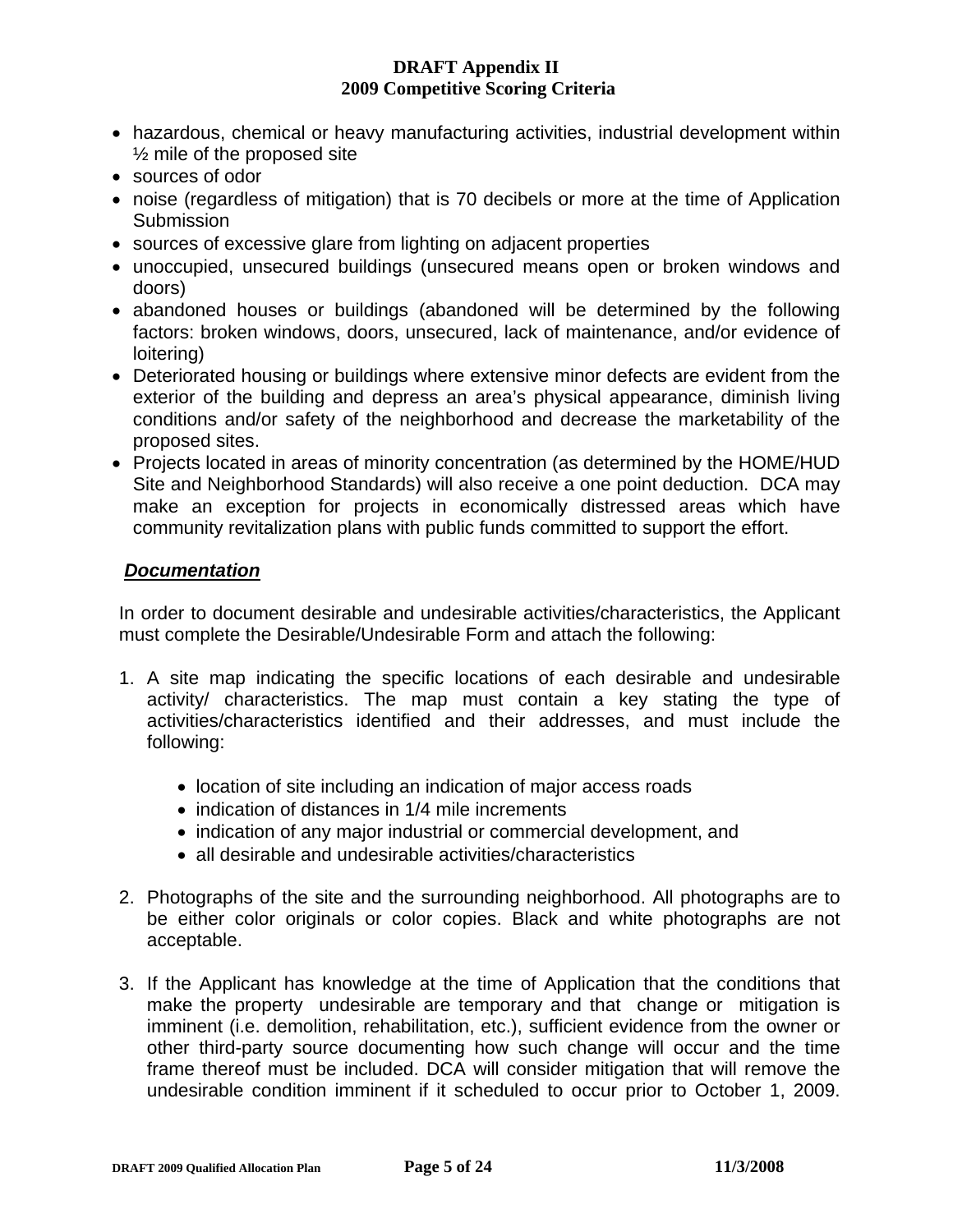- hazardous, chemical or heavy manufacturing activities, industrial development within ½ mile of the proposed site
- sources of odor
- noise (regardless of mitigation) that is 70 decibels or more at the time of Application Submission
- sources of excessive glare from lighting on adjacent properties
- unoccupied, unsecured buildings (unsecured means open or broken windows and doors)
- abandoned houses or buildings (abandoned will be determined by the following factors: broken windows, doors, unsecured, lack of maintenance, and/or evidence of loitering)
- Deteriorated housing or buildings where extensive minor defects are evident from the exterior of the building and depress an area's physical appearance, diminish living conditions and/or safety of the neighborhood and decrease the marketability of the proposed sites.
- Projects located in areas of minority concentration (as determined by the HOME/HUD Site and Neighborhood Standards) will also receive a one point deduction. DCA may make an exception for projects in economically distressed areas which have community revitalization plans with public funds committed to support the effort.

***Documentation***

In order to document desirable and undesirable activities/characteristics, the Applicant must complete the Desirable/Undesirable Form and attach the following:

1. A site map indicating the specific locations of each desirable and undesirable activity/ characteristics. The map must contain a key stating the type of activities/characteristics identified and their addresses, and must include the following:
   - location of site including an indication of major access roads
   - indication of distances in 1/4 mile increments
   - indication of any major industrial or commercial development, and
   - all desirable and undesirable activities/characteristics
2. Photographs of the site and the surrounding neighborhood. All photographs are to be either color originals or color copies. Black and white photographs are not acceptable.
3. If the Applicant has knowledge at the time of Application that the conditions that make the property undesirable are temporary and that change or mitigation is imminent (i.e. demolition, rehabilitation, etc.), sufficient evidence from the owner or other third-party source documenting how such change will occur and the time frame thereof must be included. DCA will consider mitigation that will remove the undesirable condition imminent if it scheduled to occur prior to October 1, 2009.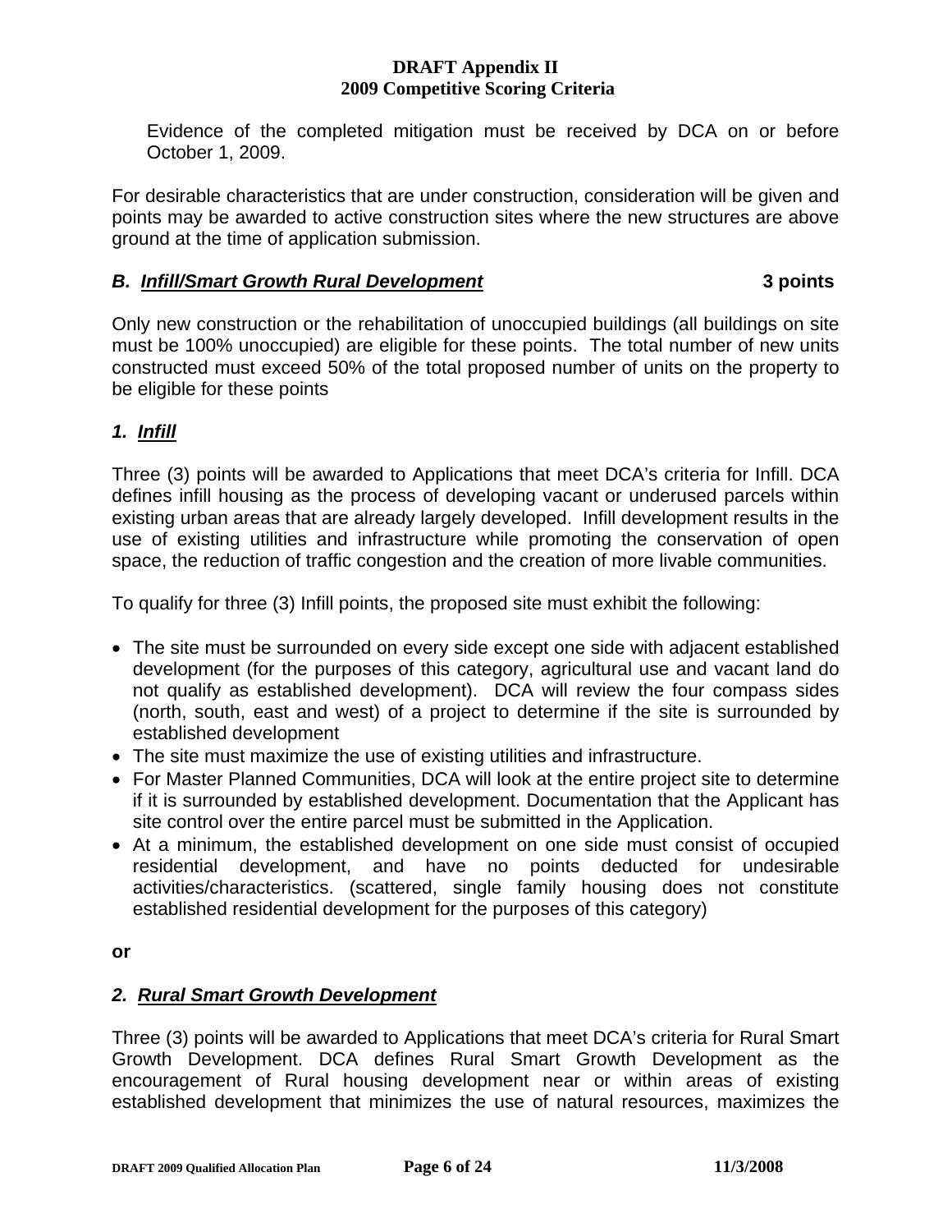Evidence of the completed mitigation must be received by DCA on or before October 1, 2009.

For desirable characteristics that are under construction, consideration will be given and points may be awarded to active construction sites where the new structures are above ground at the time of application submission.

### ***B. Infill/Smart Growth Rural Development*** **3 points**

Only new construction or the rehabilitation of unoccupied buildings (all buildings on site must be 100% unoccupied) are eligible for these points. The total number of new units constructed must exceed 50% of the total proposed number of units on the property to be eligible for these points

#### ***1. Infill***

Three (3) points will be awarded to Applications that meet DCA's criteria for Infill. DCA defines infill housing as the process of developing vacant or underused parcels within existing urban areas that are already largely developed. Infill development results in the use of existing utilities and infrastructure while promoting the conservation of open space, the reduction of traffic congestion and the creation of more livable communities.

To qualify for three (3) Infill points, the proposed site must exhibit the following:

- The site must be surrounded on every side except one side with adjacent established development (for the purposes of this category, agricultural use and vacant land do not qualify as established development). DCA will review the four compass sides (north, south, east and west) of a project to determine if the site is surrounded by established development
- The site must maximize the use of existing utilities and infrastructure.
- For Master Planned Communities, DCA will look at the entire project site to determine if it is surrounded by established development. Documentation that the Applicant has site control over the entire parcel must be submitted in the Application.
- At a minimum, the established development on one side must consist of occupied residential development, and have no points deducted for undesirable activities/characteristics. (scattered, single family housing does not constitute established residential development for the purposes of this category)

**or**

#### ***2. Rural Smart Growth Development***

Three (3) points will be awarded to Applications that meet DCA's criteria for Rural Smart Growth Development. DCA defines Rural Smart Growth Development as the encouragement of Rural housing development near or within areas of existing established development that minimizes the use of natural resources, maximizes the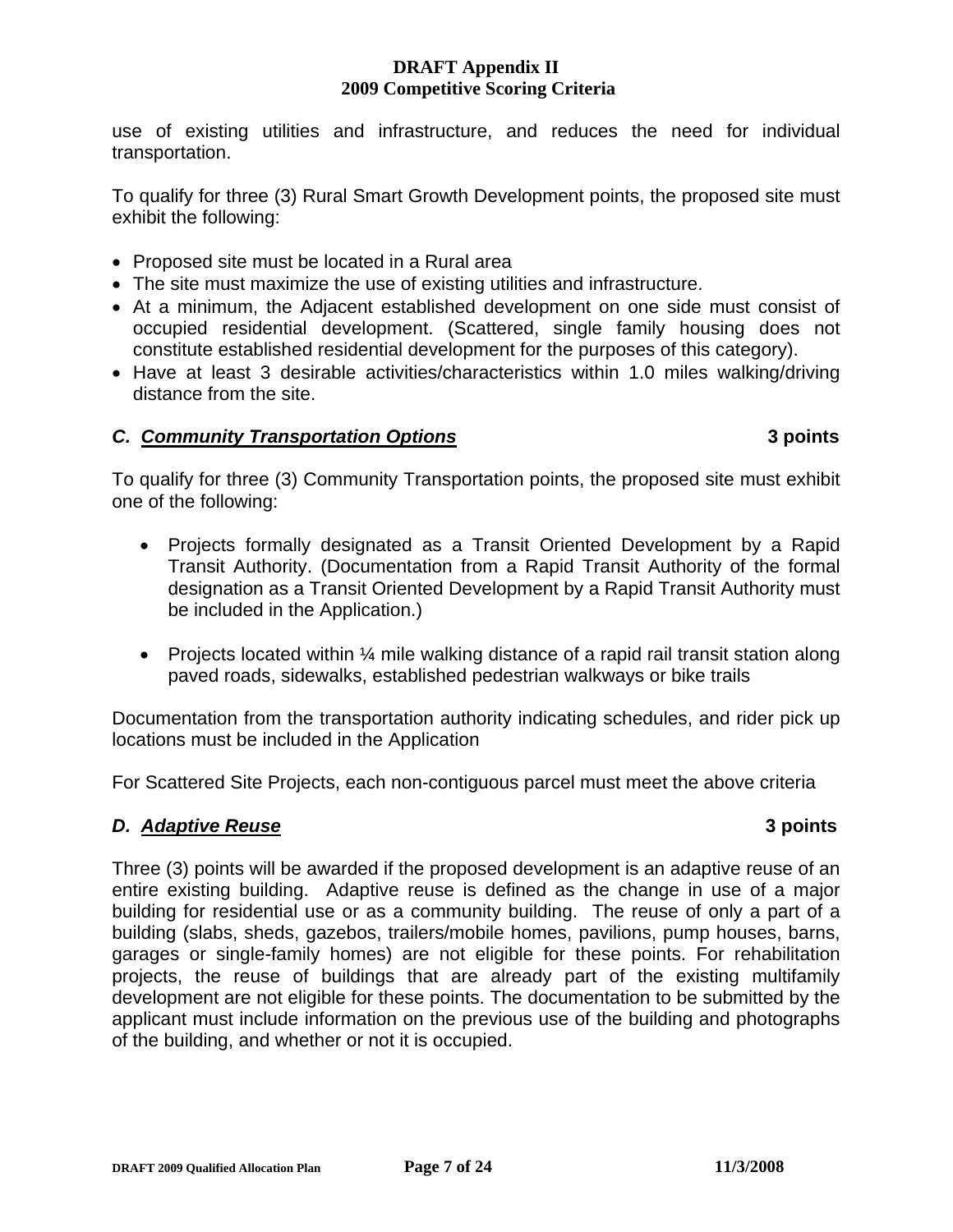use of existing utilities and infrastructure, and reduces the need for individual transportation.

To qualify for three (3) Rural Smart Growth Development points, the proposed site must exhibit the following:

- Proposed site must be located in a Rural area
- The site must maximize the use of existing utilities and infrastructure.
- At a minimum, the Adjacent established development on one side must consist of occupied residential development. (Scattered, single family housing does not constitute established residential development for the purposes of this category).
- Have at least 3 desirable activities/characteristics within 1.0 miles walking/driving distance from the site.

### *C. Community Transportation Options* 3 points

To qualify for three (3) Community Transportation points, the proposed site must exhibit one of the following:

- Projects formally designated as a Transit Oriented Development by a Rapid Transit Authority. (Documentation from a Rapid Transit Authority of the formal designation as a Transit Oriented Development by a Rapid Transit Authority must be included in the Application.)

- Projects located within ¼ mile walking distance of a rapid rail transit station along paved roads, sidewalks, established pedestrian walkways or bike trails

Documentation from the transportation authority indicating schedules, and rider pick up locations must be included in the Application

For Scattered Site Projects, each non-contiguous parcel must meet the above criteria

### *D. Adaptive Reuse* 3 points

Three (3) points will be awarded if the proposed development is an adaptive reuse of an entire existing building. Adaptive reuse is defined as the change in use of a major building for residential use or as a community building. The reuse of only a part of a building (slabs, sheds, gazebos, trailers/mobile homes, pavilions, pump houses, barns, garages or single-family homes) are not eligible for these points. For rehabilitation projects, the reuse of buildings that are already part of the existing multifamily development are not eligible for these points. The documentation to be submitted by the applicant must include information on the previous use of the building and photographs of the building, and whether or not it is occupied.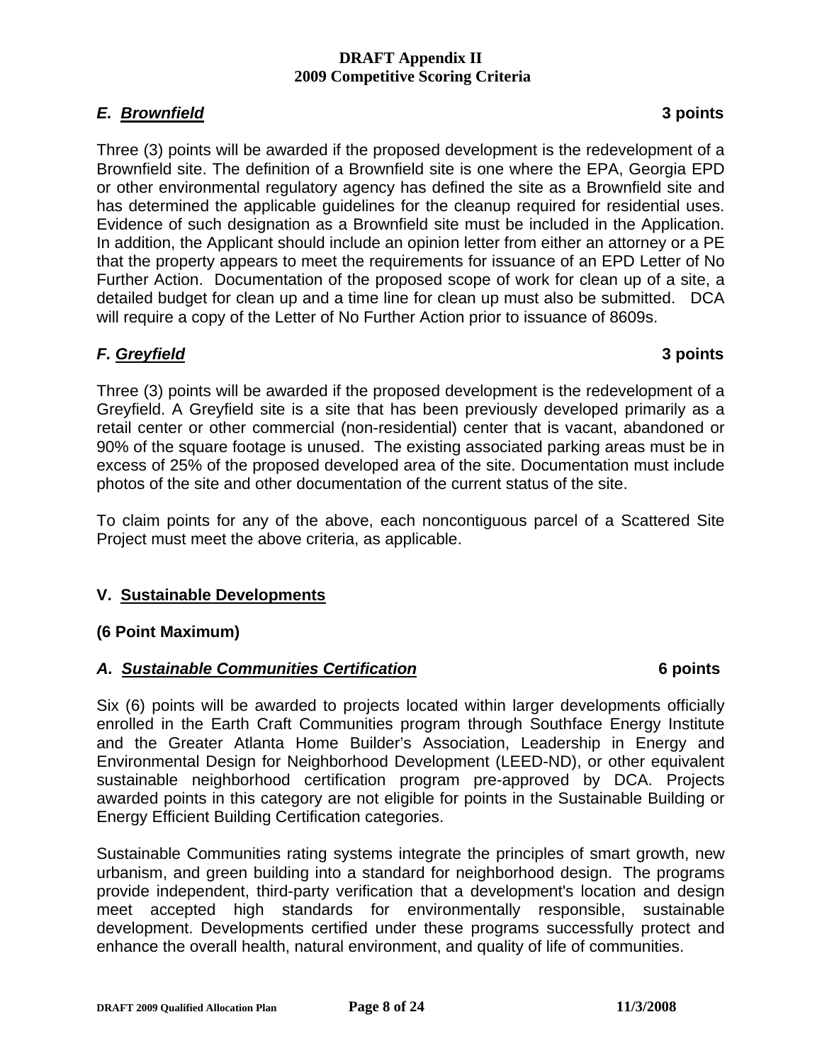### *E. Brownfield* **3 points**

Three (3) points will be awarded if the proposed development is the redevelopment of a Brownfield site. The definition of a Brownfield site is one where the EPA, Georgia EPD or other environmental regulatory agency has defined the site as a Brownfield site and has determined the applicable guidelines for the cleanup required for residential uses. Evidence of such designation as a Brownfield site must be included in the Application. In addition, the Applicant should include an opinion letter from either an attorney or a PE that the property appears to meet the requirements for issuance of an EPD Letter of No Further Action. Documentation of the proposed scope of work for clean up of a site, a detailed budget for clean up and a time line for clean up must also be submitted. DCA will require a copy of the Letter of No Further Action prior to issuance of 8609s.

### *F. Greyfield* **3 points**

Three (3) points will be awarded if the proposed development is the redevelopment of a Greyfield. A Greyfield site is a site that has been previously developed primarily as a retail center or other commercial (non-residential) center that is vacant, abandoned or 90% of the square footage is unused. The existing associated parking areas must be in excess of 25% of the proposed developed area of the site. Documentation must include photos of the site and other documentation of the current status of the site.

To claim points for any of the above, each noncontiguous parcel of a Scattered Site Project must meet the above criteria, as applicable.

## V. Sustainable Developments

**(6 Point Maximum)**

### *A. Sustainable Communities Certification* **6 points**

Six (6) points will be awarded to projects located within larger developments officially enrolled in the Earth Craft Communities program through Southface Energy Institute and the Greater Atlanta Home Builder's Association, Leadership in Energy and Environmental Design for Neighborhood Development (LEED-ND), or other equivalent sustainable neighborhood certification program pre-approved by DCA. Projects awarded points in this category are not eligible for points in the Sustainable Building or Energy Efficient Building Certification categories.

Sustainable Communities rating systems integrate the principles of smart growth, new urbanism, and green building into a standard for neighborhood design. The programs provide independent, third-party verification that a development's location and design meet accepted high standards for environmentally responsible, sustainable development. Developments certified under these programs successfully protect and enhance the overall health, natural environment, and quality of life of communities.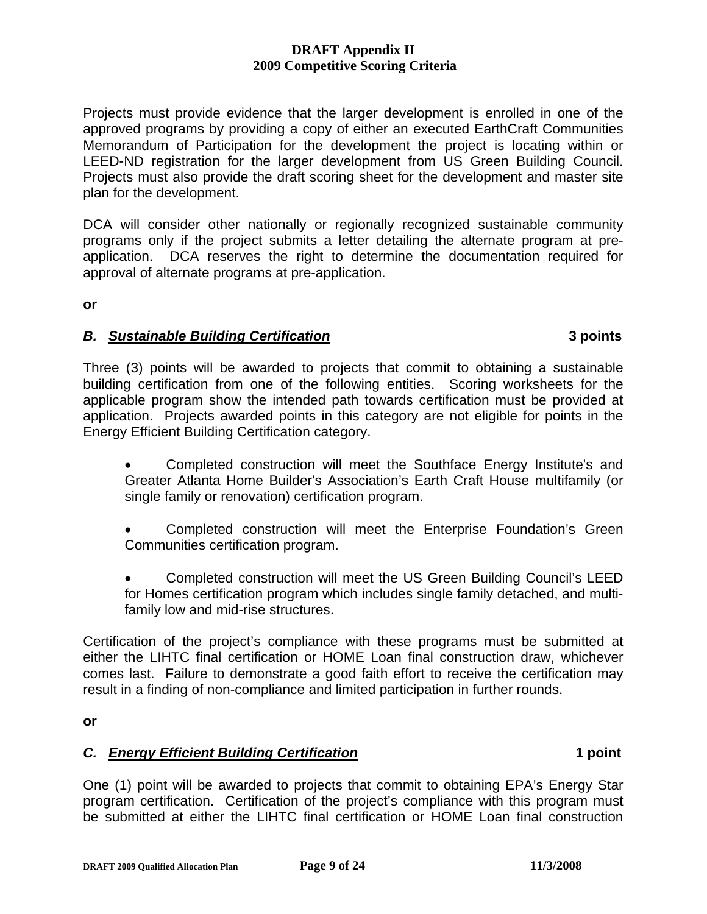Projects must provide evidence that the larger development is enrolled in one of the approved programs by providing a copy of either an executed EarthCraft Communities Memorandum of Participation for the development the project is locating within or LEED-ND registration for the larger development from US Green Building Council. Projects must also provide the draft scoring sheet for the development and master site plan for the development.

DCA will consider other nationally or regionally recognized sustainable community programs only if the project submits a letter detailing the alternate program at pre-application. DCA reserves the right to determine the documentation required for approval of alternate programs at pre-application.

**or**

***B. Sustainable Building Certification*** **3 points**

Three (3) points will be awarded to projects that commit to obtaining a sustainable building certification from one of the following entities. Scoring worksheets for the applicable program show the intended path towards certification must be provided at application. Projects awarded points in this category are not eligible for points in the Energy Efficient Building Certification category.

- Completed construction will meet the Southface Energy Institute's and Greater Atlanta Home Builder's Association's Earth Craft House multifamily (or single family or renovation) certification program.
- Completed construction will meet the Enterprise Foundation's Green Communities certification program.
- Completed construction will meet the US Green Building Council's LEED for Homes certification program which includes single family detached, and multi-family low and mid-rise structures.

Certification of the project's compliance with these programs must be submitted at either the LIHTC final certification or HOME Loan final construction draw, whichever comes last. Failure to demonstrate a good faith effort to receive the certification may result in a finding of non-compliance and limited participation in further rounds.

**or**

***C. Energy Efficient Building Certification*** **1 point**

One (1) point will be awarded to projects that commit to obtaining EPA's Energy Star program certification. Certification of the project's compliance with this program must be submitted at either the LIHTC final certification or HOME Loan final construction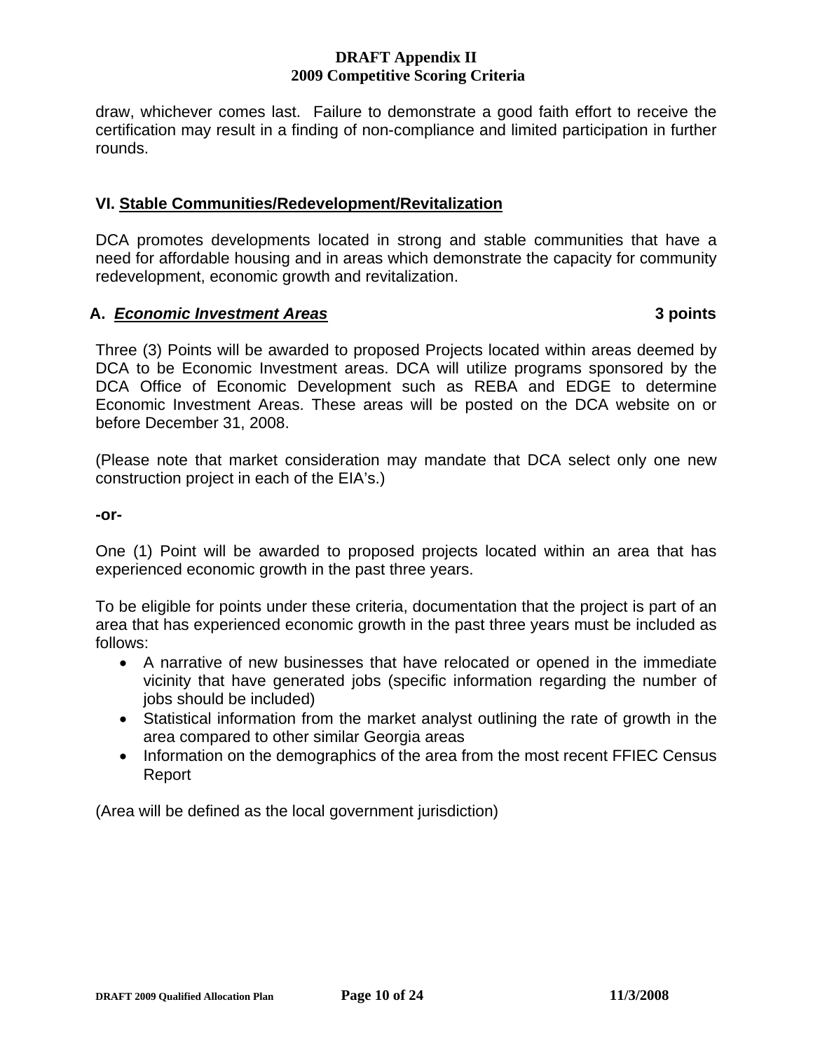draw, whichever comes last. Failure to demonstrate a good faith effort to receive the certification may result in a finding of non-compliance and limited participation in further rounds.

## VI. Stable Communities/Redevelopment/Revitalization

DCA promotes developments located in strong and stable communities that have a need for affordable housing and in areas which demonstrate the capacity for community redevelopment, economic growth and revitalization.

### A. ***Economic Investment Areas*** **3 points**

Three (3) Points will be awarded to proposed Projects located within areas deemed by DCA to be Economic Investment areas. DCA will utilize programs sponsored by the DCA Office of Economic Development such as REBA and EDGE to determine Economic Investment Areas. These areas will be posted on the DCA website on or before December 31, 2008.

(Please note that market consideration may mandate that DCA select only one new construction project in each of the EIA's.)

**-or-**

One (1) Point will be awarded to proposed projects located within an area that has experienced economic growth in the past three years.

To be eligible for points under these criteria, documentation that the project is part of an area that has experienced economic growth in the past three years must be included as follows:

- A narrative of new businesses that have relocated or opened in the immediate vicinity that have generated jobs (specific information regarding the number of jobs should be included)
- Statistical information from the market analyst outlining the rate of growth in the area compared to other similar Georgia areas
- Information on the demographics of the area from the most recent FFIEC Census Report

(Area will be defined as the local government jurisdiction)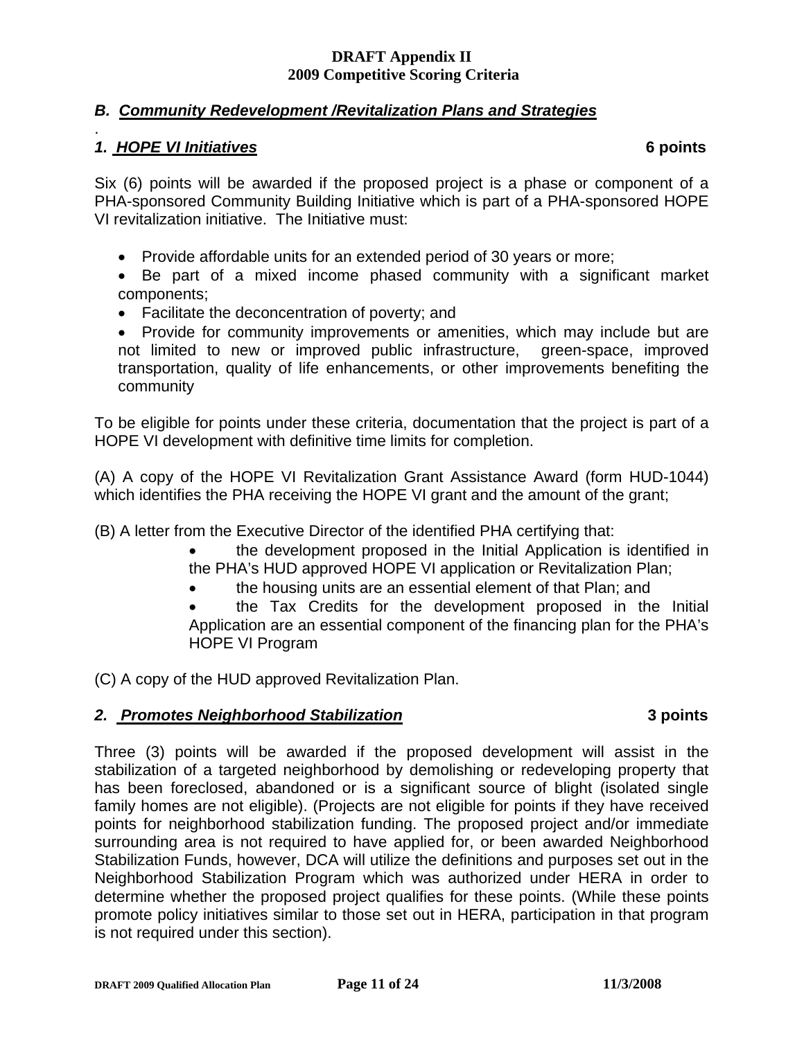**DRAFT Appendix II**
**2009 Competitive Scoring Criteria**

### *B. Community Redevelopment /Revitalization Plans and Strategies*

.

#### *1. HOPE VI Initiatives* **6 points**

Six (6) points will be awarded if the proposed project is a phase or component of a PHA-sponsored Community Building Initiative which is part of a PHA-sponsored HOPE VI revitalization initiative. The Initiative must:

- Provide affordable units for an extended period of 30 years or more;
- Be part of a mixed income phased community with a significant market components;
- Facilitate the deconcentration of poverty; and
- Provide for community improvements or amenities, which may include but are not limited to new or improved public infrastructure, green-space, improved transportation, quality of life enhancements, or other improvements benefiting the community

To be eligible for points under these criteria, documentation that the project is part of a HOPE VI development with definitive time limits for completion.

(A) A copy of the HOPE VI Revitalization Grant Assistance Award (form HUD-1044) which identifies the PHA receiving the HOPE VI grant and the amount of the grant;

(B) A letter from the Executive Director of the identified PHA certifying that:

- the development proposed in the Initial Application is identified in the PHA's HUD approved HOPE VI application or Revitalization Plan;
- the housing units are an essential element of that Plan; and
- the Tax Credits for the development proposed in the Initial Application are an essential component of the financing plan for the PHA's HOPE VI Program

(C) A copy of the HUD approved Revitalization Plan.

#### *2. Promotes Neighborhood Stabilization* **3 points**

Three (3) points will be awarded if the proposed development will assist in the stabilization of a targeted neighborhood by demolishing or redeveloping property that has been foreclosed, abandoned or is a significant source of blight (isolated single family homes are not eligible). (Projects are not eligible for points if they have received points for neighborhood stabilization funding. The proposed project and/or immediate surrounding area is not required to have applied for, or been awarded Neighborhood Stabilization Funds, however, DCA will utilize the definitions and purposes set out in the Neighborhood Stabilization Program which was authorized under HERA in order to determine whether the proposed project qualifies for these points. (While these points promote policy initiatives similar to those set out in HERA, participation in that program is not required under this section).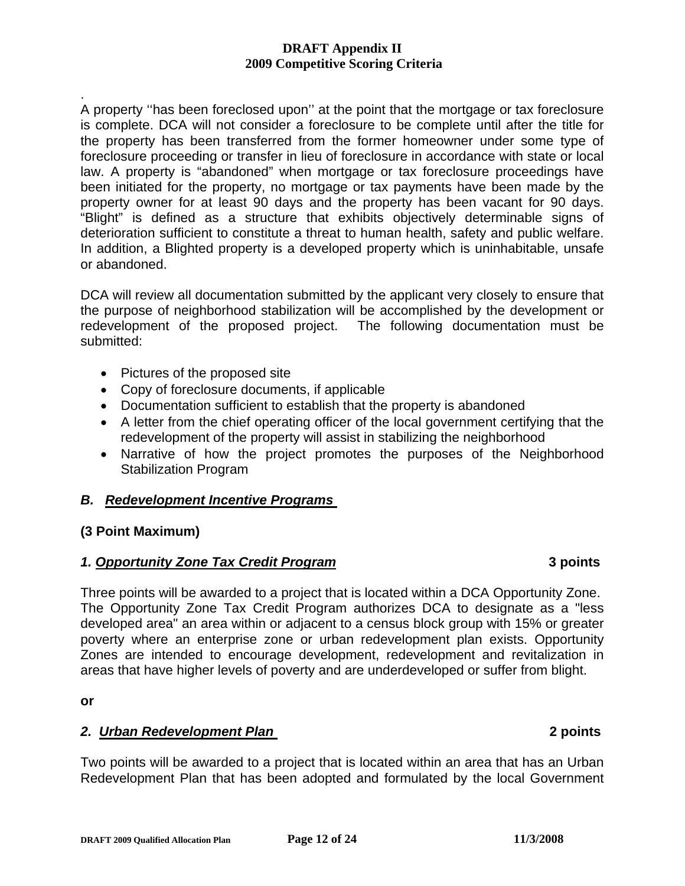.
A property ''has been foreclosed upon'' at the point that the mortgage or tax foreclosure is complete. DCA will not consider a foreclosure to be complete until after the title for the property has been transferred from the former homeowner under some type of foreclosure proceeding or transfer in lieu of foreclosure in accordance with state or local law. A property is "abandoned" when mortgage or tax foreclosure proceedings have been initiated for the property, no mortgage or tax payments have been made by the property owner for at least 90 days and the property has been vacant for 90 days. "Blight" is defined as a structure that exhibits objectively determinable signs of deterioration sufficient to constitute a threat to human health, safety and public welfare. In addition, a Blighted property is a developed property which is uninhabitable, unsafe or abandoned.

DCA will review all documentation submitted by the applicant very closely to ensure that the purpose of neighborhood stabilization will be accomplished by the development or redevelopment of the proposed project. The following documentation must be submitted:

- Pictures of the proposed site
- Copy of foreclosure documents, if applicable
- Documentation sufficient to establish that the property is abandoned
- A letter from the chief operating officer of the local government certifying that the redevelopment of the property will assist in stabilizing the neighborhood
- Narrative of how the project promotes the purposes of the Neighborhood Stabilization Program

### *B. Redevelopment Incentive Programs*

**(3 Point Maximum)**

#### *1. Opportunity Zone Tax Credit Program* **3 points**

Three points will be awarded to a project that is located within a DCA Opportunity Zone. The Opportunity Zone Tax Credit Program authorizes DCA to designate as a "less developed area" an area within or adjacent to a census block group with 15% or greater poverty where an enterprise zone or urban redevelopment plan exists. Opportunity Zones are intended to encourage development, redevelopment and revitalization in areas that have higher levels of poverty and are underdeveloped or suffer from blight.

**or**

#### *2. Urban Redevelopment Plan* **2 points**

Two points will be awarded to a project that is located within an area that has an Urban Redevelopment Plan that has been adopted and formulated by the local Government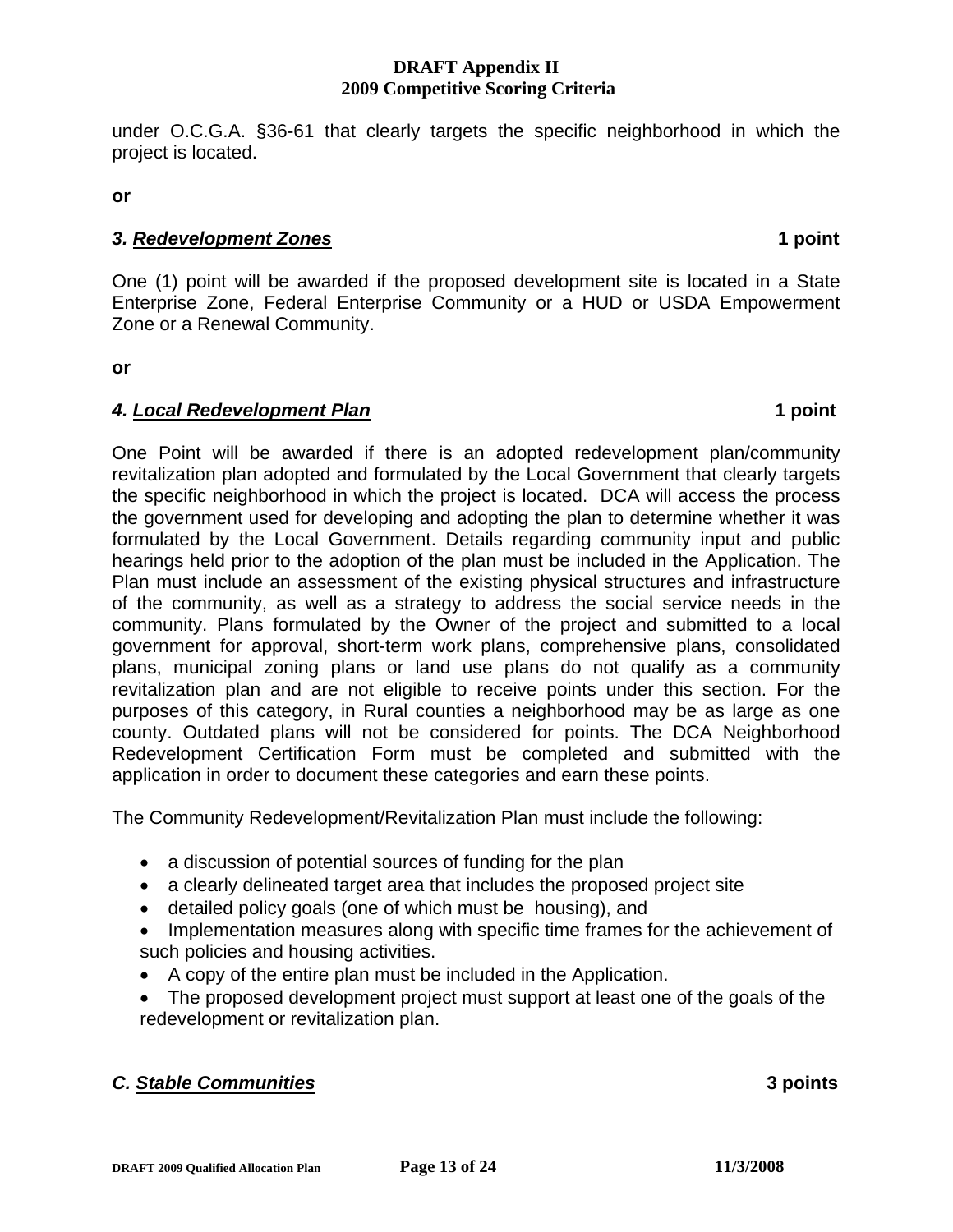under O.C.G.A. §36-61 that clearly targets the specific neighborhood in which the project is located.

**or**

### ***3. Redevelopment Zones*** **1 point**

One (1) point will be awarded if the proposed development site is located in a State Enterprise Zone, Federal Enterprise Community or a HUD or USDA Empowerment Zone or a Renewal Community.

**or**

### ***4. Local Redevelopment Plan*** **1 point**

One Point will be awarded if there is an adopted redevelopment plan/community revitalization plan adopted and formulated by the Local Government that clearly targets the specific neighborhood in which the project is located. DCA will access the process the government used for developing and adopting the plan to determine whether it was formulated by the Local Government. Details regarding community input and public hearings held prior to the adoption of the plan must be included in the Application. The Plan must include an assessment of the existing physical structures and infrastructure of the community, as well as a strategy to address the social service needs in the community. Plans formulated by the Owner of the project and submitted to a local government for approval, short-term work plans, comprehensive plans, consolidated plans, municipal zoning plans or land use plans do not qualify as a community revitalization plan and are not eligible to receive points under this section. For the purposes of this category, in Rural counties a neighborhood may be as large as one county. Outdated plans will not be considered for points. The DCA Neighborhood Redevelopment Certification Form must be completed and submitted with the application in order to document these categories and earn these points.

The Community Redevelopment/Revitalization Plan must include the following:

- a discussion of potential sources of funding for the plan
- a clearly delineated target area that includes the proposed project site
- detailed policy goals (one of which must be housing), and
- Implementation measures along with specific time frames for the achievement of such policies and housing activities.
- A copy of the entire plan must be included in the Application.
- The proposed development project must support at least one of the goals of the redevelopment or revitalization plan.

## ***C. Stable Communities*** **3 points**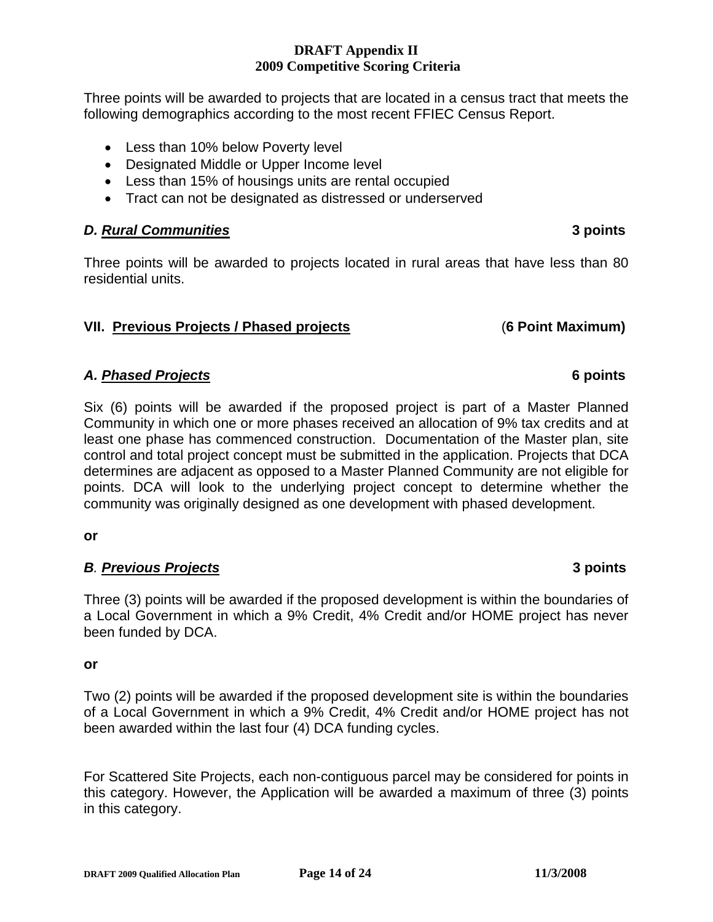Three points will be awarded to projects that are located in a census tract that meets the following demographics according to the most recent FFIEC Census Report.

- Less than 10% below Poverty level
- Designated Middle or Upper Income level
- Less than 15% of housings units are rental occupied
- Tract can not be designated as distressed or underserved

***D. Rural Communities*** **3 points**

Three points will be awarded to projects located in rural areas that have less than 80 residential units.

## VII. Previous Projects / Phased projects (6 Point Maximum)

***A. Phased Projects*** **6 points**

Six (6) points will be awarded if the proposed project is part of a Master Planned Community in which one or more phases received an allocation of 9% tax credits and at least one phase has commenced construction. Documentation of the Master plan, site control and total project concept must be submitted in the application. Projects that DCA determines are adjacent as opposed to a Master Planned Community are not eligible for points. DCA will look to the underlying project concept to determine whether the community was originally designed as one development with phased development.

**or**

***B. Previous Projects*** **3 points**

Three (3) points will be awarded if the proposed development is within the boundaries of a Local Government in which a 9% Credit, 4% Credit and/or HOME project has never been funded by DCA.

**or**

Two (2) points will be awarded if the proposed development site is within the boundaries of a Local Government in which a 9% Credit, 4% Credit and/or HOME project has not been awarded within the last four (4) DCA funding cycles.

For Scattered Site Projects, each non-contiguous parcel may be considered for points in this category. However, the Application will be awarded a maximum of three (3) points in this category.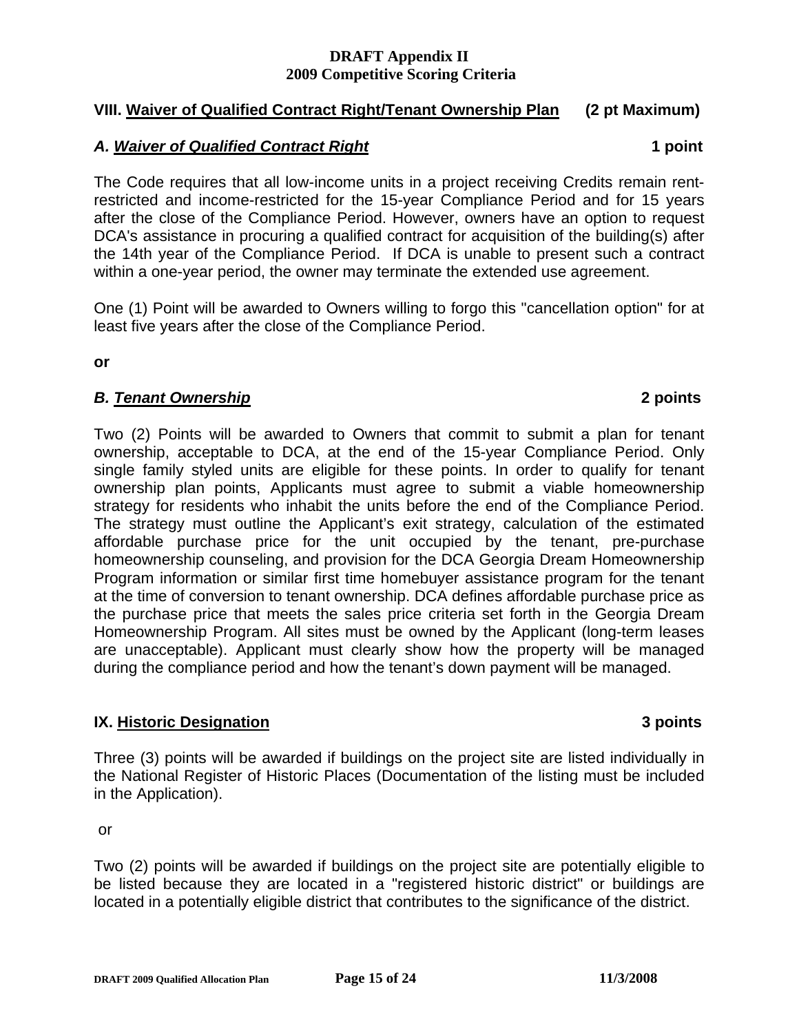## VIII. <u>Waiver of Qualified Contract Right/Tenant Ownership Plan</u> (2 pt Maximum)

### *A. <u>Waiver of Qualified Contract Right</u>* 1 point

The Code requires that all low-income units in a project receiving Credits remain rent-restricted and income-restricted for the 15-year Compliance Period and for 15 years after the close of the Compliance Period. However, owners have an option to request DCA's assistance in procuring a qualified contract for acquisition of the building(s) after the 14th year of the Compliance Period. If DCA is unable to present such a contract within a one-year period, the owner may terminate the extended use agreement.

One (1) Point will be awarded to Owners willing to forgo this "cancellation option" for at least five years after the close of the Compliance Period.

**or**

### *B. <u>Tenant Ownership</u>* 2 points

Two (2) Points will be awarded to Owners that commit to submit a plan for tenant ownership, acceptable to DCA, at the end of the 15-year Compliance Period. Only single family styled units are eligible for these points. In order to qualify for tenant ownership plan points, Applicants must agree to submit a viable homeownership strategy for residents who inhabit the units before the end of the Compliance Period. The strategy must outline the Applicant's exit strategy, calculation of the estimated affordable purchase price for the unit occupied by the tenant, pre-purchase homeownership counseling, and provision for the DCA Georgia Dream Homeownership Program information or similar first time homebuyer assistance program for the tenant at the time of conversion to tenant ownership. DCA defines affordable purchase price as the purchase price that meets the sales price criteria set forth in the Georgia Dream Homeownership Program. All sites must be owned by the Applicant (long-term leases are unacceptable). Applicant must clearly show how the property will be managed during the compliance period and how the tenant's down payment will be managed.

## IX. <u>Historic Designation</u> 3 points

Three (3) points will be awarded if buildings on the project site are listed individually in the National Register of Historic Places (Documentation of the listing must be included in the Application).

or

Two (2) points will be awarded if buildings on the project site are potentially eligible to be listed because they are located in a "registered historic district" or buildings are located in a potentially eligible district that contributes to the significance of the district.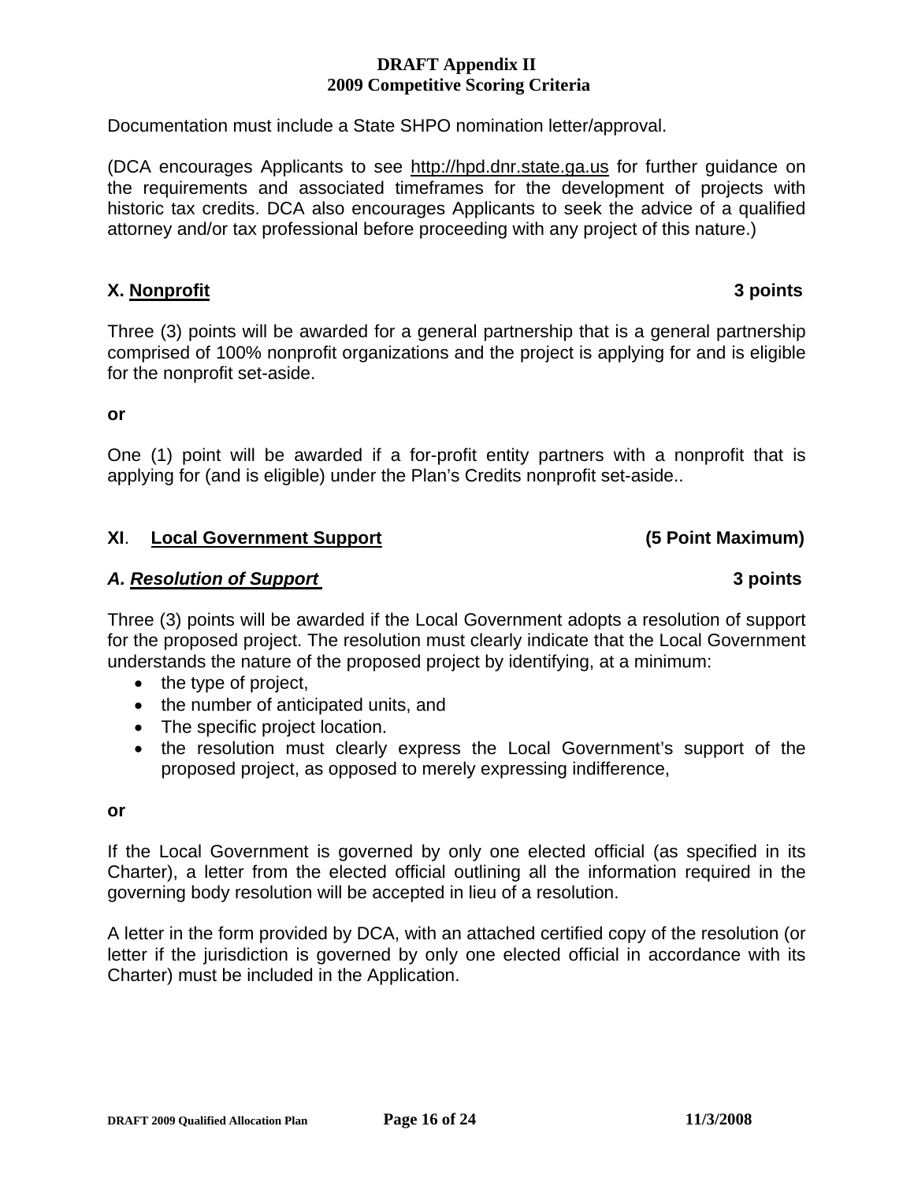Documentation must include a State SHPO nomination letter/approval.

(DCA encourages Applicants to see http://hpd.dnr.state.ga.us for further guidance on the requirements and associated timeframes for the development of projects with historic tax credits. DCA also encourages Applicants to seek the advice of a qualified attorney and/or tax professional before proceeding with any project of this nature.)

## X. Nonprofit — 3 points

Three (3) points will be awarded for a general partnership that is a general partnership comprised of 100% nonprofit organizations and the project is applying for and is eligible for the nonprofit set-aside.

**or**

One (1) point will be awarded if a for-profit entity partners with a nonprofit that is applying for (and is eligible) under the Plan's Credits nonprofit set-aside..

## XI. Local Government Support — (5 Point Maximum)

### *A. Resolution of Support* — 3 points

Three (3) points will be awarded if the Local Government adopts a resolution of support for the proposed project. The resolution must clearly indicate that the Local Government understands the nature of the proposed project by identifying, at a minimum:

- the type of project,
- the number of anticipated units, and
- The specific project location.
- the resolution must clearly express the Local Government's support of the proposed project, as opposed to merely expressing indifference,

**or**

If the Local Government is governed by only one elected official (as specified in its Charter), a letter from the elected official outlining all the information required in the governing body resolution will be accepted in lieu of a resolution.

A letter in the form provided by DCA, with an attached certified copy of the resolution (or letter if the jurisdiction is governed by only one elected official in accordance with its Charter) must be included in the Application.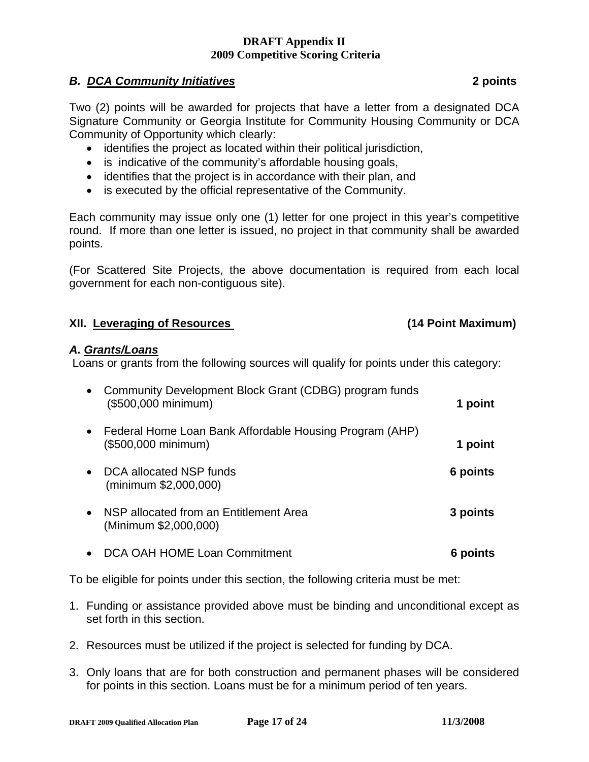**DRAFT Appendix II**
**2009 Competitive Scoring Criteria**

### *B. DCA Community Initiatives* — 2 points

Two (2) points will be awarded for projects that have a letter from a designated DCA Signature Community or Georgia Institute for Community Housing Community or DCA Community of Opportunity which clearly:

- identifies the project as located within their political jurisdiction,
- is indicative of the community's affordable housing goals,
- identifies that the project is in accordance with their plan, and
- is executed by the official representative of the Community.

Each community may issue only one (1) letter for one project in this year's competitive round. If more than one letter is issued, no project in that community shall be awarded points.

(For Scattered Site Projects, the above documentation is required from each local government for each non-contiguous site).

## XII. Leveraging of Resources — (14 Point Maximum)

### *A. Grants/Loans*

Loans or grants from the following sources will qualify for points under this category:

- Community Development Block Grant (CDBG) program funds ($500,000 minimum) — **1 point**
- Federal Home Loan Bank Affordable Housing Program (AHP) ($500,000 minimum) — **1 point**
- DCA allocated NSP funds (minimum $2,000,000) — **6 points**
- NSP allocated from an Entitlement Area (Minimum $2,000,000) — **3 points**
- DCA OAH HOME Loan Commitment — **6 points**

To be eligible for points under this section, the following criteria must be met:

1. Funding or assistance provided above must be binding and unconditional except as set forth in this section.
2. Resources must be utilized if the project is selected for funding by DCA.
3. Only loans that are for both construction and permanent phases will be considered for points in this section. Loans must be for a minimum period of ten years.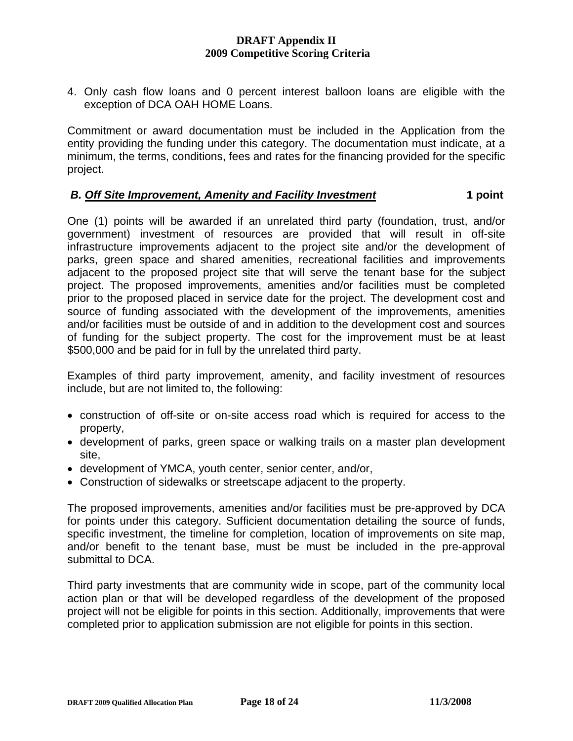4. Only cash flow loans and 0 percent interest balloon loans are eligible with the exception of DCA OAH HOME Loans.

Commitment or award documentation must be included in the Application from the entity providing the funding under this category. The documentation must indicate, at a minimum, the terms, conditions, fees and rates for the financing provided for the specific project.

### *B. Off Site Improvement, Amenity and Facility Investment* **1 point**

One (1) points will be awarded if an unrelated third party (foundation, trust, and/or government) investment of resources are provided that will result in off-site infrastructure improvements adjacent to the project site and/or the development of parks, green space and shared amenities, recreational facilities and improvements adjacent to the proposed project site that will serve the tenant base for the subject project. The proposed improvements, amenities and/or facilities must be completed prior to the proposed placed in service date for the project. The development cost and source of funding associated with the development of the improvements, amenities and/or facilities must be outside of and in addition to the development cost and sources of funding for the subject property. The cost for the improvement must be at least $500,000 and be paid for in full by the unrelated third party.

Examples of third party improvement, amenity, and facility investment of resources include, but are not limited to, the following:

- construction of off-site or on-site access road which is required for access to the property,
- development of parks, green space or walking trails on a master plan development site,
- development of YMCA, youth center, senior center, and/or,
- Construction of sidewalks or streetscape adjacent to the property.

The proposed improvements, amenities and/or facilities must be pre-approved by DCA for points under this category. Sufficient documentation detailing the source of funds, specific investment, the timeline for completion, location of improvements on site map, and/or benefit to the tenant base, must be must be included in the pre-approval submittal to DCA.

Third party investments that are community wide in scope, part of the community local action plan or that will be developed regardless of the development of the proposed project will not be eligible for points in this section. Additionally, improvements that were completed prior to application submission are not eligible for points in this section.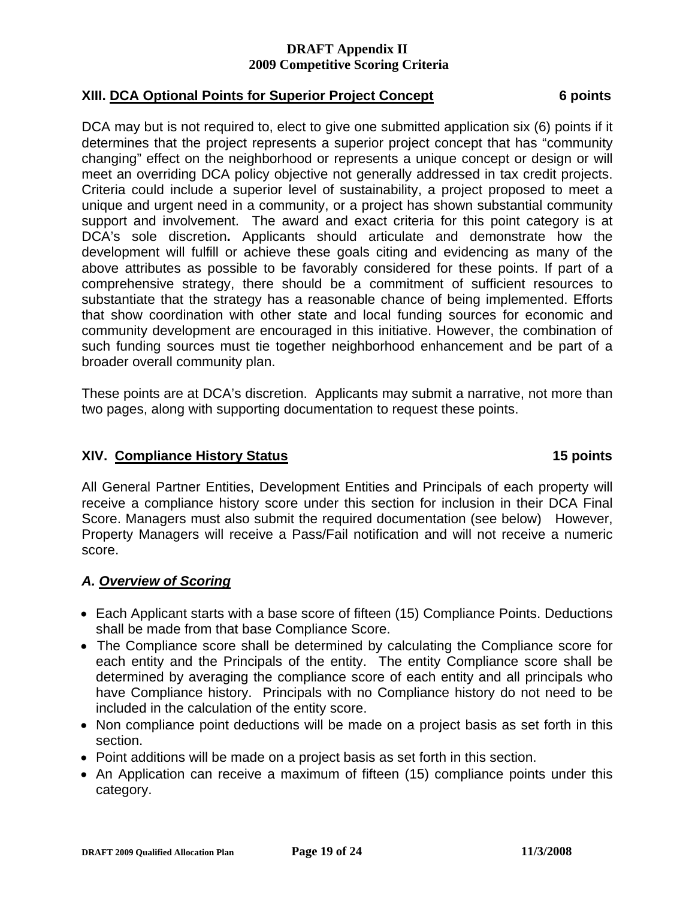**DRAFT Appendix II**
**2009 Competitive Scoring Criteria**

## XIII. DCA Optional Points for Superior Project Concept — 6 points

DCA may but is not required to, elect to give one submitted application six (6) points if it determines that the project represents a superior project concept that has "community changing" effect on the neighborhood or represents a unique concept or design or will meet an overriding DCA policy objective not generally addressed in tax credit projects. Criteria could include a superior level of sustainability, a project proposed to meet a unique and urgent need in a community, or a project has shown substantial community support and involvement. The award and exact criteria for this point category is at DCA's sole discretion**.** Applicants should articulate and demonstrate how the development will fulfill or achieve these goals citing and evidencing as many of the above attributes as possible to be favorably considered for these points. If part of a comprehensive strategy, there should be a commitment of sufficient resources to substantiate that the strategy has a reasonable chance of being implemented. Efforts that show coordination with other state and local funding sources for economic and community development are encouraged in this initiative. However, the combination of such funding sources must tie together neighborhood enhancement and be part of a broader overall community plan.

These points are at DCA's discretion. Applicants may submit a narrative, not more than two pages, along with supporting documentation to request these points.

## XIV. Compliance History Status — 15 points

All General Partner Entities, Development Entities and Principals of each property will receive a compliance history score under this section for inclusion in their DCA Final Score. Managers must also submit the required documentation (see below) However, Property Managers will receive a Pass/Fail notification and will not receive a numeric score.

### *A. Overview of Scoring*

- Each Applicant starts with a base score of fifteen (15) Compliance Points. Deductions shall be made from that base Compliance Score.
- The Compliance score shall be determined by calculating the Compliance score for each entity and the Principals of the entity. The entity Compliance score shall be determined by averaging the compliance score of each entity and all principals who have Compliance history. Principals with no Compliance history do not need to be included in the calculation of the entity score.
- Non compliance point deductions will be made on a project basis as set forth in this section.
- Point additions will be made on a project basis as set forth in this section.
- An Application can receive a maximum of fifteen (15) compliance points under this category.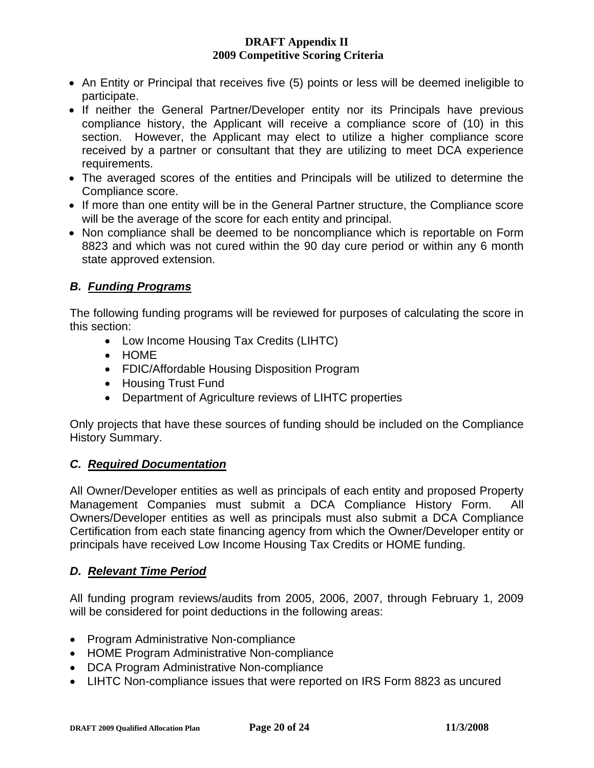- An Entity or Principal that receives five (5) points or less will be deemed ineligible to participate.
- If neither the General Partner/Developer entity nor its Principals have previous compliance history, the Applicant will receive a compliance score of (10) in this section. However, the Applicant may elect to utilize a higher compliance score received by a partner or consultant that they are utilizing to meet DCA experience requirements.
- The averaged scores of the entities and Principals will be utilized to determine the Compliance score.
- If more than one entity will be in the General Partner structure, the Compliance score will be the average of the score for each entity and principal.
- Non compliance shall be deemed to be noncompliance which is reportable on Form 8823 and which was not cured within the 90 day cure period or within any 6 month state approved extension.

### *B. Funding Programs*

The following funding programs will be reviewed for purposes of calculating the score in this section:

- Low Income Housing Tax Credits (LIHTC)
- HOME
- FDIC/Affordable Housing Disposition Program
- Housing Trust Fund
- Department of Agriculture reviews of LIHTC properties

Only projects that have these sources of funding should be included on the Compliance History Summary.

### *C. Required Documentation*

All Owner/Developer entities as well as principals of each entity and proposed Property Management Companies must submit a DCA Compliance History Form. All Owners/Developer entities as well as principals must also submit a DCA Compliance Certification from each state financing agency from which the Owner/Developer entity or principals have received Low Income Housing Tax Credits or HOME funding.

### *D. Relevant Time Period*

All funding program reviews/audits from 2005, 2006, 2007, through February 1, 2009 will be considered for point deductions in the following areas:

- Program Administrative Non-compliance
- HOME Program Administrative Non-compliance
- DCA Program Administrative Non-compliance
- LIHTC Non-compliance issues that were reported on IRS Form 8823 as uncured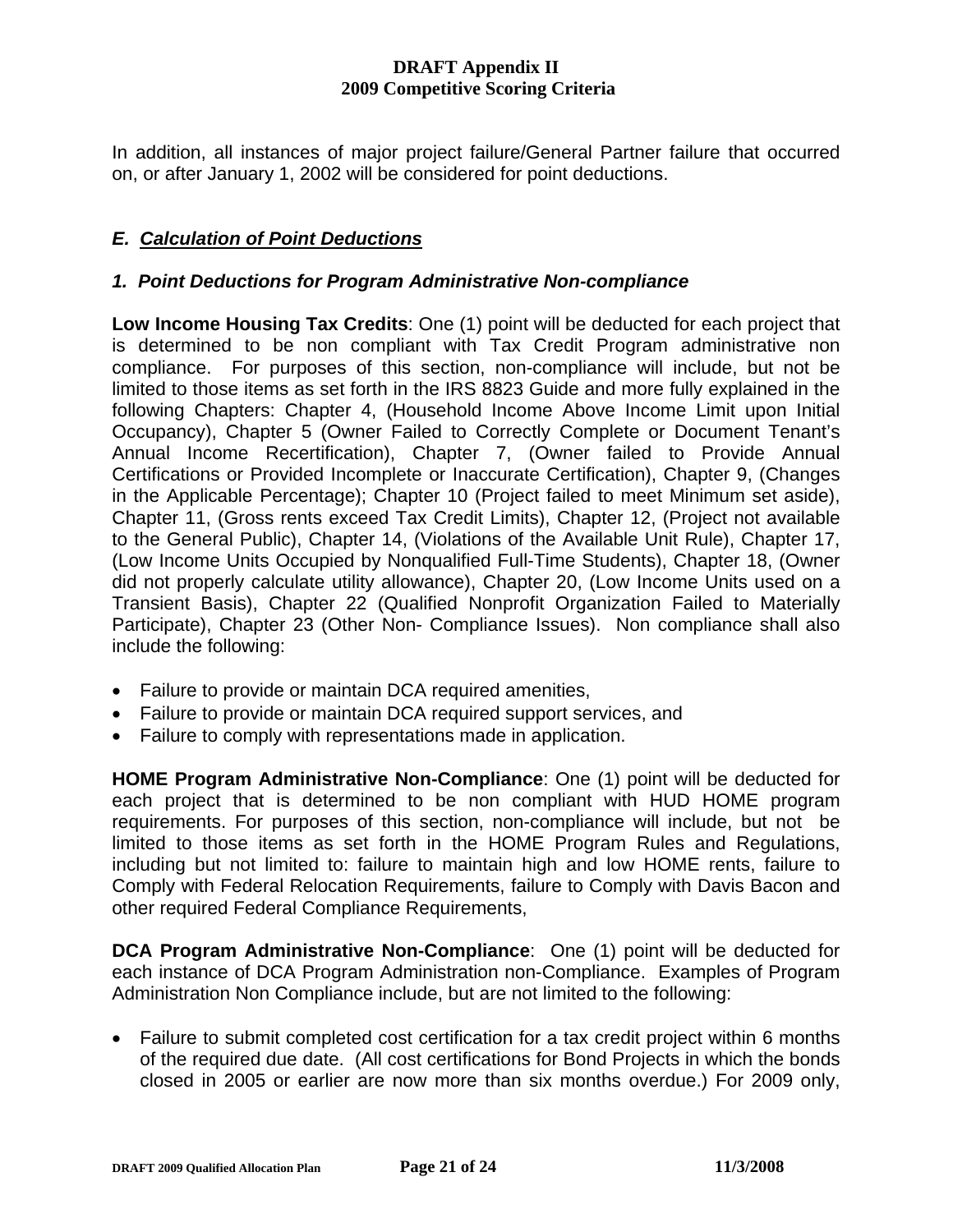In addition, all instances of major project failure/General Partner failure that occurred on, or after January 1, 2002 will be considered for point deductions.

## *E. Calculation of Point Deductions*

### *1. Point Deductions for Program Administrative Non-compliance*

**Low Income Housing Tax Credits**: One (1) point will be deducted for each project that is determined to be non compliant with Tax Credit Program administrative non compliance. For purposes of this section, non-compliance will include, but not be limited to those items as set forth in the IRS 8823 Guide and more fully explained in the following Chapters: Chapter 4, (Household Income Above Income Limit upon Initial Occupancy), Chapter 5 (Owner Failed to Correctly Complete or Document Tenant's Annual Income Recertification), Chapter 7, (Owner failed to Provide Annual Certifications or Provided Incomplete or Inaccurate Certification), Chapter 9, (Changes in the Applicable Percentage); Chapter 10 (Project failed to meet Minimum set aside), Chapter 11, (Gross rents exceed Tax Credit Limits), Chapter 12, (Project not available to the General Public), Chapter 14, (Violations of the Available Unit Rule), Chapter 17, (Low Income Units Occupied by Nonqualified Full-Time Students), Chapter 18, (Owner did not properly calculate utility allowance), Chapter 20, (Low Income Units used on a Transient Basis), Chapter 22 (Qualified Nonprofit Organization Failed to Materially Participate), Chapter 23 (Other Non- Compliance Issues). Non compliance shall also include the following:

- Failure to provide or maintain DCA required amenities,
- Failure to provide or maintain DCA required support services, and
- Failure to comply with representations made in application.

**HOME Program Administrative Non-Compliance**: One (1) point will be deducted for each project that is determined to be non compliant with HUD HOME program requirements. For purposes of this section, non-compliance will include, but not be limited to those items as set forth in the HOME Program Rules and Regulations, including but not limited to: failure to maintain high and low HOME rents, failure to Comply with Federal Relocation Requirements, failure to Comply with Davis Bacon and other required Federal Compliance Requirements,

**DCA Program Administrative Non-Compliance**: One (1) point will be deducted for each instance of DCA Program Administration non-Compliance. Examples of Program Administration Non Compliance include, but are not limited to the following:

- Failure to submit completed cost certification for a tax credit project within 6 months of the required due date. (All cost certifications for Bond Projects in which the bonds closed in 2005 or earlier are now more than six months overdue.) For 2009 only,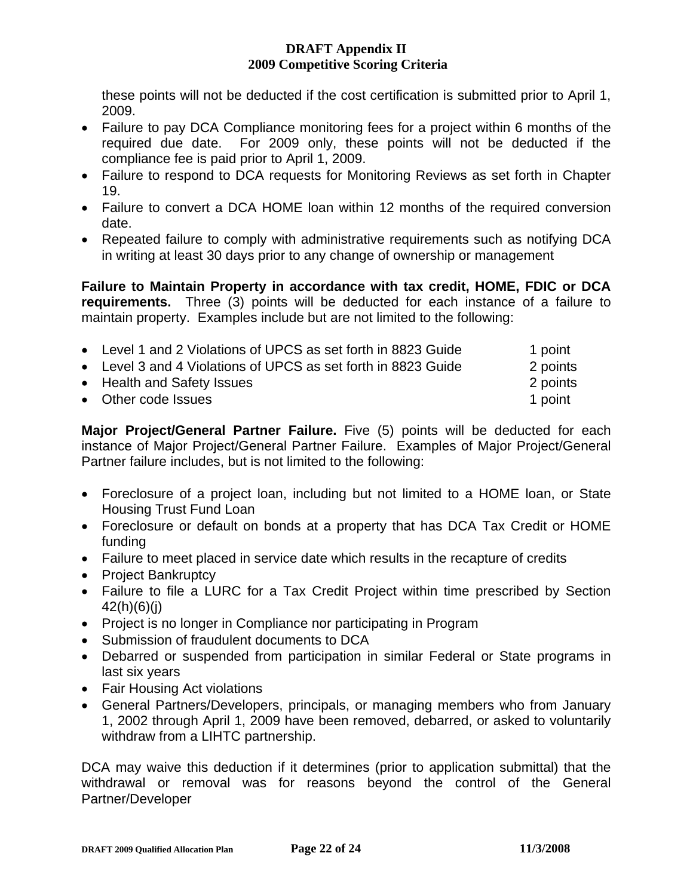these points will not be deducted if the cost certification is submitted prior to April 1, 2009.

- Failure to pay DCA Compliance monitoring fees for a project within 6 months of the required due date. For 2009 only, these points will not be deducted if the compliance fee is paid prior to April 1, 2009.
- Failure to respond to DCA requests for Monitoring Reviews as set forth in Chapter 19.
- Failure to convert a DCA HOME loan within 12 months of the required conversion date.
- Repeated failure to comply with administrative requirements such as notifying DCA in writing at least 30 days prior to any change of ownership or management

**Failure to Maintain Property in accordance with tax credit, HOME, FDIC or DCA requirements.** Three (3) points will be deducted for each instance of a failure to maintain property. Examples include but are not limited to the following:

- Level 1 and 2 Violations of UPCS as set forth in 8823 Guide — 1 point
- Level 3 and 4 Violations of UPCS as set forth in 8823 Guide — 2 points
- Health and Safety Issues — 2 points
- Other code Issues — 1 point

**Major Project/General Partner Failure.** Five (5) points will be deducted for each instance of Major Project/General Partner Failure. Examples of Major Project/General Partner failure includes, but is not limited to the following:

- Foreclosure of a project loan, including but not limited to a HOME loan, or State Housing Trust Fund Loan
- Foreclosure or default on bonds at a property that has DCA Tax Credit or HOME funding
- Failure to meet placed in service date which results in the recapture of credits
- Project Bankruptcy
- Failure to file a LURC for a Tax Credit Project within time prescribed by Section 42(h)(6)(j)
- Project is no longer in Compliance nor participating in Program
- Submission of fraudulent documents to DCA
- Debarred or suspended from participation in similar Federal or State programs in last six years
- Fair Housing Act violations
- General Partners/Developers, principals, or managing members who from January 1, 2002 through April 1, 2009 have been removed, debarred, or asked to voluntarily withdraw from a LIHTC partnership.

DCA may waive this deduction if it determines (prior to application submittal) that the withdrawal or removal was for reasons beyond the control of the General Partner/Developer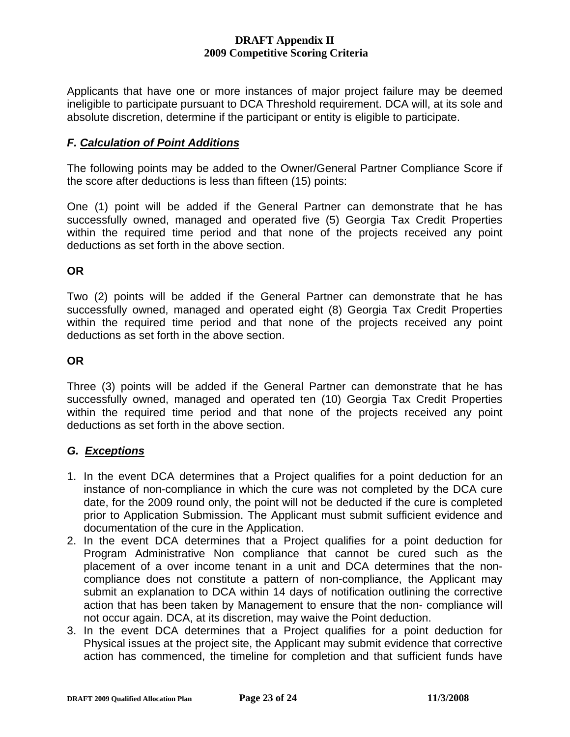Applicants that have one or more instances of major project failure may be deemed ineligible to participate pursuant to DCA Threshold requirement. DCA will, at its sole and absolute discretion, determine if the participant or entity is eligible to participate.

### *F. Calculation of Point Additions*

The following points may be added to the Owner/General Partner Compliance Score if the score after deductions is less than fifteen (15) points:

One (1) point will be added if the General Partner can demonstrate that he has successfully owned, managed and operated five (5) Georgia Tax Credit Properties within the required time period and that none of the projects received any point deductions as set forth in the above section.

**OR**

Two (2) points will be added if the General Partner can demonstrate that he has successfully owned, managed and operated eight (8) Georgia Tax Credit Properties within the required time period and that none of the projects received any point deductions as set forth in the above section.

**OR**

Three (3) points will be added if the General Partner can demonstrate that he has successfully owned, managed and operated ten (10) Georgia Tax Credit Properties within the required time period and that none of the projects received any point deductions as set forth in the above section.

### *G. Exceptions*

1. In the event DCA determines that a Project qualifies for a point deduction for an instance of non-compliance in which the cure was not completed by the DCA cure date, for the 2009 round only, the point will not be deducted if the cure is completed prior to Application Submission. The Applicant must submit sufficient evidence and documentation of the cure in the Application.
2. In the event DCA determines that a Project qualifies for a point deduction for Program Administrative Non compliance that cannot be cured such as the placement of a over income tenant in a unit and DCA determines that the non-compliance does not constitute a pattern of non-compliance, the Applicant may submit an explanation to DCA within 14 days of notification outlining the corrective action that has been taken by Management to ensure that the non- compliance will not occur again. DCA, at its discretion, may waive the Point deduction.
3. In the event DCA determines that a Project qualifies for a point deduction for Physical issues at the project site, the Applicant may submit evidence that corrective action has commenced, the timeline for completion and that sufficient funds have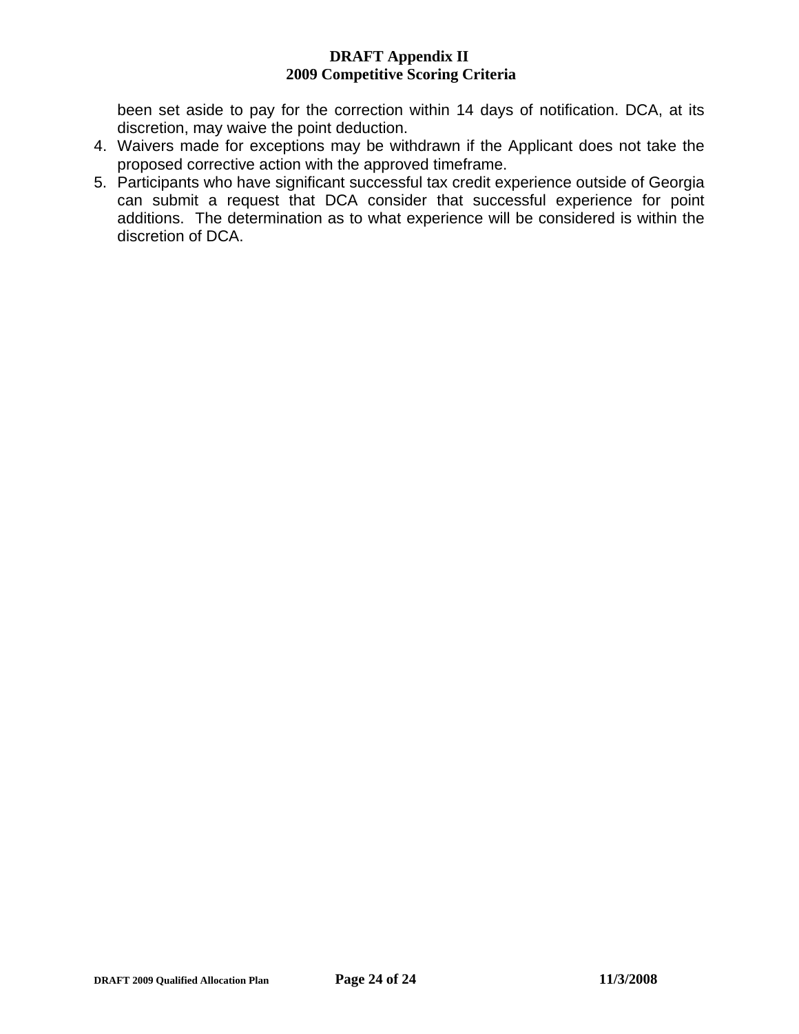been set aside to pay for the correction within 14 days of notification. DCA, at its discretion, may waive the point deduction.

4. Waivers made for exceptions may be withdrawn if the Applicant does not take the proposed corrective action with the approved timeframe.
5. Participants who have significant successful tax credit experience outside of Georgia can submit a request that DCA consider that successful experience for point additions. The determination as to what experience will be considered is within the discretion of DCA.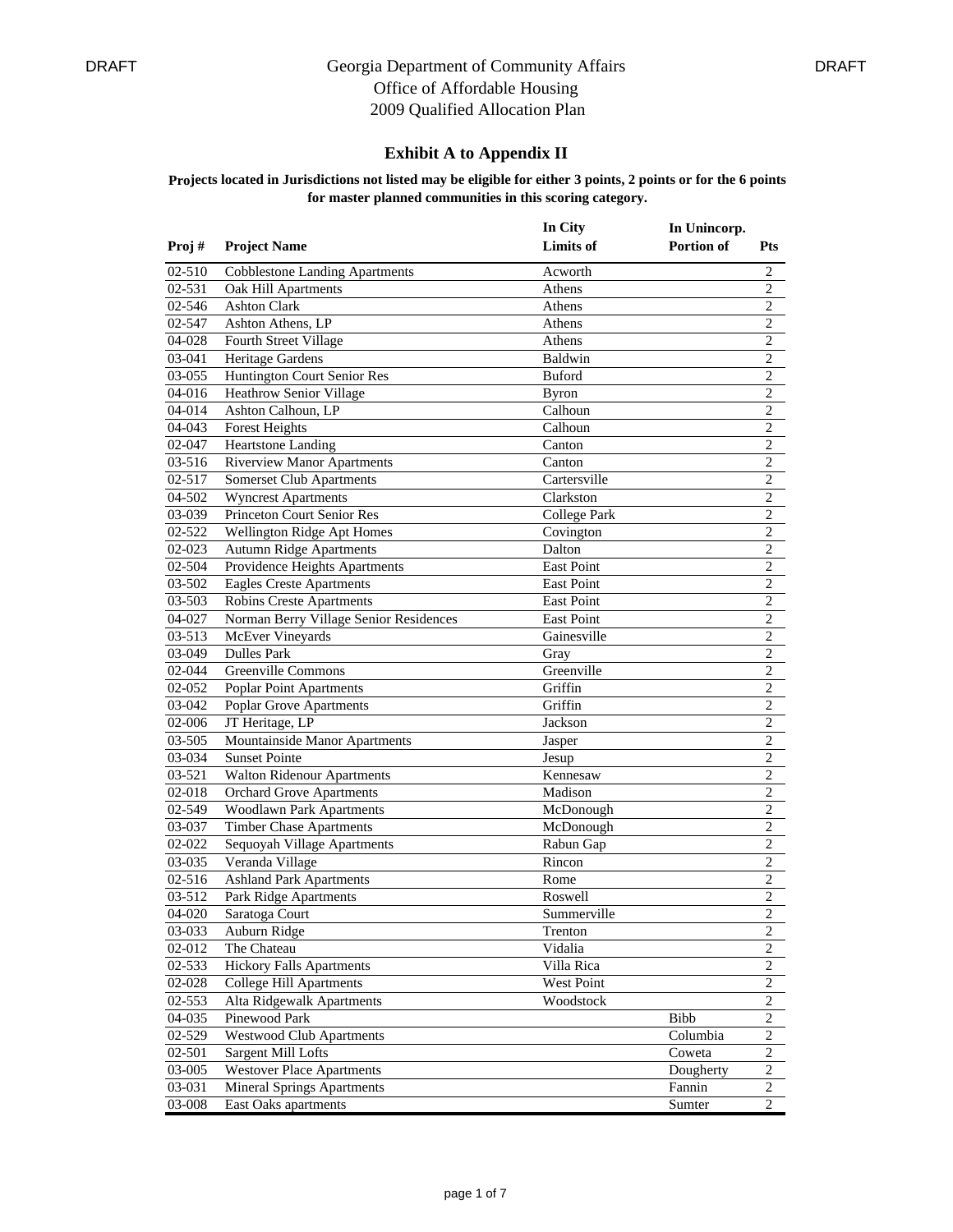DRAFT Georgia Department of Community Affairs DRAFT

Office of Affordable Housing

2009 Qualified Allocation Plan

## Exhibit A to Appendix II

**Projects located in Jurisdictions not listed may be eligible for either 3 points, 2 points or for the 6 points for master planned communities in this scoring category.**

| Proj # | Project Name | In City Limits of | In Unincorp. Portion of | Pts |
|---|---|---|---|---|
| 02-510 | Cobblestone Landing Apartments | Acworth | | 2 |
| 02-531 | Oak Hill Apartments | Athens | | 2 |
| 02-546 | Ashton Clark | Athens | | 2 |
| 02-547 | Ashton Athens, LP | Athens | | 2 |
| 04-028 | Fourth Street Village | Athens | | 2 |
| 03-041 | Heritage Gardens | Baldwin | | 2 |
| 03-055 | Huntington Court Senior Res | Buford | | 2 |
| 04-016 | Heathrow Senior Village | Byron | | 2 |
| 04-014 | Ashton Calhoun, LP | Calhoun | | 2 |
| 04-043 | Forest Heights | Calhoun | | 2 |
| 02-047 | Heartstone Landing | Canton | | 2 |
| 03-516 | Riverview Manor Apartments | Canton | | 2 |
| 02-517 | Somerset Club Apartments | Cartersville | | 2 |
| 04-502 | Wyncrest Apartments | Clarkston | | 2 |
| 03-039 | Princeton Court Senior Res | College Park | | 2 |
| 02-522 | Wellington Ridge Apt Homes | Covington | | 2 |
| 02-023 | Autumn Ridge Apartments | Dalton | | 2 |
| 02-504 | Providence Heights Apartments | East Point | | 2 |
| 03-502 | Eagles Creste Apartments | East Point | | 2 |
| 03-503 | Robins Creste Apartments | East Point | | 2 |
| 04-027 | Norman Berry Village Senior Residences | East Point | | 2 |
| 03-513 | McEver Vineyards | Gainesville | | 2 |
| 03-049 | Dulles Park | Gray | | 2 |
| 02-044 | Greenville Commons | Greenville | | 2 |
| 02-052 | Poplar Point Apartments | Griffin | | 2 |
| 03-042 | Poplar Grove Apartments | Griffin | | 2 |
| 02-006 | JT Heritage, LP | Jackson | | 2 |
| 03-505 | Mountainside Manor Apartments | Jasper | | 2 |
| 03-034 | Sunset Pointe | Jesup | | 2 |
| 03-521 | Walton Ridenour Apartments | Kennesaw | | 2 |
| 02-018 | Orchard Grove Apartments | Madison | | 2 |
| 02-549 | Woodlawn Park Apartments | McDonough | | 2 |
| 03-037 | Timber Chase Apartments | McDonough | | 2 |
| 02-022 | Sequoyah Village Apartments | Rabun Gap | | 2 |
| 03-035 | Veranda Village | Rincon | | 2 |
| 02-516 | Ashland Park Apartments | Rome | | 2 |
| 03-512 | Park Ridge Apartments | Roswell | | 2 |
| 04-020 | Saratoga Court | Summerville | | 2 |
| 03-033 | Auburn Ridge | Trenton | | 2 |
| 02-012 | The Chateau | Vidalia | | 2 |
| 02-533 | Hickory Falls Apartments | Villa Rica | | 2 |
| 02-028 | College Hill Apartments | West Point | | 2 |
| 02-553 | Alta Ridgewalk Apartments | Woodstock | | 2 |
| 04-035 | Pinewood Park | | Bibb | 2 |
| 02-529 | Westwood Club Apartments | | Columbia | 2 |
| 02-501 | Sargent Mill Lofts | | Coweta | 2 |
| 03-005 | Westover Place Apartments | | Dougherty | 2 |
| 03-031 | Mineral Springs Apartments | | Fannin | 2 |
| 03-008 | East Oaks apartments | | Sumter | 2 |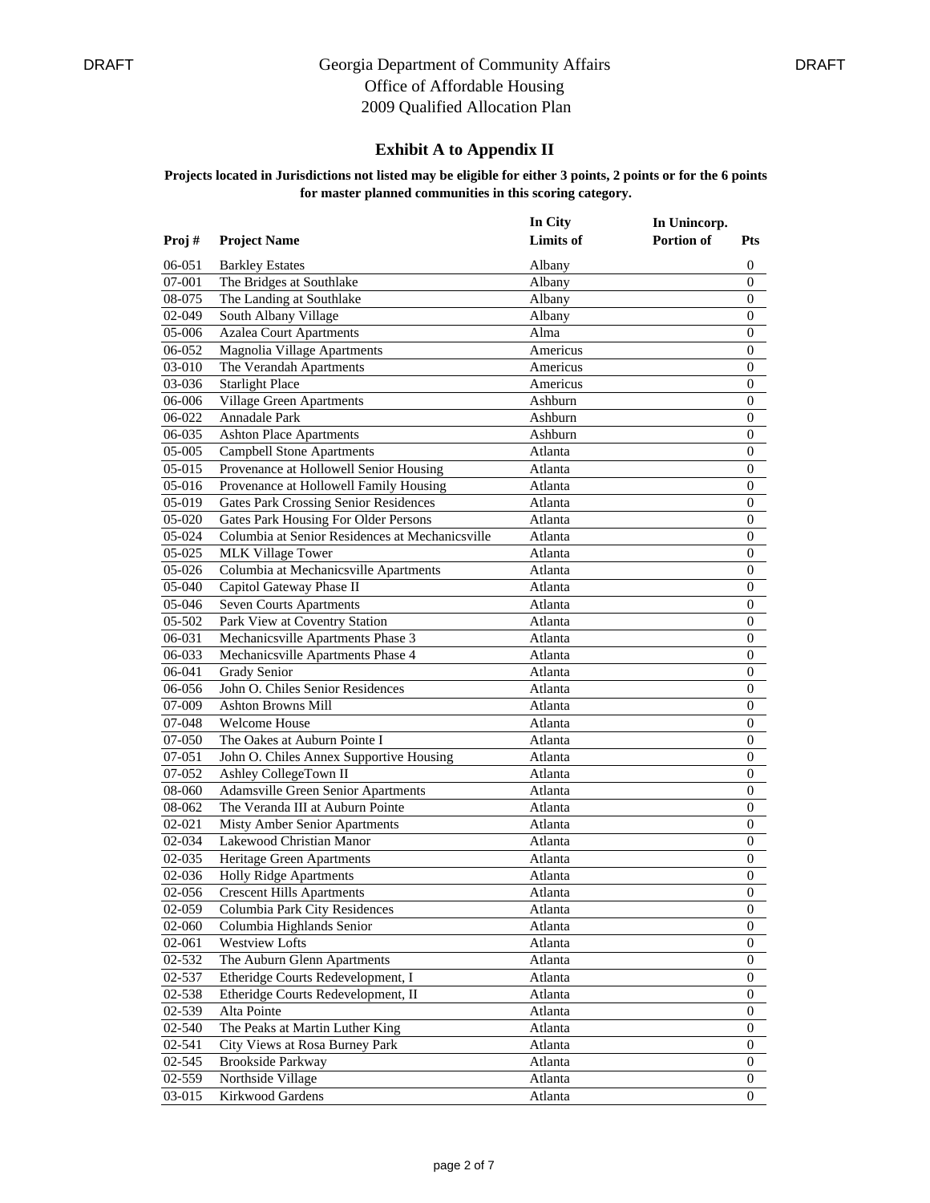DRAFT Georgia Department of Community Affairs DRAFT

Office of Affordable Housing

2009 Qualified Allocation Plan

## Exhibit A to Appendix II

**Projects located in Jurisdictions not listed may be eligible for either 3 points, 2 points or for the 6 points for master planned communities in this scoring category.**

| Proj # | Project Name | In City Limits of | In Unincorp. Portion of | Pts |
|---|---|---|---|---|
| 06-051 | Barkley Estates | Albany | | 0 |
| 07-001 | The Bridges at Southlake | Albany | | 0 |
| 08-075 | The Landing at Southlake | Albany | | 0 |
| 02-049 | South Albany Village | Albany | | 0 |
| 05-006 | Azalea Court Apartments | Alma | | 0 |
| 06-052 | Magnolia Village Apartments | Americus | | 0 |
| 03-010 | The Verandah Apartments | Americus | | 0 |
| 03-036 | Starlight Place | Americus | | 0 |
| 06-006 | Village Green Apartments | Ashburn | | 0 |
| 06-022 | Annadale Park | Ashburn | | 0 |
| 06-035 | Ashton Place Apartments | Ashburn | | 0 |
| 05-005 | Campbell Stone Apartments | Atlanta | | 0 |
| 05-015 | Provenance at Hollowell Senior Housing | Atlanta | | 0 |
| 05-016 | Provenance at Hollowell Family Housing | Atlanta | | 0 |
| 05-019 | Gates Park Crossing Senior Residences | Atlanta | | 0 |
| 05-020 | Gates Park Housing For Older Persons | Atlanta | | 0 |
| 05-024 | Columbia at Senior Residences at Mechanicsville | Atlanta | | 0 |
| 05-025 | MLK Village Tower | Atlanta | | 0 |
| 05-026 | Columbia at Mechanicsville Apartments | Atlanta | | 0 |
| 05-040 | Capitol Gateway Phase II | Atlanta | | 0 |
| 05-046 | Seven Courts Apartments | Atlanta | | 0 |
| 05-502 | Park View at Coventry Station | Atlanta | | 0 |
| 06-031 | Mechanicsville Apartments Phase 3 | Atlanta | | 0 |
| 06-033 | Mechanicsville Apartments Phase 4 | Atlanta | | 0 |
| 06-041 | Grady Senior | Atlanta | | 0 |
| 06-056 | John O. Chiles Senior Residences | Atlanta | | 0 |
| 07-009 | Ashton Browns Mill | Atlanta | | 0 |
| 07-048 | Welcome House | Atlanta | | 0 |
| 07-050 | The Oakes at Auburn Pointe I | Atlanta | | 0 |
| 07-051 | John O. Chiles Annex Supportive Housing | Atlanta | | 0 |
| 07-052 | Ashley CollegeTown II | Atlanta | | 0 |
| 08-060 | Adamsville Green Senior Apartments | Atlanta | | 0 |
| 08-062 | The Veranda III at Auburn Pointe | Atlanta | | 0 |
| 02-021 | Misty Amber Senior Apartments | Atlanta | | 0 |
| 02-034 | Lakewood Christian Manor | Atlanta | | 0 |
| 02-035 | Heritage Green Apartments | Atlanta | | 0 |
| 02-036 | Holly Ridge Apartments | Atlanta | | 0 |
| 02-056 | Crescent Hills Apartments | Atlanta | | 0 |
| 02-059 | Columbia Park City Residences | Atlanta | | 0 |
| 02-060 | Columbia Highlands Senior | Atlanta | | 0 |
| 02-061 | Westview Lofts | Atlanta | | 0 |
| 02-532 | The Auburn Glenn Apartments | Atlanta | | 0 |
| 02-537 | Etheridge Courts Redevelopment, I | Atlanta | | 0 |
| 02-538 | Etheridge Courts Redevelopment, II | Atlanta | | 0 |
| 02-539 | Alta Pointe | Atlanta | | 0 |
| 02-540 | The Peaks at Martin Luther King | Atlanta | | 0 |
| 02-541 | City Views at Rosa Burney Park | Atlanta | | 0 |
| 02-545 | Brookside Parkway | Atlanta | | 0 |
| 02-559 | Northside Village | Atlanta | | 0 |
| 03-015 | Kirkwood Gardens | Atlanta | | 0 |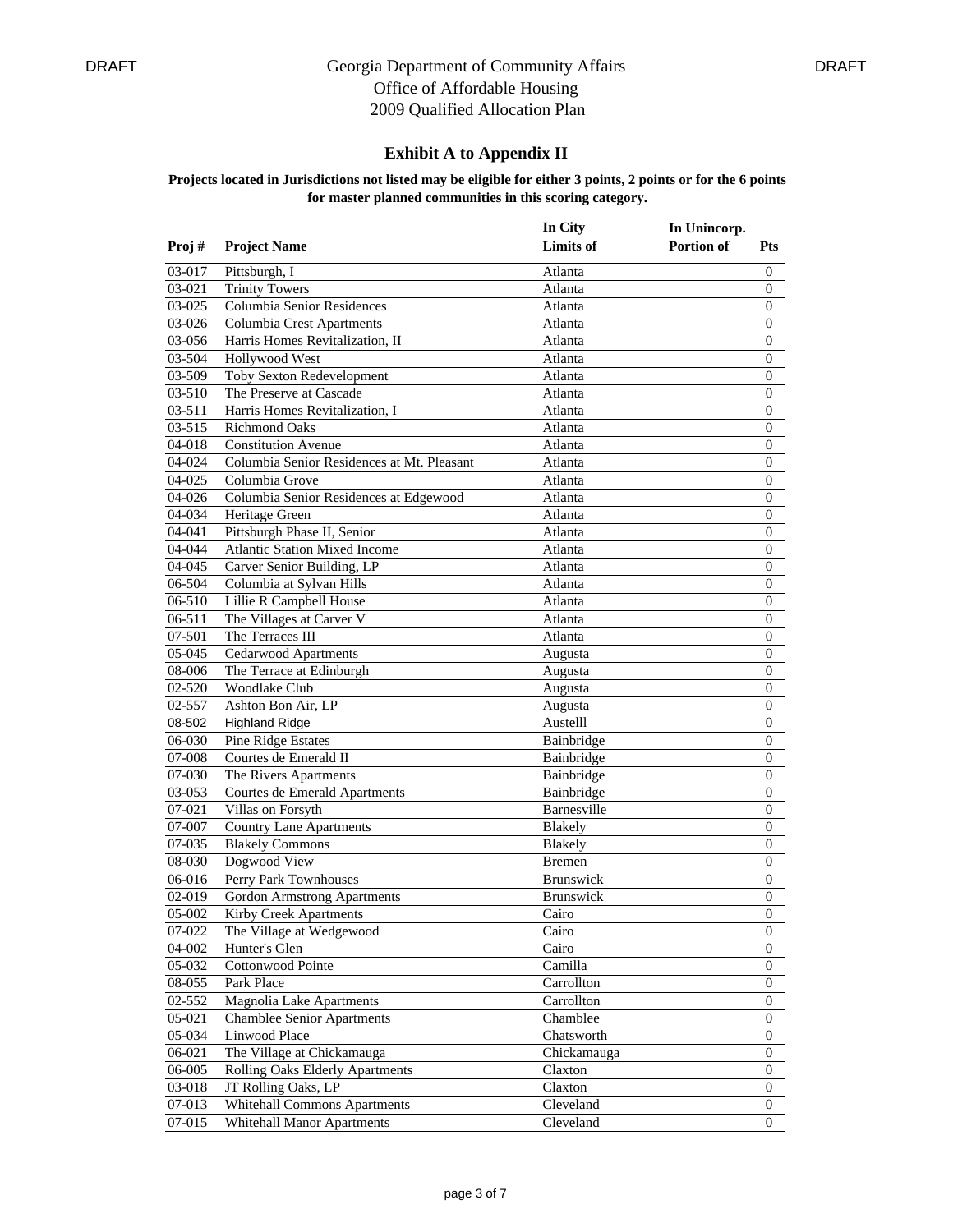DRAFT Georgia Department of Community Affairs DRAFT

Office of Affordable Housing

2009 Qualified Allocation Plan

## Exhibit A to Appendix II

**Projects located in Jurisdictions not listed may be eligible for either 3 points, 2 points or for the 6 points for master planned communities in this scoring category.**

| Proj # | Project Name | In City Limits of | In Unincorp. Portion of | Pts |
|---|---|---|---|---|
| 03-017 | Pittsburgh, I | Atlanta | | 0 |
| 03-021 | Trinity Towers | Atlanta | | 0 |
| 03-025 | Columbia Senior Residences | Atlanta | | 0 |
| 03-026 | Columbia Crest Apartments | Atlanta | | 0 |
| 03-056 | Harris Homes Revitalization, II | Atlanta | | 0 |
| 03-504 | Hollywood West | Atlanta | | 0 |
| 03-509 | Toby Sexton Redevelopment | Atlanta | | 0 |
| 03-510 | The Preserve at Cascade | Atlanta | | 0 |
| 03-511 | Harris Homes Revitalization, I | Atlanta | | 0 |
| 03-515 | Richmond Oaks | Atlanta | | 0 |
| 04-018 | Constitution Avenue | Atlanta | | 0 |
| 04-024 | Columbia Senior Residences at Mt. Pleasant | Atlanta | | 0 |
| 04-025 | Columbia Grove | Atlanta | | 0 |
| 04-026 | Columbia Senior Residences at Edgewood | Atlanta | | 0 |
| 04-034 | Heritage Green | Atlanta | | 0 |
| 04-041 | Pittsburgh Phase II, Senior | Atlanta | | 0 |
| 04-044 | Atlantic Station Mixed Income | Atlanta | | 0 |
| 04-045 | Carver Senior Building, LP | Atlanta | | 0 |
| 06-504 | Columbia at Sylvan Hills | Atlanta | | 0 |
| 06-510 | Lillie R Campbell House | Atlanta | | 0 |
| 06-511 | The Villages at Carver V | Atlanta | | 0 |
| 07-501 | The Terraces III | Atlanta | | 0 |
| 05-045 | Cedarwood Apartments | Augusta | | 0 |
| 08-006 | The Terrace at Edinburgh | Augusta | | 0 |
| 02-520 | Woodlake Club | Augusta | | 0 |
| 02-557 | Ashton Bon Air, LP | Augusta | | 0 |
| 08-502 | Highland Ridge | Austelll | | 0 |
| 06-030 | Pine Ridge Estates | Bainbridge | | 0 |
| 07-008 | Courtes de Emerald II | Bainbridge | | 0 |
| 07-030 | The Rivers Apartments | Bainbridge | | 0 |
| 03-053 | Courtes de Emerald Apartments | Bainbridge | | 0 |
| 07-021 | Villas on Forsyth | Barnesville | | 0 |
| 07-007 | Country Lane Apartments | Blakely | | 0 |
| 07-035 | Blakely Commons | Blakely | | 0 |
| 08-030 | Dogwood View | Bremen | | 0 |
| 06-016 | Perry Park Townhouses | Brunswick | | 0 |
| 02-019 | Gordon Armstrong Apartments | Brunswick | | 0 |
| 05-002 | Kirby Creek Apartments | Cairo | | 0 |
| 07-022 | The Village at Wedgewood | Cairo | | 0 |
| 04-002 | Hunter's Glen | Cairo | | 0 |
| 05-032 | Cottonwood Pointe | Camilla | | 0 |
| 08-055 | Park Place | Carrollton | | 0 |
| 02-552 | Magnolia Lake Apartments | Carrollton | | 0 |
| 05-021 | Chamblee Senior Apartments | Chamblee | | 0 |
| 05-034 | Linwood Place | Chatsworth | | 0 |
| 06-021 | The Village at Chickamauga | Chickamauga | | 0 |
| 06-005 | Rolling Oaks Elderly Apartments | Claxton | | 0 |
| 03-018 | JT Rolling Oaks, LP | Claxton | | 0 |
| 07-013 | Whitehall Commons Apartments | Cleveland | | 0 |
| 07-015 | Whitehall Manor Apartments | Cleveland | | 0 |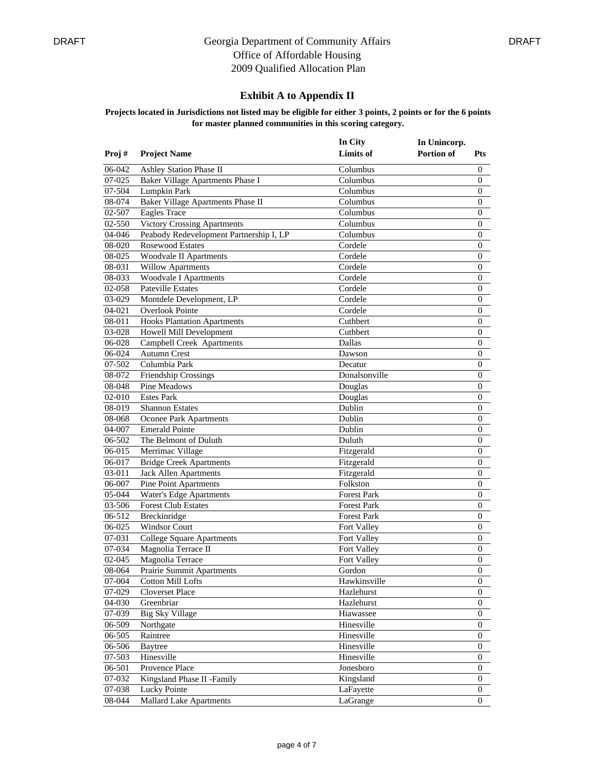DRAFT Georgia Department of Community Affairs DRAFT

Office of Affordable Housing

2009 Qualified Allocation Plan

## Exhibit A to Appendix II

**Projects located in Jurisdictions not listed may be eligible for either 3 points, 2 points or for the 6 points for master planned communities in this scoring category.**

| Proj # | Project Name | In City Limits of | In Unincorp. Portion of | Pts |
|---|---|---|---|---|
| 06-042 | Ashley Station Phase II | Columbus | | 0 |
| 07-025 | Baker Village Apartments Phase I | Columbus | | 0 |
| 07-504 | Lumpkin Park | Columbus | | 0 |
| 08-074 | Baker Village Apartments Phase II | Columbus | | 0 |
| 02-507 | Eagles Trace | Columbus | | 0 |
| 02-550 | Victory Crossing Apartments | Columbus | | 0 |
| 04-046 | Peabody Redevelopment Partnership I, LP | Columbus | | 0 |
| 08-020 | Rosewood Estates | Cordele | | 0 |
| 08-025 | Woodvale II Apartments | Cordele | | 0 |
| 08-031 | Willow Apartments | Cordele | | 0 |
| 08-033 | Woodvale I Apartments | Cordele | | 0 |
| 02-058 | Pateville Estates | Cordele | | 0 |
| 03-029 | Montdele Development, LP | Cordele | | 0 |
| 04-021 | Overlook Pointe | Cordele | | 0 |
| 08-011 | Hooks Plantation Apartments | Cuthbert | | 0 |
| 03-028 | Howell Mill Development | Cuthbert | | 0 |
| 06-028 | Campbell Creek Apartments | Dallas | | 0 |
| 06-024 | Autumn Crest | Dawson | | 0 |
| 07-502 | Columbia Park | Decatur | | 0 |
| 08-072 | Friendship Crossings | Donalsonville | | 0 |
| 08-048 | Pine Meadows | Douglas | | 0 |
| 02-010 | Estes Park | Douglas | | 0 |
| 08-019 | Shannon Estates | Dublin | | 0 |
| 08-068 | Oconee Park Apartments | Dublin | | 0 |
| 04-007 | Emerald Pointe | Dublin | | 0 |
| 06-502 | The Belmont of Duluth | Duluth | | 0 |
| 06-015 | Merrimac Village | Fitzgerald | | 0 |
| 06-017 | Bridge Creek Apartments | Fitzgerald | | 0 |
| 03-011 | Jack Allen Apartments | Fitzgerald | | 0 |
| 06-007 | Pine Point Apartments | Folkston | | 0 |
| 05-044 | Water's Edge Apartments | Forest Park | | 0 |
| 03-506 | Forest Club Estates | Forest Park | | 0 |
| 06-512 | Breckinridge | Forest Park | | 0 |
| 06-025 | Windsor Court | Fort Valley | | 0 |
| 07-031 | College Square Apartments | Fort Valley | | 0 |
| 07-034 | Magnolia Terrace II | Fort Valley | | 0 |
| 02-045 | Magnolia Terrace | Fort Valley | | 0 |
| 08-064 | Prairie Summit Apartments | Gordon | | 0 |
| 07-004 | Cotton Mill Lofts | Hawkinsville | | 0 |
| 07-029 | Cloverset Place | Hazlehurst | | 0 |
| 04-030 | Greenbriar | Hazlehurst | | 0 |
| 07-039 | Big Sky Village | Hiawassee | | 0 |
| 06-509 | Northgate | Hinesville | | 0 |
| 06-505 | Raintree | Hinesville | | 0 |
| 06-506 | Baytree | Hinesville | | 0 |
| 07-503 | Hinesville | Hinesville | | 0 |
| 06-501 | Provence Place | Jonesboro | | 0 |
| 07-032 | Kingsland Phase II -Family | Kingsland | | 0 |
| 07-038 | Lucky Pointe | LaFayette | | 0 |
| 08-044 | Mallard Lake Apartments | LaGrange | | 0 |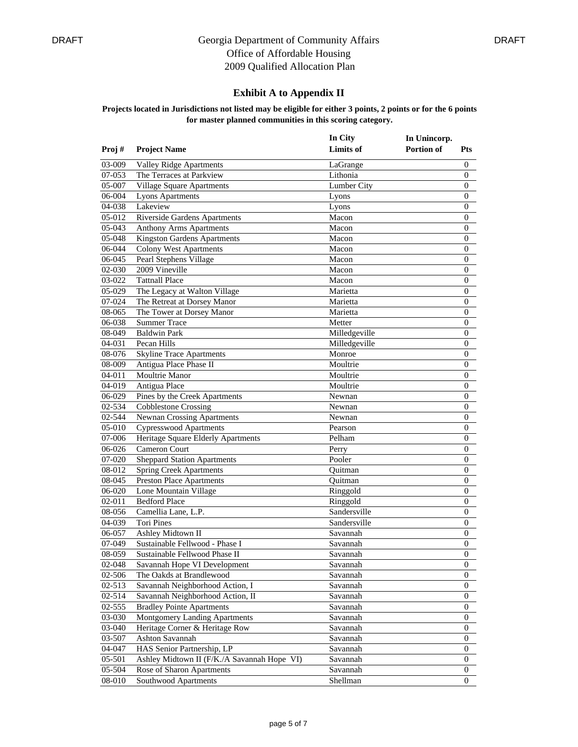DRAFT Georgia Department of Community Affairs DRAFT

Office of Affordable Housing

2009 Qualified Allocation Plan

## Exhibit A to Appendix II

**Projects located in Jurisdictions not listed may be eligible for either 3 points, 2 points or for the 6 points for master planned communities in this scoring category.**

| Proj # | Project Name | In City Limits of | In Unincorp. Portion of | Pts |
|---|---|---|---|---|
| 03-009 | Valley Ridge Apartments | LaGrange | | 0 |
| 07-053 | The Terraces at Parkview | Lithonia | | 0 |
| 05-007 | Village Square Apartments | Lumber City | | 0 |
| 06-004 | Lyons Apartments | Lyons | | 0 |
| 04-038 | Lakeview | Lyons | | 0 |
| 05-012 | Riverside Gardens Apartments | Macon | | 0 |
| 05-043 | Anthony Arms Apartments | Macon | | 0 |
| 05-048 | Kingston Gardens Apartments | Macon | | 0 |
| 06-044 | Colony West Apartments | Macon | | 0 |
| 06-045 | Pearl Stephens Village | Macon | | 0 |
| 02-030 | 2009 Vineville | Macon | | 0 |
| 03-022 | Tattnall Place | Macon | | 0 |
| 05-029 | The Legacy at Walton Village | Marietta | | 0 |
| 07-024 | The Retreat at Dorsey Manor | Marietta | | 0 |
| 08-065 | The Tower at Dorsey Manor | Marietta | | 0 |
| 06-038 | Summer Trace | Metter | | 0 |
| 08-049 | Baldwin Park | Milledgeville | | 0 |
| 04-031 | Pecan Hills | Milledgeville | | 0 |
| 08-076 | Skyline Trace Apartments | Monroe | | 0 |
| 08-009 | Antigua Place Phase II | Moultrie | | 0 |
| 04-011 | Moultrie Manor | Moultrie | | 0 |
| 04-019 | Antigua Place | Moultrie | | 0 |
| 06-029 | Pines by the Creek Apartments | Newnan | | 0 |
| 02-534 | Cobblestone Crossing | Newnan | | 0 |
| 02-544 | Newnan Crossing Apartments | Newnan | | 0 |
| 05-010 | Cypresswood Apartments | Pearson | | 0 |
| 07-006 | Heritage Square Elderly Apartments | Pelham | | 0 |
| 06-026 | Cameron Court | Perry | | 0 |
| 07-020 | Sheppard Station Apartments | Pooler | | 0 |
| 08-012 | Spring Creek Apartments | Quitman | | 0 |
| 08-045 | Preston Place Apartments | Quitman | | 0 |
| 06-020 | Lone Mountain Village | Ringgold | | 0 |
| 02-011 | Bedford Place | Ringgold | | 0 |
| 08-056 | Camellia Lane, L.P. | Sandersville | | 0 |
| 04-039 | Tori Pines | Sandersville | | 0 |
| 06-057 | Ashley Midtown II | Savannah | | 0 |
| 07-049 | Sustainable Fellwood - Phase I | Savannah | | 0 |
| 08-059 | Sustainable Fellwood Phase II | Savannah | | 0 |
| 02-048 | Savannah Hope VI Development | Savannah | | 0 |
| 02-506 | The Oakds at Brandlewood | Savannah | | 0 |
| 02-513 | Savannah Neighborhood Action, I | Savannah | | 0 |
| 02-514 | Savannah Neighborhood Action, II | Savannah | | 0 |
| 02-555 | Bradley Pointe Apartments | Savannah | | 0 |
| 03-030 | Montgomery Landing Apartments | Savannah | | 0 |
| 03-040 | Heritage Corner & Heritage Row | Savannah | | 0 |
| 03-507 | Ashton Savannah | Savannah | | 0 |
| 04-047 | HAS Senior Partnership, LP | Savannah | | 0 |
| 05-501 | Ashley Midtown II (F/K./A Savannah Hope VI) | Savannah | | 0 |
| 05-504 | Rose of Sharon Apartments | Savannah | | 0 |
| 08-010 | Southwood Apartments | Shellman | | 0 |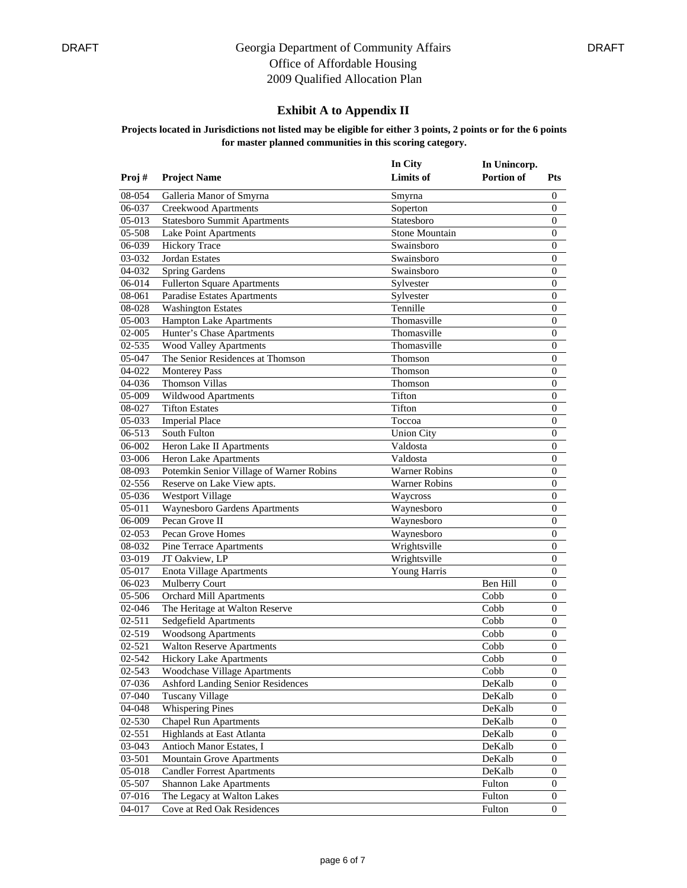DRAFT

Georgia Department of Community Affairs
Office of Affordable Housing
2009 Qualified Allocation Plan

DRAFT

## Exhibit A to Appendix II

**Projects located in Jurisdictions not listed may be eligible for either 3 points, 2 points or for the 6 points for master planned communities in this scoring category.**

| Proj # | Project Name | In City Limits of | In Unincorp. Portion of | Pts |
|---|---|---|---|---|
| 08-054 | Galleria Manor of Smyrna | Smyrna | | 0 |
| 06-037 | Creekwood Apartments | Soperton | | 0 |
| 05-013 | Statesboro Summit Apartments | Statesboro | | 0 |
| 05-508 | Lake Point Apartments | Stone Mountain | | 0 |
| 06-039 | Hickory Trace | Swainsboro | | 0 |
| 03-032 | Jordan Estates | Swainsboro | | 0 |
| 04-032 | Spring Gardens | Swainsboro | | 0 |
| 06-014 | Fullerton Square Apartments | Sylvester | | 0 |
| 08-061 | Paradise Estates Apartments | Sylvester | | 0 |
| 08-028 | Washington Estates | Tennille | | 0 |
| 05-003 | Hampton Lake Apartments | Thomasville | | 0 |
| 02-005 | Hunter's Chase Apartments | Thomasville | | 0 |
| 02-535 | Wood Valley Apartments | Thomasville | | 0 |
| 05-047 | The Senior Residences at Thomson | Thomson | | 0 |
| 04-022 | Monterey Pass | Thomson | | 0 |
| 04-036 | Thomson Villas | Thomson | | 0 |
| 05-009 | Wildwood Apartments | Tifton | | 0 |
| 08-027 | Tifton Estates | Tifton | | 0 |
| 05-033 | Imperial Place | Toccoa | | 0 |
| 06-513 | South Fulton | Union City | | 0 |
| 06-002 | Heron Lake II Apartments | Valdosta | | 0 |
| 03-006 | Heron Lake Apartments | Valdosta | | 0 |
| 08-093 | Potemkin Senior Village of Warner Robins | Warner Robins | | 0 |
| 02-556 | Reserve on Lake View apts. | Warner Robins | | 0 |
| 05-036 | Westport Village | Waycross | | 0 |
| 05-011 | Waynesboro Gardens Apartments | Waynesboro | | 0 |
| 06-009 | Pecan Grove II | Waynesboro | | 0 |
| 02-053 | Pecan Grove Homes | Waynesboro | | 0 |
| 08-032 | Pine Terrace Apartments | Wrightsville | | 0 |
| 03-019 | JT Oakview, LP | Wrightsville | | 0 |
| 05-017 | Enota Village Apartments | Young Harris | | 0 |
| 06-023 | Mulberry Court | | Ben Hill | 0 |
| 05-506 | Orchard Mill Apartments | | Cobb | 0 |
| 02-046 | The Heritage at Walton Reserve | | Cobb | 0 |
| 02-511 | Sedgefield Apartments | | Cobb | 0 |
| 02-519 | Woodsong Apartments | | Cobb | 0 |
| 02-521 | Walton Reserve Apartments | | Cobb | 0 |
| 02-542 | Hickory Lake Apartments | | Cobb | 0 |
| 02-543 | Woodchase Village Apartments | | Cobb | 0 |
| 07-036 | Ashford Landing Senior Residences | | DeKalb | 0 |
| 07-040 | Tuscany Village | | DeKalb | 0 |
| 04-048 | Whispering Pines | | DeKalb | 0 |
| 02-530 | Chapel Run Apartments | | DeKalb | 0 |
| 02-551 | Highlands at East Atlanta | | DeKalb | 0 |
| 03-043 | Antioch Manor Estates, I | | DeKalb | 0 |
| 03-501 | Mountain Grove Apartments | | DeKalb | 0 |
| 05-018 | Candler Forrest Apartments | | DeKalb | 0 |
| 05-507 | Shannon Lake Apartments | | Fulton | 0 |
| 07-016 | The Legacy at Walton Lakes | | Fulton | 0 |
| 04-017 | Cove at Red Oak Residences | | Fulton | 0 |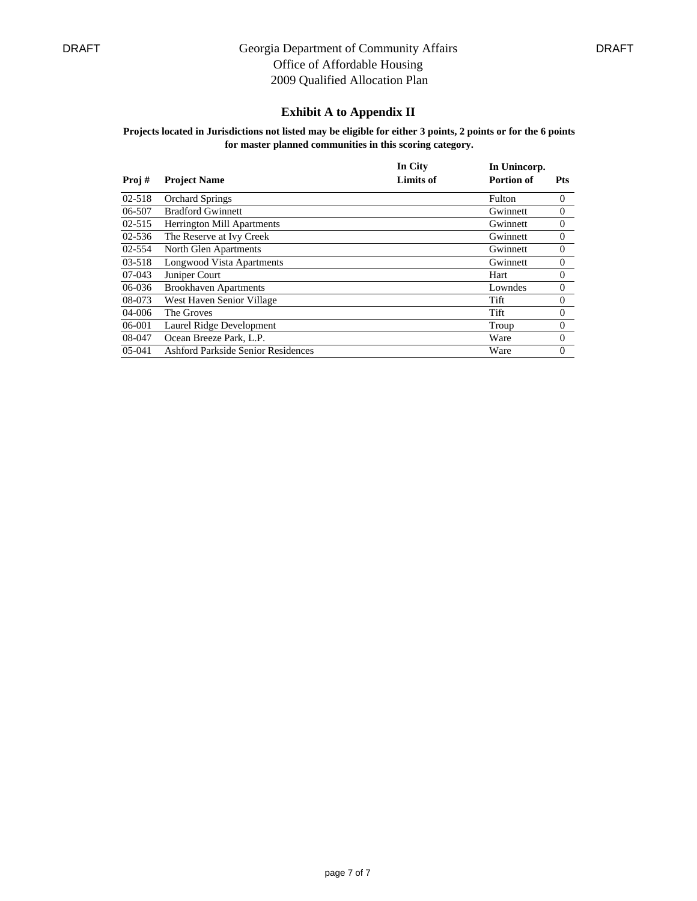Georgia Department of Community Affairs
Office of Affordable Housing
2009 Qualified Allocation Plan

## Exhibit A to Appendix II

**Projects located in Jurisdictions not listed may be eligible for either 3 points, 2 points or for the 6 points for master planned communities in this scoring category.**

| Proj # | Project Name | In City Limits of | In Unincorp. Portion of | Pts |
|---|---|---|---|---|
| 02-518 | Orchard Springs | | Fulton | 0 |
| 06-507 | Bradford Gwinnett | | Gwinnett | 0 |
| 02-515 | Herrington Mill Apartments | | Gwinnett | 0 |
| 02-536 | The Reserve at Ivy Creek | | Gwinnett | 0 |
| 02-554 | North Glen Apartments | | Gwinnett | 0 |
| 03-518 | Longwood Vista Apartments | | Gwinnett | 0 |
| 07-043 | Juniper Court | | Hart | 0 |
| 06-036 | Brookhaven Apartments | | Lowndes | 0 |
| 08-073 | West Haven Senior Village | | Tift | 0 |
| 04-006 | The Groves | | Tift | 0 |
| 06-001 | Laurel Ridge Development | | Troup | 0 |
| 08-047 | Ocean Breeze Park, L.P. | | Ware | 0 |
| 05-041 | Ashford Parkside Senior Residences | | Ware | 0 |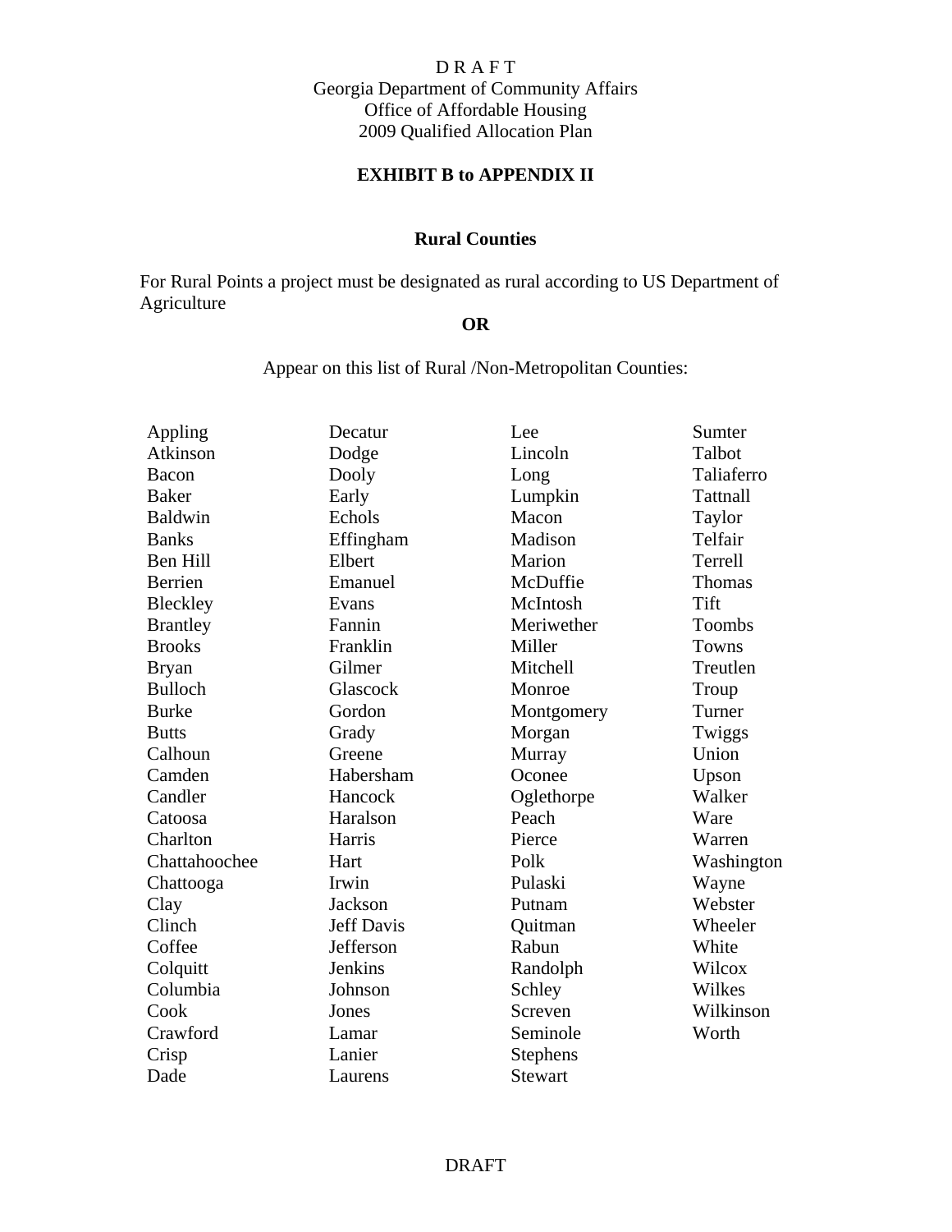D R A F T

Georgia Department of Community Affairs

Office of Affordable Housing

2009 Qualified Allocation Plan

**EXHIBIT B to APPENDIX II**

**Rural Counties**

For Rural Points a project must be designated as rural according to US Department of Agriculture

**OR**

Appear on this list of Rural /Non-Metropolitan Counties:

| | | | |
|---|---|---|---|
| Appling | Decatur | Lee | Sumter |
| Atkinson | Dodge | Lincoln | Talbot |
| Bacon | Dooly | Long | Taliaferro |
| Baker | Early | Lumpkin | Tattnall |
| Baldwin | Echols | Macon | Taylor |
| Banks | Effingham | Madison | Telfair |
| Ben Hill | Elbert | Marion | Terrell |
| Berrien | Emanuel | McDuffie | Thomas |
| Bleckley | Evans | McIntosh | Tift |
| Brantley | Fannin | Meriwether | Toombs |
| Brooks | Franklin | Miller | Towns |
| Bryan | Gilmer | Mitchell | Treutlen |
| Bulloch | Glascock | Monroe | Troup |
| Burke | Gordon | Montgomery | Turner |
| Butts | Grady | Morgan | Twiggs |
| Calhoun | Greene | Murray | Union |
| Camden | Habersham | Oconee | Upson |
| Candler | Hancock | Oglethorpe | Walker |
| Catoosa | Haralson | Peach | Ware |
| Charlton | Harris | Pierce | Warren |
| Chattahoochee | Hart | Polk | Washington |
| Chattooga | Irwin | Pulaski | Wayne |
| Clay | Jackson | Putnam | Webster |
| Clinch | Jeff Davis | Quitman | Wheeler |
| Coffee | Jefferson | Rabun | White |
| Colquitt | Jenkins | Randolph | Wilcox |
| Columbia | Johnson | Schley | Wilkes |
| Cook | Jones | Screven | Wilkinson |
| Crawford | Lamar | Seminole | Worth |
| Crisp | Lanier | Stephens | |
| Dade | Laurens | Stewart | |

DRAFT